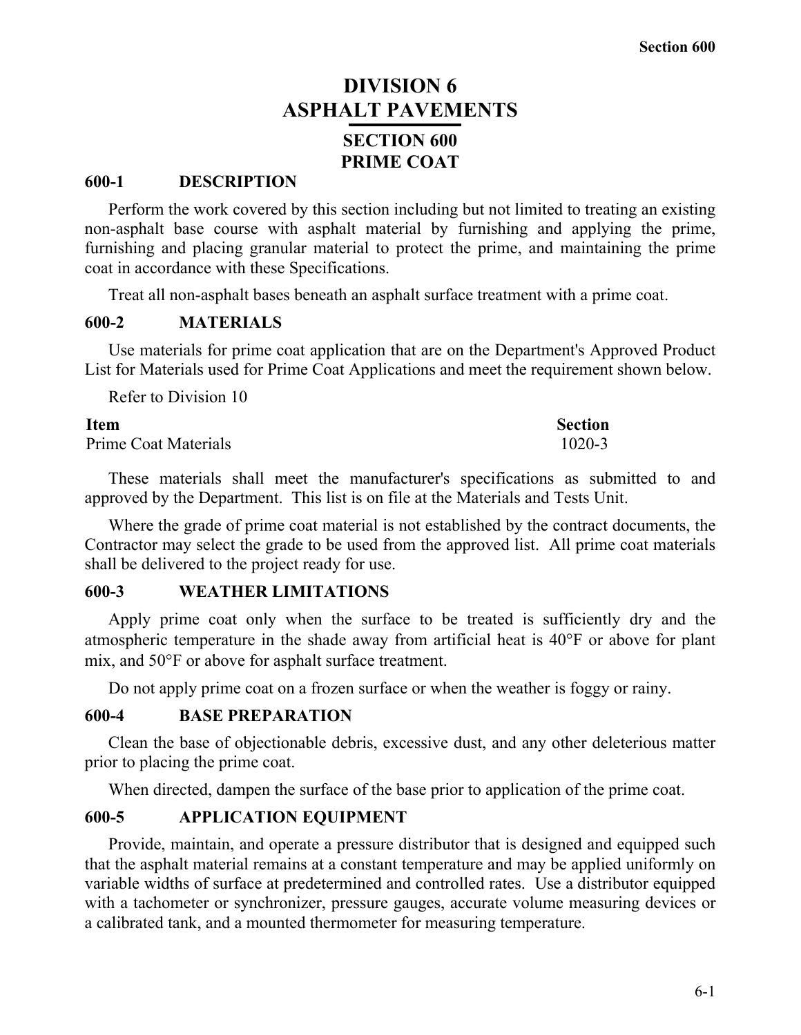# DIVISION 6
# ASPHALT PAVEMENTS

## SECTION 600
## PRIME COAT

### 600-1 DESCRIPTION

Perform the work covered by this section including but not limited to treating an existing non-asphalt base course with asphalt material by furnishing and applying the prime, furnishing and placing granular material to protect the prime, and maintaining the prime coat in accordance with these Specifications.

Treat all non-asphalt bases beneath an asphalt surface treatment with a prime coat.

### 600-2 MATERIALS

Use materials for prime coat application that are on the Department's Approved Product List for Materials used for Prime Coat Applications and meet the requirement shown below.

Refer to Division 10

| Item | Section |
|---|---|
| Prime Coat Materials | 1020-3 |

These materials shall meet the manufacturer's specifications as submitted to and approved by the Department. This list is on file at the Materials and Tests Unit.

Where the grade of prime coat material is not established by the contract documents, the Contractor may select the grade to be used from the approved list. All prime coat materials shall be delivered to the project ready for use.

### 600-3 WEATHER LIMITATIONS

Apply prime coat only when the surface to be treated is sufficiently dry and the atmospheric temperature in the shade away from artificial heat is 40°F or above for plant mix, and 50°F or above for asphalt surface treatment.

Do not apply prime coat on a frozen surface or when the weather is foggy or rainy.

### 600-4 BASE PREPARATION

Clean the base of objectionable debris, excessive dust, and any other deleterious matter prior to placing the prime coat.

When directed, dampen the surface of the base prior to application of the prime coat.

### 600-5 APPLICATION EQUIPMENT

Provide, maintain, and operate a pressure distributor that is designed and equipped such that the asphalt material remains at a constant temperature and may be applied uniformly on variable widths of surface at predetermined and controlled rates. Use a distributor equipped with a tachometer or synchronizer, pressure gauges, accurate volume measuring devices or a calibrated tank, and a mounted thermometer for measuring temperature.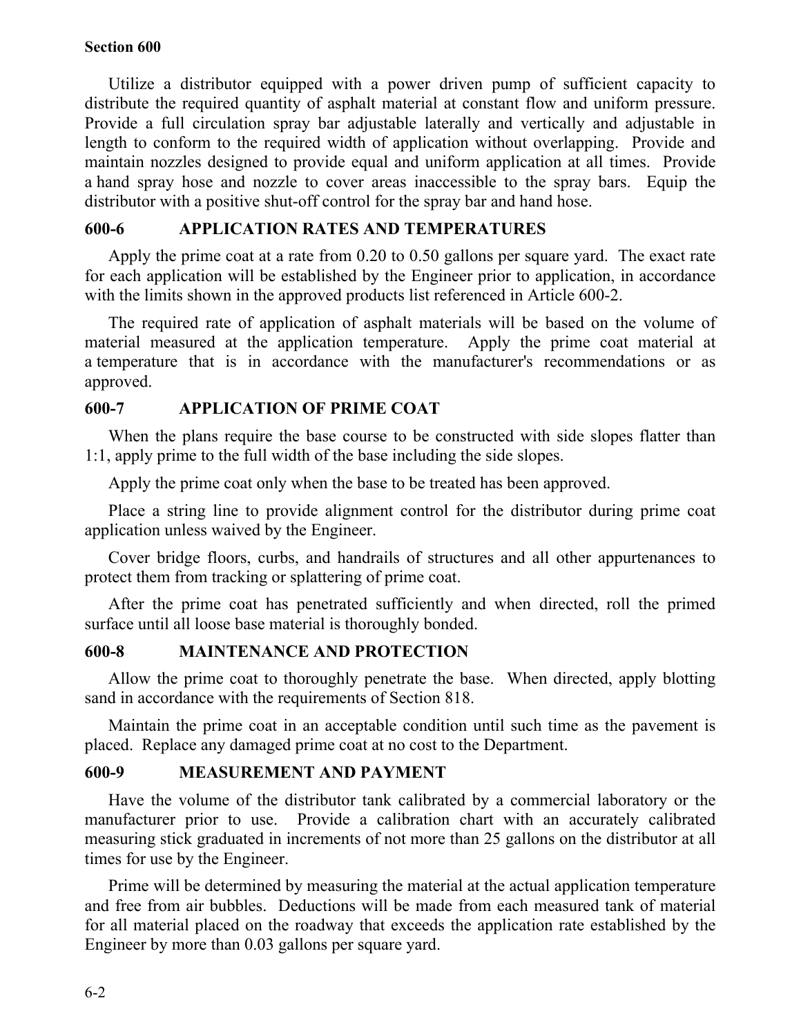Utilize a distributor equipped with a power driven pump of sufficient capacity to distribute the required quantity of asphalt material at constant flow and uniform pressure. Provide a full circulation spray bar adjustable laterally and vertically and adjustable in length to conform to the required width of application without overlapping. Provide and maintain nozzles designed to provide equal and uniform application at all times. Provide a hand spray hose and nozzle to cover areas inaccessible to the spray bars. Equip the distributor with a positive shut-off control for the spray bar and hand hose.

## 600-6 APPLICATION RATES AND TEMPERATURES

Apply the prime coat at a rate from 0.20 to 0.50 gallons per square yard. The exact rate for each application will be established by the Engineer prior to application, in accordance with the limits shown in the approved products list referenced in Article 600-2.

The required rate of application of asphalt materials will be based on the volume of material measured at the application temperature. Apply the prime coat material at a temperature that is in accordance with the manufacturer's recommendations or as approved.

## 600-7 APPLICATION OF PRIME COAT

When the plans require the base course to be constructed with side slopes flatter than 1:1, apply prime to the full width of the base including the side slopes.

Apply the prime coat only when the base to be treated has been approved.

Place a string line to provide alignment control for the distributor during prime coat application unless waived by the Engineer.

Cover bridge floors, curbs, and handrails of structures and all other appurtenances to protect them from tracking or splattering of prime coat.

After the prime coat has penetrated sufficiently and when directed, roll the primed surface until all loose base material is thoroughly bonded.

## 600-8 MAINTENANCE AND PROTECTION

Allow the prime coat to thoroughly penetrate the base. When directed, apply blotting sand in accordance with the requirements of Section 818.

Maintain the prime coat in an acceptable condition until such time as the pavement is placed. Replace any damaged prime coat at no cost to the Department.

## 600-9 MEASUREMENT AND PAYMENT

Have the volume of the distributor tank calibrated by a commercial laboratory or the manufacturer prior to use. Provide a calibration chart with an accurately calibrated measuring stick graduated in increments of not more than 25 gallons on the distributor at all times for use by the Engineer.

Prime will be determined by measuring the material at the actual application temperature and free from air bubbles. Deductions will be made from each measured tank of material for all material placed on the roadway that exceeds the application rate established by the Engineer by more than 0.03 gallons per square yard.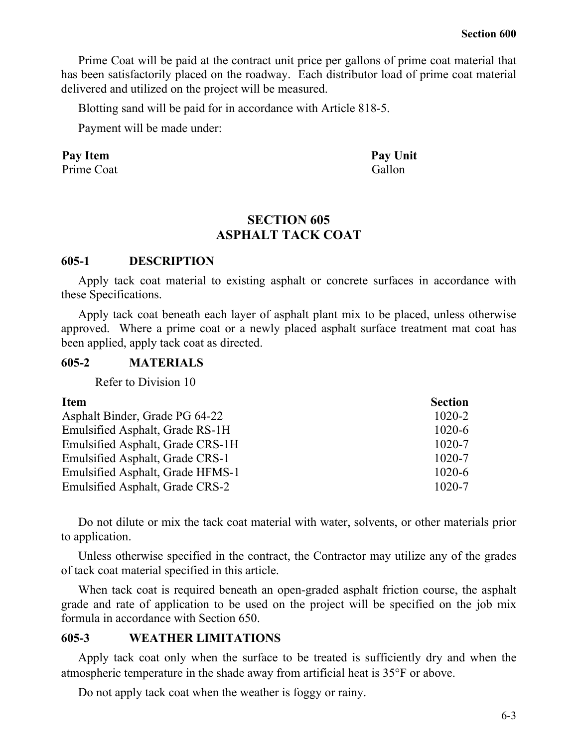Prime Coat will be paid at the contract unit price per gallons of prime coat material that has been satisfactorily placed on the roadway. Each distributor load of prime coat material delivered and utilized on the project will be measured.

Blotting sand will be paid for in accordance with Article 818-5.

Payment will be made under:

| Pay Item | Pay Unit |
|---|---|
| Prime Coat | Gallon |

## SECTION 605
## ASPHALT TACK COAT

### 605-1 DESCRIPTION

Apply tack coat material to existing asphalt or concrete surfaces in accordance with these Specifications.

Apply tack coat beneath each layer of asphalt plant mix to be placed, unless otherwise approved. Where a prime coat or a newly placed asphalt surface treatment mat coat has been applied, apply tack coat as directed.

### 605-2 MATERIALS

Refer to Division 10

| Item | Section |
|---|---|
| Asphalt Binder, Grade PG 64-22 | 1020-2 |
| Emulsified Asphalt, Grade RS-1H | 1020-6 |
| Emulsified Asphalt, Grade CRS-1H | 1020-7 |
| Emulsified Asphalt, Grade CRS-1 | 1020-7 |
| Emulsified Asphalt, Grade HFMS-1 | 1020-6 |
| Emulsified Asphalt, Grade CRS-2 | 1020-7 |

Do not dilute or mix the tack coat material with water, solvents, or other materials prior to application.

Unless otherwise specified in the contract, the Contractor may utilize any of the grades of tack coat material specified in this article.

When tack coat is required beneath an open-graded asphalt friction course, the asphalt grade and rate of application to be used on the project will be specified on the job mix formula in accordance with Section 650.

### 605-3 WEATHER LIMITATIONS

Apply tack coat only when the surface to be treated is sufficiently dry and when the atmospheric temperature in the shade away from artificial heat is 35°F or above.

Do not apply tack coat when the weather is foggy or rainy.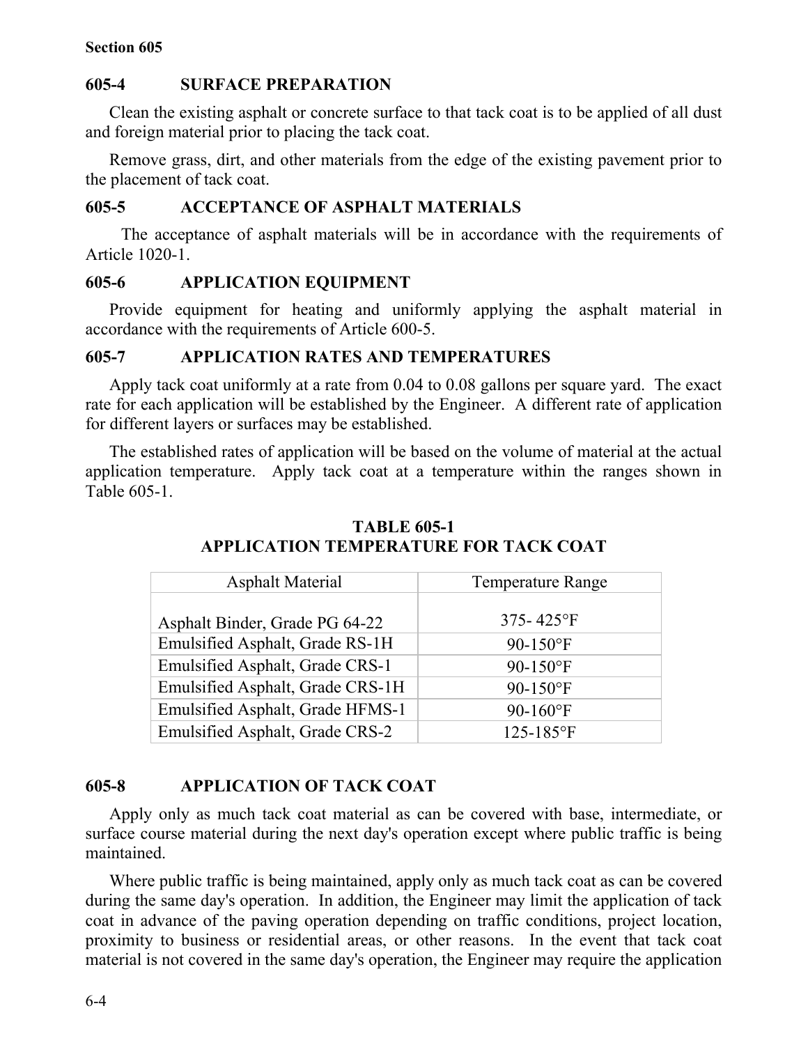## 605-4 SURFACE PREPARATION

Clean the existing asphalt or concrete surface to that tack coat is to be applied of all dust and foreign material prior to placing the tack coat.

Remove grass, dirt, and other materials from the edge of the existing pavement prior to the placement of tack coat.

## 605-5 ACCEPTANCE OF ASPHALT MATERIALS

The acceptance of asphalt materials will be in accordance with the requirements of Article 1020-1.

## 605-6 APPLICATION EQUIPMENT

Provide equipment for heating and uniformly applying the asphalt material in accordance with the requirements of Article 600-5.

## 605-7 APPLICATION RATES AND TEMPERATURES

Apply tack coat uniformly at a rate from 0.04 to 0.08 gallons per square yard. The exact rate for each application will be established by the Engineer. A different rate of application for different layers or surfaces may be established.

The established rates of application will be based on the volume of material at the actual application temperature. Apply tack coat at a temperature within the ranges shown in Table 605-1.

**TABLE 605-1**
**APPLICATION TEMPERATURE FOR TACK COAT**

| Asphalt Material | Temperature Range |
|---|---|
| Asphalt Binder, Grade PG 64-22 | 375- 425°F |
| Emulsified Asphalt, Grade RS-1H | 90-150°F |
| Emulsified Asphalt, Grade CRS-1 | 90-150°F |
| Emulsified Asphalt, Grade CRS-1H | 90-150°F |
| Emulsified Asphalt, Grade HFMS-1 | 90-160°F |
| Emulsified Asphalt, Grade CRS-2 | 125-185°F |

## 605-8 APPLICATION OF TACK COAT

Apply only as much tack coat material as can be covered with base, intermediate, or surface course material during the next day's operation except where public traffic is being maintained.

Where public traffic is being maintained, apply only as much tack coat as can be covered during the same day's operation. In addition, the Engineer may limit the application of tack coat in advance of the paving operation depending on traffic conditions, project location, proximity to business or residential areas, or other reasons. In the event that tack coat material is not covered in the same day's operation, the Engineer may require the application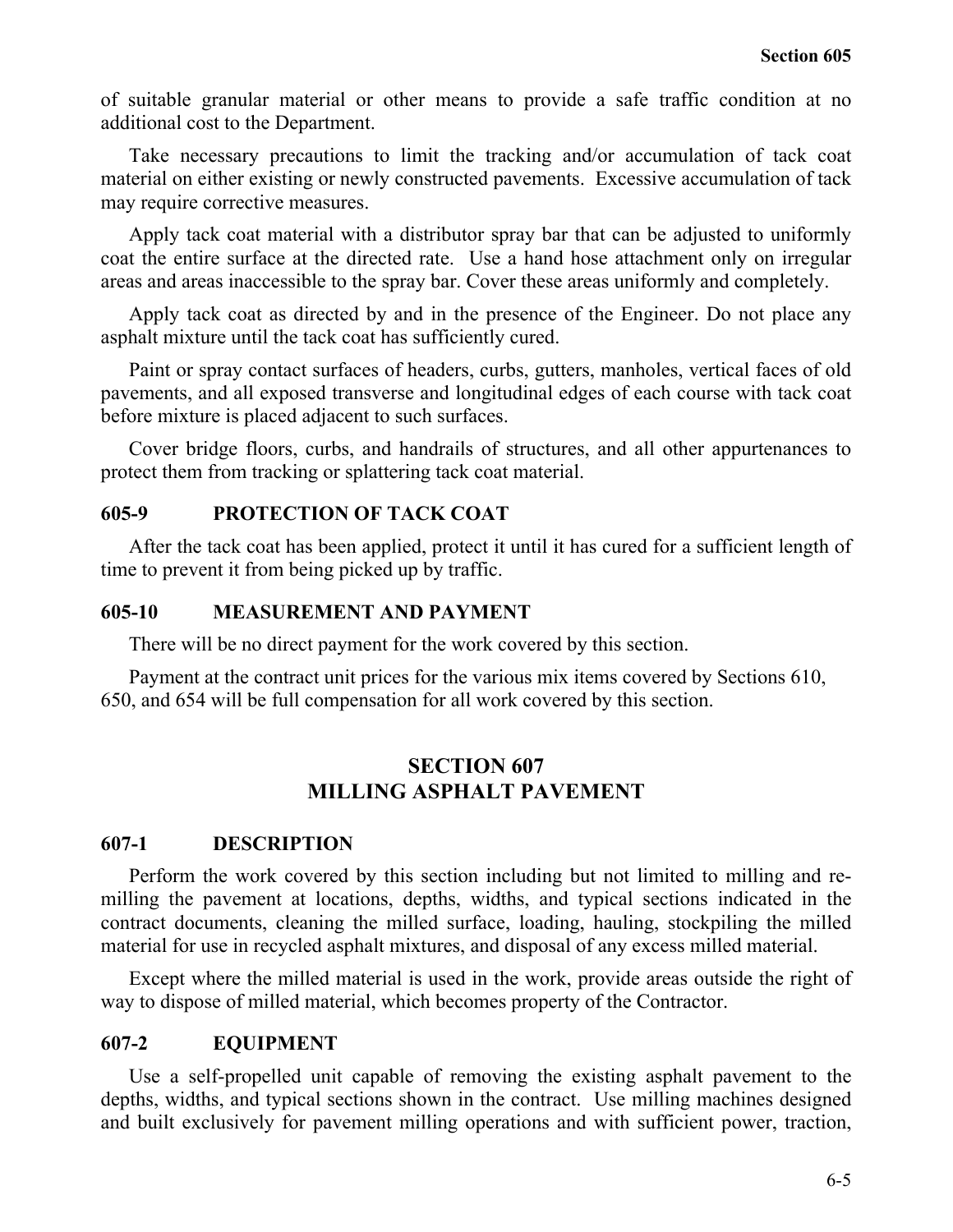of suitable granular material or other means to provide a safe traffic condition at no additional cost to the Department.

Take necessary precautions to limit the tracking and/or accumulation of tack coat material on either existing or newly constructed pavements. Excessive accumulation of tack may require corrective measures.

Apply tack coat material with a distributor spray bar that can be adjusted to uniformly coat the entire surface at the directed rate. Use a hand hose attachment only on irregular areas and areas inaccessible to the spray bar. Cover these areas uniformly and completely.

Apply tack coat as directed by and in the presence of the Engineer. Do not place any asphalt mixture until the tack coat has sufficiently cured.

Paint or spray contact surfaces of headers, curbs, gutters, manholes, vertical faces of old pavements, and all exposed transverse and longitudinal edges of each course with tack coat before mixture is placed adjacent to such surfaces.

Cover bridge floors, curbs, and handrails of structures, and all other appurtenances to protect them from tracking or splattering tack coat material.

### 605-9 PROTECTION OF TACK COAT

After the tack coat has been applied, protect it until it has cured for a sufficient length of time to prevent it from being picked up by traffic.

### 605-10 MEASUREMENT AND PAYMENT

There will be no direct payment for the work covered by this section.

Payment at the contract unit prices for the various mix items covered by Sections 610, 650, and 654 will be full compensation for all work covered by this section.

## SECTION 607
## MILLING ASPHALT PAVEMENT

### 607-1 DESCRIPTION

Perform the work covered by this section including but not limited to milling and re-milling the pavement at locations, depths, widths, and typical sections indicated in the contract documents, cleaning the milled surface, loading, hauling, stockpiling the milled material for use in recycled asphalt mixtures, and disposal of any excess milled material.

Except where the milled material is used in the work, provide areas outside the right of way to dispose of milled material, which becomes property of the Contractor.

### 607-2 EQUIPMENT

Use a self-propelled unit capable of removing the existing asphalt pavement to the depths, widths, and typical sections shown in the contract. Use milling machines designed and built exclusively for pavement milling operations and with sufficient power, traction,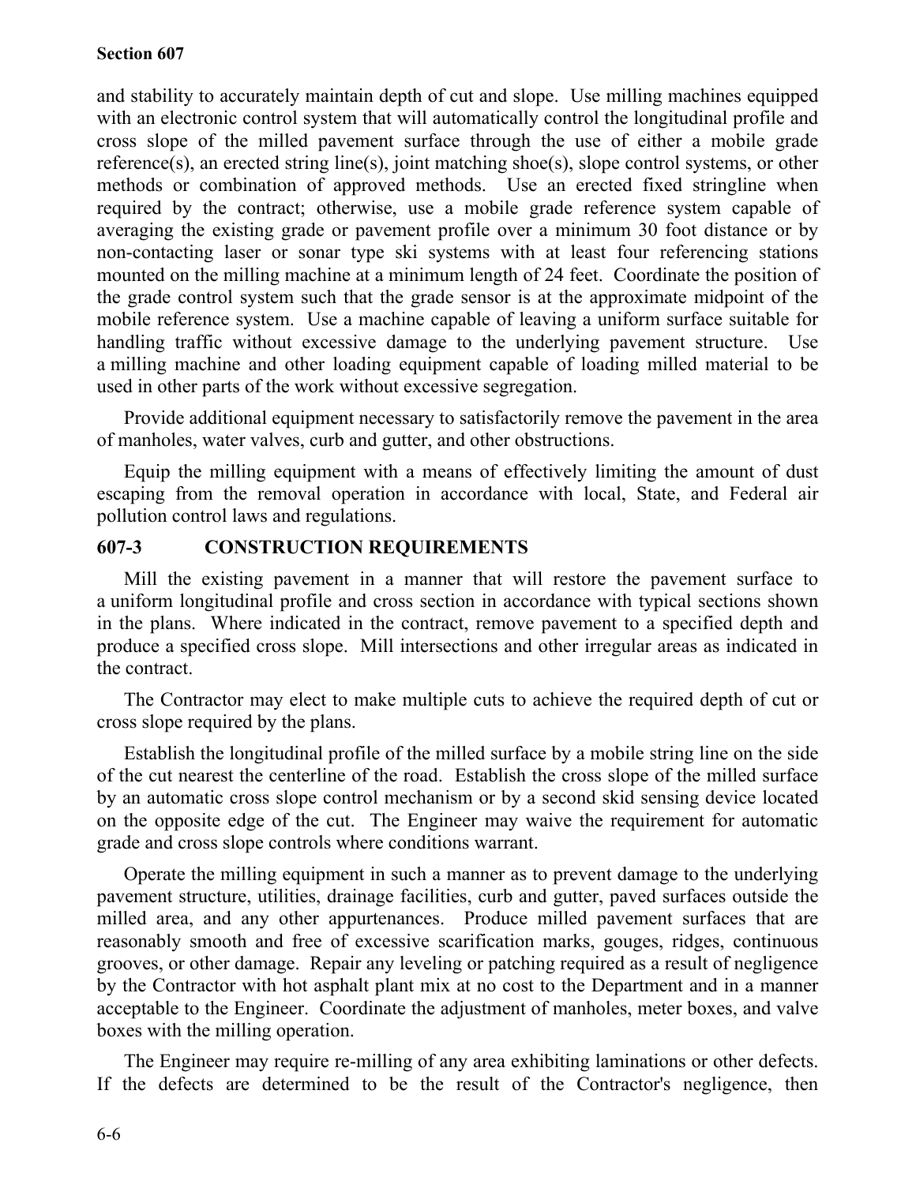and stability to accurately maintain depth of cut and slope. Use milling machines equipped with an electronic control system that will automatically control the longitudinal profile and cross slope of the milled pavement surface through the use of either a mobile grade reference(s), an erected string line(s), joint matching shoe(s), slope control systems, or other methods or combination of approved methods. Use an erected fixed stringline when required by the contract; otherwise, use a mobile grade reference system capable of averaging the existing grade or pavement profile over a minimum 30 foot distance or by non-contacting laser or sonar type ski systems with at least four referencing stations mounted on the milling machine at a minimum length of 24 feet. Coordinate the position of the grade control system such that the grade sensor is at the approximate midpoint of the mobile reference system. Use a machine capable of leaving a uniform surface suitable for handling traffic without excessive damage to the underlying pavement structure. Use a milling machine and other loading equipment capable of loading milled material to be used in other parts of the work without excessive segregation.

Provide additional equipment necessary to satisfactorily remove the pavement in the area of manholes, water valves, curb and gutter, and other obstructions.

Equip the milling equipment with a means of effectively limiting the amount of dust escaping from the removal operation in accordance with local, State, and Federal air pollution control laws and regulations.

## 607-3 CONSTRUCTION REQUIREMENTS

Mill the existing pavement in a manner that will restore the pavement surface to a uniform longitudinal profile and cross section in accordance with typical sections shown in the plans. Where indicated in the contract, remove pavement to a specified depth and produce a specified cross slope. Mill intersections and other irregular areas as indicated in the contract.

The Contractor may elect to make multiple cuts to achieve the required depth of cut or cross slope required by the plans.

Establish the longitudinal profile of the milled surface by a mobile string line on the side of the cut nearest the centerline of the road. Establish the cross slope of the milled surface by an automatic cross slope control mechanism or by a second skid sensing device located on the opposite edge of the cut. The Engineer may waive the requirement for automatic grade and cross slope controls where conditions warrant.

Operate the milling equipment in such a manner as to prevent damage to the underlying pavement structure, utilities, drainage facilities, curb and gutter, paved surfaces outside the milled area, and any other appurtenances. Produce milled pavement surfaces that are reasonably smooth and free of excessive scarification marks, gouges, ridges, continuous grooves, or other damage. Repair any leveling or patching required as a result of negligence by the Contractor with hot asphalt plant mix at no cost to the Department and in a manner acceptable to the Engineer. Coordinate the adjustment of manholes, meter boxes, and valve boxes with the milling operation.

The Engineer may require re-milling of any area exhibiting laminations or other defects. If the defects are determined to be the result of the Contractor's negligence, then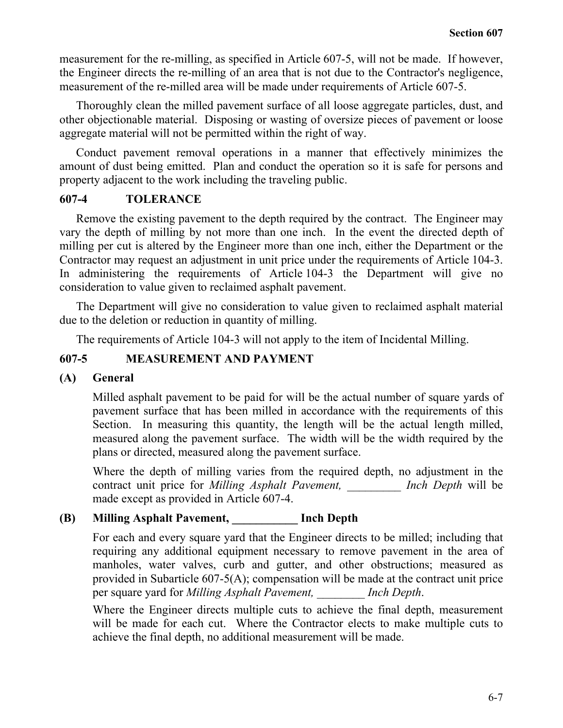measurement for the re-milling, as specified in Article 607-5, will not be made. If however, the Engineer directs the re-milling of an area that is not due to the Contractor's negligence, measurement of the re-milled area will be made under requirements of Article 607-5.

Thoroughly clean the milled pavement surface of all loose aggregate particles, dust, and other objectionable material. Disposing or wasting of oversize pieces of pavement or loose aggregate material will not be permitted within the right of way.

Conduct pavement removal operations in a manner that effectively minimizes the amount of dust being emitted. Plan and conduct the operation so it is safe for persons and property adjacent to the work including the traveling public.

## 607-4 TOLERANCE

Remove the existing pavement to the depth required by the contract. The Engineer may vary the depth of milling by not more than one inch. In the event the directed depth of milling per cut is altered by the Engineer more than one inch, either the Department or the Contractor may request an adjustment in unit price under the requirements of Article 104-3. In administering the requirements of Article 104-3 the Department will give no consideration to value given to reclaimed asphalt pavement.

The Department will give no consideration to value given to reclaimed asphalt material due to the deletion or reduction in quantity of milling.

The requirements of Article 104-3 will not apply to the item of Incidental Milling.

## 607-5 MEASUREMENT AND PAYMENT

### (A) General

Milled asphalt pavement to be paid for will be the actual number of square yards of pavement surface that has been milled in accordance with the requirements of this Section. In measuring this quantity, the length will be the actual length milled, measured along the pavement surface. The width will be the width required by the plans or directed, measured along the pavement surface.

Where the depth of milling varies from the required depth, no adjustment in the contract unit price for *Milling Asphalt Pavement, _________ Inch Depth* will be made except as provided in Article 607-4.

### (B) Milling Asphalt Pavement, ___________ Inch Depth

For each and every square yard that the Engineer directs to be milled; including that requiring any additional equipment necessary to remove pavement in the area of manholes, water valves, curb and gutter, and other obstructions; measured as provided in Subarticle 607-5(A); compensation will be made at the contract unit price per square yard for *Milling Asphalt Pavement, ________ Inch Depth*.

Where the Engineer directs multiple cuts to achieve the final depth, measurement will be made for each cut. Where the Contractor elects to make multiple cuts to achieve the final depth, no additional measurement will be made.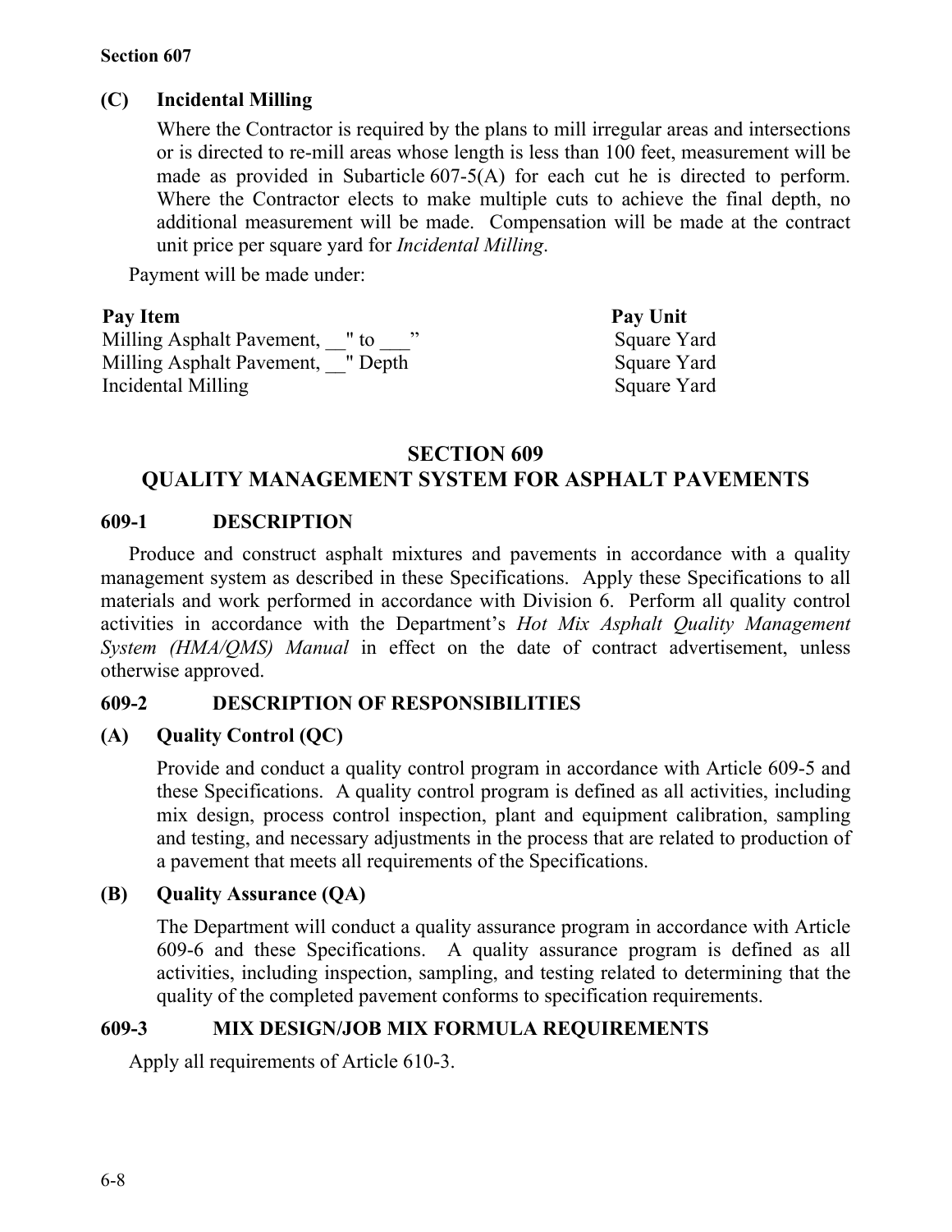### (C) Incidental Milling

Where the Contractor is required by the plans to mill irregular areas and intersections or is directed to re-mill areas whose length is less than 100 feet, measurement will be made as provided in Subarticle 607-5(A) for each cut he is directed to perform. Where the Contractor elects to make multiple cuts to achieve the final depth, no additional measurement will be made. Compensation will be made at the contract unit price per square yard for *Incidental Milling*.

Payment will be made under:

| Pay Item | Pay Unit |
|---|---|
| Milling Asphalt Pavement, __" to ___" | Square Yard |
| Milling Asphalt Pavement, __" Depth | Square Yard |
| Incidental Milling | Square Yard |

# SECTION 609
# QUALITY MANAGEMENT SYSTEM FOR ASPHALT PAVEMENTS

## 609-1 DESCRIPTION

Produce and construct asphalt mixtures and pavements in accordance with a quality management system as described in these Specifications. Apply these Specifications to all materials and work performed in accordance with Division 6. Perform all quality control activities in accordance with the Department's *Hot Mix Asphalt Quality Management System (HMA/QMS) Manual* in effect on the date of contract advertisement, unless otherwise approved.

## 609-2 DESCRIPTION OF RESPONSIBILITIES

### (A) Quality Control (QC)

Provide and conduct a quality control program in accordance with Article 609-5 and these Specifications. A quality control program is defined as all activities, including mix design, process control inspection, plant and equipment calibration, sampling and testing, and necessary adjustments in the process that are related to production of a pavement that meets all requirements of the Specifications.

### (B) Quality Assurance (QA)

The Department will conduct a quality assurance program in accordance with Article 609-6 and these Specifications. A quality assurance program is defined as all activities, including inspection, sampling, and testing related to determining that the quality of the completed pavement conforms to specification requirements.

## 609-3 MIX DESIGN/JOB MIX FORMULA REQUIREMENTS

Apply all requirements of Article 610-3.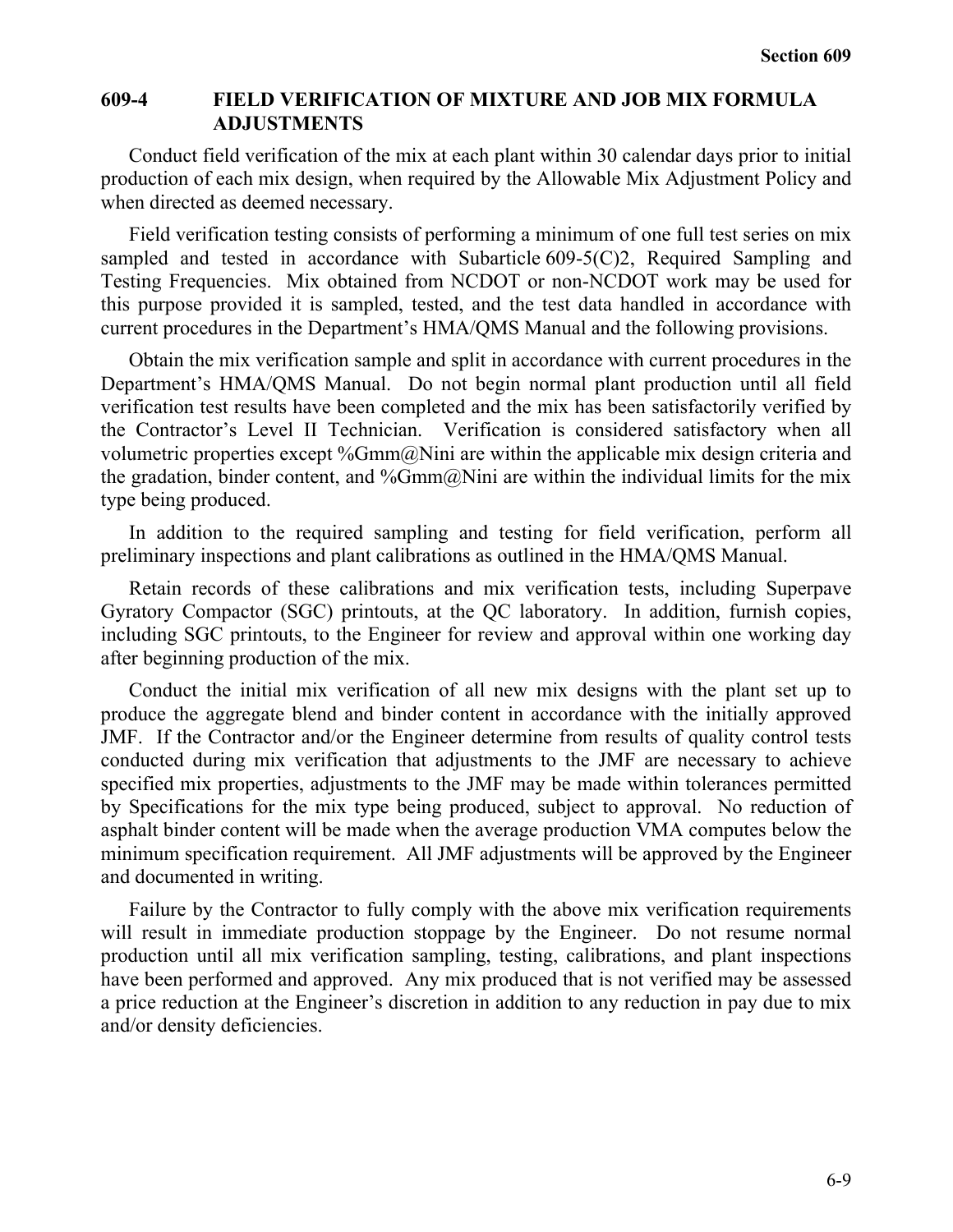## 609-4 FIELD VERIFICATION OF MIXTURE AND JOB MIX FORMULA ADJUSTMENTS

Conduct field verification of the mix at each plant within 30 calendar days prior to initial production of each mix design, when required by the Allowable Mix Adjustment Policy and when directed as deemed necessary.

Field verification testing consists of performing a minimum of one full test series on mix sampled and tested in accordance with Subarticle 609-5(C)2, Required Sampling and Testing Frequencies. Mix obtained from NCDOT or non-NCDOT work may be used for this purpose provided it is sampled, tested, and the test data handled in accordance with current procedures in the Department's HMA/QMS Manual and the following provisions.

Obtain the mix verification sample and split in accordance with current procedures in the Department's HMA/QMS Manual. Do not begin normal plant production until all field verification test results have been completed and the mix has been satisfactorily verified by the Contractor's Level II Technician. Verification is considered satisfactory when all volumetric properties except %Gmm@Nini are within the applicable mix design criteria and the gradation, binder content, and %Gmm@Nini are within the individual limits for the mix type being produced.

In addition to the required sampling and testing for field verification, perform all preliminary inspections and plant calibrations as outlined in the HMA/QMS Manual.

Retain records of these calibrations and mix verification tests, including Superpave Gyratory Compactor (SGC) printouts, at the QC laboratory. In addition, furnish copies, including SGC printouts, to the Engineer for review and approval within one working day after beginning production of the mix.

Conduct the initial mix verification of all new mix designs with the plant set up to produce the aggregate blend and binder content in accordance with the initially approved JMF. If the Contractor and/or the Engineer determine from results of quality control tests conducted during mix verification that adjustments to the JMF are necessary to achieve specified mix properties, adjustments to the JMF may be made within tolerances permitted by Specifications for the mix type being produced, subject to approval. No reduction of asphalt binder content will be made when the average production VMA computes below the minimum specification requirement. All JMF adjustments will be approved by the Engineer and documented in writing.

Failure by the Contractor to fully comply with the above mix verification requirements will result in immediate production stoppage by the Engineer. Do not resume normal production until all mix verification sampling, testing, calibrations, and plant inspections have been performed and approved. Any mix produced that is not verified may be assessed a price reduction at the Engineer's discretion in addition to any reduction in pay due to mix and/or density deficiencies.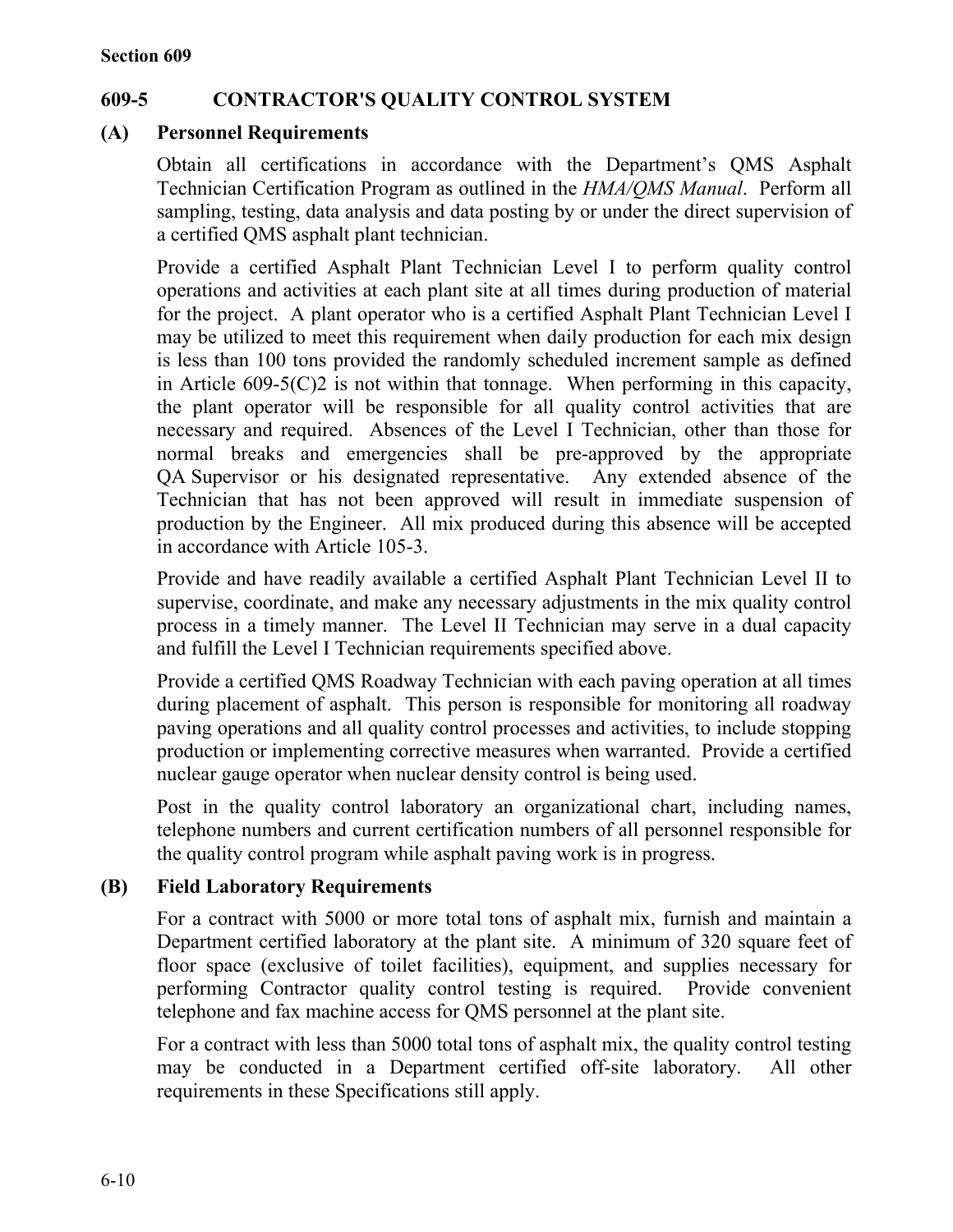## 609-5 CONTRACTOR'S QUALITY CONTROL SYSTEM

### (A) Personnel Requirements

Obtain all certifications in accordance with the Department's QMS Asphalt Technician Certification Program as outlined in the *HMA/QMS Manual*. Perform all sampling, testing, data analysis and data posting by or under the direct supervision of a certified QMS asphalt plant technician.

Provide a certified Asphalt Plant Technician Level I to perform quality control operations and activities at each plant site at all times during production of material for the project. A plant operator who is a certified Asphalt Plant Technician Level I may be utilized to meet this requirement when daily production for each mix design is less than 100 tons provided the randomly scheduled increment sample as defined in Article 609-5(C)2 is not within that tonnage. When performing in this capacity, the plant operator will be responsible for all quality control activities that are necessary and required. Absences of the Level I Technician, other than those for normal breaks and emergencies shall be pre-approved by the appropriate QA Supervisor or his designated representative. Any extended absence of the Technician that has not been approved will result in immediate suspension of production by the Engineer. All mix produced during this absence will be accepted in accordance with Article 105-3.

Provide and have readily available a certified Asphalt Plant Technician Level II to supervise, coordinate, and make any necessary adjustments in the mix quality control process in a timely manner. The Level II Technician may serve in a dual capacity and fulfill the Level I Technician requirements specified above.

Provide a certified QMS Roadway Technician with each paving operation at all times during placement of asphalt. This person is responsible for monitoring all roadway paving operations and all quality control processes and activities, to include stopping production or implementing corrective measures when warranted. Provide a certified nuclear gauge operator when nuclear density control is being used.

Post in the quality control laboratory an organizational chart, including names, telephone numbers and current certification numbers of all personnel responsible for the quality control program while asphalt paving work is in progress.

### (B) Field Laboratory Requirements

For a contract with 5000 or more total tons of asphalt mix, furnish and maintain a Department certified laboratory at the plant site. A minimum of 320 square feet of floor space (exclusive of toilet facilities), equipment, and supplies necessary for performing Contractor quality control testing is required. Provide convenient telephone and fax machine access for QMS personnel at the plant site.

For a contract with less than 5000 total tons of asphalt mix, the quality control testing may be conducted in a Department certified off-site laboratory. All other requirements in these Specifications still apply.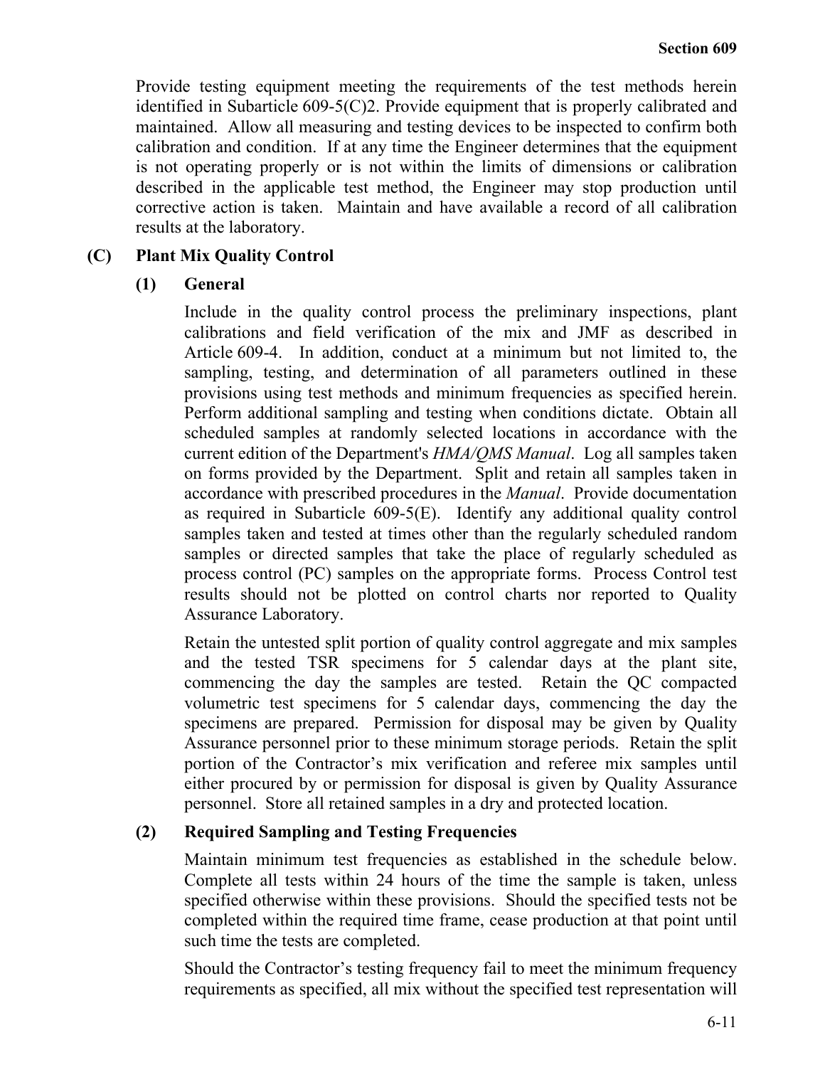Provide testing equipment meeting the requirements of the test methods herein identified in Subarticle 609-5(C)2. Provide equipment that is properly calibrated and maintained. Allow all measuring and testing devices to be inspected to confirm both calibration and condition. If at any time the Engineer determines that the equipment is not operating properly or is not within the limits of dimensions or calibration described in the applicable test method, the Engineer may stop production until corrective action is taken. Maintain and have available a record of all calibration results at the laboratory.

## (C) Plant Mix Quality Control

### (1) General

Include in the quality control process the preliminary inspections, plant calibrations and field verification of the mix and JMF as described in Article 609-4. In addition, conduct at a minimum but not limited to, the sampling, testing, and determination of all parameters outlined in these provisions using test methods and minimum frequencies as specified herein. Perform additional sampling and testing when conditions dictate. Obtain all scheduled samples at randomly selected locations in accordance with the current edition of the Department's *HMA/QMS Manual*. Log all samples taken on forms provided by the Department. Split and retain all samples taken in accordance with prescribed procedures in the *Manual*. Provide documentation as required in Subarticle 609-5(E). Identify any additional quality control samples taken and tested at times other than the regularly scheduled random samples or directed samples that take the place of regularly scheduled as process control (PC) samples on the appropriate forms. Process Control test results should not be plotted on control charts nor reported to Quality Assurance Laboratory.

Retain the untested split portion of quality control aggregate and mix samples and the tested TSR specimens for 5 calendar days at the plant site, commencing the day the samples are tested. Retain the QC compacted volumetric test specimens for 5 calendar days, commencing the day the specimens are prepared. Permission for disposal may be given by Quality Assurance personnel prior to these minimum storage periods. Retain the split portion of the Contractor's mix verification and referee mix samples until either procured by or permission for disposal is given by Quality Assurance personnel. Store all retained samples in a dry and protected location.

### (2) Required Sampling and Testing Frequencies

Maintain minimum test frequencies as established in the schedule below. Complete all tests within 24 hours of the time the sample is taken, unless specified otherwise within these provisions. Should the specified tests not be completed within the required time frame, cease production at that point until such time the tests are completed.

Should the Contractor's testing frequency fail to meet the minimum frequency requirements as specified, all mix without the specified test representation will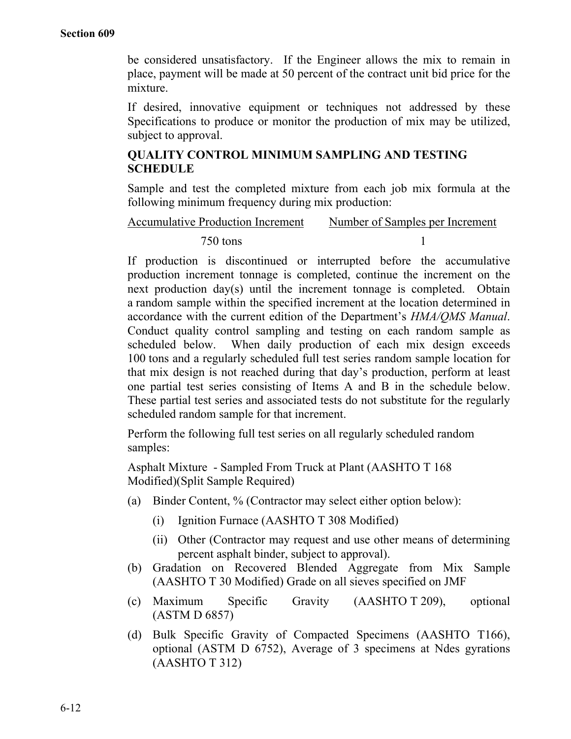be considered unsatisfactory. If the Engineer allows the mix to remain in place, payment will be made at 50 percent of the contract unit bid price for the mixture.

If desired, innovative equipment or techniques not addressed by these Specifications to produce or monitor the production of mix may be utilized, subject to approval.

### QUALITY CONTROL MINIMUM SAMPLING AND TESTING SCHEDULE

Sample and test the completed mixture from each job mix formula at the following minimum frequency during mix production:

| Accumulative Production Increment | Number of Samples per Increment |
| --- | --- |
| 750 tons | 1 |

If production is discontinued or interrupted before the accumulative production increment tonnage is completed, continue the increment on the next production day(s) until the increment tonnage is completed. Obtain a random sample within the specified increment at the location determined in accordance with the current edition of the Department's *HMA/QMS Manual*. Conduct quality control sampling and testing on each random sample as scheduled below. When daily production of each mix design exceeds 100 tons and a regularly scheduled full test series random sample location for that mix design is not reached during that day's production, perform at least one partial test series consisting of Items A and B in the schedule below. These partial test series and associated tests do not substitute for the regularly scheduled random sample for that increment.

Perform the following full test series on all regularly scheduled random samples:

Asphalt Mixture - Sampled From Truck at Plant (AASHTO T 168 Modified)(Split Sample Required)

(a) Binder Content, % (Contractor may select either option below):

   (i) Ignition Furnace (AASHTO T 308 Modified)

   (ii) Other (Contractor may request and use other means of determining percent asphalt binder, subject to approval).

(b) Gradation on Recovered Blended Aggregate from Mix Sample (AASHTO T 30 Modified) Grade on all sieves specified on JMF

(c) Maximum Specific Gravity (AASHTO T 209), optional (ASTM D 6857)

(d) Bulk Specific Gravity of Compacted Specimens (AASHTO T166), optional (ASTM D 6752), Average of 3 specimens at Ndes gyrations (AASHTO T 312)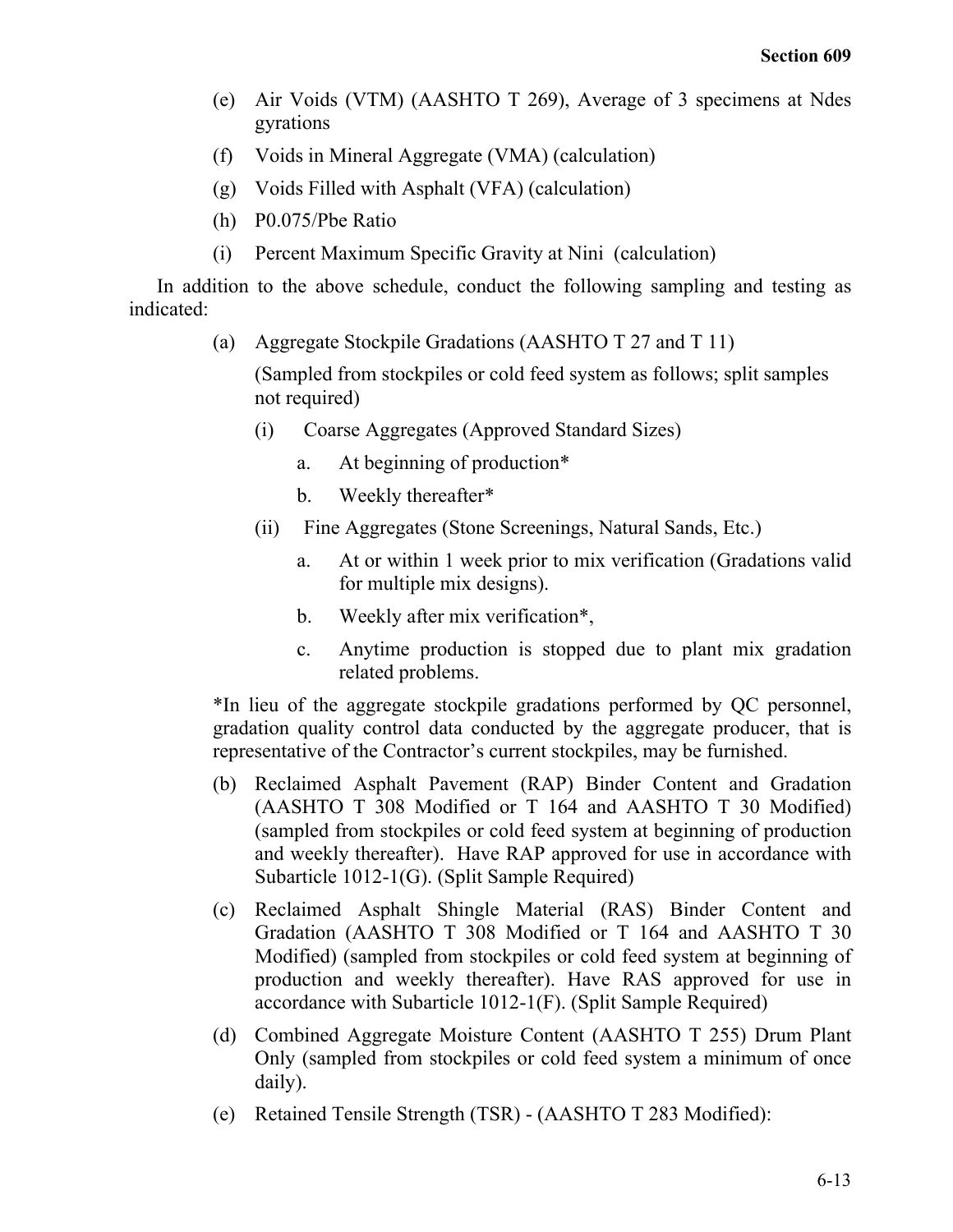(e) Air Voids (VTM) (AASHTO T 269), Average of 3 specimens at Ndes gyrations

(f) Voids in Mineral Aggregate (VMA) (calculation)

(g) Voids Filled with Asphalt (VFA) (calculation)

(h) P0.075/Pbe Ratio

(i) Percent Maximum Specific Gravity at Nini (calculation)

In addition to the above schedule, conduct the following sampling and testing as indicated:

(a) Aggregate Stockpile Gradations (AASHTO T 27 and T 11)

(Sampled from stockpiles or cold feed system as follows; split samples not required)

(i) Coarse Aggregates (Approved Standard Sizes)

a. At beginning of production*

b. Weekly thereafter*

(ii) Fine Aggregates (Stone Screenings, Natural Sands, Etc.)

a. At or within 1 week prior to mix verification (Gradations valid for multiple mix designs).

b. Weekly after mix verification*,

c. Anytime production is stopped due to plant mix gradation related problems.

*In lieu of the aggregate stockpile gradations performed by QC personnel, gradation quality control data conducted by the aggregate producer, that is representative of the Contractor's current stockpiles, may be furnished.

(b) Reclaimed Asphalt Pavement (RAP) Binder Content and Gradation (AASHTO T 308 Modified or T 164 and AASHTO T 30 Modified) (sampled from stockpiles or cold feed system at beginning of production and weekly thereafter). Have RAP approved for use in accordance with Subarticle 1012-1(G). (Split Sample Required)

(c) Reclaimed Asphalt Shingle Material (RAS) Binder Content and Gradation (AASHTO T 308 Modified or T 164 and AASHTO T 30 Modified) (sampled from stockpiles or cold feed system at beginning of production and weekly thereafter). Have RAS approved for use in accordance with Subarticle 1012-1(F). (Split Sample Required)

(d) Combined Aggregate Moisture Content (AASHTO T 255) Drum Plant Only (sampled from stockpiles or cold feed system a minimum of once daily).

(e) Retained Tensile Strength (TSR) - (AASHTO T 283 Modified):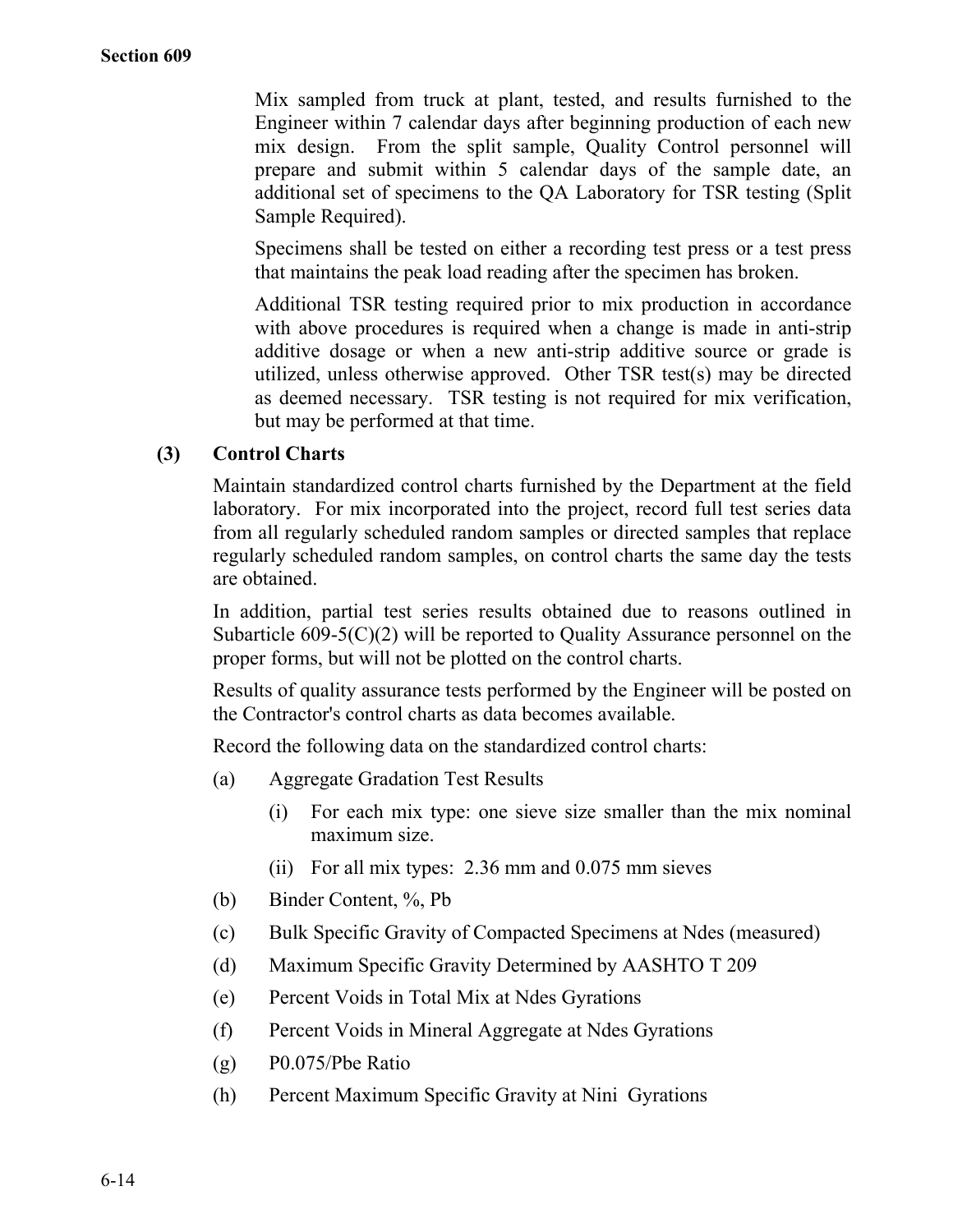Mix sampled from truck at plant, tested, and results furnished to the Engineer within 7 calendar days after beginning production of each new mix design. From the split sample, Quality Control personnel will prepare and submit within 5 calendar days of the sample date, an additional set of specimens to the QA Laboratory for TSR testing (Split Sample Required).

Specimens shall be tested on either a recording test press or a test press that maintains the peak load reading after the specimen has broken.

Additional TSR testing required prior to mix production in accordance with above procedures is required when a change is made in anti-strip additive dosage or when a new anti-strip additive source or grade is utilized, unless otherwise approved. Other TSR test(s) may be directed as deemed necessary. TSR testing is not required for mix verification, but may be performed at that time.

**(3) Control Charts**

Maintain standardized control charts furnished by the Department at the field laboratory. For mix incorporated into the project, record full test series data from all regularly scheduled random samples or directed samples that replace regularly scheduled random samples, on control charts the same day the tests are obtained.

In addition, partial test series results obtained due to reasons outlined in Subarticle 609-5(C)(2) will be reported to Quality Assurance personnel on the proper forms, but will not be plotted on the control charts.

Results of quality assurance tests performed by the Engineer will be posted on the Contractor's control charts as data becomes available.

Record the following data on the standardized control charts:

(a) Aggregate Gradation Test Results

  (i) For each mix type: one sieve size smaller than the mix nominal maximum size.

  (ii) For all mix types: 2.36 mm and 0.075 mm sieves

(b) Binder Content, %, Pb

(c) Bulk Specific Gravity of Compacted Specimens at Ndes (measured)

(d) Maximum Specific Gravity Determined by AASHTO T 209

(e) Percent Voids in Total Mix at Ndes Gyrations

(f) Percent Voids in Mineral Aggregate at Ndes Gyrations

(g) P0.075/Pbe Ratio

(h) Percent Maximum Specific Gravity at Nini Gyrations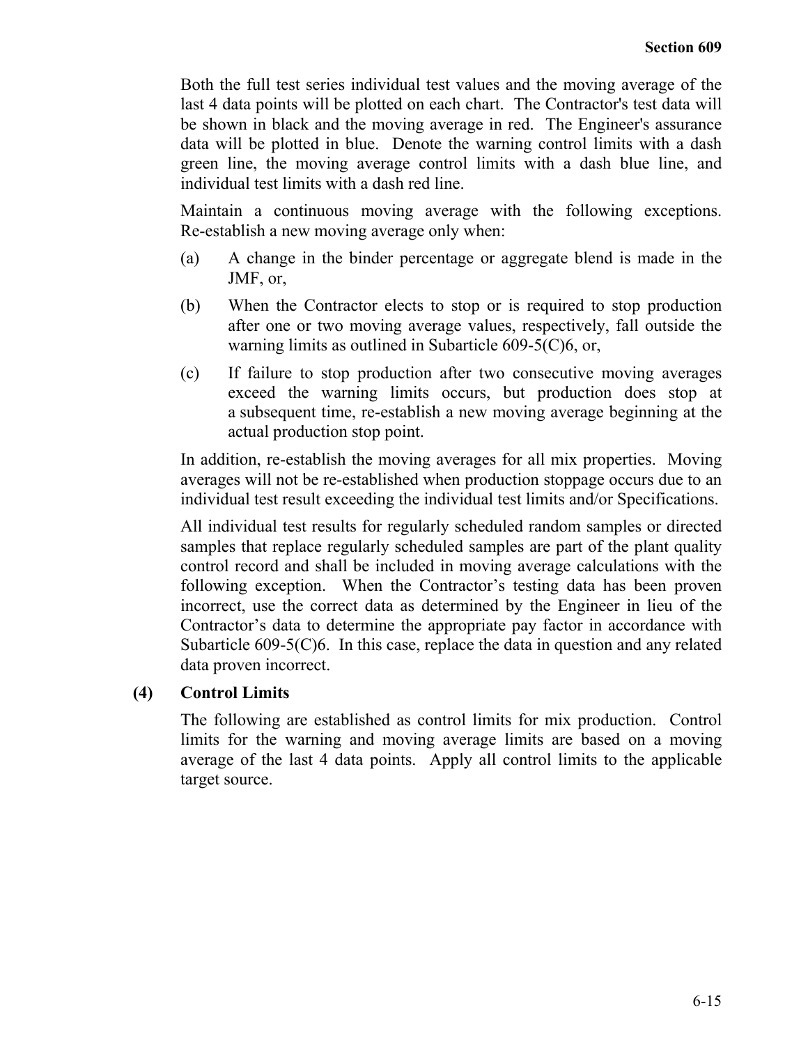Both the full test series individual test values and the moving average of the last 4 data points will be plotted on each chart. The Contractor's test data will be shown in black and the moving average in red. The Engineer's assurance data will be plotted in blue. Denote the warning control limits with a dash green line, the moving average control limits with a dash blue line, and individual test limits with a dash red line.

Maintain a continuous moving average with the following exceptions. Re-establish a new moving average only when:

(a) A change in the binder percentage or aggregate blend is made in the JMF, or,

(b) When the Contractor elects to stop or is required to stop production after one or two moving average values, respectively, fall outside the warning limits as outlined in Subarticle 609-5(C)6, or,

(c) If failure to stop production after two consecutive moving averages exceed the warning limits occurs, but production does stop at a subsequent time, re-establish a new moving average beginning at the actual production stop point.

In addition, re-establish the moving averages for all mix properties. Moving averages will not be re-established when production stoppage occurs due to an individual test result exceeding the individual test limits and/or Specifications.

All individual test results for regularly scheduled random samples or directed samples that replace regularly scheduled samples are part of the plant quality control record and shall be included in moving average calculations with the following exception. When the Contractor's testing data has been proven incorrect, use the correct data as determined by the Engineer in lieu of the Contractor's data to determine the appropriate pay factor in accordance with Subarticle 609-5(C)6. In this case, replace the data in question and any related data proven incorrect.

**(4) Control Limits**

The following are established as control limits for mix production. Control limits for the warning and moving average limits are based on a moving average of the last 4 data points. Apply all control limits to the applicable target source.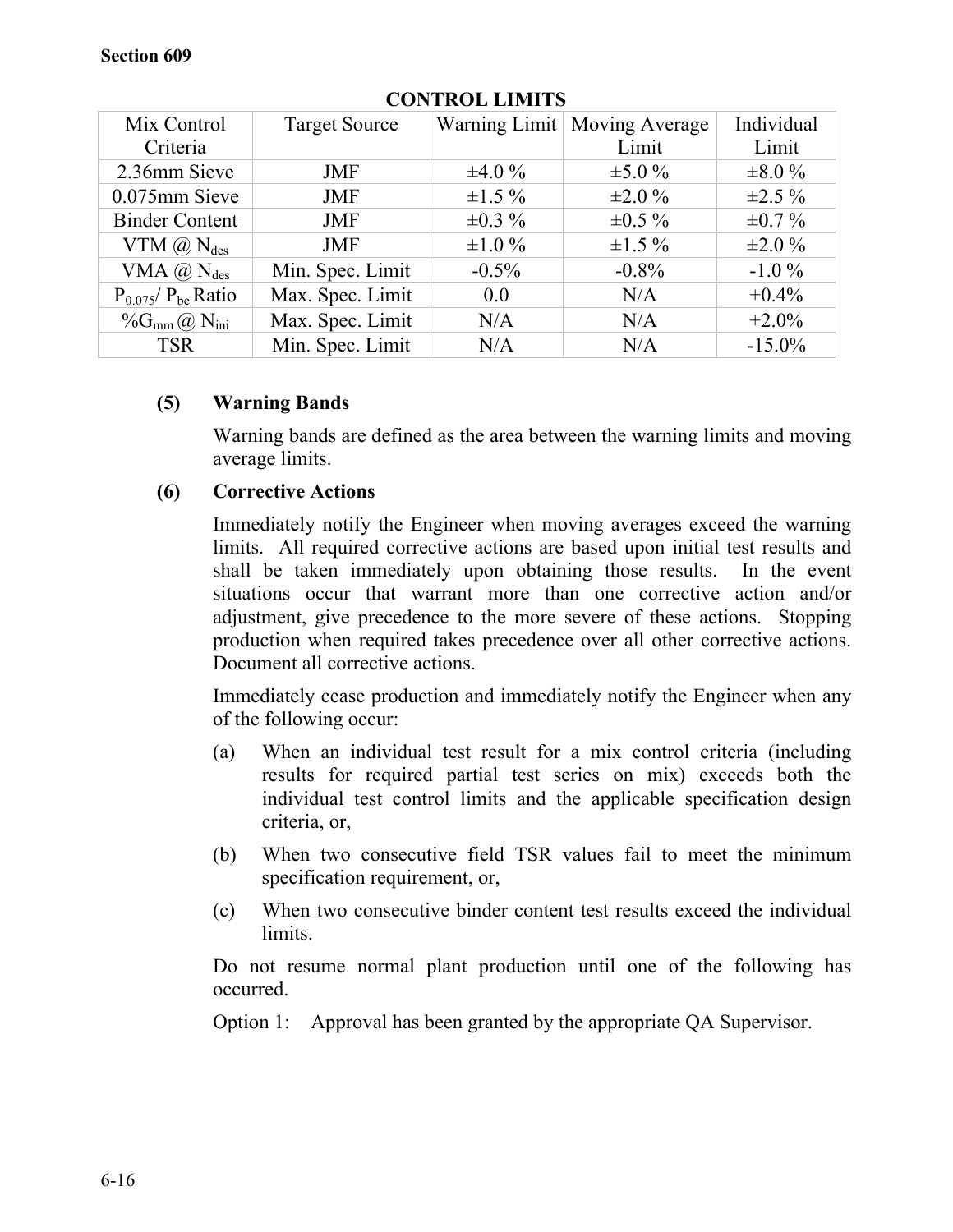**CONTROL LIMITS**

| Mix Control Criteria | Target Source | Warning Limit | Moving Average Limit | Individual Limit |
|---|---|---|---|---|
| 2.36mm Sieve | JMF | ±4.0 % | ±5.0 % | ±8.0 % |
| 0.075mm Sieve | JMF | ±1.5 % | ±2.0 % | ±2.5 % |
| Binder Content | JMF | ±0.3 % | ±0.5 % | ±0.7 % |
| VTM @ $N_{des}$ | JMF | ±1.0 % | ±1.5 % | ±2.0 % |
| VMA @ $N_{des}$ | Min. Spec. Limit | -0.5% | -0.8% | -1.0 % |
| $P_{0.075}$/ $P_{be}$ Ratio | Max. Spec. Limit | 0.0 | N/A | +0.4% |
| %$G_{mm}$ @ $N_{ini}$ | Max. Spec. Limit | N/A | N/A | +2.0% |
| TSR | Min. Spec. Limit | N/A | N/A | -15.0% |

**(5) Warning Bands**

Warning bands are defined as the area between the warning limits and moving average limits.

**(6) Corrective Actions**

Immediately notify the Engineer when moving averages exceed the warning limits. All required corrective actions are based upon initial test results and shall be taken immediately upon obtaining those results. In the event situations occur that warrant more than one corrective action and/or adjustment, give precedence to the more severe of these actions. Stopping production when required takes precedence over all other corrective actions. Document all corrective actions.

Immediately cease production and immediately notify the Engineer when any of the following occur:

(a) When an individual test result for a mix control criteria (including results for required partial test series on mix) exceeds both the individual test control limits and the applicable specification design criteria, or,

(b) When two consecutive field TSR values fail to meet the minimum specification requirement, or,

(c) When two consecutive binder content test results exceed the individual limits.

Do not resume normal plant production until one of the following has occurred.

Option 1: Approval has been granted by the appropriate QA Supervisor.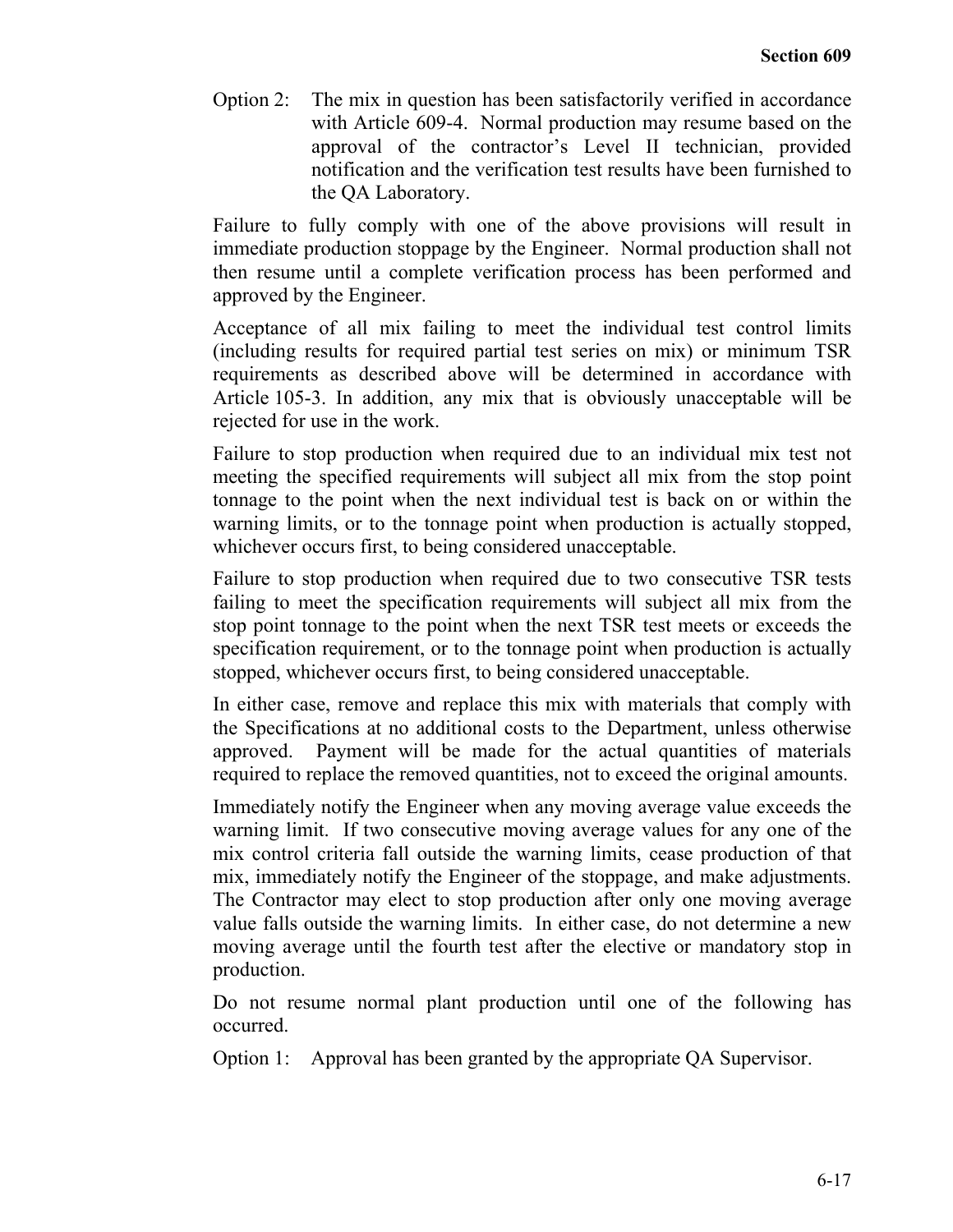Option 2: The mix in question has been satisfactorily verified in accordance with Article 609-4. Normal production may resume based on the approval of the contractor's Level II technician, provided notification and the verification test results have been furnished to the QA Laboratory.

Failure to fully comply with one of the above provisions will result in immediate production stoppage by the Engineer. Normal production shall not then resume until a complete verification process has been performed and approved by the Engineer.

Acceptance of all mix failing to meet the individual test control limits (including results for required partial test series on mix) or minimum TSR requirements as described above will be determined in accordance with Article 105-3. In addition, any mix that is obviously unacceptable will be rejected for use in the work.

Failure to stop production when required due to an individual mix test not meeting the specified requirements will subject all mix from the stop point tonnage to the point when the next individual test is back on or within the warning limits, or to the tonnage point when production is actually stopped, whichever occurs first, to being considered unacceptable.

Failure to stop production when required due to two consecutive TSR tests failing to meet the specification requirements will subject all mix from the stop point tonnage to the point when the next TSR test meets or exceeds the specification requirement, or to the tonnage point when production is actually stopped, whichever occurs first, to being considered unacceptable.

In either case, remove and replace this mix with materials that comply with the Specifications at no additional costs to the Department, unless otherwise approved. Payment will be made for the actual quantities of materials required to replace the removed quantities, not to exceed the original amounts.

Immediately notify the Engineer when any moving average value exceeds the warning limit. If two consecutive moving average values for any one of the mix control criteria fall outside the warning limits, cease production of that mix, immediately notify the Engineer of the stoppage, and make adjustments. The Contractor may elect to stop production after only one moving average value falls outside the warning limits. In either case, do not determine a new moving average until the fourth test after the elective or mandatory stop in production.

Do not resume normal plant production until one of the following has occurred.

Option 1: Approval has been granted by the appropriate QA Supervisor.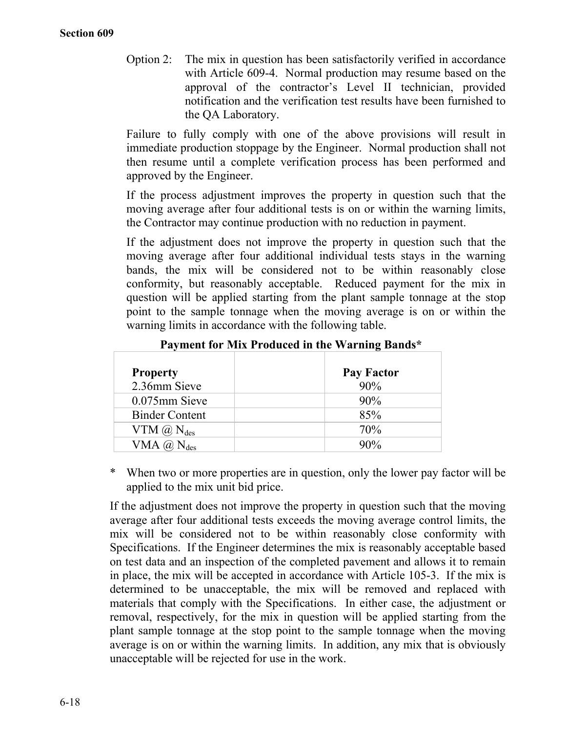Option 2: The mix in question has been satisfactorily verified in accordance with Article 609-4. Normal production may resume based on the approval of the contractor's Level II technician, provided notification and the verification test results have been furnished to the QA Laboratory.

Failure to fully comply with one of the above provisions will result in immediate production stoppage by the Engineer. Normal production shall not then resume until a complete verification process has been performed and approved by the Engineer.

If the process adjustment improves the property in question such that the moving average after four additional tests is on or within the warning limits, the Contractor may continue production with no reduction in payment.

If the adjustment does not improve the property in question such that the moving average after four additional individual tests stays in the warning bands, the mix will be considered not to be within reasonably close conformity, but reasonably acceptable. Reduced payment for the mix in question will be applied starting from the plant sample tonnage at the stop point to the sample tonnage when the moving average is on or within the warning limits in accordance with the following table.

**Payment for Mix Produced in the Warning Bands***

| Property | | Pay Factor |
|---|---|---|
| 2.36mm Sieve | | 90% |
| 0.075mm Sieve | | 90% |
| Binder Content | | 85% |
| VTM @ $N_{des}$ | | 70% |
| VMA @ $N_{des}$ | | 90% |

\* When two or more properties are in question, only the lower pay factor will be applied to the mix unit bid price.

If the adjustment does not improve the property in question such that the moving average after four additional tests exceeds the moving average control limits, the mix will be considered not to be within reasonably close conformity with Specifications. If the Engineer determines the mix is reasonably acceptable based on test data and an inspection of the completed pavement and allows it to remain in place, the mix will be accepted in accordance with Article 105-3. If the mix is determined to be unacceptable, the mix will be removed and replaced with materials that comply with the Specifications. In either case, the adjustment or removal, respectively, for the mix in question will be applied starting from the plant sample tonnage at the stop point to the sample tonnage when the moving average is on or within the warning limits. In addition, any mix that is obviously unacceptable will be rejected for use in the work.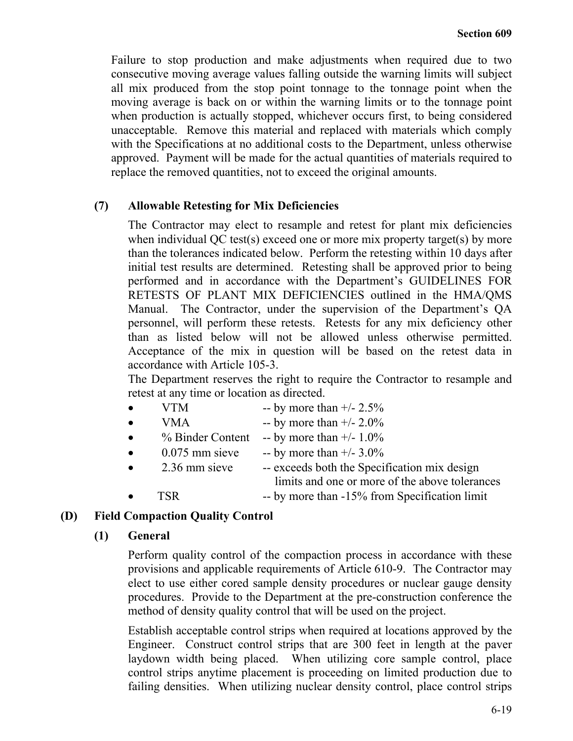Failure to stop production and make adjustments when required due to two consecutive moving average values falling outside the warning limits will subject all mix produced from the stop point tonnage to the tonnage point when the moving average is back on or within the warning limits or to the tonnage point when production is actually stopped, whichever occurs first, to being considered unacceptable. Remove this material and replaced with materials which comply with the Specifications at no additional costs to the Department, unless otherwise approved. Payment will be made for the actual quantities of materials required to replace the removed quantities, not to exceed the original amounts.

**(7) Allowable Retesting for Mix Deficiencies**

The Contractor may elect to resample and retest for plant mix deficiencies when individual QC test(s) exceed one or more mix property target(s) by more than the tolerances indicated below. Perform the retesting within 10 days after initial test results are determined. Retesting shall be approved prior to being performed and in accordance with the Department's GUIDELINES FOR RETESTS OF PLANT MIX DEFICIENCIES outlined in the HMA/QMS Manual. The Contractor, under the supervision of the Department's QA personnel, will perform these retests. Retests for any mix deficiency other than as listed below will not be allowed unless otherwise permitted. Acceptance of the mix in question will be based on the retest data in accordance with Article 105-3.

The Department reserves the right to require the Contractor to resample and retest at any time or location as directed.

- VTM -- by more than +/- 2.5%
- VMA -- by more than +/- 2.0%
- % Binder Content -- by more than +/- 1.0%
- 0.075 mm sieve -- by more than +/- 3.0%
- 2.36 mm sieve -- exceeds both the Specification mix design limits and one or more of the above tolerances
- TSR -- by more than -15% from Specification limit

**(D) Field Compaction Quality Control**

**(1) General**

Perform quality control of the compaction process in accordance with these provisions and applicable requirements of Article 610-9. The Contractor may elect to use either cored sample density procedures or nuclear gauge density procedures. Provide to the Department at the pre-construction conference the method of density quality control that will be used on the project.

Establish acceptable control strips when required at locations approved by the Engineer. Construct control strips that are 300 feet in length at the paver laydown width being placed. When utilizing core sample control, place control strips anytime placement is proceeding on limited production due to failing densities. When utilizing nuclear density control, place control strips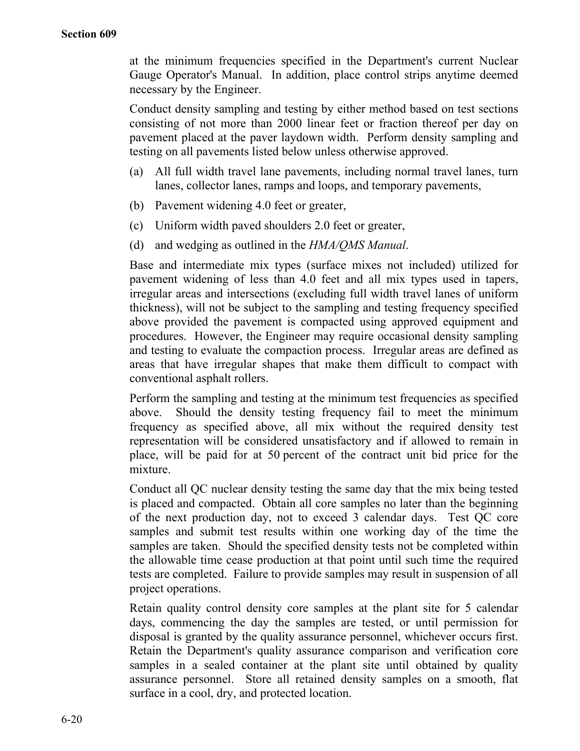at the minimum frequencies specified in the Department's current Nuclear Gauge Operator's Manual. In addition, place control strips anytime deemed necessary by the Engineer.

Conduct density sampling and testing by either method based on test sections consisting of not more than 2000 linear feet or fraction thereof per day on pavement placed at the paver laydown width. Perform density sampling and testing on all pavements listed below unless otherwise approved.

(a) All full width travel lane pavements, including normal travel lanes, turn lanes, collector lanes, ramps and loops, and temporary pavements,

(b) Pavement widening 4.0 feet or greater,

(c) Uniform width paved shoulders 2.0 feet or greater,

(d) and wedging as outlined in the *HMA/QMS Manual*.

Base and intermediate mix types (surface mixes not included) utilized for pavement widening of less than 4.0 feet and all mix types used in tapers, irregular areas and intersections (excluding full width travel lanes of uniform thickness), will not be subject to the sampling and testing frequency specified above provided the pavement is compacted using approved equipment and procedures. However, the Engineer may require occasional density sampling and testing to evaluate the compaction process. Irregular areas are defined as areas that have irregular shapes that make them difficult to compact with conventional asphalt rollers.

Perform the sampling and testing at the minimum test frequencies as specified above. Should the density testing frequency fail to meet the minimum frequency as specified above, all mix without the required density test representation will be considered unsatisfactory and if allowed to remain in place, will be paid for at 50 percent of the contract unit bid price for the mixture.

Conduct all QC nuclear density testing the same day that the mix being tested is placed and compacted. Obtain all core samples no later than the beginning of the next production day, not to exceed 3 calendar days. Test QC core samples and submit test results within one working day of the time the samples are taken. Should the specified density tests not be completed within the allowable time cease production at that point until such time the required tests are completed. Failure to provide samples may result in suspension of all project operations.

Retain quality control density core samples at the plant site for 5 calendar days, commencing the day the samples are tested, or until permission for disposal is granted by the quality assurance personnel, whichever occurs first. Retain the Department's quality assurance comparison and verification core samples in a sealed container at the plant site until obtained by quality assurance personnel. Store all retained density samples on a smooth, flat surface in a cool, dry, and protected location.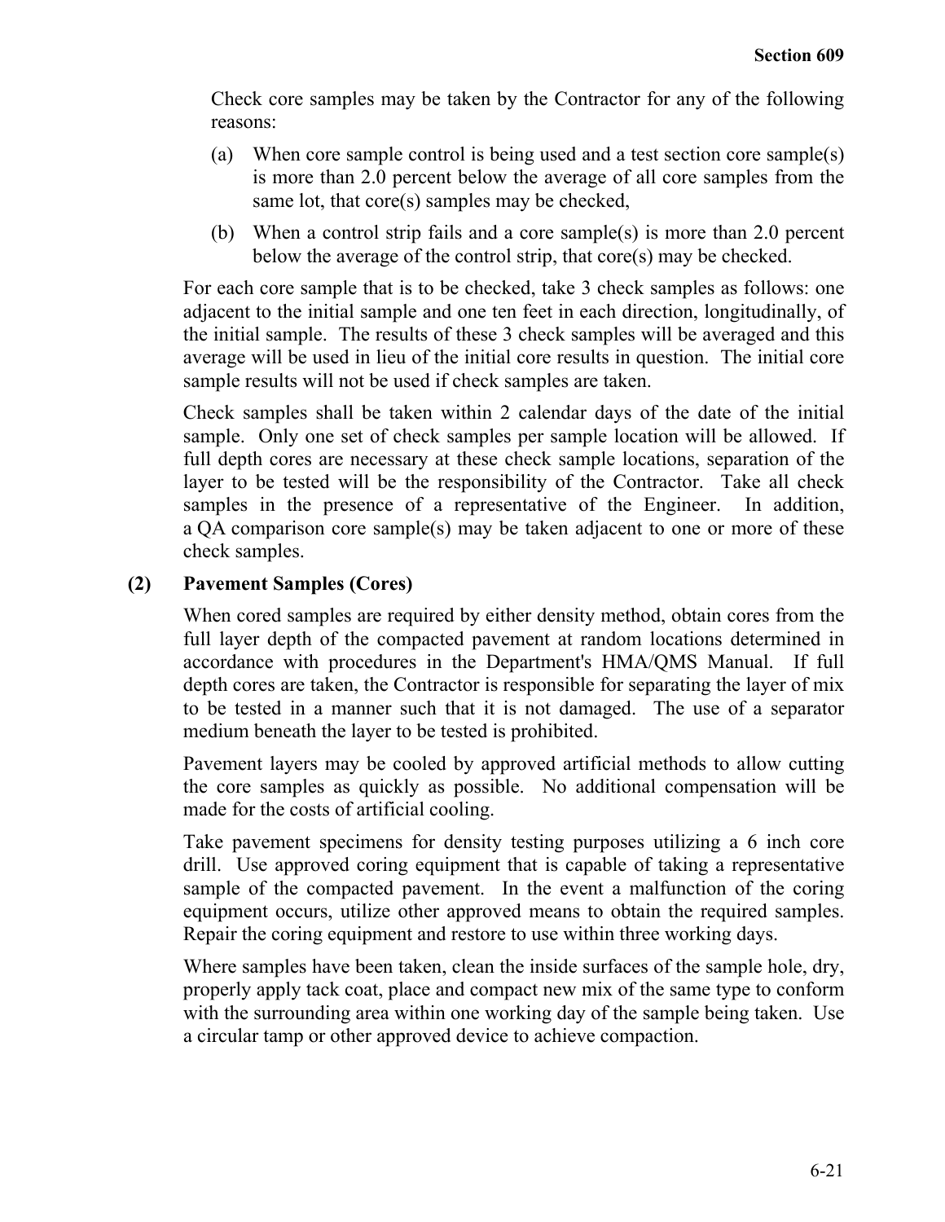Check core samples may be taken by the Contractor for any of the following reasons:

(a) When core sample control is being used and a test section core sample(s) is more than 2.0 percent below the average of all core samples from the same lot, that core(s) samples may be checked,

(b) When a control strip fails and a core sample(s) is more than 2.0 percent below the average of the control strip, that core(s) may be checked.

For each core sample that is to be checked, take 3 check samples as follows: one adjacent to the initial sample and one ten feet in each direction, longitudinally, of the initial sample. The results of these 3 check samples will be averaged and this average will be used in lieu of the initial core results in question. The initial core sample results will not be used if check samples are taken.

Check samples shall be taken within 2 calendar days of the date of the initial sample. Only one set of check samples per sample location will be allowed. If full depth cores are necessary at these check sample locations, separation of the layer to be tested will be the responsibility of the Contractor. Take all check samples in the presence of a representative of the Engineer. In addition, a QA comparison core sample(s) may be taken adjacent to one or more of these check samples.

**(2) Pavement Samples (Cores)**

When cored samples are required by either density method, obtain cores from the full layer depth of the compacted pavement at random locations determined in accordance with procedures in the Department's HMA/QMS Manual. If full depth cores are taken, the Contractor is responsible for separating the layer of mix to be tested in a manner such that it is not damaged. The use of a separator medium beneath the layer to be tested is prohibited.

Pavement layers may be cooled by approved artificial methods to allow cutting the core samples as quickly as possible. No additional compensation will be made for the costs of artificial cooling.

Take pavement specimens for density testing purposes utilizing a 6 inch core drill. Use approved coring equipment that is capable of taking a representative sample of the compacted pavement. In the event a malfunction of the coring equipment occurs, utilize other approved means to obtain the required samples. Repair the coring equipment and restore to use within three working days.

Where samples have been taken, clean the inside surfaces of the sample hole, dry, properly apply tack coat, place and compact new mix of the same type to conform with the surrounding area within one working day of the sample being taken. Use a circular tamp or other approved device to achieve compaction.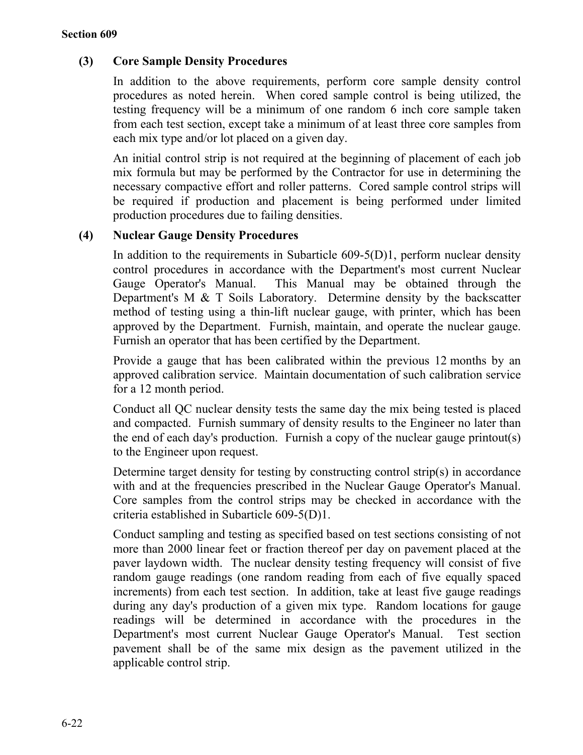**Section 609**

### (3) Core Sample Density Procedures

In addition to the above requirements, perform core sample density control procedures as noted herein. When cored sample control is being utilized, the testing frequency will be a minimum of one random 6 inch core sample taken from each test section, except take a minimum of at least three core samples from each mix type and/or lot placed on a given day.

An initial control strip is not required at the beginning of placement of each job mix formula but may be performed by the Contractor for use in determining the necessary compactive effort and roller patterns. Cored sample control strips will be required if production and placement is being performed under limited production procedures due to failing densities.

### (4) Nuclear Gauge Density Procedures

In addition to the requirements in Subarticle 609-5(D)1, perform nuclear density control procedures in accordance with the Department's most current Nuclear Gauge Operator's Manual. This Manual may be obtained through the Department's M & T Soils Laboratory. Determine density by the backscatter method of testing using a thin-lift nuclear gauge, with printer, which has been approved by the Department. Furnish, maintain, and operate the nuclear gauge. Furnish an operator that has been certified by the Department.

Provide a gauge that has been calibrated within the previous 12 months by an approved calibration service. Maintain documentation of such calibration service for a 12 month period.

Conduct all QC nuclear density tests the same day the mix being tested is placed and compacted. Furnish summary of density results to the Engineer no later than the end of each day's production. Furnish a copy of the nuclear gauge printout(s) to the Engineer upon request.

Determine target density for testing by constructing control strip(s) in accordance with and at the frequencies prescribed in the Nuclear Gauge Operator's Manual. Core samples from the control strips may be checked in accordance with the criteria established in Subarticle 609-5(D)1.

Conduct sampling and testing as specified based on test sections consisting of not more than 2000 linear feet or fraction thereof per day on pavement placed at the paver laydown width. The nuclear density testing frequency will consist of five random gauge readings (one random reading from each of five equally spaced increments) from each test section. In addition, take at least five gauge readings during any day's production of a given mix type. Random locations for gauge readings will be determined in accordance with the procedures in the Department's most current Nuclear Gauge Operator's Manual. Test section pavement shall be of the same mix design as the pavement utilized in the applicable control strip.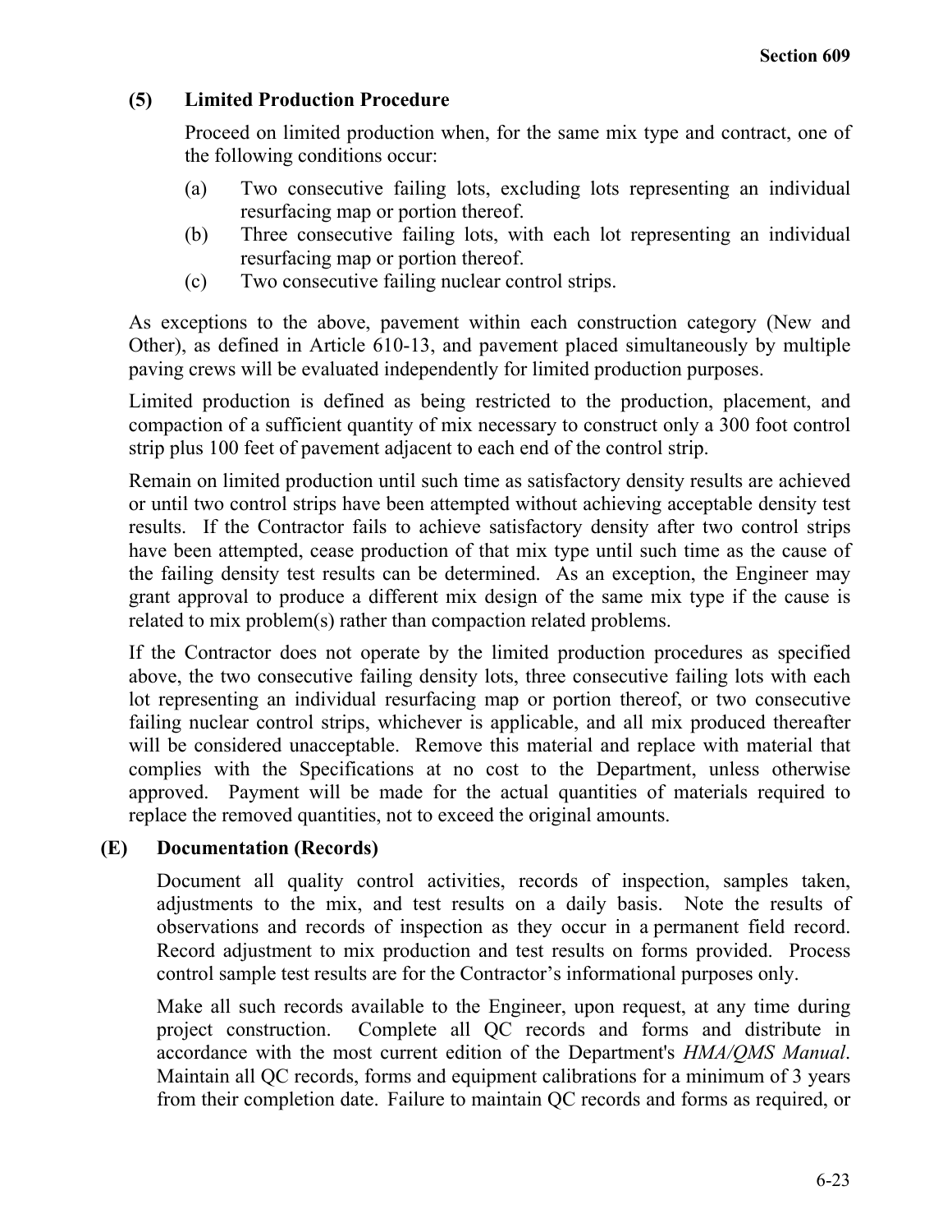#### (5) Limited Production Procedure

Proceed on limited production when, for the same mix type and contract, one of the following conditions occur:

(a) Two consecutive failing lots, excluding lots representing an individual resurfacing map or portion thereof.

(b) Three consecutive failing lots, with each lot representing an individual resurfacing map or portion thereof.

(c) Two consecutive failing nuclear control strips.

As exceptions to the above, pavement within each construction category (New and Other), as defined in Article 610-13, and pavement placed simultaneously by multiple paving crews will be evaluated independently for limited production purposes.

Limited production is defined as being restricted to the production, placement, and compaction of a sufficient quantity of mix necessary to construct only a 300 foot control strip plus 100 feet of pavement adjacent to each end of the control strip.

Remain on limited production until such time as satisfactory density results are achieved or until two control strips have been attempted without achieving acceptable density test results. If the Contractor fails to achieve satisfactory density after two control strips have been attempted, cease production of that mix type until such time as the cause of the failing density test results can be determined. As an exception, the Engineer may grant approval to produce a different mix design of the same mix type if the cause is related to mix problem(s) rather than compaction related problems.

If the Contractor does not operate by the limited production procedures as specified above, the two consecutive failing density lots, three consecutive failing lots with each lot representing an individual resurfacing map or portion thereof, or two consecutive failing nuclear control strips, whichever is applicable, and all mix produced thereafter will be considered unacceptable. Remove this material and replace with material that complies with the Specifications at no cost to the Department, unless otherwise approved. Payment will be made for the actual quantities of materials required to replace the removed quantities, not to exceed the original amounts.

### (E) Documentation (Records)

Document all quality control activities, records of inspection, samples taken, adjustments to the mix, and test results on a daily basis. Note the results of observations and records of inspection as they occur in a permanent field record. Record adjustment to mix production and test results on forms provided. Process control sample test results are for the Contractor's informational purposes only.

Make all such records available to the Engineer, upon request, at any time during project construction. Complete all QC records and forms and distribute in accordance with the most current edition of the Department's *HMA/QMS Manual*. Maintain all QC records, forms and equipment calibrations for a minimum of 3 years from their completion date. Failure to maintain QC records and forms as required, or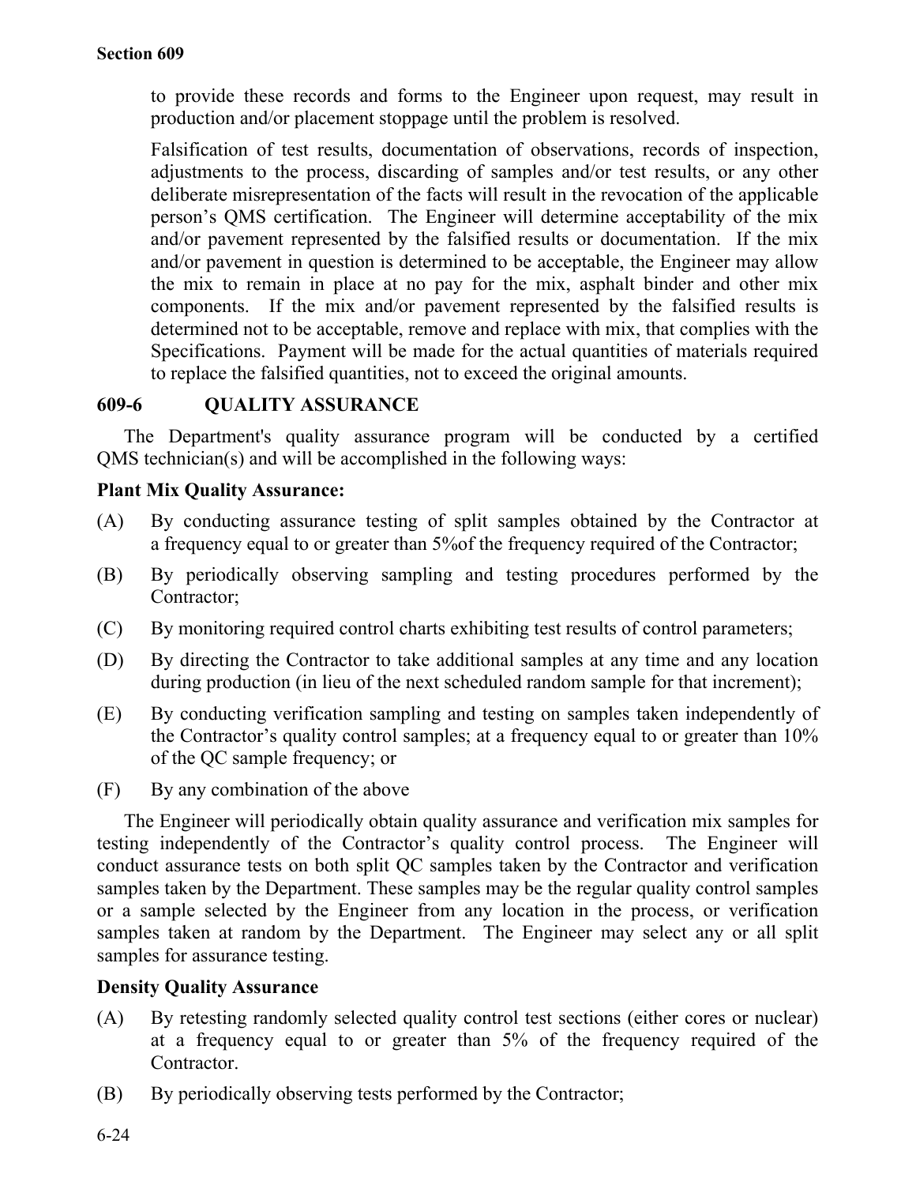to provide these records and forms to the Engineer upon request, may result in production and/or placement stoppage until the problem is resolved.

Falsification of test results, documentation of observations, records of inspection, adjustments to the process, discarding of samples and/or test results, or any other deliberate misrepresentation of the facts will result in the revocation of the applicable person's QMS certification. The Engineer will determine acceptability of the mix and/or pavement represented by the falsified results or documentation. If the mix and/or pavement in question is determined to be acceptable, the Engineer may allow the mix to remain in place at no pay for the mix, asphalt binder and other mix components. If the mix and/or pavement represented by the falsified results is determined not to be acceptable, remove and replace with mix, that complies with the Specifications. Payment will be made for the actual quantities of materials required to replace the falsified quantities, not to exceed the original amounts.

## 609-6 QUALITY ASSURANCE

The Department's quality assurance program will be conducted by a certified QMS technician(s) and will be accomplished in the following ways:

**Plant Mix Quality Assurance:**

(A) By conducting assurance testing of split samples obtained by the Contractor at a frequency equal to or greater than 5%of the frequency required of the Contractor;

(B) By periodically observing sampling and testing procedures performed by the Contractor;

(C) By monitoring required control charts exhibiting test results of control parameters;

(D) By directing the Contractor to take additional samples at any time and any location during production (in lieu of the next scheduled random sample for that increment);

(E) By conducting verification sampling and testing on samples taken independently of the Contractor's quality control samples; at a frequency equal to or greater than 10% of the QC sample frequency; or

(F) By any combination of the above

The Engineer will periodically obtain quality assurance and verification mix samples for testing independently of the Contractor's quality control process. The Engineer will conduct assurance tests on both split QC samples taken by the Contractor and verification samples taken by the Department. These samples may be the regular quality control samples or a sample selected by the Engineer from any location in the process, or verification samples taken at random by the Department. The Engineer may select any or all split samples for assurance testing.

**Density Quality Assurance**

(A) By retesting randomly selected quality control test sections (either cores or nuclear) at a frequency equal to or greater than 5% of the frequency required of the Contractor.

(B) By periodically observing tests performed by the Contractor;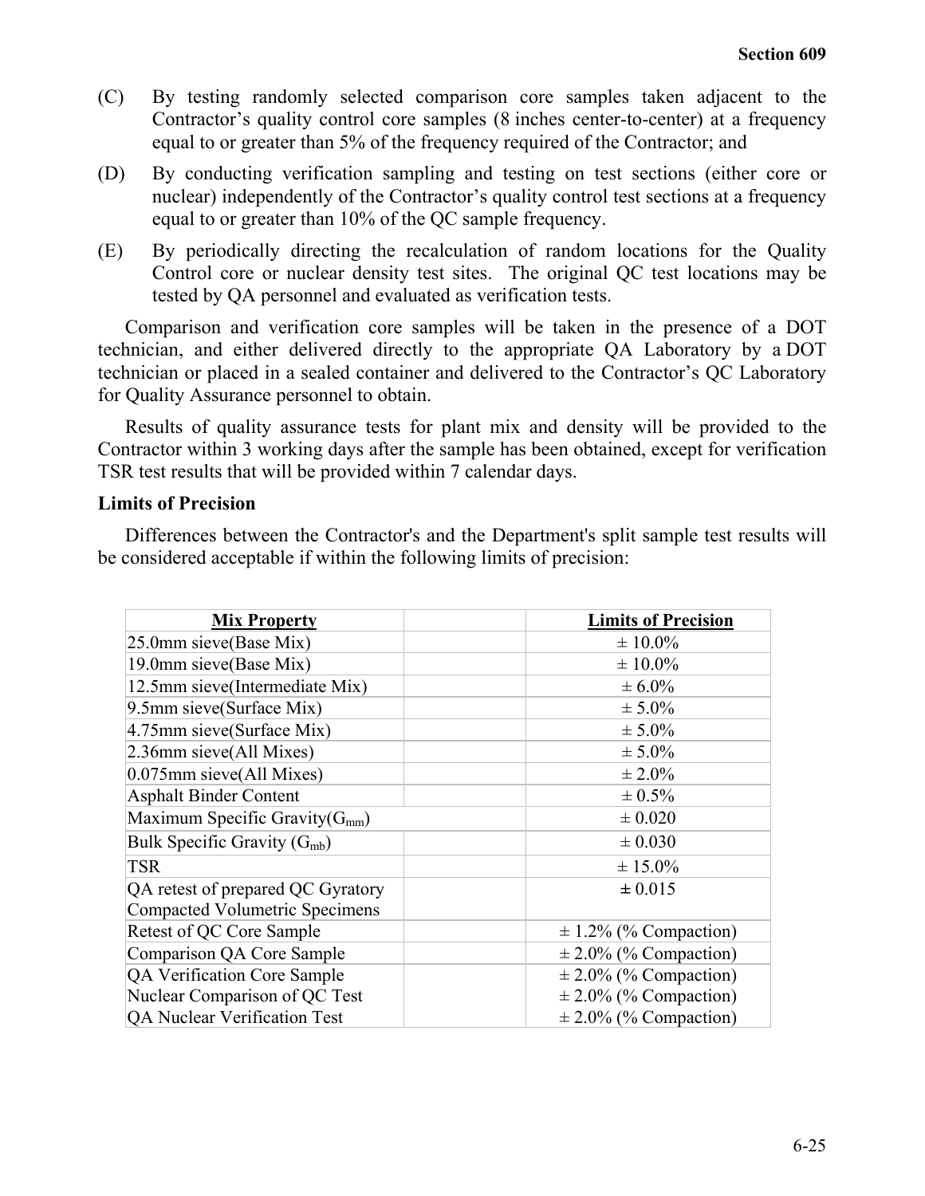(C) By testing randomly selected comparison core samples taken adjacent to the Contractor's quality control core samples (8 inches center-to-center) at a frequency equal to or greater than 5% of the frequency required of the Contractor; and

(D) By conducting verification sampling and testing on test sections (either core or nuclear) independently of the Contractor's quality control test sections at a frequency equal to or greater than 10% of the QC sample frequency.

(E) By periodically directing the recalculation of random locations for the Quality Control core or nuclear density test sites. The original QC test locations may be tested by QA personnel and evaluated as verification tests.

Comparison and verification core samples will be taken in the presence of a DOT technician, and either delivered directly to the appropriate QA Laboratory by a DOT technician or placed in a sealed container and delivered to the Contractor's QC Laboratory for Quality Assurance personnel to obtain.

Results of quality assurance tests for plant mix and density will be provided to the Contractor within 3 working days after the sample has been obtained, except for verification TSR test results that will be provided within 7 calendar days.

**Limits of Precision**

Differences between the Contractor's and the Department's split sample test results will be considered acceptable if within the following limits of precision:

| **Mix Property** | | **Limits of Precision** |
|---|---|---|
| 25.0mm sieve(Base Mix) | | ± 10.0% |
| 19.0mm sieve(Base Mix) | | ± 10.0% |
| 12.5mm sieve(Intermediate Mix) | | ± 6.0% |
| 9.5mm sieve(Surface Mix) | | ± 5.0% |
| 4.75mm sieve(Surface Mix) | | ± 5.0% |
| 2.36mm sieve(All Mixes) | | ± 5.0% |
| 0.075mm sieve(All Mixes) | | ± 2.0% |
| Asphalt Binder Content | | ± 0.5% |
| Maximum Specific Gravity($G_{mm}$) | | ± 0.020 |
| Bulk Specific Gravity ($G_{mb}$) | | ± 0.030 |
| TSR | | ± 15.0% |
| QA retest of prepared QC Gyratory Compacted Volumetric Specimens | | ± 0.015 |
| Retest of QC Core Sample | | ± 1.2% (% Compaction) |
| Comparison QA Core Sample | | ± 2.0% (% Compaction) |
| QA Verification Core Sample | | ± 2.0% (% Compaction) |
| Nuclear Comparison of QC Test | | ± 2.0% (% Compaction) |
| QA Nuclear Verification Test | | ± 2.0% (% Compaction) |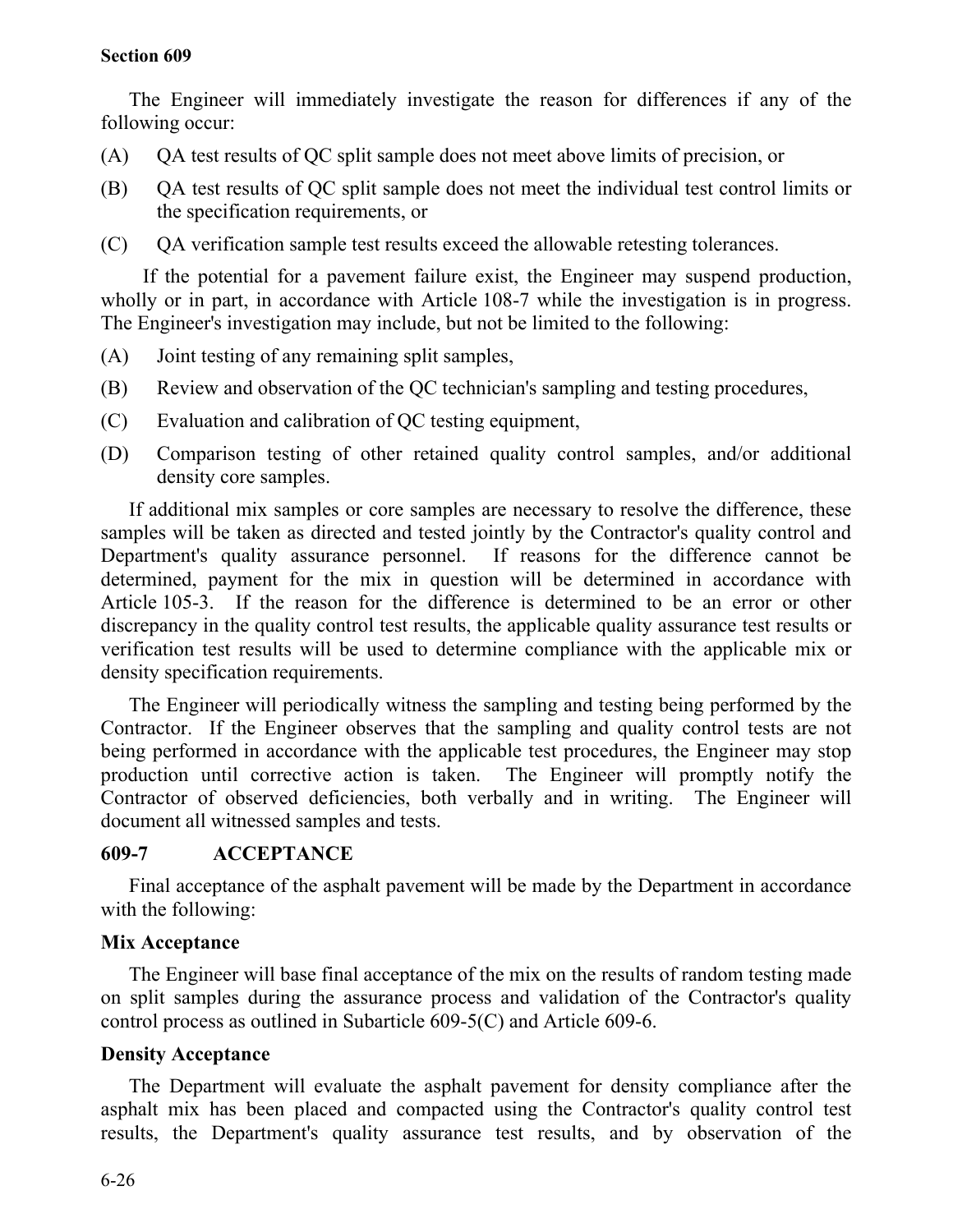The Engineer will immediately investigate the reason for differences if any of the following occur:

(A) QA test results of QC split sample does not meet above limits of precision, or

(B) QA test results of QC split sample does not meet the individual test control limits or the specification requirements, or

(C) QA verification sample test results exceed the allowable retesting tolerances.

If the potential for a pavement failure exist, the Engineer may suspend production, wholly or in part, in accordance with Article 108-7 while the investigation is in progress. The Engineer's investigation may include, but not be limited to the following:

(A) Joint testing of any remaining split samples,

(B) Review and observation of the QC technician's sampling and testing procedures,

(C) Evaluation and calibration of QC testing equipment,

(D) Comparison testing of other retained quality control samples, and/or additional density core samples.

If additional mix samples or core samples are necessary to resolve the difference, these samples will be taken as directed and tested jointly by the Contractor's quality control and Department's quality assurance personnel. If reasons for the difference cannot be determined, payment for the mix in question will be determined in accordance with Article 105-3. If the reason for the difference is determined to be an error or other discrepancy in the quality control test results, the applicable quality assurance test results or verification test results will be used to determine compliance with the applicable mix or density specification requirements.

The Engineer will periodically witness the sampling and testing being performed by the Contractor. If the Engineer observes that the sampling and quality control tests are not being performed in accordance with the applicable test procedures, the Engineer may stop production until corrective action is taken. The Engineer will promptly notify the Contractor of observed deficiencies, both verbally and in writing. The Engineer will document all witnessed samples and tests.

## 609-7 ACCEPTANCE

Final acceptance of the asphalt pavement will be made by the Department in accordance with the following:

### Mix Acceptance

The Engineer will base final acceptance of the mix on the results of random testing made on split samples during the assurance process and validation of the Contractor's quality control process as outlined in Subarticle 609-5(C) and Article 609-6.

### Density Acceptance

The Department will evaluate the asphalt pavement for density compliance after the asphalt mix has been placed and compacted using the Contractor's quality control test results, the Department's quality assurance test results, and by observation of the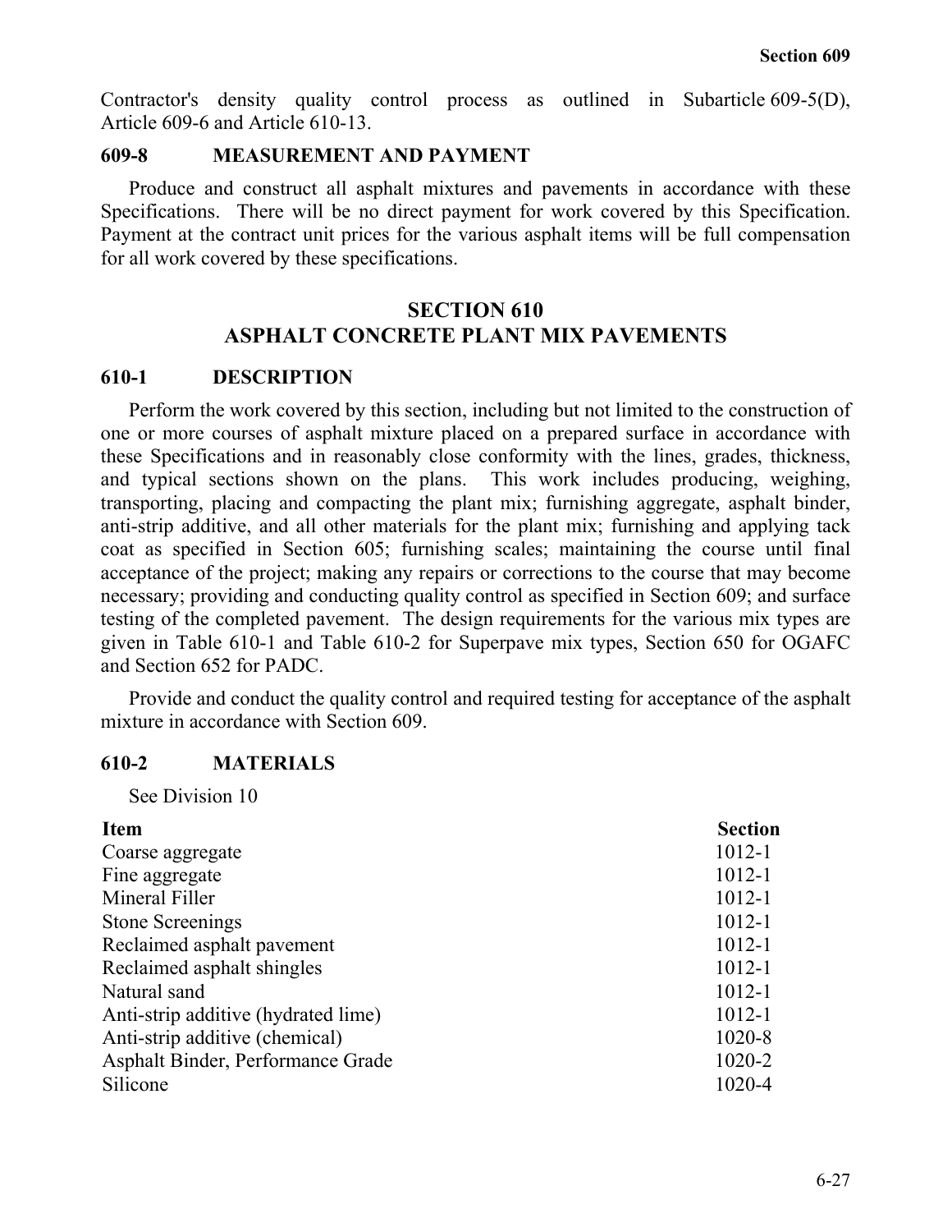Contractor's density quality control process as outlined in Subarticle 609-5(D), Article 609-6 and Article 610-13.

### 609-8 MEASUREMENT AND PAYMENT

Produce and construct all asphalt mixtures and pavements in accordance with these Specifications. There will be no direct payment for work covered by this Specification. Payment at the contract unit prices for the various asphalt items will be full compensation for all work covered by these specifications.

## SECTION 610
## ASPHALT CONCRETE PLANT MIX PAVEMENTS

### 610-1 DESCRIPTION

Perform the work covered by this section, including but not limited to the construction of one or more courses of asphalt mixture placed on a prepared surface in accordance with these Specifications and in reasonably close conformity with the lines, grades, thickness, and typical sections shown on the plans. This work includes producing, weighing, transporting, placing and compacting the plant mix; furnishing aggregate, asphalt binder, anti-strip additive, and all other materials for the plant mix; furnishing and applying tack coat as specified in Section 605; furnishing scales; maintaining the course until final acceptance of the project; making any repairs or corrections to the course that may become necessary; providing and conducting quality control as specified in Section 609; and surface testing of the completed pavement. The design requirements for the various mix types are given in Table 610-1 and Table 610-2 for Superpave mix types, Section 650 for OGAFC and Section 652 for PADC.

Provide and conduct the quality control and required testing for acceptance of the asphalt mixture in accordance with Section 609.

### 610-2 MATERIALS

See Division 10

| Item | Section |
|---|---|
| Coarse aggregate | 1012-1 |
| Fine aggregate | 1012-1 |
| Mineral Filler | 1012-1 |
| Stone Screenings | 1012-1 |
| Reclaimed asphalt pavement | 1012-1 |
| Reclaimed asphalt shingles | 1012-1 |
| Natural sand | 1012-1 |
| Anti-strip additive (hydrated lime) | 1012-1 |
| Anti-strip additive (chemical) | 1020-8 |
| Asphalt Binder, Performance Grade | 1020-2 |
| Silicone | 1020-4 |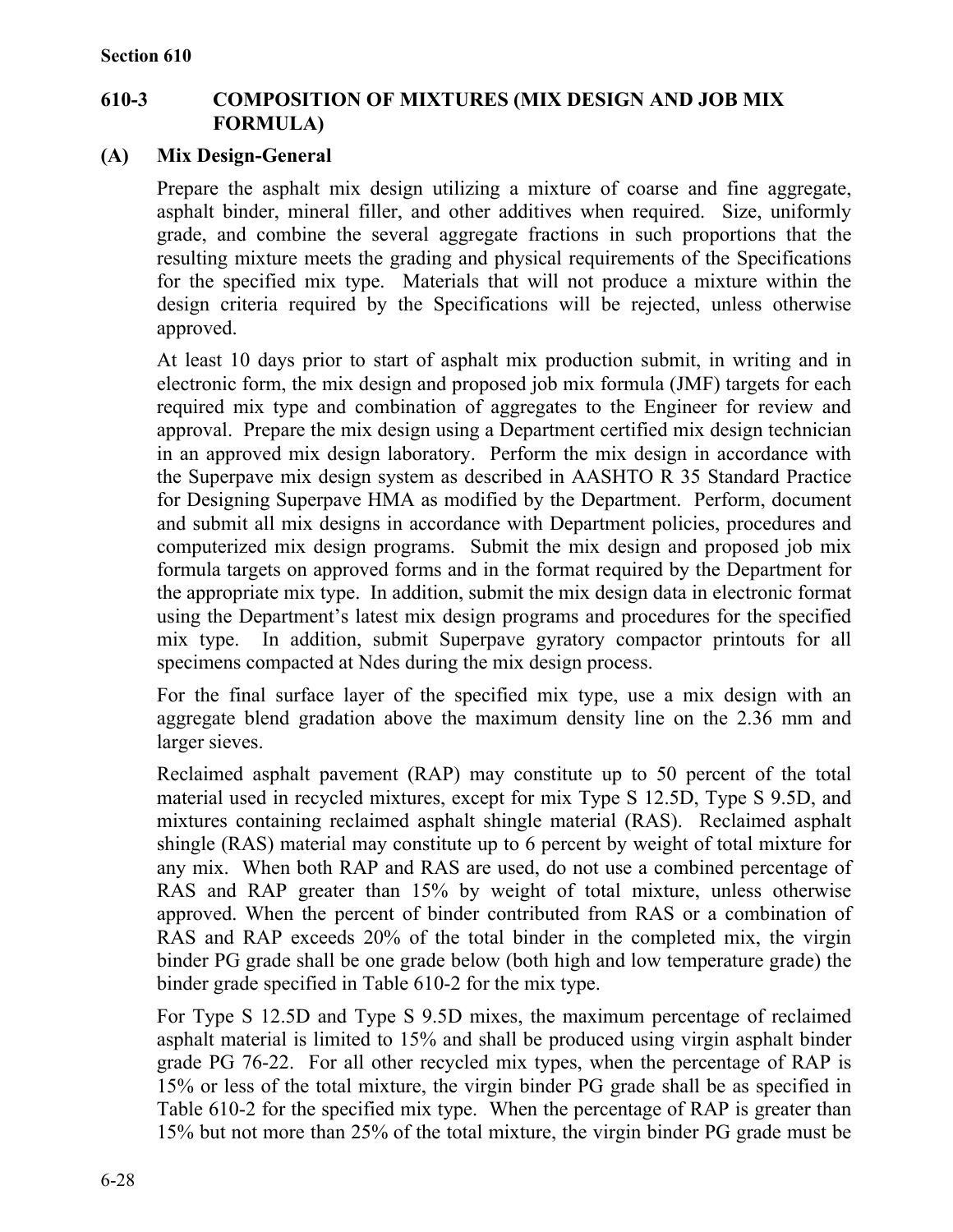## 610-3 COMPOSITION OF MIXTURES (MIX DESIGN AND JOB MIX FORMULA)

### (A) Mix Design-General

Prepare the asphalt mix design utilizing a mixture of coarse and fine aggregate, asphalt binder, mineral filler, and other additives when required. Size, uniformly grade, and combine the several aggregate fractions in such proportions that the resulting mixture meets the grading and physical requirements of the Specifications for the specified mix type. Materials that will not produce a mixture within the design criteria required by the Specifications will be rejected, unless otherwise approved.

At least 10 days prior to start of asphalt mix production submit, in writing and in electronic form, the mix design and proposed job mix formula (JMF) targets for each required mix type and combination of aggregates to the Engineer for review and approval. Prepare the mix design using a Department certified mix design technician in an approved mix design laboratory. Perform the mix design in accordance with the Superpave mix design system as described in AASHTO R 35 Standard Practice for Designing Superpave HMA as modified by the Department. Perform, document and submit all mix designs in accordance with Department policies, procedures and computerized mix design programs. Submit the mix design and proposed job mix formula targets on approved forms and in the format required by the Department for the appropriate mix type. In addition, submit the mix design data in electronic format using the Department's latest mix design programs and procedures for the specified mix type. In addition, submit Superpave gyratory compactor printouts for all specimens compacted at Ndes during the mix design process.

For the final surface layer of the specified mix type, use a mix design with an aggregate blend gradation above the maximum density line on the 2.36 mm and larger sieves.

Reclaimed asphalt pavement (RAP) may constitute up to 50 percent of the total material used in recycled mixtures, except for mix Type S 12.5D, Type S 9.5D, and mixtures containing reclaimed asphalt shingle material (RAS). Reclaimed asphalt shingle (RAS) material may constitute up to 6 percent by weight of total mixture for any mix. When both RAP and RAS are used, do not use a combined percentage of RAS and RAP greater than 15% by weight of total mixture, unless otherwise approved. When the percent of binder contributed from RAS or a combination of RAS and RAP exceeds 20% of the total binder in the completed mix, the virgin binder PG grade shall be one grade below (both high and low temperature grade) the binder grade specified in Table 610-2 for the mix type.

For Type S 12.5D and Type S 9.5D mixes, the maximum percentage of reclaimed asphalt material is limited to 15% and shall be produced using virgin asphalt binder grade PG 76-22. For all other recycled mix types, when the percentage of RAP is 15% or less of the total mixture, the virgin binder PG grade shall be as specified in Table 610-2 for the specified mix type. When the percentage of RAP is greater than 15% but not more than 25% of the total mixture, the virgin binder PG grade must be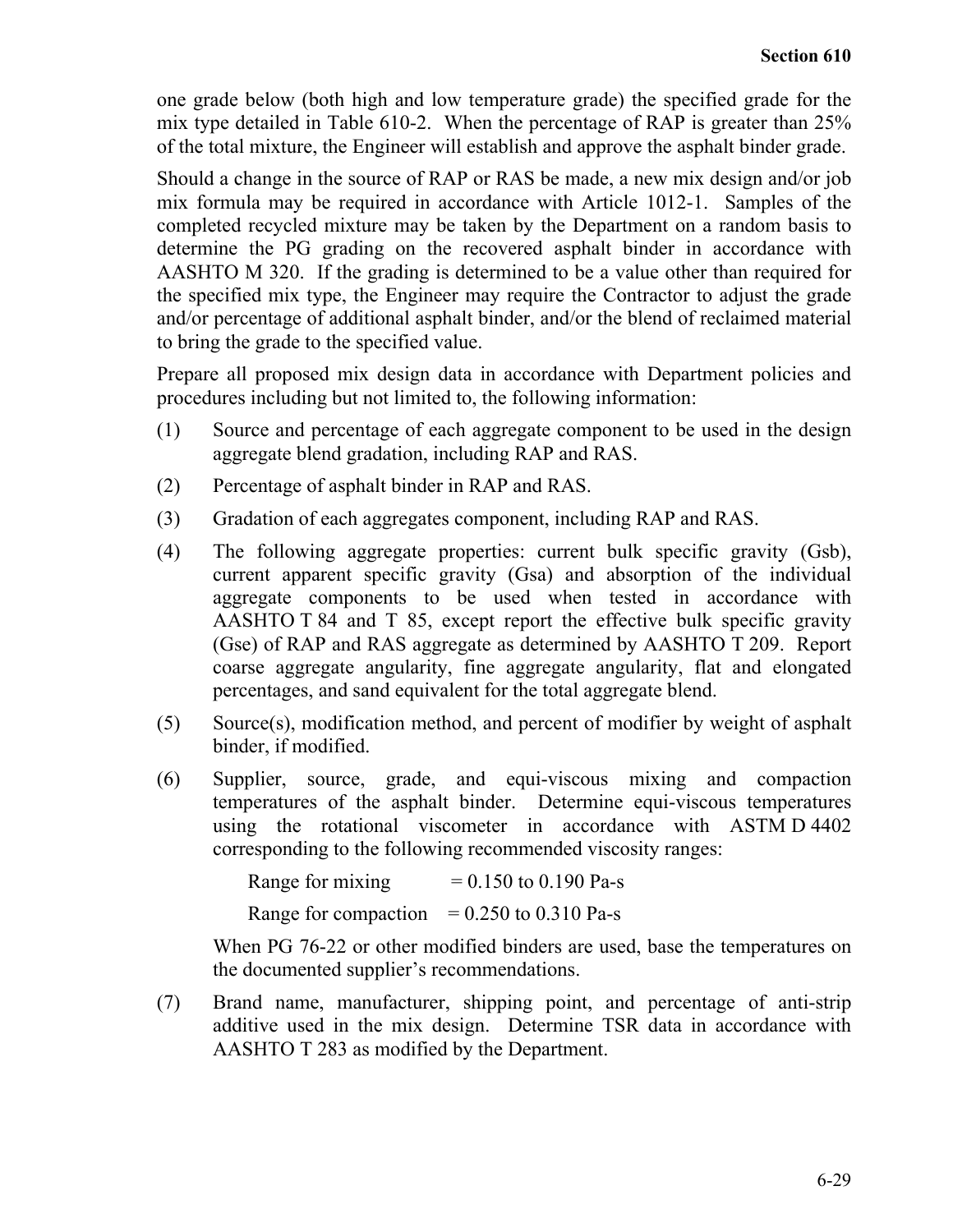one grade below (both high and low temperature grade) the specified grade for the mix type detailed in Table 610-2. When the percentage of RAP is greater than 25% of the total mixture, the Engineer will establish and approve the asphalt binder grade.

Should a change in the source of RAP or RAS be made, a new mix design and/or job mix formula may be required in accordance with Article 1012-1. Samples of the completed recycled mixture may be taken by the Department on a random basis to determine the PG grading on the recovered asphalt binder in accordance with AASHTO M 320. If the grading is determined to be a value other than required for the specified mix type, the Engineer may require the Contractor to adjust the grade and/or percentage of additional asphalt binder, and/or the blend of reclaimed material to bring the grade to the specified value.

Prepare all proposed mix design data in accordance with Department policies and procedures including but not limited to, the following information:

(1) Source and percentage of each aggregate component to be used in the design aggregate blend gradation, including RAP and RAS.

(2) Percentage of asphalt binder in RAP and RAS.

(3) Gradation of each aggregates component, including RAP and RAS.

(4) The following aggregate properties: current bulk specific gravity (Gsb), current apparent specific gravity (Gsa) and absorption of the individual aggregate components to be used when tested in accordance with AASHTO T 84 and T 85, except report the effective bulk specific gravity (Gse) of RAP and RAS aggregate as determined by AASHTO T 209. Report coarse aggregate angularity, fine aggregate angularity, flat and elongated percentages, and sand equivalent for the total aggregate blend.

(5) Source(s), modification method, and percent of modifier by weight of asphalt binder, if modified.

(6) Supplier, source, grade, and equi-viscous mixing and compaction temperatures of the asphalt binder. Determine equi-viscous temperatures using the rotational viscometer in accordance with ASTM D 4402 corresponding to the following recommended viscosity ranges:

    Range for mixing = 0.150 to 0.190 Pa-s

    Range for compaction = 0.250 to 0.310 Pa-s

    When PG 76-22 or other modified binders are used, base the temperatures on the documented supplier's recommendations.

(7) Brand name, manufacturer, shipping point, and percentage of anti-strip additive used in the mix design. Determine TSR data in accordance with AASHTO T 283 as modified by the Department.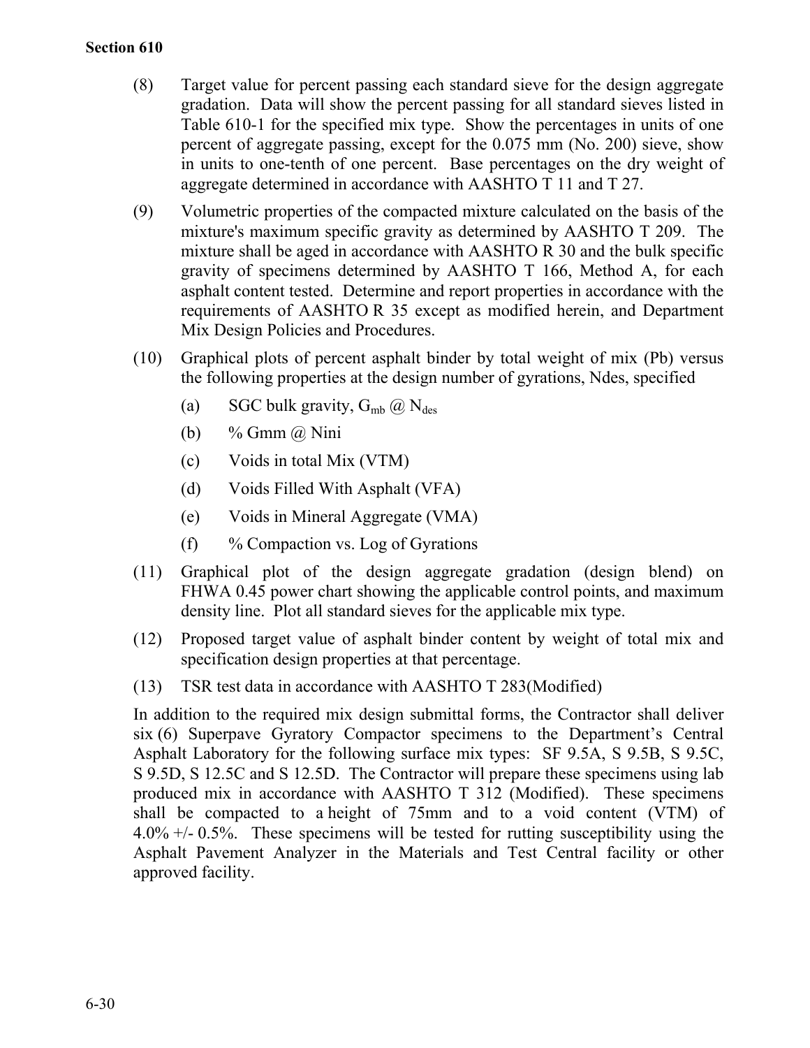(8) Target value for percent passing each standard sieve for the design aggregate gradation. Data will show the percent passing for all standard sieves listed in Table 610-1 for the specified mix type. Show the percentages in units of one percent of aggregate passing, except for the 0.075 mm (No. 200) sieve, show in units to one-tenth of one percent. Base percentages on the dry weight of aggregate determined in accordance with AASHTO T 11 and T 27.

(9) Volumetric properties of the compacted mixture calculated on the basis of the mixture's maximum specific gravity as determined by AASHTO T 209. The mixture shall be aged in accordance with AASHTO R 30 and the bulk specific gravity of specimens determined by AASHTO T 166, Method A, for each asphalt content tested. Determine and report properties in accordance with the requirements of AASHTO R 35 except as modified herein, and Department Mix Design Policies and Procedures.

(10) Graphical plots of percent asphalt binder by total weight of mix (Pb) versus the following properties at the design number of gyrations, Ndes, specified

   (a) SGC bulk gravity, $G_{mb}$ @ $N_{des}$

   (b) % Gmm @ Nini

   (c) Voids in total Mix (VTM)

   (d) Voids Filled With Asphalt (VFA)

   (e) Voids in Mineral Aggregate (VMA)

   (f) % Compaction vs. Log of Gyrations

(11) Graphical plot of the design aggregate gradation (design blend) on FHWA 0.45 power chart showing the applicable control points, and maximum density line. Plot all standard sieves for the applicable mix type.

(12) Proposed target value of asphalt binder content by weight of total mix and specification design properties at that percentage.

(13) TSR test data in accordance with AASHTO T 283(Modified)

In addition to the required mix design submittal forms, the Contractor shall deliver six (6) Superpave Gyratory Compactor specimens to the Department's Central Asphalt Laboratory for the following surface mix types: SF 9.5A, S 9.5B, S 9.5C, S 9.5D, S 12.5C and S 12.5D. The Contractor will prepare these specimens using lab produced mix in accordance with AASHTO T 312 (Modified). These specimens shall be compacted to a height of 75mm and to a void content (VTM) of 4.0% +/- 0.5%. These specimens will be tested for rutting susceptibility using the Asphalt Pavement Analyzer in the Materials and Test Central facility or other approved facility.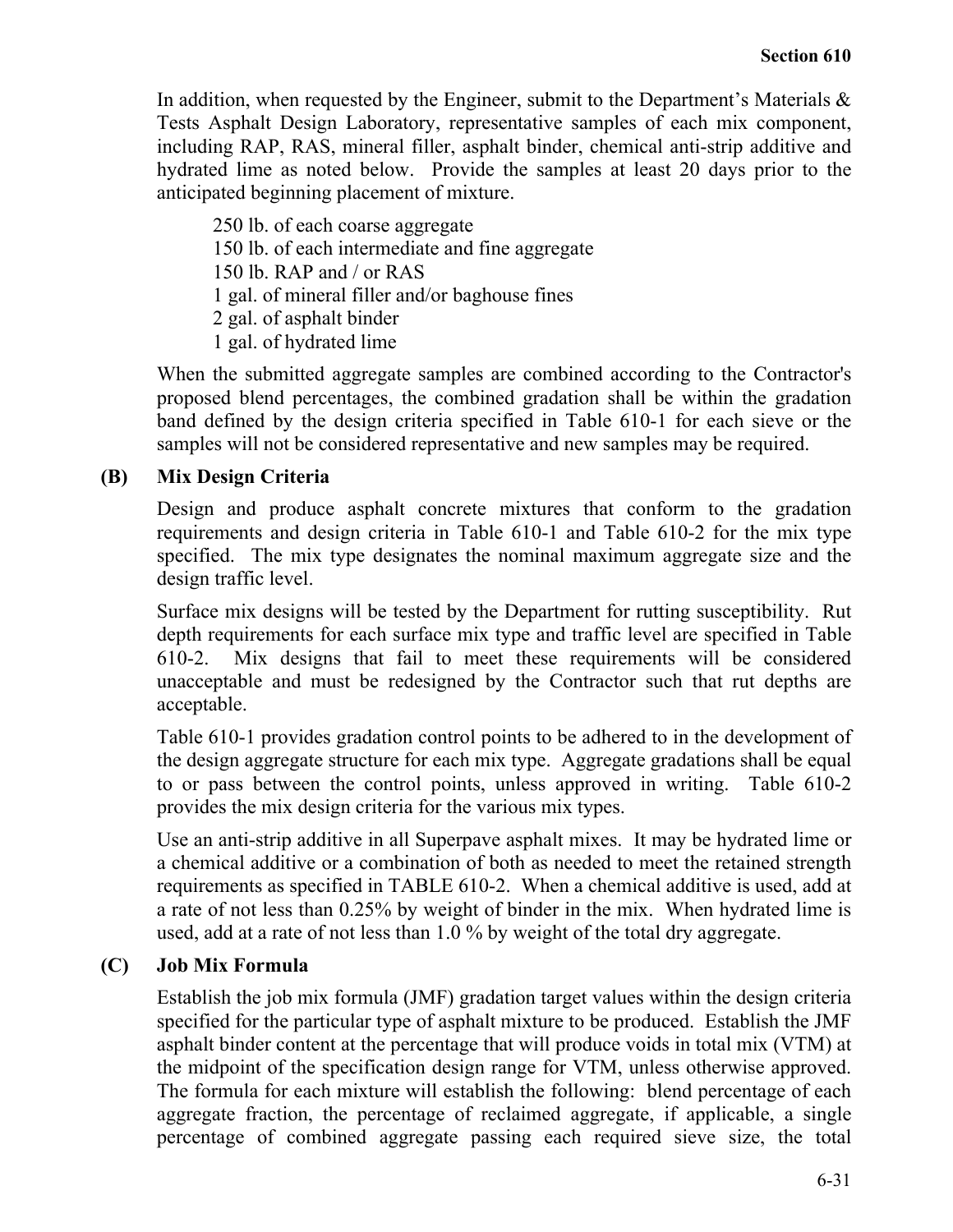In addition, when requested by the Engineer, submit to the Department's Materials & Tests Asphalt Design Laboratory, representative samples of each mix component, including RAP, RAS, mineral filler, asphalt binder, chemical anti-strip additive and hydrated lime as noted below. Provide the samples at least 20 days prior to the anticipated beginning placement of mixture.

250 lb. of each coarse aggregate  
150 lb. of each intermediate and fine aggregate  
150 lb. RAP and / or RAS  
1 gal. of mineral filler and/or baghouse fines  
2 gal. of asphalt binder  
1 gal. of hydrated lime

When the submitted aggregate samples are combined according to the Contractor's proposed blend percentages, the combined gradation shall be within the gradation band defined by the design criteria specified in Table 610-1 for each sieve or the samples will not be considered representative and new samples may be required.

### (B) Mix Design Criteria

Design and produce asphalt concrete mixtures that conform to the gradation requirements and design criteria in Table 610-1 and Table 610-2 for the mix type specified. The mix type designates the nominal maximum aggregate size and the design traffic level.

Surface mix designs will be tested by the Department for rutting susceptibility. Rut depth requirements for each surface mix type and traffic level are specified in Table 610-2. Mix designs that fail to meet these requirements will be considered unacceptable and must be redesigned by the Contractor such that rut depths are acceptable.

Table 610-1 provides gradation control points to be adhered to in the development of the design aggregate structure for each mix type. Aggregate gradations shall be equal to or pass between the control points, unless approved in writing. Table 610-2 provides the mix design criteria for the various mix types.

Use an anti-strip additive in all Superpave asphalt mixes. It may be hydrated lime or a chemical additive or a combination of both as needed to meet the retained strength requirements as specified in TABLE 610-2. When a chemical additive is used, add at a rate of not less than 0.25% by weight of binder in the mix. When hydrated lime is used, add at a rate of not less than 1.0 % by weight of the total dry aggregate.

### (C) Job Mix Formula

Establish the job mix formula (JMF) gradation target values within the design criteria specified for the particular type of asphalt mixture to be produced. Establish the JMF asphalt binder content at the percentage that will produce voids in total mix (VTM) at the midpoint of the specification design range for VTM, unless otherwise approved. The formula for each mixture will establish the following: blend percentage of each aggregate fraction, the percentage of reclaimed aggregate, if applicable, a single percentage of combined aggregate passing each required sieve size, the total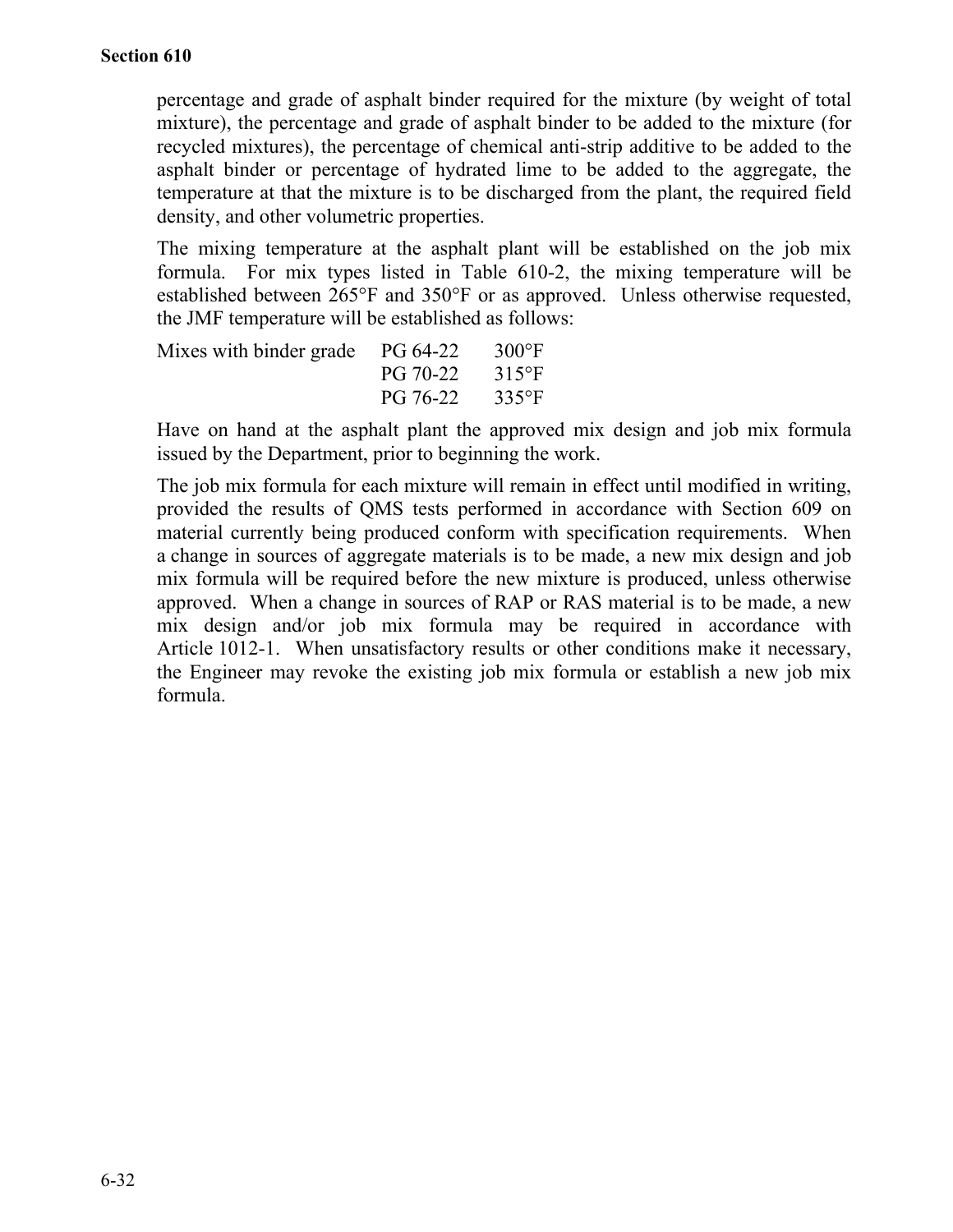percentage and grade of asphalt binder required for the mixture (by weight of total mixture), the percentage and grade of asphalt binder to be added to the mixture (for recycled mixtures), the percentage of chemical anti-strip additive to be added to the asphalt binder or percentage of hydrated lime to be added to the aggregate, the temperature at that the mixture is to be discharged from the plant, the required field density, and other volumetric properties.

The mixing temperature at the asphalt plant will be established on the job mix formula. For mix types listed in Table 610-2, the mixing temperature will be established between 265°F and 350°F or as approved. Unless otherwise requested, the JMF temperature will be established as follows:

| Mixes with binder grade | PG 64-22 | 300°F |
|---|---|---|
| | PG 70-22 | 315°F |
| | PG 76-22 | 335°F |

Have on hand at the asphalt plant the approved mix design and job mix formula issued by the Department, prior to beginning the work.

The job mix formula for each mixture will remain in effect until modified in writing, provided the results of QMS tests performed in accordance with Section 609 on material currently being produced conform with specification requirements. When a change in sources of aggregate materials is to be made, a new mix design and job mix formula will be required before the new mixture is produced, unless otherwise approved. When a change in sources of RAP or RAS material is to be made, a new mix design and/or job mix formula may be required in accordance with Article 1012-1. When unsatisfactory results or other conditions make it necessary, the Engineer may revoke the existing job mix formula or establish a new job mix formula.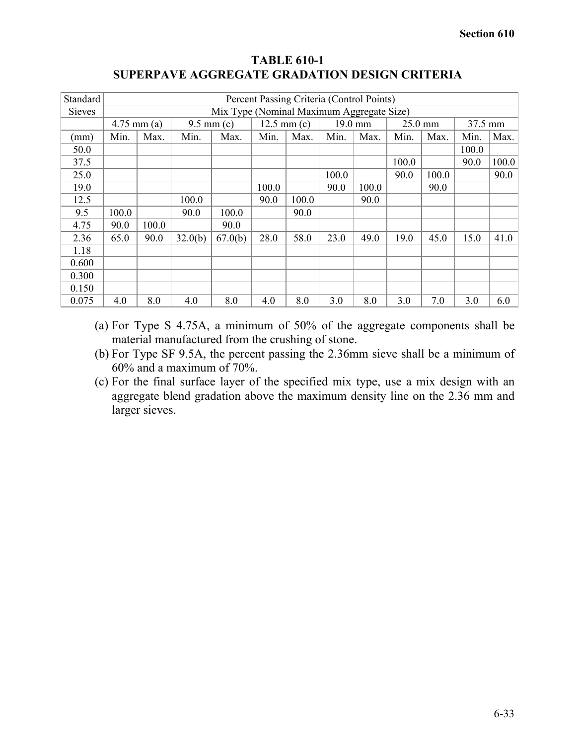## TABLE 610-1
## SUPERPAVE AGGREGATE GRADATION DESIGN CRITERIA

| Standard | Percent Passing Criteria (Control Points) | | | | | | | | | | | |
|---|---|---|---|---|---|---|---|---|---|---|---|---|
| Sieves | Mix Type (Nominal Maximum Aggregate Size) | | | | | | | | | | | |
| | 4.75 mm (a) | | 9.5 mm (c) | | 12.5 mm (c) | | 19.0 mm | | 25.0 mm | | 37.5 mm | |
| (mm) | Min. | Max. | Min. | Max. | Min. | Max. | Min. | Max. | Min. | Max. | Min. | Max. |
| 50.0 | | | | | | | | | | | 100.0 | |
| 37.5 | | | | | | | | | 100.0 | | 90.0 | 100.0 |
| 25.0 | | | | | | | 100.0 | | 90.0 | 100.0 | | 90.0 |
| 19.0 | | | | | 100.0 | | 90.0 | 100.0 | | 90.0 | | |
| 12.5 | | | 100.0 | | 90.0 | 100.0 | | 90.0 | | | | |
| 9.5 | 100.0 | | 90.0 | 100.0 | | 90.0 | | | | | | |
| 4.75 | 90.0 | 100.0 | | 90.0 | | | | | | | | |
| 2.36 | 65.0 | 90.0 | 32.0(b) | 67.0(b) | 28.0 | 58.0 | 23.0 | 49.0 | 19.0 | 45.0 | 15.0 | 41.0 |
| 1.18 | | | | | | | | | | | | |
| 0.600 | | | | | | | | | | | | |
| 0.300 | | | | | | | | | | | | |
| 0.150 | | | | | | | | | | | | |
| 0.075 | 4.0 | 8.0 | 4.0 | 8.0 | 4.0 | 8.0 | 3.0 | 8.0 | 3.0 | 7.0 | 3.0 | 6.0 |

(a) For Type S 4.75A, a minimum of 50% of the aggregate components shall be material manufactured from the crushing of stone.

(b) For Type SF 9.5A, the percent passing the 2.36mm sieve shall be a minimum of 60% and a maximum of 70%.

(c) For the final surface layer of the specified mix type, use a mix design with an aggregate blend gradation above the maximum density line on the 2.36 mm and larger sieves.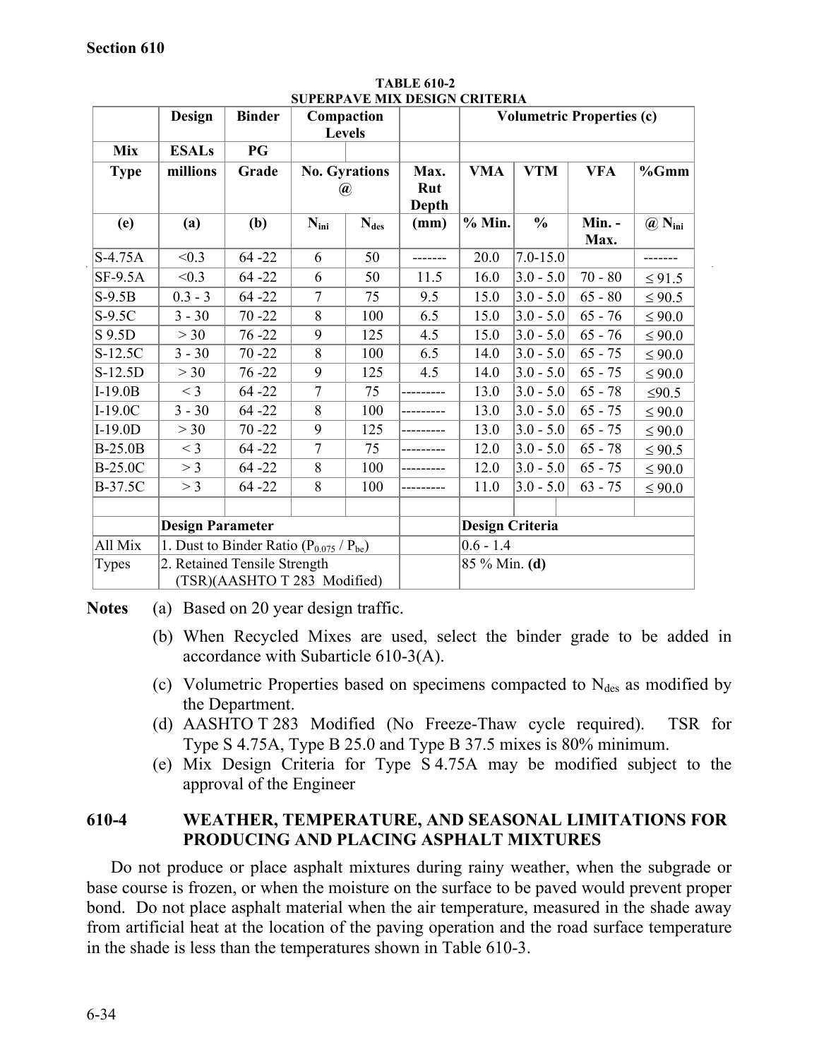Section 610

**TABLE 610-2**
**SUPERPAVE MIX DESIGN CRITERIA**

| | Design | Binder | Compaction Levels | | | Volumetric Properties (c) | | | |
|---|---|---|---|---|---|---|---|---|---|
| Mix | ESALs | PG | | | | | | | |
| Type | millions | Grade | No. Gyrations @ | | Max. Rut Depth | VMA | VTM | VFA | %Gmm |
| (e) | (a) | (b) | $N_{ini}$ | $N_{des}$ | (mm) | % Min. | % | Min. - Max. | @ $N_{ini}$ |
| S-4.75A | <0.3 | 64 -22 | 6 | 50 | ------- | 20.0 | 7.0-15.0 | | ------- |
| SF-9.5A | <0.3 | 64 -22 | 6 | 50 | 11.5 | 16.0 | 3.0 - 5.0 | 70 - 80 | ≤ 91.5 |
| S-9.5B | 0.3 - 3 | 64 -22 | 7 | 75 | 9.5 | 15.0 | 3.0 - 5.0 | 65 - 80 | ≤ 90.5 |
| S-9.5C | 3 - 30 | 70 -22 | 8 | 100 | 6.5 | 15.0 | 3.0 - 5.0 | 65 - 76 | ≤ 90.0 |
| S 9.5D | > 30 | 76 -22 | 9 | 125 | 4.5 | 15.0 | 3.0 - 5.0 | 65 - 76 | ≤ 90.0 |
| S-12.5C | 3 - 30 | 70 -22 | 8 | 100 | 6.5 | 14.0 | 3.0 - 5.0 | 65 - 75 | ≤ 90.0 |
| S-12.5D | > 30 | 76 -22 | 9 | 125 | 4.5 | 14.0 | 3.0 - 5.0 | 65 - 75 | ≤ 90.0 |
| I-19.0B | < 3 | 64 -22 | 7 | 75 | --------- | 13.0 | 3.0 - 5.0 | 65 - 78 | ≤90.5 |
| I-19.0C | 3 - 30 | 64 -22 | 8 | 100 | --------- | 13.0 | 3.0 - 5.0 | 65 - 75 | ≤ 90.0 |
| I-19.0D | > 30 | 70 -22 | 9 | 125 | --------- | 13.0 | 3.0 - 5.0 | 65 - 75 | ≤ 90.0 |
| B-25.0B | < 3 | 64 -22 | 7 | 75 | --------- | 12.0 | 3.0 - 5.0 | 65 - 78 | ≤ 90.5 |
| B-25.0C | > 3 | 64 -22 | 8 | 100 | --------- | 12.0 | 3.0 - 5.0 | 65 - 75 | ≤ 90.0 |
| B-37.5C | > 3 | 64 -22 | 8 | 100 | --------- | 11.0 | 3.0 - 5.0 | 63 - 75 | ≤ 90.0 |
| | | | | | | | | | |
| | **Design Parameter** | | | | | **Design Criteria** | | | |
| All Mix | 1. Dust to Binder Ratio ($P_{0.075}$ / $P_{be}$) | | | | | 0.6 - 1.4 | | | |
| Types | 2. Retained Tensile Strength (TSR)(AASHTO T 283 Modified) | | | | | 85 % Min. **(d)** | | | |

**Notes**

(a) Based on 20 year design traffic.

(b) When Recycled Mixes are used, select the binder grade to be added in accordance with Subarticle 610-3(A).

(c) Volumetric Properties based on specimens compacted to $N_{des}$ as modified by the Department.

(d) AASHTO T 283 Modified (No Freeze-Thaw cycle required). TSR for Type S 4.75A, Type B 25.0 and Type B 37.5 mixes is 80% minimum.

(e) Mix Design Criteria for Type S 4.75A may be modified subject to the approval of the Engineer

## 610-4 WEATHER, TEMPERATURE, AND SEASONAL LIMITATIONS FOR PRODUCING AND PLACING ASPHALT MIXTURES

Do not produce or place asphalt mixtures during rainy weather, when the subgrade or base course is frozen, or when the moisture on the surface to be paved would prevent proper bond. Do not place asphalt material when the air temperature, measured in the shade away from artificial heat at the location of the paving operation and the road surface temperature in the shade is less than the temperatures shown in Table 610-3.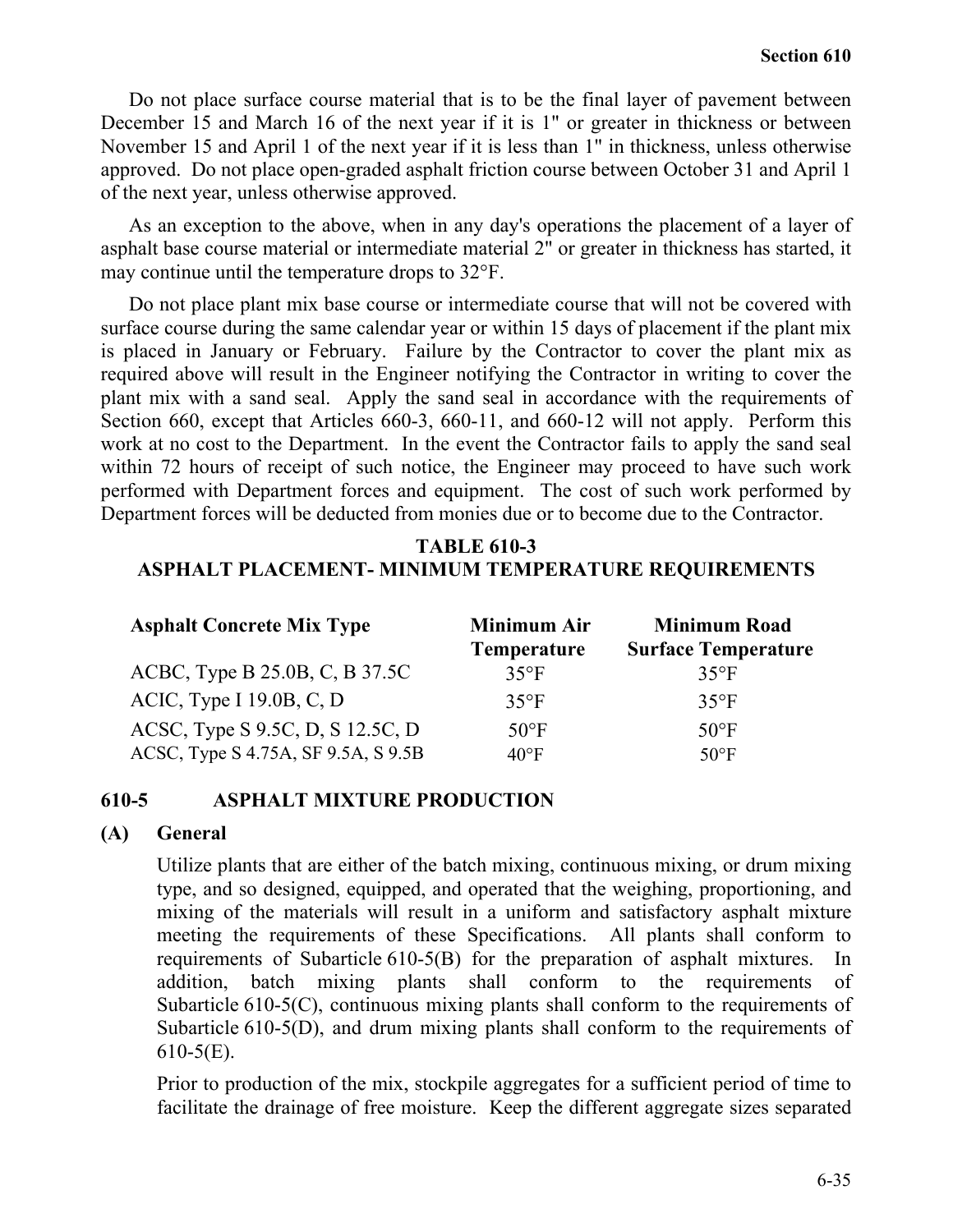Do not place surface course material that is to be the final layer of pavement between December 15 and March 16 of the next year if it is 1" or greater in thickness or between November 15 and April 1 of the next year if it is less than 1" in thickness, unless otherwise approved. Do not place open-graded asphalt friction course between October 31 and April 1 of the next year, unless otherwise approved.

As an exception to the above, when in any day's operations the placement of a layer of asphalt base course material or intermediate material 2" or greater in thickness has started, it may continue until the temperature drops to 32°F.

Do not place plant mix base course or intermediate course that will not be covered with surface course during the same calendar year or within 15 days of placement if the plant mix is placed in January or February. Failure by the Contractor to cover the plant mix as required above will result in the Engineer notifying the Contractor in writing to cover the plant mix with a sand seal. Apply the sand seal in accordance with the requirements of Section 660, except that Articles 660-3, 660-11, and 660-12 will not apply. Perform this work at no cost to the Department. In the event the Contractor fails to apply the sand seal within 72 hours of receipt of such notice, the Engineer may proceed to have such work performed with Department forces and equipment. The cost of such work performed by Department forces will be deducted from monies due or to become due to the Contractor.

**TABLE 610-3**
**ASPHALT PLACEMENT- MINIMUM TEMPERATURE REQUIREMENTS**

| Asphalt Concrete Mix Type | Minimum Air Temperature | Minimum Road Surface Temperature |
|---|---|---|
| ACBC, Type B 25.0B, C, B 37.5C | 35°F | 35°F |
| ACIC, Type I 19.0B, C, D | 35°F | 35°F |
| ACSC, Type S 9.5C, D, S 12.5C, D | 50°F | 50°F |
| ACSC, Type S 4.75A, SF 9.5A, S 9.5B | 40°F | 50°F |

## 610-5 ASPHALT MIXTURE PRODUCTION

### (A) General

Utilize plants that are either of the batch mixing, continuous mixing, or drum mixing type, and so designed, equipped, and operated that the weighing, proportioning, and mixing of the materials will result in a uniform and satisfactory asphalt mixture meeting the requirements of these Specifications. All plants shall conform to requirements of Subarticle 610-5(B) for the preparation of asphalt mixtures. In addition, batch mixing plants shall conform to the requirements of Subarticle 610-5(C), continuous mixing plants shall conform to the requirements of Subarticle 610-5(D), and drum mixing plants shall conform to the requirements of 610-5(E).

Prior to production of the mix, stockpile aggregates for a sufficient period of time to facilitate the drainage of free moisture. Keep the different aggregate sizes separated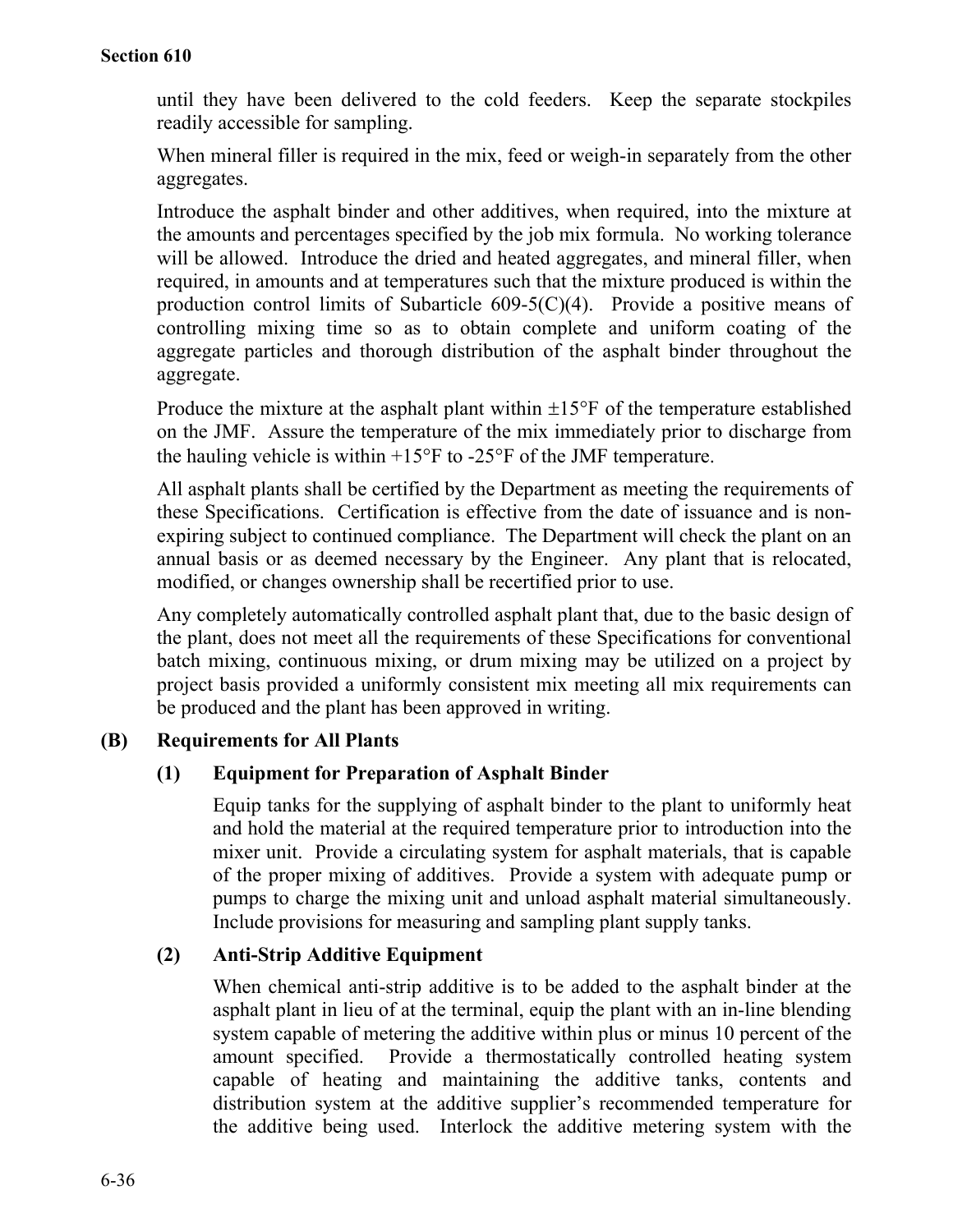until they have been delivered to the cold feeders. Keep the separate stockpiles readily accessible for sampling.

When mineral filler is required in the mix, feed or weigh-in separately from the other aggregates.

Introduce the asphalt binder and other additives, when required, into the mixture at the amounts and percentages specified by the job mix formula. No working tolerance will be allowed. Introduce the dried and heated aggregates, and mineral filler, when required, in amounts and at temperatures such that the mixture produced is within the production control limits of Subarticle 609-5(C)(4). Provide a positive means of controlling mixing time so as to obtain complete and uniform coating of the aggregate particles and thorough distribution of the asphalt binder throughout the aggregate.

Produce the mixture at the asphalt plant within ±15°F of the temperature established on the JMF. Assure the temperature of the mix immediately prior to discharge from the hauling vehicle is within +15°F to -25°F of the JMF temperature.

All asphalt plants shall be certified by the Department as meeting the requirements of these Specifications. Certification is effective from the date of issuance and is non-expiring subject to continued compliance. The Department will check the plant on an annual basis or as deemed necessary by the Engineer. Any plant that is relocated, modified, or changes ownership shall be recertified prior to use.

Any completely automatically controlled asphalt plant that, due to the basic design of the plant, does not meet all the requirements of these Specifications for conventional batch mixing, continuous mixing, or drum mixing may be utilized on a project by project basis provided a uniformly consistent mix meeting all mix requirements can be produced and the plant has been approved in writing.

### (B) Requirements for All Plants

#### (1) Equipment for Preparation of Asphalt Binder

Equip tanks for the supplying of asphalt binder to the plant to uniformly heat and hold the material at the required temperature prior to introduction into the mixer unit. Provide a circulating system for asphalt materials, that is capable of the proper mixing of additives. Provide a system with adequate pump or pumps to charge the mixing unit and unload asphalt material simultaneously. Include provisions for measuring and sampling plant supply tanks.

#### (2) Anti-Strip Additive Equipment

When chemical anti-strip additive is to be added to the asphalt binder at the asphalt plant in lieu of at the terminal, equip the plant with an in-line blending system capable of metering the additive within plus or minus 10 percent of the amount specified. Provide a thermostatically controlled heating system capable of heating and maintaining the additive tanks, contents and distribution system at the additive supplier's recommended temperature for the additive being used. Interlock the additive metering system with the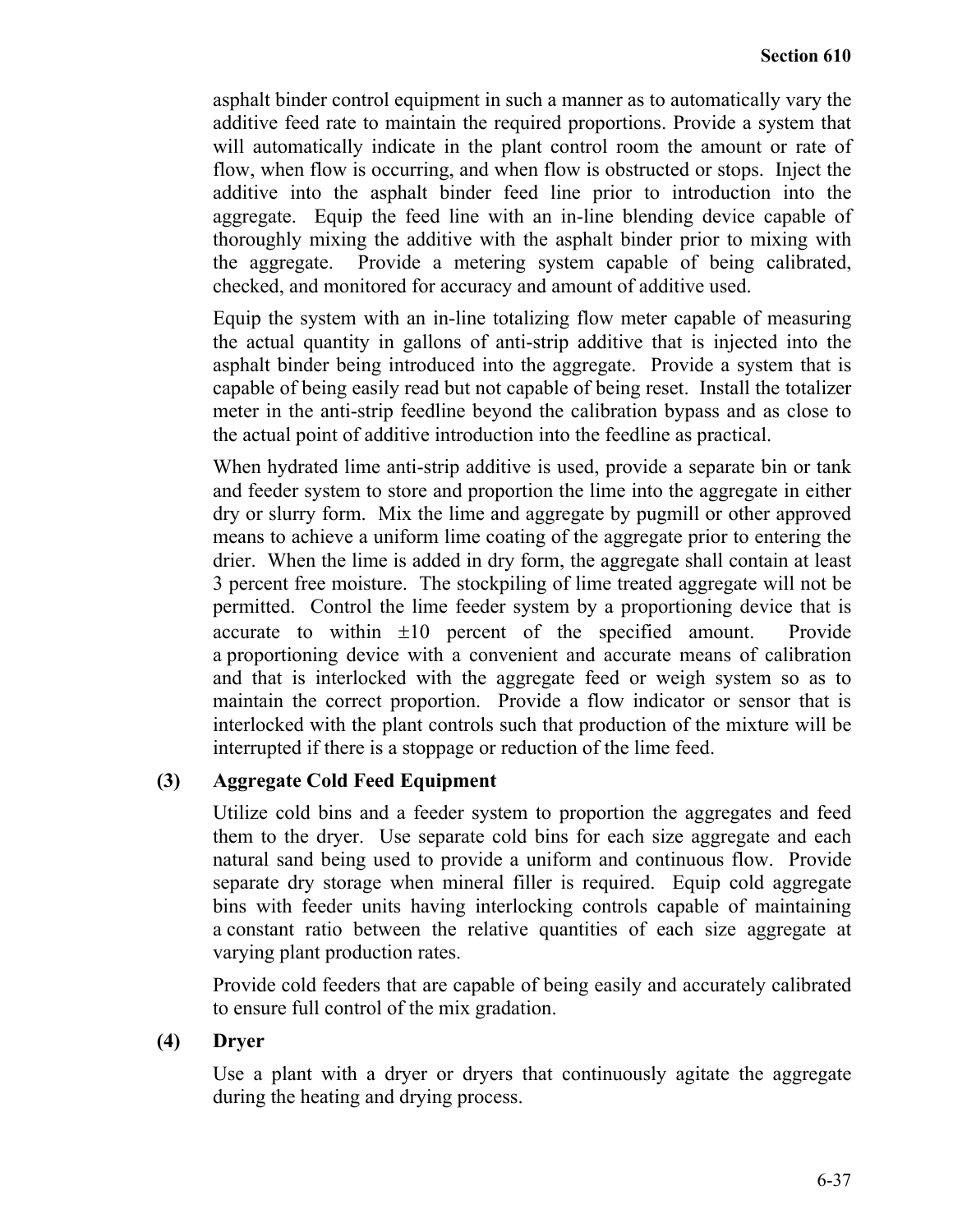asphalt binder control equipment in such a manner as to automatically vary the additive feed rate to maintain the required proportions. Provide a system that will automatically indicate in the plant control room the amount or rate of flow, when flow is occurring, and when flow is obstructed or stops. Inject the additive into the asphalt binder feed line prior to introduction into the aggregate. Equip the feed line with an in-line blending device capable of thoroughly mixing the additive with the asphalt binder prior to mixing with the aggregate. Provide a metering system capable of being calibrated, checked, and monitored for accuracy and amount of additive used.

Equip the system with an in-line totalizing flow meter capable of measuring the actual quantity in gallons of anti-strip additive that is injected into the asphalt binder being introduced into the aggregate. Provide a system that is capable of being easily read but not capable of being reset. Install the totalizer meter in the anti-strip feedline beyond the calibration bypass and as close to the actual point of additive introduction into the feedline as practical.

When hydrated lime anti-strip additive is used, provide a separate bin or tank and feeder system to store and proportion the lime into the aggregate in either dry or slurry form. Mix the lime and aggregate by pugmill or other approved means to achieve a uniform lime coating of the aggregate prior to entering the drier. When the lime is added in dry form, the aggregate shall contain at least 3 percent free moisture. The stockpiling of lime treated aggregate will not be permitted. Control the lime feeder system by a proportioning device that is accurate to within ±10 percent of the specified amount. Provide a proportioning device with a convenient and accurate means of calibration and that is interlocked with the aggregate feed or weigh system so as to maintain the correct proportion. Provide a flow indicator or sensor that is interlocked with the plant controls such that production of the mixture will be interrupted if there is a stoppage or reduction of the lime feed.

**(3) Aggregate Cold Feed Equipment**

Utilize cold bins and a feeder system to proportion the aggregates and feed them to the dryer. Use separate cold bins for each size aggregate and each natural sand being used to provide a uniform and continuous flow. Provide separate dry storage when mineral filler is required. Equip cold aggregate bins with feeder units having interlocking controls capable of maintaining a constant ratio between the relative quantities of each size aggregate at varying plant production rates.

Provide cold feeders that are capable of being easily and accurately calibrated to ensure full control of the mix gradation.

**(4) Dryer**

Use a plant with a dryer or dryers that continuously agitate the aggregate during the heating and drying process.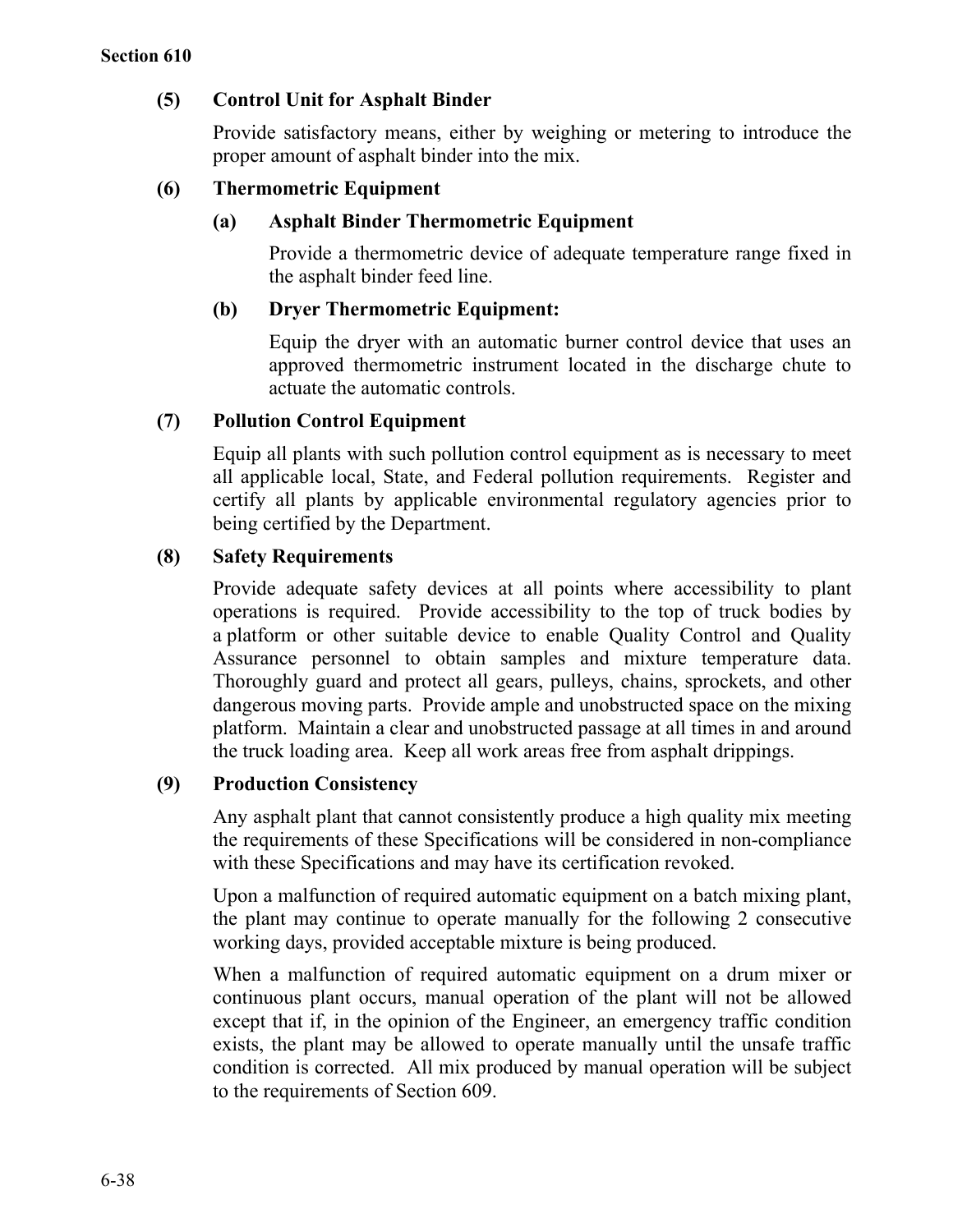**(5) Control Unit for Asphalt Binder**

Provide satisfactory means, either by weighing or metering to introduce the proper amount of asphalt binder into the mix.

**(6) Thermometric Equipment**

**(a) Asphalt Binder Thermometric Equipment**

Provide a thermometric device of adequate temperature range fixed in the asphalt binder feed line.

**(b) Dryer Thermometric Equipment:**

Equip the dryer with an automatic burner control device that uses an approved thermometric instrument located in the discharge chute to actuate the automatic controls.

**(7) Pollution Control Equipment**

Equip all plants with such pollution control equipment as is necessary to meet all applicable local, State, and Federal pollution requirements. Register and certify all plants by applicable environmental regulatory agencies prior to being certified by the Department.

**(8) Safety Requirements**

Provide adequate safety devices at all points where accessibility to plant operations is required. Provide accessibility to the top of truck bodies by a platform or other suitable device to enable Quality Control and Quality Assurance personnel to obtain samples and mixture temperature data. Thoroughly guard and protect all gears, pulleys, chains, sprockets, and other dangerous moving parts. Provide ample and unobstructed space on the mixing platform. Maintain a clear and unobstructed passage at all times in and around the truck loading area. Keep all work areas free from asphalt drippings.

**(9) Production Consistency**

Any asphalt plant that cannot consistently produce a high quality mix meeting the requirements of these Specifications will be considered in non-compliance with these Specifications and may have its certification revoked.

Upon a malfunction of required automatic equipment on a batch mixing plant, the plant may continue to operate manually for the following 2 consecutive working days, provided acceptable mixture is being produced.

When a malfunction of required automatic equipment on a drum mixer or continuous plant occurs, manual operation of the plant will not be allowed except that if, in the opinion of the Engineer, an emergency traffic condition exists, the plant may be allowed to operate manually until the unsafe traffic condition is corrected. All mix produced by manual operation will be subject to the requirements of Section 609.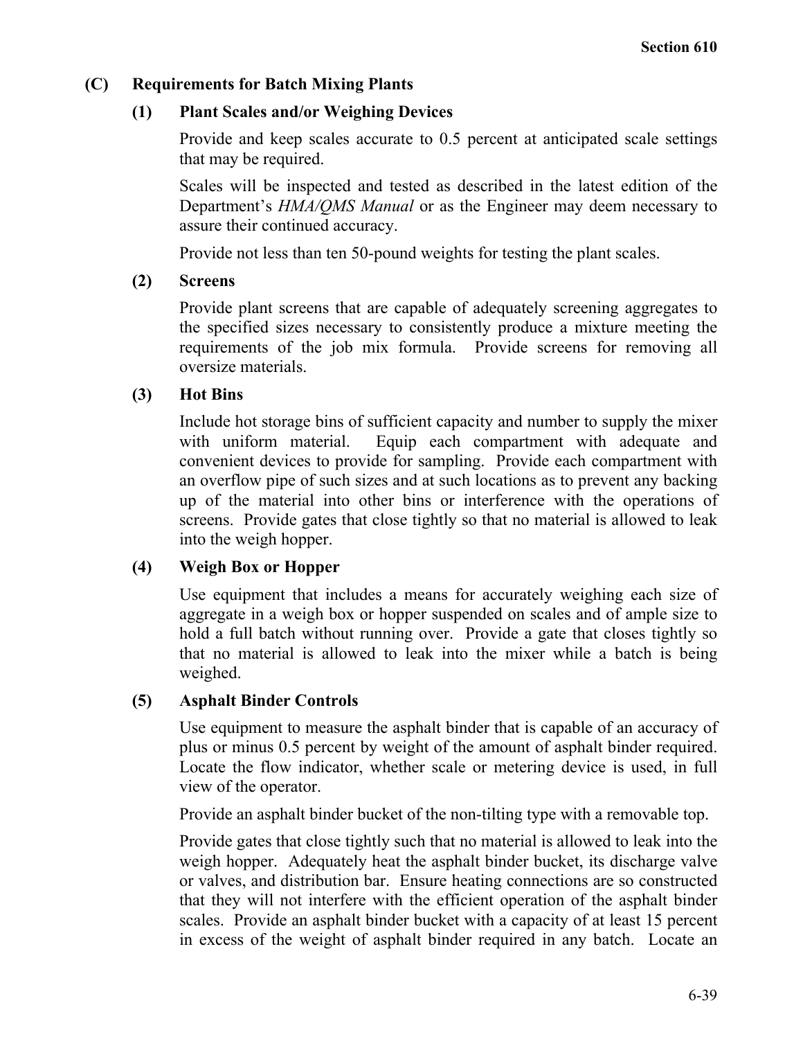### (C) Requirements for Batch Mixing Plants

#### (1) Plant Scales and/or Weighing Devices

Provide and keep scales accurate to 0.5 percent at anticipated scale settings that may be required.

Scales will be inspected and tested as described in the latest edition of the Department's *HMA/QMS Manual* or as the Engineer may deem necessary to assure their continued accuracy.

Provide not less than ten 50-pound weights for testing the plant scales.

#### (2) Screens

Provide plant screens that are capable of adequately screening aggregates to the specified sizes necessary to consistently produce a mixture meeting the requirements of the job mix formula. Provide screens for removing all oversize materials.

#### (3) Hot Bins

Include hot storage bins of sufficient capacity and number to supply the mixer with uniform material. Equip each compartment with adequate and convenient devices to provide for sampling. Provide each compartment with an overflow pipe of such sizes and at such locations as to prevent any backing up of the material into other bins or interference with the operations of screens. Provide gates that close tightly so that no material is allowed to leak into the weigh hopper.

#### (4) Weigh Box or Hopper

Use equipment that includes a means for accurately weighing each size of aggregate in a weigh box or hopper suspended on scales and of ample size to hold a full batch without running over. Provide a gate that closes tightly so that no material is allowed to leak into the mixer while a batch is being weighed.

#### (5) Asphalt Binder Controls

Use equipment to measure the asphalt binder that is capable of an accuracy of plus or minus 0.5 percent by weight of the amount of asphalt binder required. Locate the flow indicator, whether scale or metering device is used, in full view of the operator.

Provide an asphalt binder bucket of the non-tilting type with a removable top.

Provide gates that close tightly such that no material is allowed to leak into the weigh hopper. Adequately heat the asphalt binder bucket, its discharge valve or valves, and distribution bar. Ensure heating connections are so constructed that they will not interfere with the efficient operation of the asphalt binder scales. Provide an asphalt binder bucket with a capacity of at least 15 percent in excess of the weight of asphalt binder required in any batch. Locate an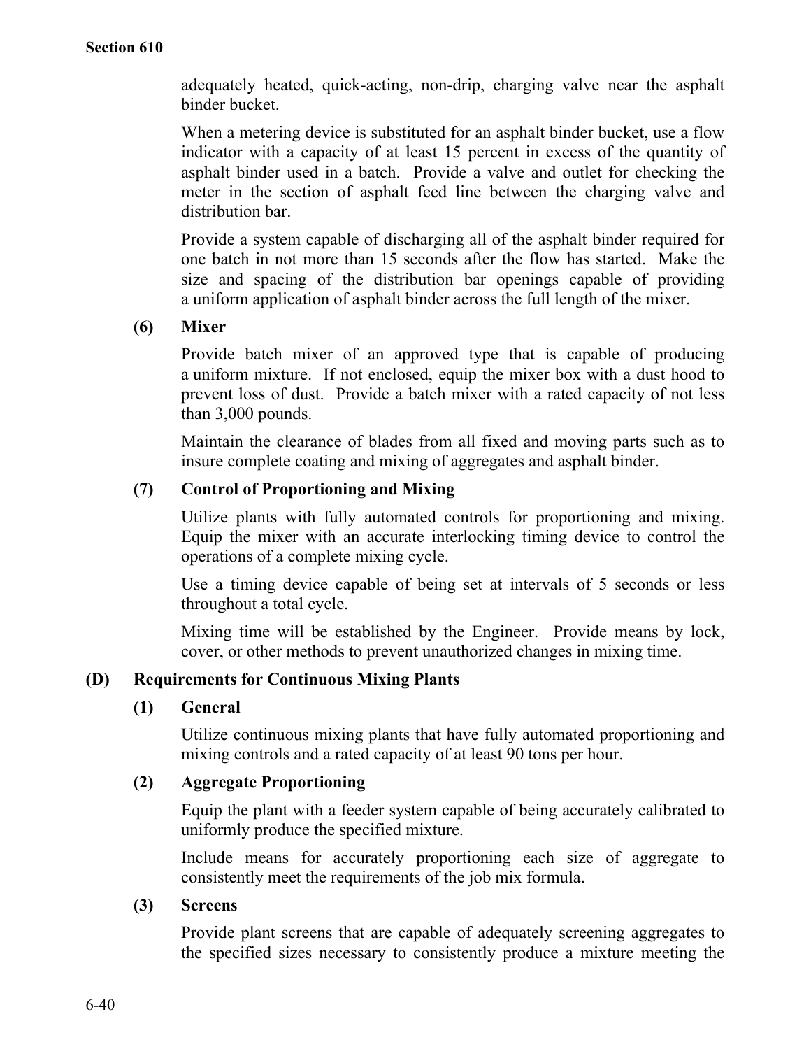adequately heated, quick-acting, non-drip, charging valve near the asphalt binder bucket.

When a metering device is substituted for an asphalt binder bucket, use a flow indicator with a capacity of at least 15 percent in excess of the quantity of asphalt binder used in a batch. Provide a valve and outlet for checking the meter in the section of asphalt feed line between the charging valve and distribution bar.

Provide a system capable of discharging all of the asphalt binder required for one batch in not more than 15 seconds after the flow has started. Make the size and spacing of the distribution bar openings capable of providing a uniform application of asphalt binder across the full length of the mixer.

**(6) Mixer**

Provide batch mixer of an approved type that is capable of producing a uniform mixture. If not enclosed, equip the mixer box with a dust hood to prevent loss of dust. Provide a batch mixer with a rated capacity of not less than 3,000 pounds.

Maintain the clearance of blades from all fixed and moving parts such as to insure complete coating and mixing of aggregates and asphalt binder.

**(7) Control of Proportioning and Mixing**

Utilize plants with fully automated controls for proportioning and mixing. Equip the mixer with an accurate interlocking timing device to control the operations of a complete mixing cycle.

Use a timing device capable of being set at intervals of 5 seconds or less throughout a total cycle.

Mixing time will be established by the Engineer. Provide means by lock, cover, or other methods to prevent unauthorized changes in mixing time.

**(D) Requirements for Continuous Mixing Plants**

**(1) General**

Utilize continuous mixing plants that have fully automated proportioning and mixing controls and a rated capacity of at least 90 tons per hour.

**(2) Aggregate Proportioning**

Equip the plant with a feeder system capable of being accurately calibrated to uniformly produce the specified mixture.

Include means for accurately proportioning each size of aggregate to consistently meet the requirements of the job mix formula.

**(3) Screens**

Provide plant screens that are capable of adequately screening aggregates to the specified sizes necessary to consistently produce a mixture meeting the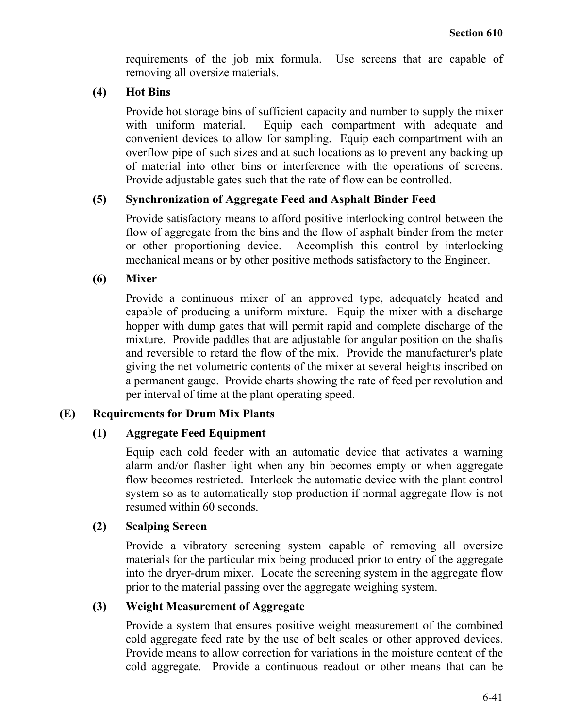requirements of the job mix formula. Use screens that are capable of removing all oversize materials.

**(4) Hot Bins**

Provide hot storage bins of sufficient capacity and number to supply the mixer with uniform material. Equip each compartment with adequate and convenient devices to allow for sampling. Equip each compartment with an overflow pipe of such sizes and at such locations as to prevent any backing up of material into other bins or interference with the operations of screens. Provide adjustable gates such that the rate of flow can be controlled.

**(5) Synchronization of Aggregate Feed and Asphalt Binder Feed**

Provide satisfactory means to afford positive interlocking control between the flow of aggregate from the bins and the flow of asphalt binder from the meter or other proportioning device. Accomplish this control by interlocking mechanical means or by other positive methods satisfactory to the Engineer.

**(6) Mixer**

Provide a continuous mixer of an approved type, adequately heated and capable of producing a uniform mixture. Equip the mixer with a discharge hopper with dump gates that will permit rapid and complete discharge of the mixture. Provide paddles that are adjustable for angular position on the shafts and reversible to retard the flow of the mix. Provide the manufacturer's plate giving the net volumetric contents of the mixer at several heights inscribed on a permanent gauge. Provide charts showing the rate of feed per revolution and per interval of time at the plant operating speed.

**(E) Requirements for Drum Mix Plants**

**(1) Aggregate Feed Equipment**

Equip each cold feeder with an automatic device that activates a warning alarm and/or flasher light when any bin becomes empty or when aggregate flow becomes restricted. Interlock the automatic device with the plant control system so as to automatically stop production if normal aggregate flow is not resumed within 60 seconds.

**(2) Scalping Screen**

Provide a vibratory screening system capable of removing all oversize materials for the particular mix being produced prior to entry of the aggregate into the dryer-drum mixer. Locate the screening system in the aggregate flow prior to the material passing over the aggregate weighing system.

**(3) Weight Measurement of Aggregate**

Provide a system that ensures positive weight measurement of the combined cold aggregate feed rate by the use of belt scales or other approved devices. Provide means to allow correction for variations in the moisture content of the cold aggregate. Provide a continuous readout or other means that can be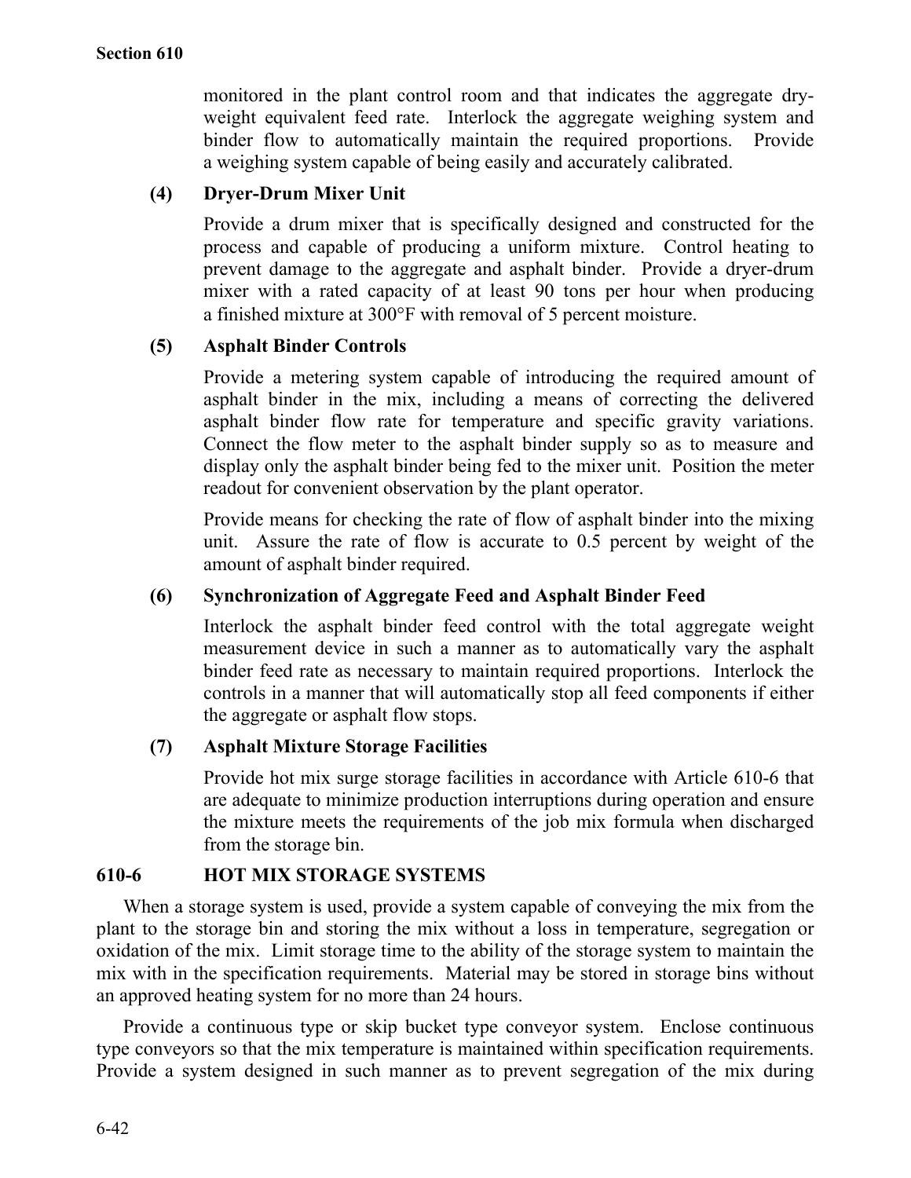monitored in the plant control room and that indicates the aggregate dry-weight equivalent feed rate. Interlock the aggregate weighing system and binder flow to automatically maintain the required proportions. Provide a weighing system capable of being easily and accurately calibrated.

**(4) Dryer-Drum Mixer Unit**

Provide a drum mixer that is specifically designed and constructed for the process and capable of producing a uniform mixture. Control heating to prevent damage to the aggregate and asphalt binder. Provide a dryer-drum mixer with a rated capacity of at least 90 tons per hour when producing a finished mixture at 300°F with removal of 5 percent moisture.

**(5) Asphalt Binder Controls**

Provide a metering system capable of introducing the required amount of asphalt binder in the mix, including a means of correcting the delivered asphalt binder flow rate for temperature and specific gravity variations. Connect the flow meter to the asphalt binder supply so as to measure and display only the asphalt binder being fed to the mixer unit. Position the meter readout for convenient observation by the plant operator.

Provide means for checking the rate of flow of asphalt binder into the mixing unit. Assure the rate of flow is accurate to 0.5 percent by weight of the amount of asphalt binder required.

**(6) Synchronization of Aggregate Feed and Asphalt Binder Feed**

Interlock the asphalt binder feed control with the total aggregate weight measurement device in such a manner as to automatically vary the asphalt binder feed rate as necessary to maintain required proportions. Interlock the controls in a manner that will automatically stop all feed components if either the aggregate or asphalt flow stops.

**(7) Asphalt Mixture Storage Facilities**

Provide hot mix surge storage facilities in accordance with Article 610-6 that are adequate to minimize production interruptions during operation and ensure the mixture meets the requirements of the job mix formula when discharged from the storage bin.

## 610-6 HOT MIX STORAGE SYSTEMS

When a storage system is used, provide a system capable of conveying the mix from the plant to the storage bin and storing the mix without a loss in temperature, segregation or oxidation of the mix. Limit storage time to the ability of the storage system to maintain the mix with in the specification requirements. Material may be stored in storage bins without an approved heating system for no more than 24 hours.

Provide a continuous type or skip bucket type conveyor system. Enclose continuous type conveyors so that the mix temperature is maintained within specification requirements. Provide a system designed in such manner as to prevent segregation of the mix during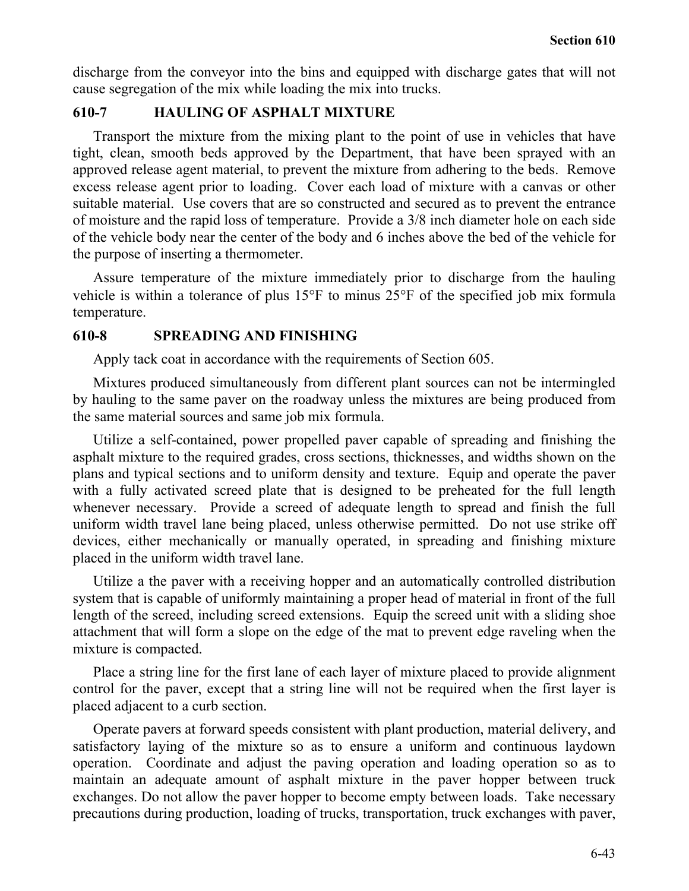discharge from the conveyor into the bins and equipped with discharge gates that will not cause segregation of the mix while loading the mix into trucks.

## 610-7 HAULING OF ASPHALT MIXTURE

Transport the mixture from the mixing plant to the point of use in vehicles that have tight, clean, smooth beds approved by the Department, that have been sprayed with an approved release agent material, to prevent the mixture from adhering to the beds. Remove excess release agent prior to loading. Cover each load of mixture with a canvas or other suitable material. Use covers that are so constructed and secured as to prevent the entrance of moisture and the rapid loss of temperature. Provide a 3/8 inch diameter hole on each side of the vehicle body near the center of the body and 6 inches above the bed of the vehicle for the purpose of inserting a thermometer.

Assure temperature of the mixture immediately prior to discharge from the hauling vehicle is within a tolerance of plus 15°F to minus 25°F of the specified job mix formula temperature.

## 610-8 SPREADING AND FINISHING

Apply tack coat in accordance with the requirements of Section 605.

Mixtures produced simultaneously from different plant sources can not be intermingled by hauling to the same paver on the roadway unless the mixtures are being produced from the same material sources and same job mix formula.

Utilize a self-contained, power propelled paver capable of spreading and finishing the asphalt mixture to the required grades, cross sections, thicknesses, and widths shown on the plans and typical sections and to uniform density and texture. Equip and operate the paver with a fully activated screed plate that is designed to be preheated for the full length whenever necessary. Provide a screed of adequate length to spread and finish the full uniform width travel lane being placed, unless otherwise permitted. Do not use strike off devices, either mechanically or manually operated, in spreading and finishing mixture placed in the uniform width travel lane.

Utilize a the paver with a receiving hopper and an automatically controlled distribution system that is capable of uniformly maintaining a proper head of material in front of the full length of the screed, including screed extensions. Equip the screed unit with a sliding shoe attachment that will form a slope on the edge of the mat to prevent edge raveling when the mixture is compacted.

Place a string line for the first lane of each layer of mixture placed to provide alignment control for the paver, except that a string line will not be required when the first layer is placed adjacent to a curb section.

Operate pavers at forward speeds consistent with plant production, material delivery, and satisfactory laying of the mixture so as to ensure a uniform and continuous laydown operation. Coordinate and adjust the paving operation and loading operation so as to maintain an adequate amount of asphalt mixture in the paver hopper between truck exchanges. Do not allow the paver hopper to become empty between loads. Take necessary precautions during production, loading of trucks, transportation, truck exchanges with paver,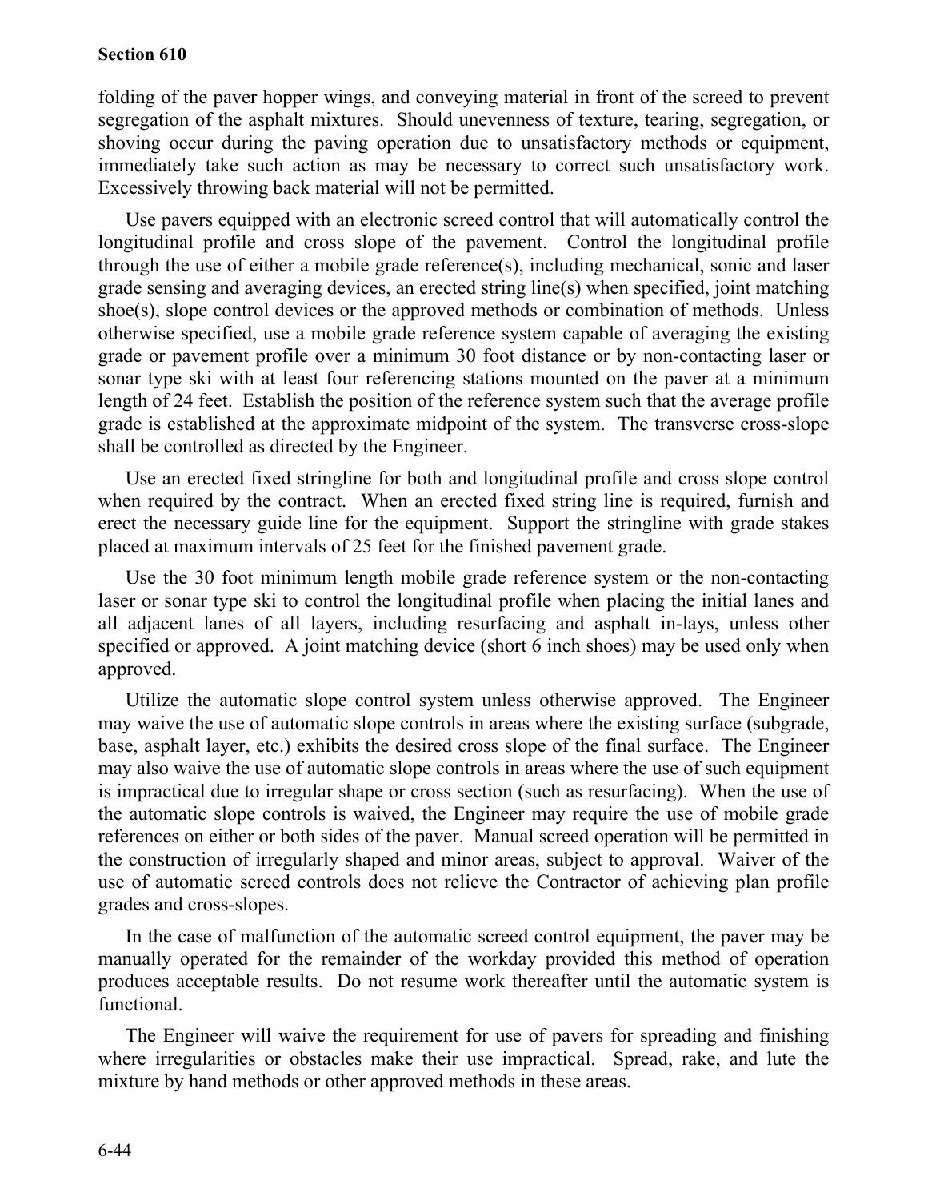folding of the paver hopper wings, and conveying material in front of the screed to prevent segregation of the asphalt mixtures. Should unevenness of texture, tearing, segregation, or shoving occur during the paving operation due to unsatisfactory methods or equipment, immediately take such action as may be necessary to correct such unsatisfactory work. Excessively throwing back material will not be permitted.

Use pavers equipped with an electronic screed control that will automatically control the longitudinal profile and cross slope of the pavement. Control the longitudinal profile through the use of either a mobile grade reference(s), including mechanical, sonic and laser grade sensing and averaging devices, an erected string line(s) when specified, joint matching shoe(s), slope control devices or the approved methods or combination of methods. Unless otherwise specified, use a mobile grade reference system capable of averaging the existing grade or pavement profile over a minimum 30 foot distance or by non-contacting laser or sonar type ski with at least four referencing stations mounted on the paver at a minimum length of 24 feet. Establish the position of the reference system such that the average profile grade is established at the approximate midpoint of the system. The transverse cross-slope shall be controlled as directed by the Engineer.

Use an erected fixed stringline for both and longitudinal profile and cross slope control when required by the contract. When an erected fixed string line is required, furnish and erect the necessary guide line for the equipment. Support the stringline with grade stakes placed at maximum intervals of 25 feet for the finished pavement grade.

Use the 30 foot minimum length mobile grade reference system or the non-contacting laser or sonar type ski to control the longitudinal profile when placing the initial lanes and all adjacent lanes of all layers, including resurfacing and asphalt in-lays, unless other specified or approved. A joint matching device (short 6 inch shoes) may be used only when approved.

Utilize the automatic slope control system unless otherwise approved. The Engineer may waive the use of automatic slope controls in areas where the existing surface (subgrade, base, asphalt layer, etc.) exhibits the desired cross slope of the final surface. The Engineer may also waive the use of automatic slope controls in areas where the use of such equipment is impractical due to irregular shape or cross section (such as resurfacing). When the use of the automatic slope controls is waived, the Engineer may require the use of mobile grade references on either or both sides of the paver. Manual screed operation will be permitted in the construction of irregularly shaped and minor areas, subject to approval. Waiver of the use of automatic screed controls does not relieve the Contractor of achieving plan profile grades and cross-slopes.

In the case of malfunction of the automatic screed control equipment, the paver may be manually operated for the remainder of the workday provided this method of operation produces acceptable results. Do not resume work thereafter until the automatic system is functional.

The Engineer will waive the requirement for use of pavers for spreading and finishing where irregularities or obstacles make their use impractical. Spread, rake, and lute the mixture by hand methods or other approved methods in these areas.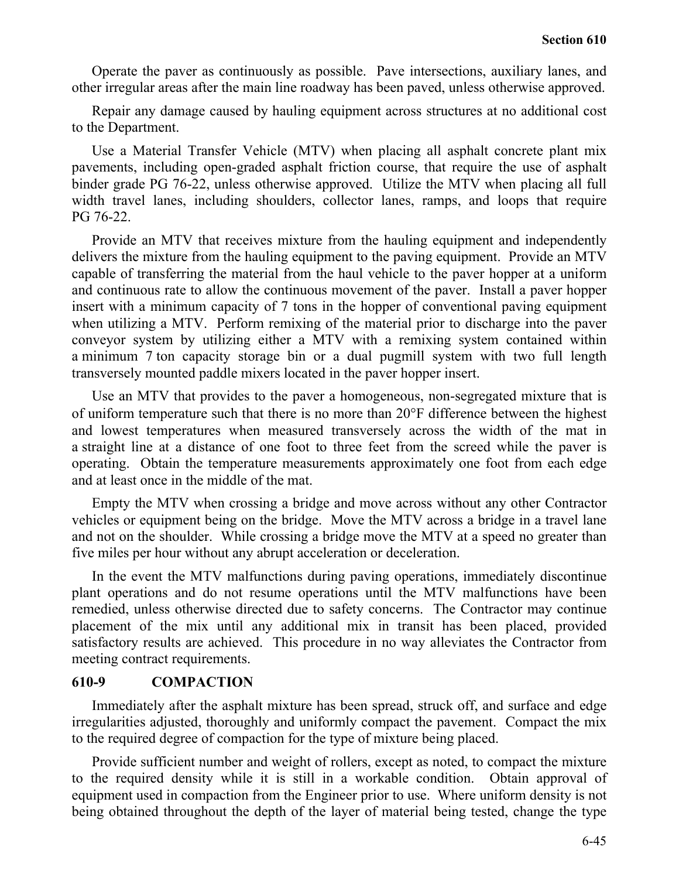Operate the paver as continuously as possible. Pave intersections, auxiliary lanes, and other irregular areas after the main line roadway has been paved, unless otherwise approved.

Repair any damage caused by hauling equipment across structures at no additional cost to the Department.

Use a Material Transfer Vehicle (MTV) when placing all asphalt concrete plant mix pavements, including open-graded asphalt friction course, that require the use of asphalt binder grade PG 76-22, unless otherwise approved. Utilize the MTV when placing all full width travel lanes, including shoulders, collector lanes, ramps, and loops that require PG 76-22.

Provide an MTV that receives mixture from the hauling equipment and independently delivers the mixture from the hauling equipment to the paving equipment. Provide an MTV capable of transferring the material from the haul vehicle to the paver hopper at a uniform and continuous rate to allow the continuous movement of the paver. Install a paver hopper insert with a minimum capacity of 7 tons in the hopper of conventional paving equipment when utilizing a MTV. Perform remixing of the material prior to discharge into the paver conveyor system by utilizing either a MTV with a remixing system contained within a minimum 7 ton capacity storage bin or a dual pugmill system with two full length transversely mounted paddle mixers located in the paver hopper insert.

Use an MTV that provides to the paver a homogeneous, non-segregated mixture that is of uniform temperature such that there is no more than 20°F difference between the highest and lowest temperatures when measured transversely across the width of the mat in a straight line at a distance of one foot to three feet from the screed while the paver is operating. Obtain the temperature measurements approximately one foot from each edge and at least once in the middle of the mat.

Empty the MTV when crossing a bridge and move across without any other Contractor vehicles or equipment being on the bridge. Move the MTV across a bridge in a travel lane and not on the shoulder. While crossing a bridge move the MTV at a speed no greater than five miles per hour without any abrupt acceleration or deceleration.

In the event the MTV malfunctions during paving operations, immediately discontinue plant operations and do not resume operations until the MTV malfunctions have been remedied, unless otherwise directed due to safety concerns. The Contractor may continue placement of the mix until any additional mix in transit has been placed, provided satisfactory results are achieved. This procedure in no way alleviates the Contractor from meeting contract requirements.

## 610-9 COMPACTION

Immediately after the asphalt mixture has been spread, struck off, and surface and edge irregularities adjusted, thoroughly and uniformly compact the pavement. Compact the mix to the required degree of compaction for the type of mixture being placed.

Provide sufficient number and weight of rollers, except as noted, to compact the mixture to the required density while it is still in a workable condition. Obtain approval of equipment used in compaction from the Engineer prior to use. Where uniform density is not being obtained throughout the depth of the layer of material being tested, change the type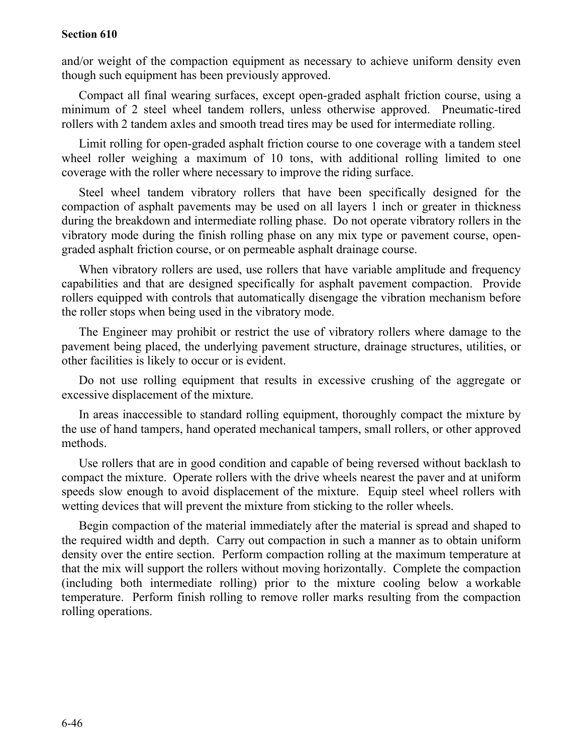and/or weight of the compaction equipment as necessary to achieve uniform density even though such equipment has been previously approved.

Compact all final wearing surfaces, except open-graded asphalt friction course, using a minimum of 2 steel wheel tandem rollers, unless otherwise approved. Pneumatic-tired rollers with 2 tandem axles and smooth tread tires may be used for intermediate rolling.

Limit rolling for open-graded asphalt friction course to one coverage with a tandem steel wheel roller weighing a maximum of 10 tons, with additional rolling limited to one coverage with the roller where necessary to improve the riding surface.

Steel wheel tandem vibratory rollers that have been specifically designed for the compaction of asphalt pavements may be used on all layers 1 inch or greater in thickness during the breakdown and intermediate rolling phase. Do not operate vibratory rollers in the vibratory mode during the finish rolling phase on any mix type or pavement course, open-graded asphalt friction course, or on permeable asphalt drainage course.

When vibratory rollers are used, use rollers that have variable amplitude and frequency capabilities and that are designed specifically for asphalt pavement compaction. Provide rollers equipped with controls that automatically disengage the vibration mechanism before the roller stops when being used in the vibratory mode.

The Engineer may prohibit or restrict the use of vibratory rollers where damage to the pavement being placed, the underlying pavement structure, drainage structures, utilities, or other facilities is likely to occur or is evident.

Do not use rolling equipment that results in excessive crushing of the aggregate or excessive displacement of the mixture.

In areas inaccessible to standard rolling equipment, thoroughly compact the mixture by the use of hand tampers, hand operated mechanical tampers, small rollers, or other approved methods.

Use rollers that are in good condition and capable of being reversed without backlash to compact the mixture. Operate rollers with the drive wheels nearest the paver and at uniform speeds slow enough to avoid displacement of the mixture. Equip steel wheel rollers with wetting devices that will prevent the mixture from sticking to the roller wheels.

Begin compaction of the material immediately after the material is spread and shaped to the required width and depth. Carry out compaction in such a manner as to obtain uniform density over the entire section. Perform compaction rolling at the maximum temperature at that the mix will support the rollers without moving horizontally. Complete the compaction (including both intermediate rolling) prior to the mixture cooling below a workable temperature. Perform finish rolling to remove roller marks resulting from the compaction rolling operations.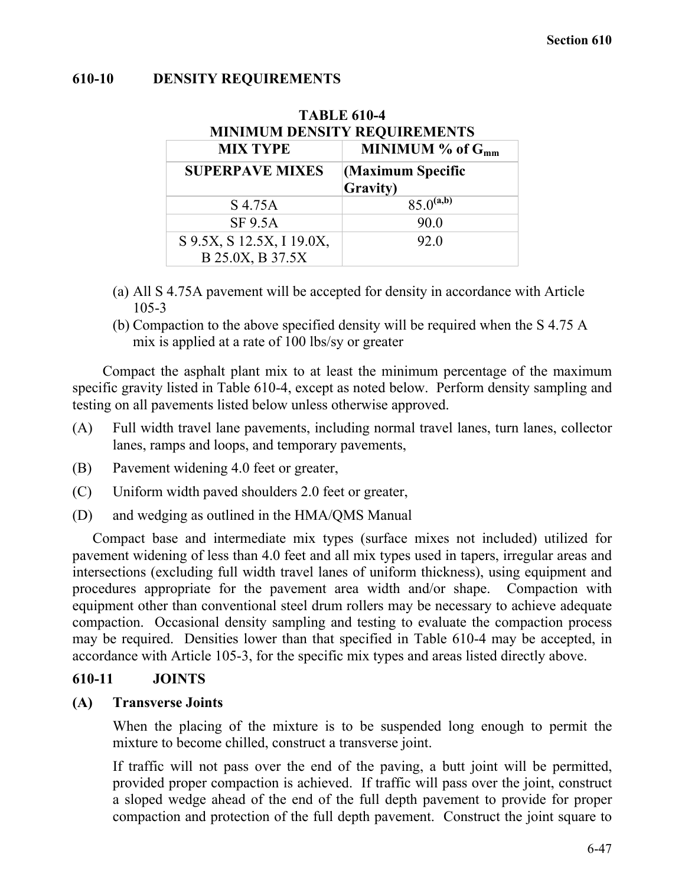## 610-10 DENSITY REQUIREMENTS

**TABLE 610-4**
**MINIMUM DENSITY REQUIREMENTS**

| MIX TYPE | MINIMUM % of $G_{mm}$ |
|---|---|
| **SUPERPAVE MIXES** | **(Maximum Specific Gravity)** |
| S 4.75A | 85.0[a,b] |
| SF 9.5A | 90.0 |
| S 9.5X, S 12.5X, I 19.0X, B 25.0X, B 37.5X | 92.0 |

(a) All S 4.75A pavement will be accepted for density in accordance with Article 105-3

(b) Compaction to the above specified density will be required when the S 4.75 A mix is applied at a rate of 100 lbs/sy or greater

Compact the asphalt plant mix to at least the minimum percentage of the maximum specific gravity listed in Table 610-4, except as noted below. Perform density sampling and testing on all pavements listed below unless otherwise approved.

(A) Full width travel lane pavements, including normal travel lanes, turn lanes, collector lanes, ramps and loops, and temporary pavements,

(B) Pavement widening 4.0 feet or greater,

(C) Uniform width paved shoulders 2.0 feet or greater,

(D) and wedging as outlined in the HMA/QMS Manual

Compact base and intermediate mix types (surface mixes not included) utilized for pavement widening of less than 4.0 feet and all mix types used in tapers, irregular areas and intersections (excluding full width travel lanes of uniform thickness), using equipment and procedures appropriate for the pavement area width and/or shape. Compaction with equipment other than conventional steel drum rollers may be necessary to achieve adequate compaction. Occasional density sampling and testing to evaluate the compaction process may be required. Densities lower than that specified in Table 610-4 may be accepted, in accordance with Article 105-3, for the specific mix types and areas listed directly above.

## 610-11 JOINTS

### (A) Transverse Joints

When the placing of the mixture is to be suspended long enough to permit the mixture to become chilled, construct a transverse joint.

If traffic will not pass over the end of the paving, a butt joint will be permitted, provided proper compaction is achieved. If traffic will pass over the joint, construct a sloped wedge ahead of the end of the full depth pavement to provide for proper compaction and protection of the full depth pavement. Construct the joint square to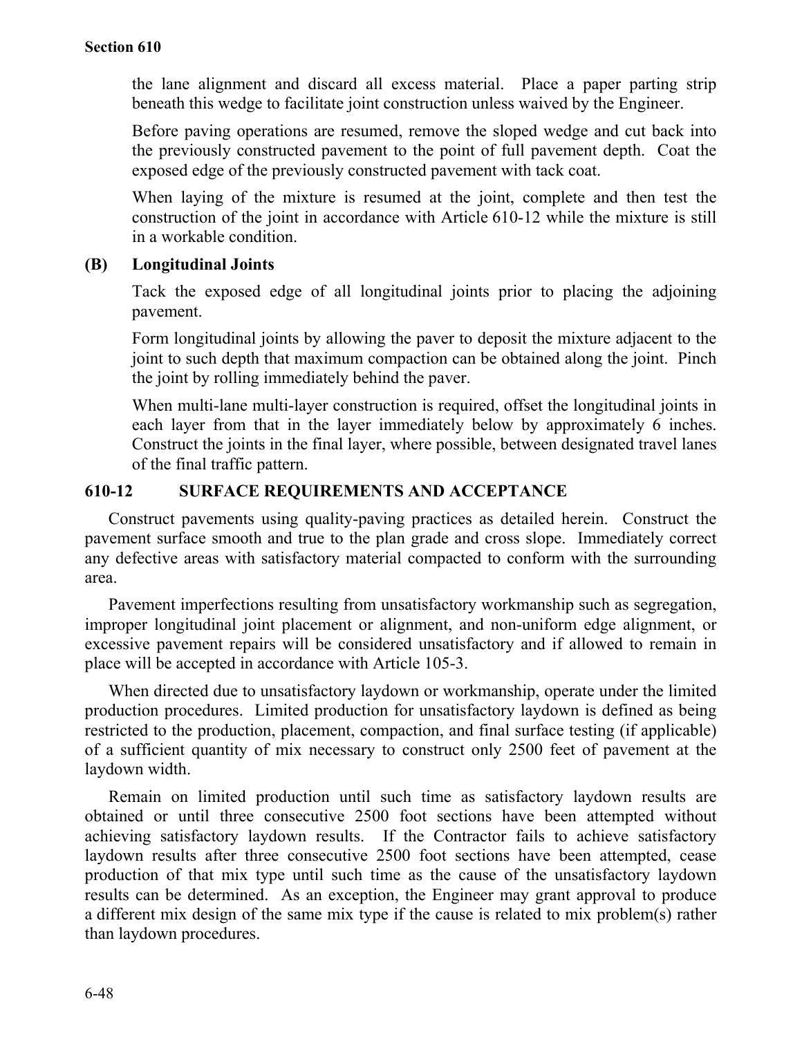the lane alignment and discard all excess material. Place a paper parting strip beneath this wedge to facilitate joint construction unless waived by the Engineer.

Before paving operations are resumed, remove the sloped wedge and cut back into the previously constructed pavement to the point of full pavement depth. Coat the exposed edge of the previously constructed pavement with tack coat.

When laying of the mixture is resumed at the joint, complete and then test the construction of the joint in accordance with Article 610-12 while the mixture is still in a workable condition.

**(B) Longitudinal Joints**

Tack the exposed edge of all longitudinal joints prior to placing the adjoining pavement.

Form longitudinal joints by allowing the paver to deposit the mixture adjacent to the joint to such depth that maximum compaction can be obtained along the joint. Pinch the joint by rolling immediately behind the paver.

When multi-lane multi-layer construction is required, offset the longitudinal joints in each layer from that in the layer immediately below by approximately 6 inches. Construct the joints in the final layer, where possible, between designated travel lanes of the final traffic pattern.

## 610-12 SURFACE REQUIREMENTS AND ACCEPTANCE

Construct pavements using quality-paving practices as detailed herein. Construct the pavement surface smooth and true to the plan grade and cross slope. Immediately correct any defective areas with satisfactory material compacted to conform with the surrounding area.

Pavement imperfections resulting from unsatisfactory workmanship such as segregation, improper longitudinal joint placement or alignment, and non-uniform edge alignment, or excessive pavement repairs will be considered unsatisfactory and if allowed to remain in place will be accepted in accordance with Article 105-3.

When directed due to unsatisfactory laydown or workmanship, operate under the limited production procedures. Limited production for unsatisfactory laydown is defined as being restricted to the production, placement, compaction, and final surface testing (if applicable) of a sufficient quantity of mix necessary to construct only 2500 feet of pavement at the laydown width.

Remain on limited production until such time as satisfactory laydown results are obtained or until three consecutive 2500 foot sections have been attempted without achieving satisfactory laydown results. If the Contractor fails to achieve satisfactory laydown results after three consecutive 2500 foot sections have been attempted, cease production of that mix type until such time as the cause of the unsatisfactory laydown results can be determined. As an exception, the Engineer may grant approval to produce a different mix design of the same mix type if the cause is related to mix problem(s) rather than laydown procedures.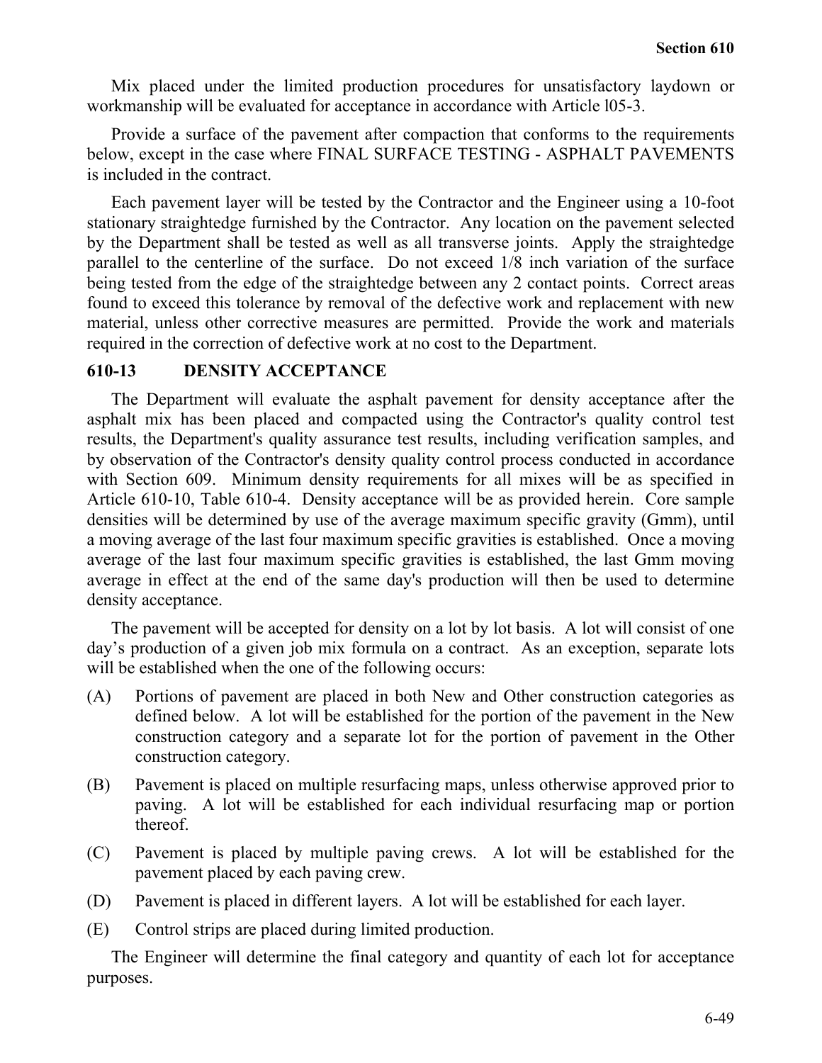Mix placed under the limited production procedures for unsatisfactory laydown or workmanship will be evaluated for acceptance in accordance with Article l05-3.

Provide a surface of the pavement after compaction that conforms to the requirements below, except in the case where FINAL SURFACE TESTING - ASPHALT PAVEMENTS is included in the contract.

Each pavement layer will be tested by the Contractor and the Engineer using a 10-foot stationary straightedge furnished by the Contractor. Any location on the pavement selected by the Department shall be tested as well as all transverse joints. Apply the straightedge parallel to the centerline of the surface. Do not exceed 1/8 inch variation of the surface being tested from the edge of the straightedge between any 2 contact points. Correct areas found to exceed this tolerance by removal of the defective work and replacement with new material, unless other corrective measures are permitted. Provide the work and materials required in the correction of defective work at no cost to the Department.

## 610-13 DENSITY ACCEPTANCE

The Department will evaluate the asphalt pavement for density acceptance after the asphalt mix has been placed and compacted using the Contractor's quality control test results, the Department's quality assurance test results, including verification samples, and by observation of the Contractor's density quality control process conducted in accordance with Section 609. Minimum density requirements for all mixes will be as specified in Article 610-10, Table 610-4. Density acceptance will be as provided herein. Core sample densities will be determined by use of the average maximum specific gravity (Gmm), until a moving average of the last four maximum specific gravities is established. Once a moving average of the last four maximum specific gravities is established, the last Gmm moving average in effect at the end of the same day's production will then be used to determine density acceptance.

The pavement will be accepted for density on a lot by lot basis. A lot will consist of one day's production of a given job mix formula on a contract. As an exception, separate lots will be established when the one of the following occurs:

(A) Portions of pavement are placed in both New and Other construction categories as defined below. A lot will be established for the portion of the pavement in the New construction category and a separate lot for the portion of pavement in the Other construction category.

(B) Pavement is placed on multiple resurfacing maps, unless otherwise approved prior to paving. A lot will be established for each individual resurfacing map or portion thereof.

(C) Pavement is placed by multiple paving crews. A lot will be established for the pavement placed by each paving crew.

(D) Pavement is placed in different layers. A lot will be established for each layer.

(E) Control strips are placed during limited production.

The Engineer will determine the final category and quantity of each lot for acceptance purposes.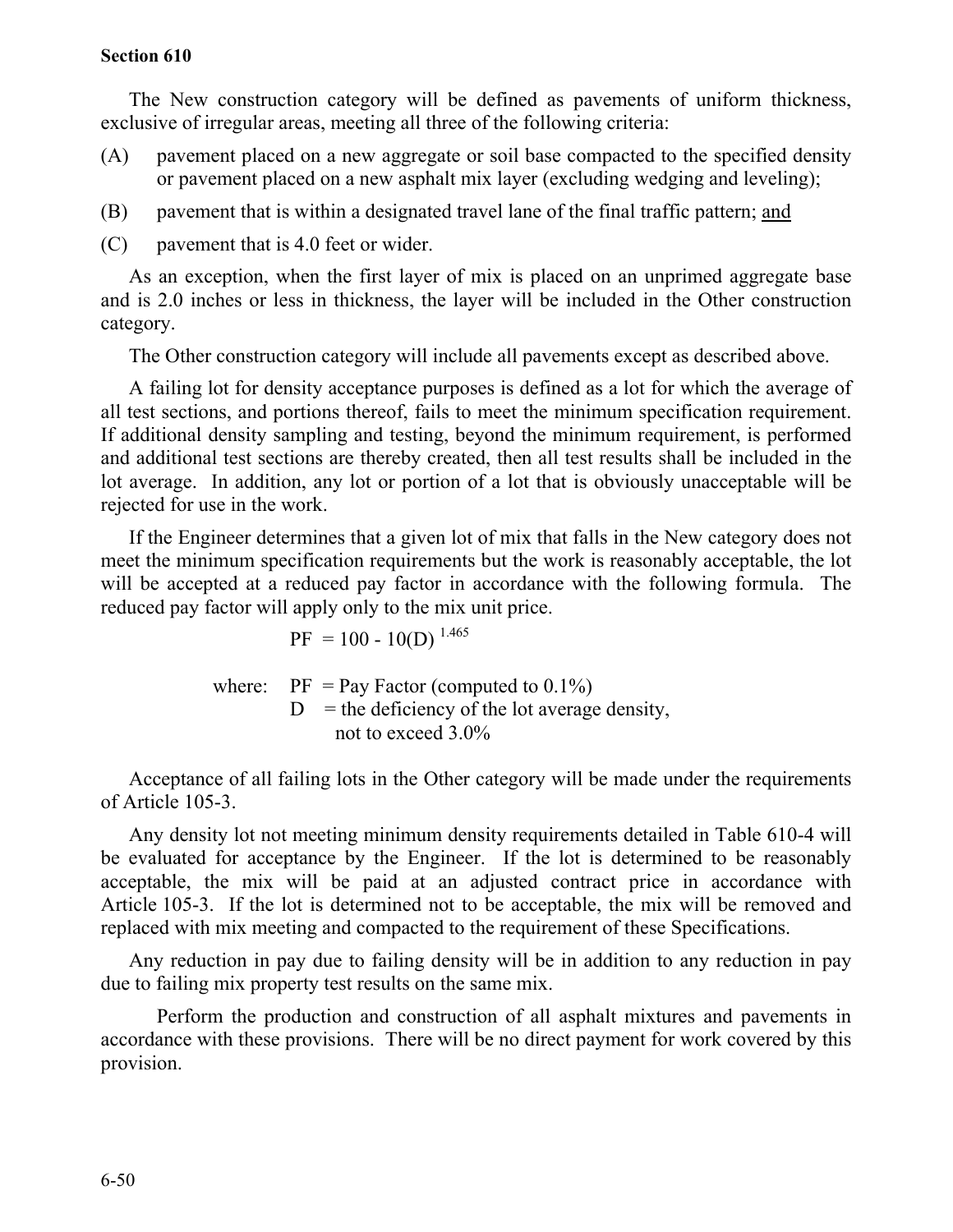## Section 610

The New construction category will be defined as pavements of uniform thickness, exclusive of irregular areas, meeting all three of the following criteria:

(A) pavement placed on a new aggregate or soil base compacted to the specified density or pavement placed on a new asphalt mix layer (excluding wedging and leveling);

(B) pavement that is within a designated travel lane of the final traffic pattern; and

(C) pavement that is 4.0 feet or wider.

As an exception, when the first layer of mix is placed on an unprimed aggregate base and is 2.0 inches or less in thickness, the layer will be included in the Other construction category.

The Other construction category will include all pavements except as described above.

A failing lot for density acceptance purposes is defined as a lot for which the average of all test sections, and portions thereof, fails to meet the minimum specification requirement. If additional density sampling and testing, beyond the minimum requirement, is performed and additional test sections are thereby created, then all test results shall be included in the lot average. In addition, any lot or portion of a lot that is obviously unacceptable will be rejected for use in the work.

If the Engineer determines that a given lot of mix that falls in the New category does not meet the minimum specification requirements but the work is reasonably acceptable, the lot will be accepted at a reduced pay factor in accordance with the following formula. The reduced pay factor will apply only to the mix unit price.

$$PF = 100 - 10(D)^{1.465}$$

where: PF = Pay Factor (computed to 0.1%)
D = the deficiency of the lot average density, not to exceed 3.0%

Acceptance of all failing lots in the Other category will be made under the requirements of Article 105-3.

Any density lot not meeting minimum density requirements detailed in Table 610-4 will be evaluated for acceptance by the Engineer. If the lot is determined to be reasonably acceptable, the mix will be paid at an adjusted contract price in accordance with Article 105-3. If the lot is determined not to be acceptable, the mix will be removed and replaced with mix meeting and compacted to the requirement of these Specifications.

Any reduction in pay due to failing density will be in addition to any reduction in pay due to failing mix property test results on the same mix.

Perform the production and construction of all asphalt mixtures and pavements in accordance with these provisions. There will be no direct payment for work covered by this provision.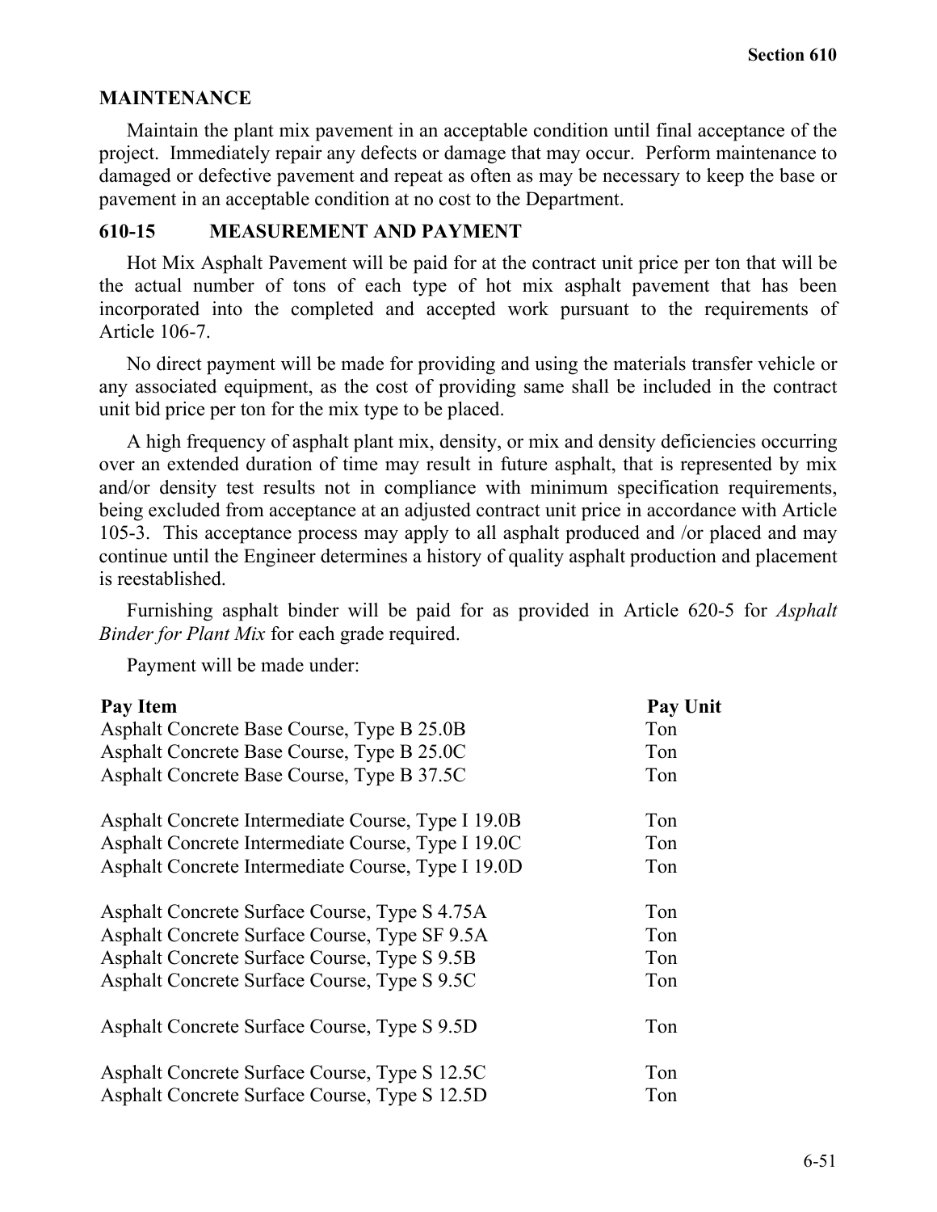**MAINTENANCE**

Maintain the plant mix pavement in an acceptable condition until final acceptance of the project. Immediately repair any defects or damage that may occur. Perform maintenance to damaged or defective pavement and repeat as often as may be necessary to keep the base or pavement in an acceptable condition at no cost to the Department.

## 610-15 MEASUREMENT AND PAYMENT

Hot Mix Asphalt Pavement will be paid for at the contract unit price per ton that will be the actual number of tons of each type of hot mix asphalt pavement that has been incorporated into the completed and accepted work pursuant to the requirements of Article 106-7.

No direct payment will be made for providing and using the materials transfer vehicle or any associated equipment, as the cost of providing same shall be included in the contract unit bid price per ton for the mix type to be placed.

A high frequency of asphalt plant mix, density, or mix and density deficiencies occurring over an extended duration of time may result in future asphalt, that is represented by mix and/or density test results not in compliance with minimum specification requirements, being excluded from acceptance at an adjusted contract unit price in accordance with Article 105-3. This acceptance process may apply to all asphalt produced and /or placed and may continue until the Engineer determines a history of quality asphalt production and placement is reestablished.

Furnishing asphalt binder will be paid for as provided in Article 620-5 for *Asphalt Binder for Plant Mix* for each grade required.

Payment will be made under:

| Pay Item | Pay Unit |
|---|---|
| Asphalt Concrete Base Course, Type B 25.0B | Ton |
| Asphalt Concrete Base Course, Type B 25.0C | Ton |
| Asphalt Concrete Base Course, Type B 37.5C | Ton |
| Asphalt Concrete Intermediate Course, Type I 19.0B | Ton |
| Asphalt Concrete Intermediate Course, Type I 19.0C | Ton |
| Asphalt Concrete Intermediate Course, Type I 19.0D | Ton |
| Asphalt Concrete Surface Course, Type S 4.75A | Ton |
| Asphalt Concrete Surface Course, Type SF 9.5A | Ton |
| Asphalt Concrete Surface Course, Type S 9.5B | Ton |
| Asphalt Concrete Surface Course, Type S 9.5C | Ton |
| Asphalt Concrete Surface Course, Type S 9.5D | Ton |
| Asphalt Concrete Surface Course, Type S 12.5C | Ton |
| Asphalt Concrete Surface Course, Type S 12.5D | Ton |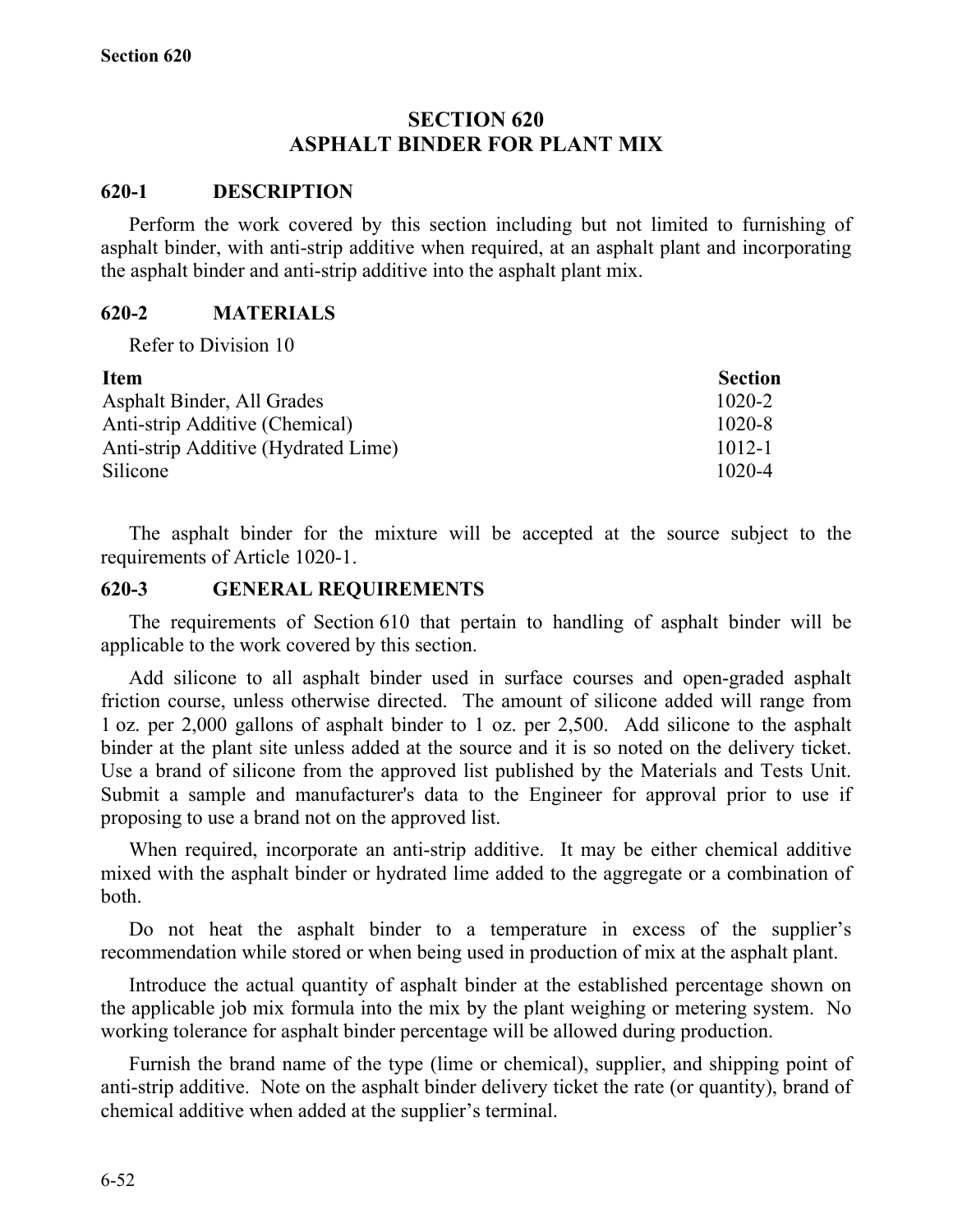# SECTION 620
# ASPHALT BINDER FOR PLANT MIX

## 620-1 DESCRIPTION

Perform the work covered by this section including but not limited to furnishing of asphalt binder, with anti-strip additive when required, at an asphalt plant and incorporating the asphalt binder and anti-strip additive into the asphalt plant mix.

## 620-2 MATERIALS

Refer to Division 10

| Item | Section |
|---|---|
| Asphalt Binder, All Grades | 1020-2 |
| Anti-strip Additive (Chemical) | 1020-8 |
| Anti-strip Additive (Hydrated Lime) | 1012-1 |
| Silicone | 1020-4 |

The asphalt binder for the mixture will be accepted at the source subject to the requirements of Article 1020-1.

## 620-3 GENERAL REQUIREMENTS

The requirements of Section 610 that pertain to handling of asphalt binder will be applicable to the work covered by this section.

Add silicone to all asphalt binder used in surface courses and open-graded asphalt friction course, unless otherwise directed. The amount of silicone added will range from 1 oz. per 2,000 gallons of asphalt binder to 1 oz. per 2,500. Add silicone to the asphalt binder at the plant site unless added at the source and it is so noted on the delivery ticket. Use a brand of silicone from the approved list published by the Materials and Tests Unit. Submit a sample and manufacturer's data to the Engineer for approval prior to use if proposing to use a brand not on the approved list.

When required, incorporate an anti-strip additive. It may be either chemical additive mixed with the asphalt binder or hydrated lime added to the aggregate or a combination of both.

Do not heat the asphalt binder to a temperature in excess of the supplier's recommendation while stored or when being used in production of mix at the asphalt plant.

Introduce the actual quantity of asphalt binder at the established percentage shown on the applicable job mix formula into the mix by the plant weighing or metering system. No working tolerance for asphalt binder percentage will be allowed during production.

Furnish the brand name of the type (lime or chemical), supplier, and shipping point of anti-strip additive. Note on the asphalt binder delivery ticket the rate (or quantity), brand of chemical additive when added at the supplier's terminal.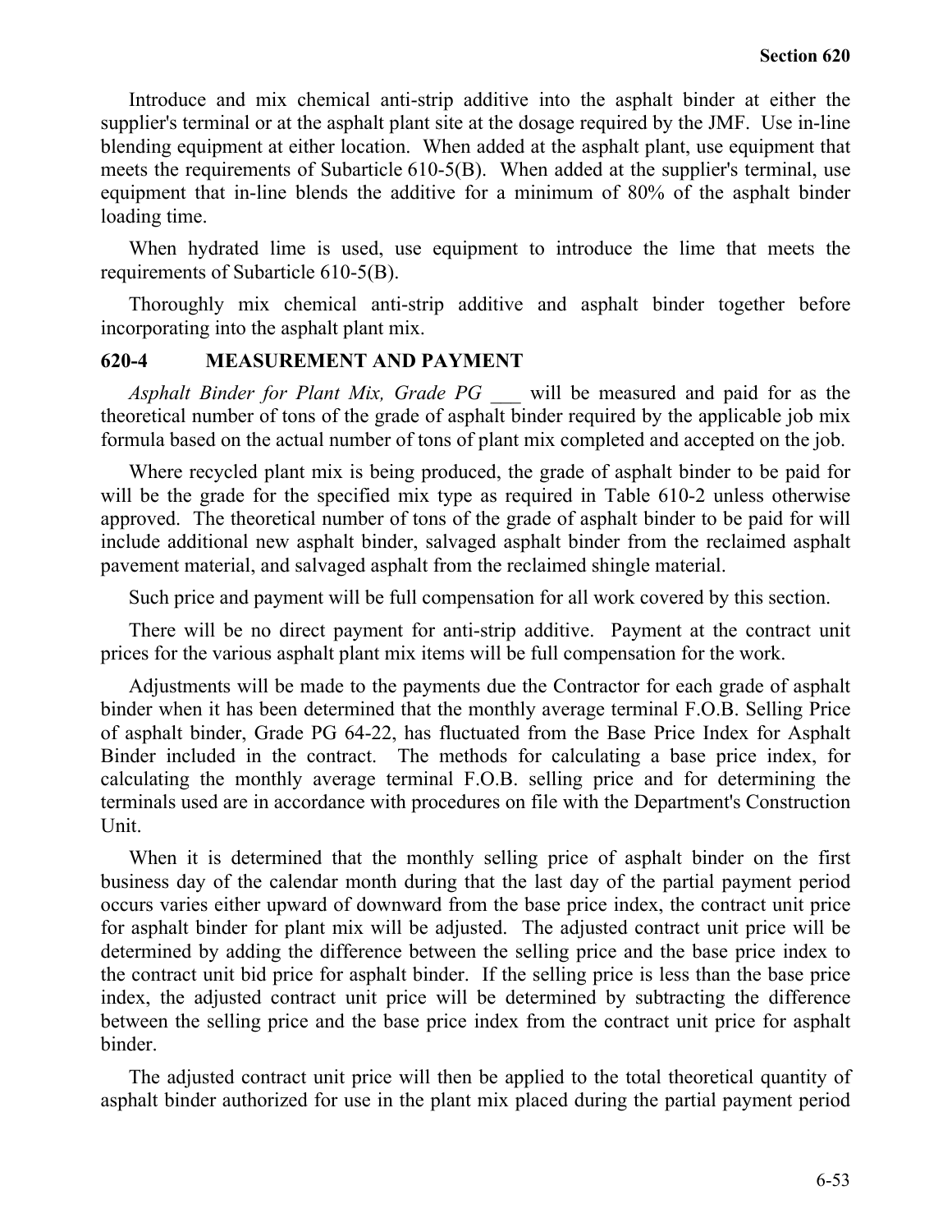Introduce and mix chemical anti-strip additive into the asphalt binder at either the supplier's terminal or at the asphalt plant site at the dosage required by the JMF. Use in-line blending equipment at either location. When added at the asphalt plant, use equipment that meets the requirements of Subarticle 610-5(B). When added at the supplier's terminal, use equipment that in-line blends the additive for a minimum of 80% of the asphalt binder loading time.

When hydrated lime is used, use equipment to introduce the lime that meets the requirements of Subarticle 610-5(B).

Thoroughly mix chemical anti-strip additive and asphalt binder together before incorporating into the asphalt plant mix.

### 620-4 MEASUREMENT AND PAYMENT

*Asphalt Binder for Plant Mix, Grade PG ___* will be measured and paid for as the theoretical number of tons of the grade of asphalt binder required by the applicable job mix formula based on the actual number of tons of plant mix completed and accepted on the job.

Where recycled plant mix is being produced, the grade of asphalt binder to be paid for will be the grade for the specified mix type as required in Table 610-2 unless otherwise approved. The theoretical number of tons of the grade of asphalt binder to be paid for will include additional new asphalt binder, salvaged asphalt binder from the reclaimed asphalt pavement material, and salvaged asphalt from the reclaimed shingle material.

Such price and payment will be full compensation for all work covered by this section.

There will be no direct payment for anti-strip additive. Payment at the contract unit prices for the various asphalt plant mix items will be full compensation for the work.

Adjustments will be made to the payments due the Contractor for each grade of asphalt binder when it has been determined that the monthly average terminal F.O.B. Selling Price of asphalt binder, Grade PG 64-22, has fluctuated from the Base Price Index for Asphalt Binder included in the contract. The methods for calculating a base price index, for calculating the monthly average terminal F.O.B. selling price and for determining the terminals used are in accordance with procedures on file with the Department's Construction Unit.

When it is determined that the monthly selling price of asphalt binder on the first business day of the calendar month during that the last day of the partial payment period occurs varies either upward of downward from the base price index, the contract unit price for asphalt binder for plant mix will be adjusted. The adjusted contract unit price will be determined by adding the difference between the selling price and the base price index to the contract unit bid price for asphalt binder. If the selling price is less than the base price index, the adjusted contract unit price will be determined by subtracting the difference between the selling price and the base price index from the contract unit price for asphalt binder.

The adjusted contract unit price will then be applied to the total theoretical quantity of asphalt binder authorized for use in the plant mix placed during the partial payment period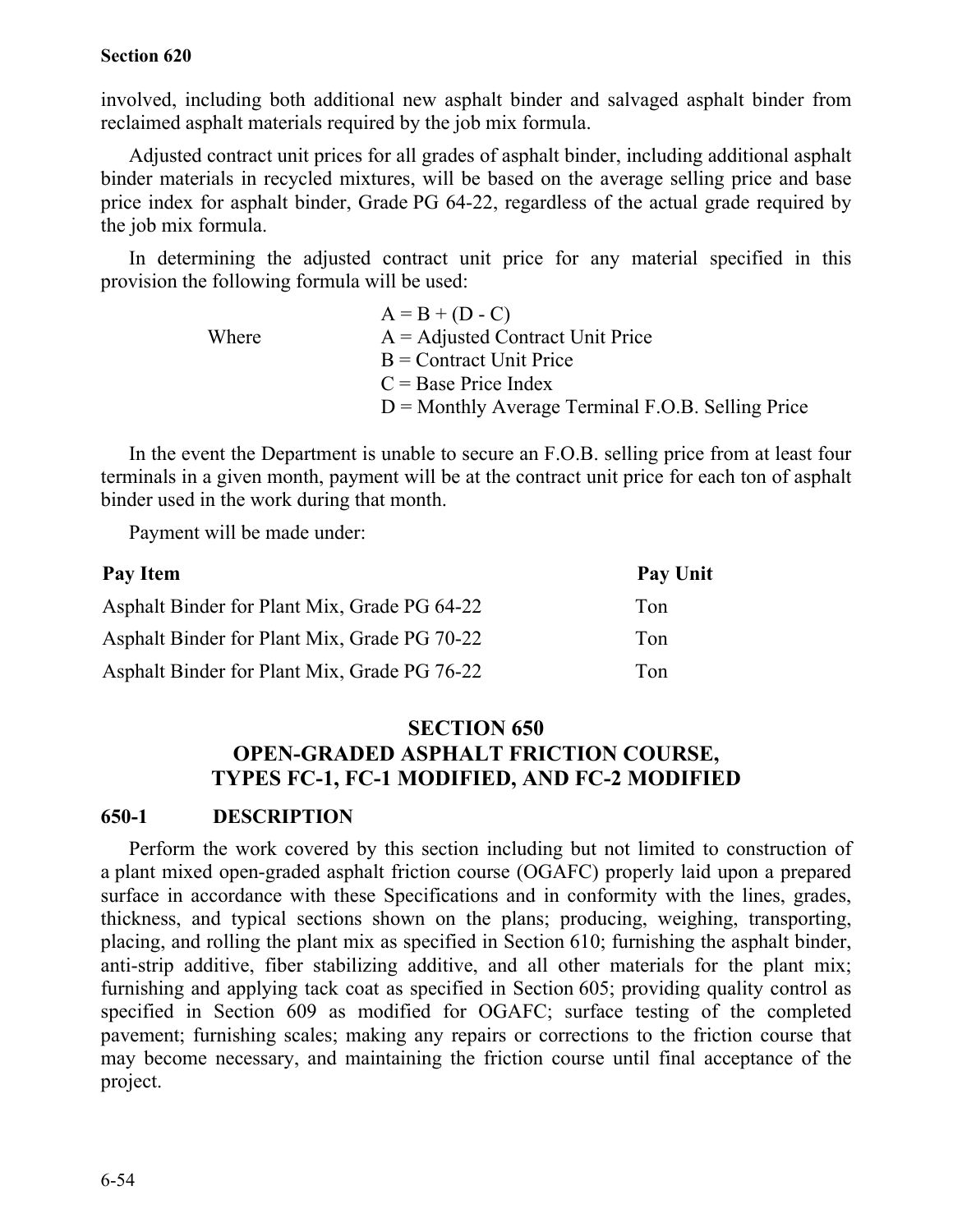involved, including both additional new asphalt binder and salvaged asphalt binder from reclaimed asphalt materials required by the job mix formula.

Adjusted contract unit prices for all grades of asphalt binder, including additional asphalt binder materials in recycled mixtures, will be based on the average selling price and base price index for asphalt binder, Grade PG 64-22, regardless of the actual grade required by the job mix formula.

In determining the adjusted contract unit price for any material specified in this provision the following formula will be used:

$$A = B + (D - C)$$

Where
- A = Adjusted Contract Unit Price
- B = Contract Unit Price
- C = Base Price Index
- D = Monthly Average Terminal F.O.B. Selling Price

In the event the Department is unable to secure an F.O.B. selling price from at least four terminals in a given month, payment will be at the contract unit price for each ton of asphalt binder used in the work during that month.

Payment will be made under:

| Pay Item | Pay Unit |
|---|---|
| Asphalt Binder for Plant Mix, Grade PG 64-22 | Ton |
| Asphalt Binder for Plant Mix, Grade PG 70-22 | Ton |
| Asphalt Binder for Plant Mix, Grade PG 76-22 | Ton |

# SECTION 650
# OPEN-GRADED ASPHALT FRICTION COURSE, TYPES FC-1, FC-1 MODIFIED, AND FC-2 MODIFIED

## 650-1 DESCRIPTION

Perform the work covered by this section including but not limited to construction of a plant mixed open-graded asphalt friction course (OGAFC) properly laid upon a prepared surface in accordance with these Specifications and in conformity with the lines, grades, thickness, and typical sections shown on the plans; producing, weighing, transporting, placing, and rolling the plant mix as specified in Section 610; furnishing the asphalt binder, anti-strip additive, fiber stabilizing additive, and all other materials for the plant mix; furnishing and applying tack coat as specified in Section 605; providing quality control as specified in Section 609 as modified for OGAFC; surface testing of the completed pavement; furnishing scales; making any repairs or corrections to the friction course that may become necessary, and maintaining the friction course until final acceptance of the project.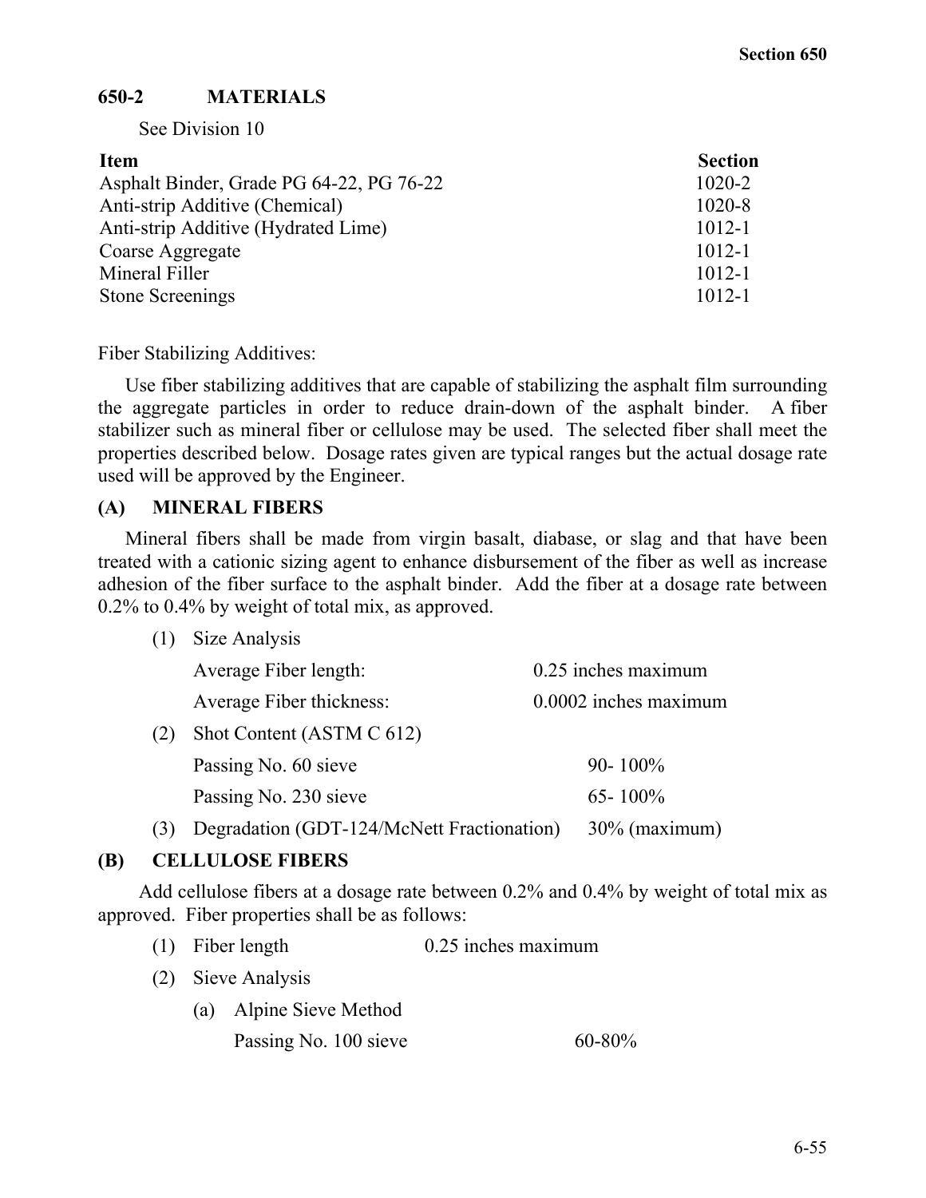## 650-2 MATERIALS

See Division 10

| Item | Section |
|---|---|
| Asphalt Binder, Grade PG 64-22, PG 76-22 | 1020-2 |
| Anti-strip Additive (Chemical) | 1020-8 |
| Anti-strip Additive (Hydrated Lime) | 1012-1 |
| Coarse Aggregate | 1012-1 |
| Mineral Filler | 1012-1 |
| Stone Screenings | 1012-1 |

Fiber Stabilizing Additives:

Use fiber stabilizing additives that are capable of stabilizing the asphalt film surrounding the aggregate particles in order to reduce drain-down of the asphalt binder. A fiber stabilizer such as mineral fiber or cellulose may be used. The selected fiber shall meet the properties described below. Dosage rates given are typical ranges but the actual dosage rate used will be approved by the Engineer.

### (A) MINERAL FIBERS

Mineral fibers shall be made from virgin basalt, diabase, or slag and that have been treated with a cationic sizing agent to enhance disbursement of the fiber as well as increase adhesion of the fiber surface to the asphalt binder. Add the fiber at a dosage rate between 0.2% to 0.4% by weight of total mix, as approved.

(1) Size Analysis

| | |
|---|---|
| Average Fiber length: | 0.25 inches maximum |
| Average Fiber thickness: | 0.0002 inches maximum |

(2) Shot Content (ASTM C 612)

| | |
|---|---|
| Passing No. 60 sieve | 90- 100% |
| Passing No. 230 sieve | 65- 100% |

(3) Degradation (GDT-124/McNett Fractionation) 30% (maximum)

### (B) CELLULOSE FIBERS

Add cellulose fibers at a dosage rate between 0.2% and 0.4% by weight of total mix as approved. Fiber properties shall be as follows:

(1) Fiber length 0.25 inches maximum

(2) Sieve Analysis

(a) Alpine Sieve Method

Passing No. 100 sieve 60-80%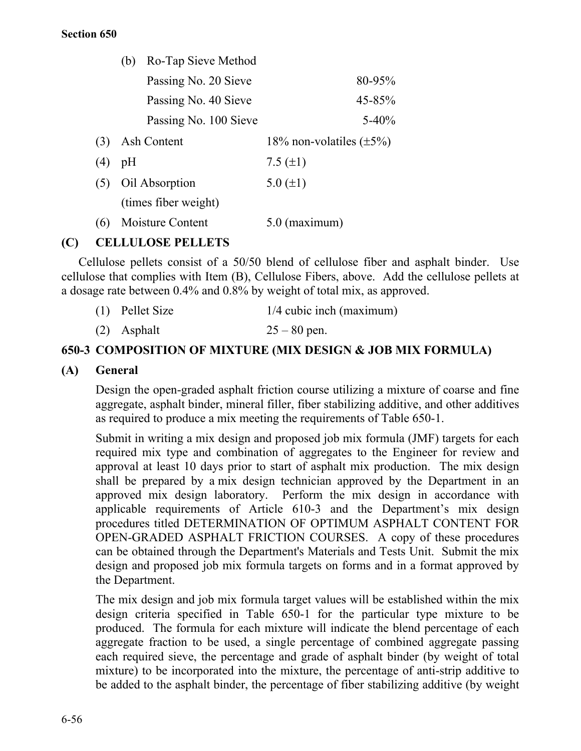(b) Ro-Tap Sieve Method

| | |
|---|---|
| Passing No. 20 Sieve | 80-95% |
| Passing No. 40 Sieve | 45-85% |
| Passing No. 100 Sieve | 5-40% |

(3) Ash Content — 18% non-volatiles (±5%)

(4) pH — 7.5 (±1)

(5) Oil Absorption (times fiber weight) — 5.0 (±1)

(6) Moisture Content — 5.0 (maximum)

### (C) CELLULOSE PELLETS

Cellulose pellets consist of a 50/50 blend of cellulose fiber and asphalt binder. Use cellulose that complies with Item (B), Cellulose Fibers, above. Add the cellulose pellets at a dosage rate between 0.4% and 0.8% by weight of total mix, as approved.

(1) Pellet Size — 1/4 cubic inch (maximum)

(2) Asphalt — 25 – 80 pen.

## 650-3 COMPOSITION OF MIXTURE (MIX DESIGN & JOB MIX FORMULA)

### (A) General

Design the open-graded asphalt friction course utilizing a mixture of coarse and fine aggregate, asphalt binder, mineral filler, fiber stabilizing additive, and other additives as required to produce a mix meeting the requirements of Table 650-1.

Submit in writing a mix design and proposed job mix formula (JMF) targets for each required mix type and combination of aggregates to the Engineer for review and approval at least 10 days prior to start of asphalt mix production. The mix design shall be prepared by a mix design technician approved by the Department in an approved mix design laboratory. Perform the mix design in accordance with applicable requirements of Article 610-3 and the Department's mix design procedures titled DETERMINATION OF OPTIMUM ASPHALT CONTENT FOR OPEN-GRADED ASPHALT FRICTION COURSES. A copy of these procedures can be obtained through the Department's Materials and Tests Unit. Submit the mix design and proposed job mix formula targets on forms and in a format approved by the Department.

The mix design and job mix formula target values will be established within the mix design criteria specified in Table 650-1 for the particular type mixture to be produced. The formula for each mixture will indicate the blend percentage of each aggregate fraction to be used, a single percentage of combined aggregate passing each required sieve, the percentage and grade of asphalt binder (by weight of total mixture) to be incorporated into the mixture, the percentage of anti-strip additive to be added to the asphalt binder, the percentage of fiber stabilizing additive (by weight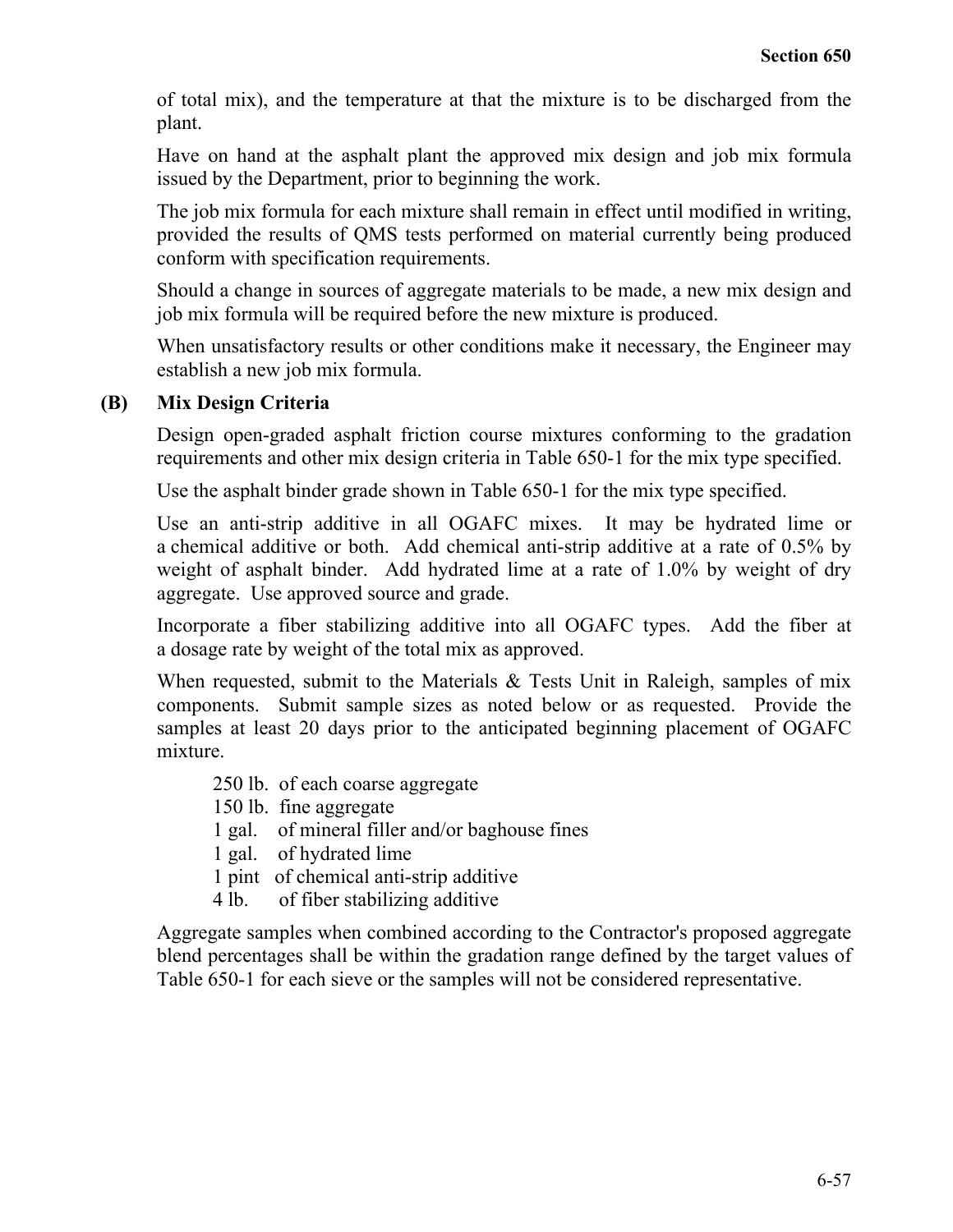of total mix), and the temperature at that the mixture is to be discharged from the plant.

Have on hand at the asphalt plant the approved mix design and job mix formula issued by the Department, prior to beginning the work.

The job mix formula for each mixture shall remain in effect until modified in writing, provided the results of QMS tests performed on material currently being produced conform with specification requirements.

Should a change in sources of aggregate materials to be made, a new mix design and job mix formula will be required before the new mixture is produced.

When unsatisfactory results or other conditions make it necessary, the Engineer may establish a new job mix formula.

**(B) Mix Design Criteria**

Design open-graded asphalt friction course mixtures conforming to the gradation requirements and other mix design criteria in Table 650-1 for the mix type specified.

Use the asphalt binder grade shown in Table 650-1 for the mix type specified.

Use an anti-strip additive in all OGAFC mixes. It may be hydrated lime or a chemical additive or both. Add chemical anti-strip additive at a rate of 0.5% by weight of asphalt binder. Add hydrated lime at a rate of 1.0% by weight of dry aggregate. Use approved source and grade.

Incorporate a fiber stabilizing additive into all OGAFC types. Add the fiber at a dosage rate by weight of the total mix as approved.

When requested, submit to the Materials & Tests Unit in Raleigh, samples of mix components. Submit sample sizes as noted below or as requested. Provide the samples at least 20 days prior to the anticipated beginning placement of OGAFC mixture.

250 lb. of each coarse aggregate  
150 lb. fine aggregate  
1 gal. of mineral filler and/or baghouse fines  
1 gal. of hydrated lime  
1 pint of chemical anti-strip additive  
4 lb. of fiber stabilizing additive

Aggregate samples when combined according to the Contractor's proposed aggregate blend percentages shall be within the gradation range defined by the target values of Table 650-1 for each sieve or the samples will not be considered representative.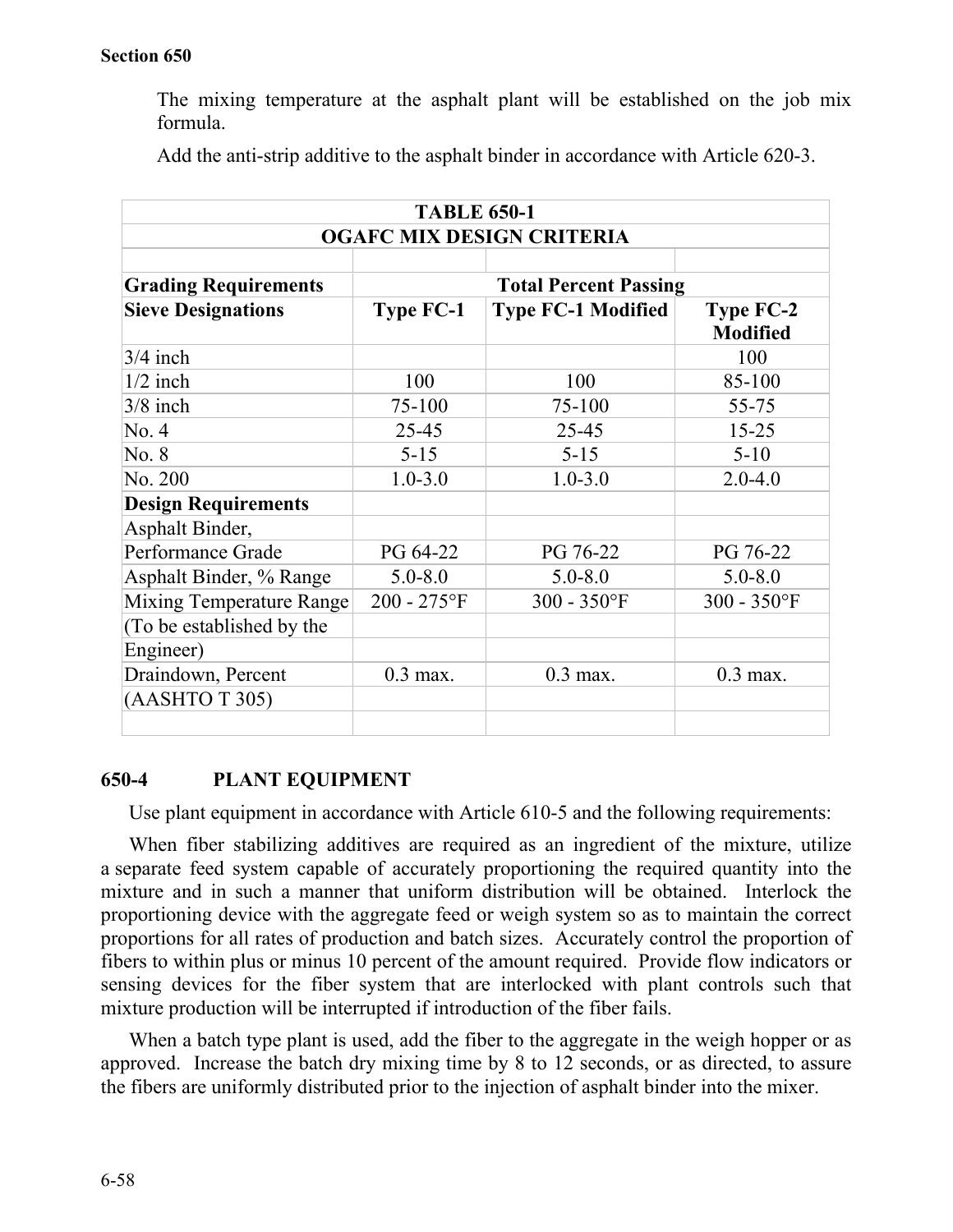The mixing temperature at the asphalt plant will be established on the job mix formula.

Add the anti-strip additive to the asphalt binder in accordance with Article 620-3.

| TABLE 650-1 OGAFC MIX DESIGN CRITERIA | | | |
|---|---|---|---|
| **Grading Requirements** | **Total Percent Passing** | | |
| **Sieve Designations** | **Type FC-1** | **Type FC-1 Modified** | **Type FC-2 Modified** |
| 3/4 inch | | | 100 |
| 1/2 inch | 100 | 100 | 85-100 |
| 3/8 inch | 75-100 | 75-100 | 55-75 |
| No. 4 | 25-45 | 25-45 | 15-25 |
| No. 8 | 5-15 | 5-15 | 5-10 |
| No. 200 | 1.0-3.0 | 1.0-3.0 | 2.0-4.0 |
| **Design Requirements** | | | |
| Asphalt Binder, Performance Grade | PG 64-22 | PG 76-22 | PG 76-22 |
| Asphalt Binder, % Range | 5.0-8.0 | 5.0-8.0 | 5.0-8.0 |
| Mixing Temperature Range (To be established by the Engineer) | 200 - 275°F | 300 - 350°F | 300 - 350°F |
| Draindown, Percent (AASHTO T 305) | 0.3 max. | 0.3 max. | 0.3 max. |

## 650-4 PLANT EQUIPMENT

Use plant equipment in accordance with Article 610-5 and the following requirements:

When fiber stabilizing additives are required as an ingredient of the mixture, utilize a separate feed system capable of accurately proportioning the required quantity into the mixture and in such a manner that uniform distribution will be obtained. Interlock the proportioning device with the aggregate feed or weigh system so as to maintain the correct proportions for all rates of production and batch sizes. Accurately control the proportion of fibers to within plus or minus 10 percent of the amount required. Provide flow indicators or sensing devices for the fiber system that are interlocked with plant controls such that mixture production will be interrupted if introduction of the fiber fails.

When a batch type plant is used, add the fiber to the aggregate in the weigh hopper or as approved. Increase the batch dry mixing time by 8 to 12 seconds, or as directed, to assure the fibers are uniformly distributed prior to the injection of asphalt binder into the mixer.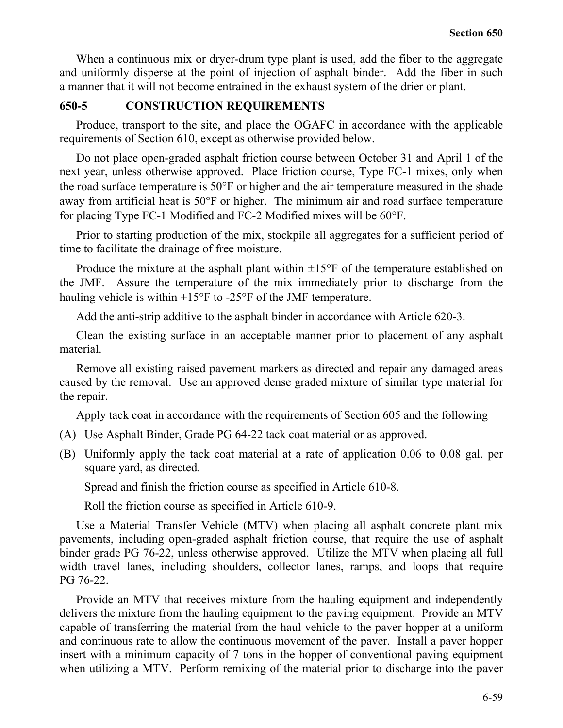When a continuous mix or dryer-drum type plant is used, add the fiber to the aggregate and uniformly disperse at the point of injection of asphalt binder. Add the fiber in such a manner that it will not become entrained in the exhaust system of the drier or plant.

## 650-5 CONSTRUCTION REQUIREMENTS

Produce, transport to the site, and place the OGAFC in accordance with the applicable requirements of Section 610, except as otherwise provided below.

Do not place open-graded asphalt friction course between October 31 and April 1 of the next year, unless otherwise approved. Place friction course, Type FC-1 mixes, only when the road surface temperature is 50°F or higher and the air temperature measured in the shade away from artificial heat is 50°F or higher. The minimum air and road surface temperature for placing Type FC-1 Modified and FC-2 Modified mixes will be 60°F.

Prior to starting production of the mix, stockpile all aggregates for a sufficient period of time to facilitate the drainage of free moisture.

Produce the mixture at the asphalt plant within ±15°F of the temperature established on the JMF. Assure the temperature of the mix immediately prior to discharge from the hauling vehicle is within +15°F to -25°F of the JMF temperature.

Add the anti-strip additive to the asphalt binder in accordance with Article 620-3.

Clean the existing surface in an acceptable manner prior to placement of any asphalt material.

Remove all existing raised pavement markers as directed and repair any damaged areas caused by the removal. Use an approved dense graded mixture of similar type material for the repair.

Apply tack coat in accordance with the requirements of Section 605 and the following

(A) Use Asphalt Binder, Grade PG 64-22 tack coat material or as approved.

(B) Uniformly apply the tack coat material at a rate of application 0.06 to 0.08 gal. per square yard, as directed.

Spread and finish the friction course as specified in Article 610-8.

Roll the friction course as specified in Article 610-9.

Use a Material Transfer Vehicle (MTV) when placing all asphalt concrete plant mix pavements, including open-graded asphalt friction course, that require the use of asphalt binder grade PG 76-22, unless otherwise approved. Utilize the MTV when placing all full width travel lanes, including shoulders, collector lanes, ramps, and loops that require PG 76-22.

Provide an MTV that receives mixture from the hauling equipment and independently delivers the mixture from the hauling equipment to the paving equipment. Provide an MTV capable of transferring the material from the haul vehicle to the paver hopper at a uniform and continuous rate to allow the continuous movement of the paver. Install a paver hopper insert with a minimum capacity of 7 tons in the hopper of conventional paving equipment when utilizing a MTV. Perform remixing of the material prior to discharge into the paver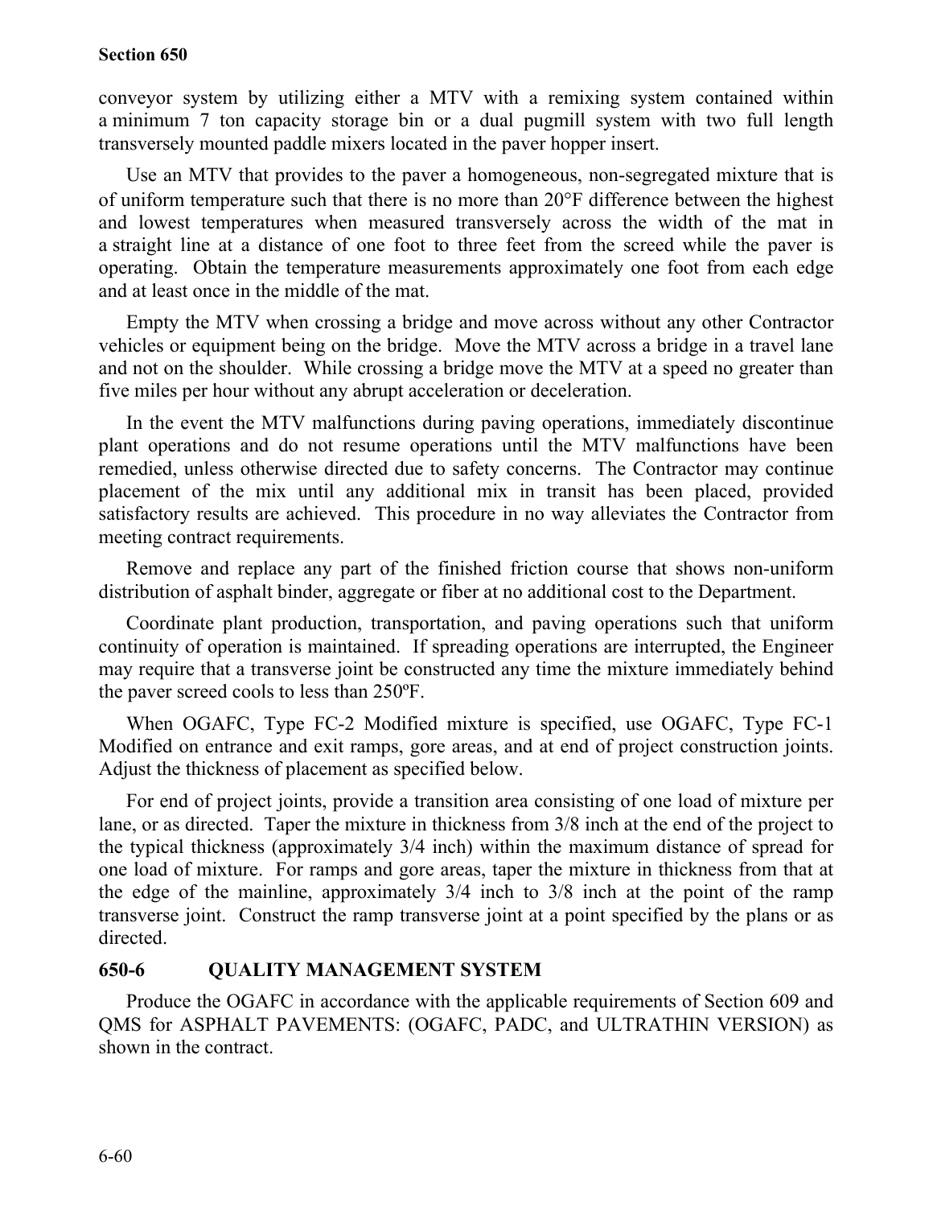conveyor system by utilizing either a MTV with a remixing system contained within a minimum 7 ton capacity storage bin or a dual pugmill system with two full length transversely mounted paddle mixers located in the paver hopper insert.

Use an MTV that provides to the paver a homogeneous, non-segregated mixture that is of uniform temperature such that there is no more than 20°F difference between the highest and lowest temperatures when measured transversely across the width of the mat in a straight line at a distance of one foot to three feet from the screed while the paver is operating. Obtain the temperature measurements approximately one foot from each edge and at least once in the middle of the mat.

Empty the MTV when crossing a bridge and move across without any other Contractor vehicles or equipment being on the bridge. Move the MTV across a bridge in a travel lane and not on the shoulder. While crossing a bridge move the MTV at a speed no greater than five miles per hour without any abrupt acceleration or deceleration.

In the event the MTV malfunctions during paving operations, immediately discontinue plant operations and do not resume operations until the MTV malfunctions have been remedied, unless otherwise directed due to safety concerns. The Contractor may continue placement of the mix until any additional mix in transit has been placed, provided satisfactory results are achieved. This procedure in no way alleviates the Contractor from meeting contract requirements.

Remove and replace any part of the finished friction course that shows non-uniform distribution of asphalt binder, aggregate or fiber at no additional cost to the Department.

Coordinate plant production, transportation, and paving operations such that uniform continuity of operation is maintained. If spreading operations are interrupted, the Engineer may require that a transverse joint be constructed any time the mixture immediately behind the paver screed cools to less than 250ºF.

When OGAFC, Type FC-2 Modified mixture is specified, use OGAFC, Type FC-1 Modified on entrance and exit ramps, gore areas, and at end of project construction joints. Adjust the thickness of placement as specified below.

For end of project joints, provide a transition area consisting of one load of mixture per lane, or as directed. Taper the mixture in thickness from 3/8 inch at the end of the project to the typical thickness (approximately 3/4 inch) within the maximum distance of spread for one load of mixture. For ramps and gore areas, taper the mixture in thickness from that at the edge of the mainline, approximately 3/4 inch to 3/8 inch at the point of the ramp transverse joint. Construct the ramp transverse joint at a point specified by the plans or as directed.

## 650-6 QUALITY MANAGEMENT SYSTEM

Produce the OGAFC in accordance with the applicable requirements of Section 609 and QMS for ASPHALT PAVEMENTS: (OGAFC, PADC, and ULTRATHIN VERSION) as shown in the contract.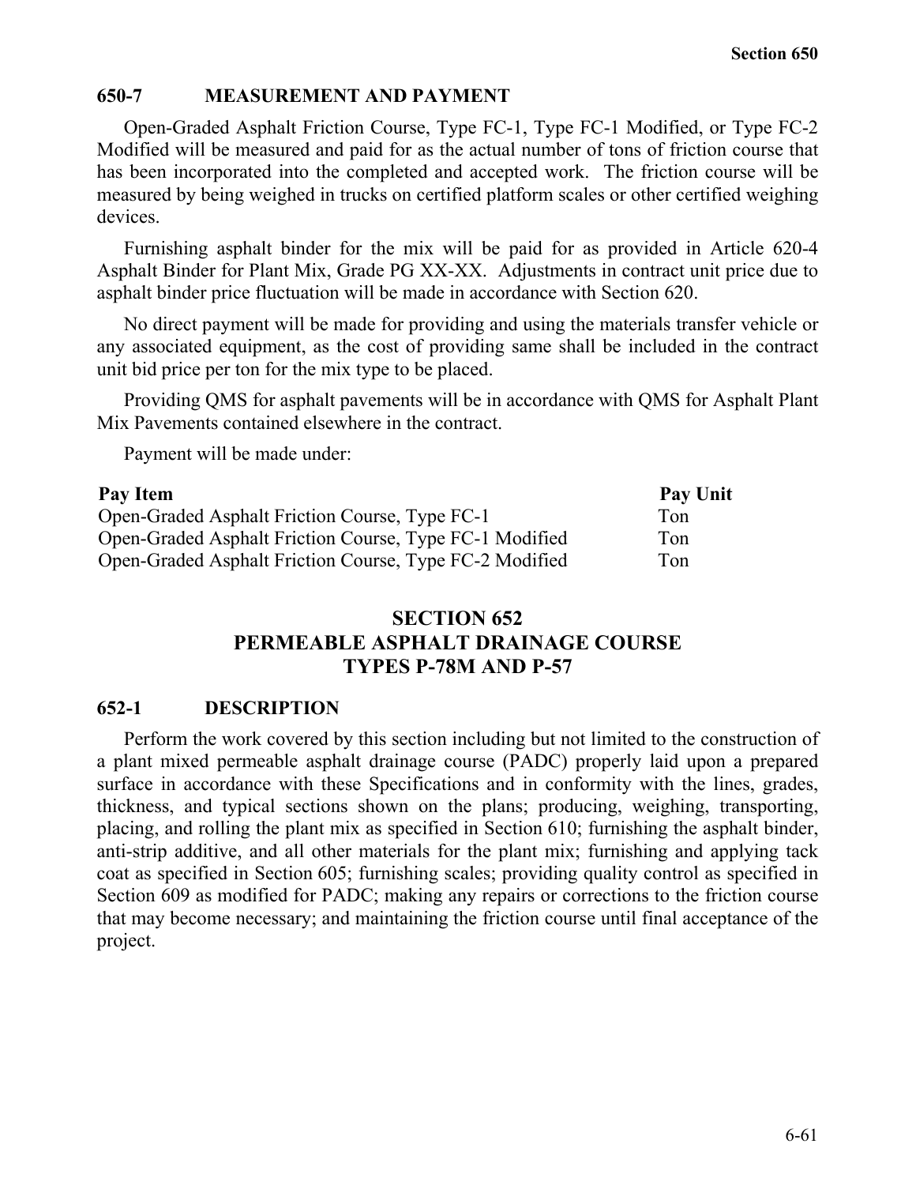## 650-7 MEASUREMENT AND PAYMENT

Open-Graded Asphalt Friction Course, Type FC-1, Type FC-1 Modified, or Type FC-2 Modified will be measured and paid for as the actual number of tons of friction course that has been incorporated into the completed and accepted work. The friction course will be measured by being weighed in trucks on certified platform scales or other certified weighing devices.

Furnishing asphalt binder for the mix will be paid for as provided in Article 620-4 Asphalt Binder for Plant Mix, Grade PG XX-XX. Adjustments in contract unit price due to asphalt binder price fluctuation will be made in accordance with Section 620.

No direct payment will be made for providing and using the materials transfer vehicle or any associated equipment, as the cost of providing same shall be included in the contract unit bid price per ton for the mix type to be placed.

Providing QMS for asphalt pavements will be in accordance with QMS for Asphalt Plant Mix Pavements contained elsewhere in the contract.

Payment will be made under:

| Pay Item | Pay Unit |
|---|---|
| Open-Graded Asphalt Friction Course, Type FC-1 | Ton |
| Open-Graded Asphalt Friction Course, Type FC-1 Modified | Ton |
| Open-Graded Asphalt Friction Course, Type FC-2 Modified | Ton |

# SECTION 652 PERMEABLE ASPHALT DRAINAGE COURSE TYPES P-78M AND P-57

## 652-1 DESCRIPTION

Perform the work covered by this section including but not limited to the construction of a plant mixed permeable asphalt drainage course (PADC) properly laid upon a prepared surface in accordance with these Specifications and in conformity with the lines, grades, thickness, and typical sections shown on the plans; producing, weighing, transporting, placing, and rolling the plant mix as specified in Section 610; furnishing the asphalt binder, anti-strip additive, and all other materials for the plant mix; furnishing and applying tack coat as specified in Section 605; furnishing scales; providing quality control as specified in Section 609 as modified for PADC; making any repairs or corrections to the friction course that may become necessary; and maintaining the friction course until final acceptance of the project.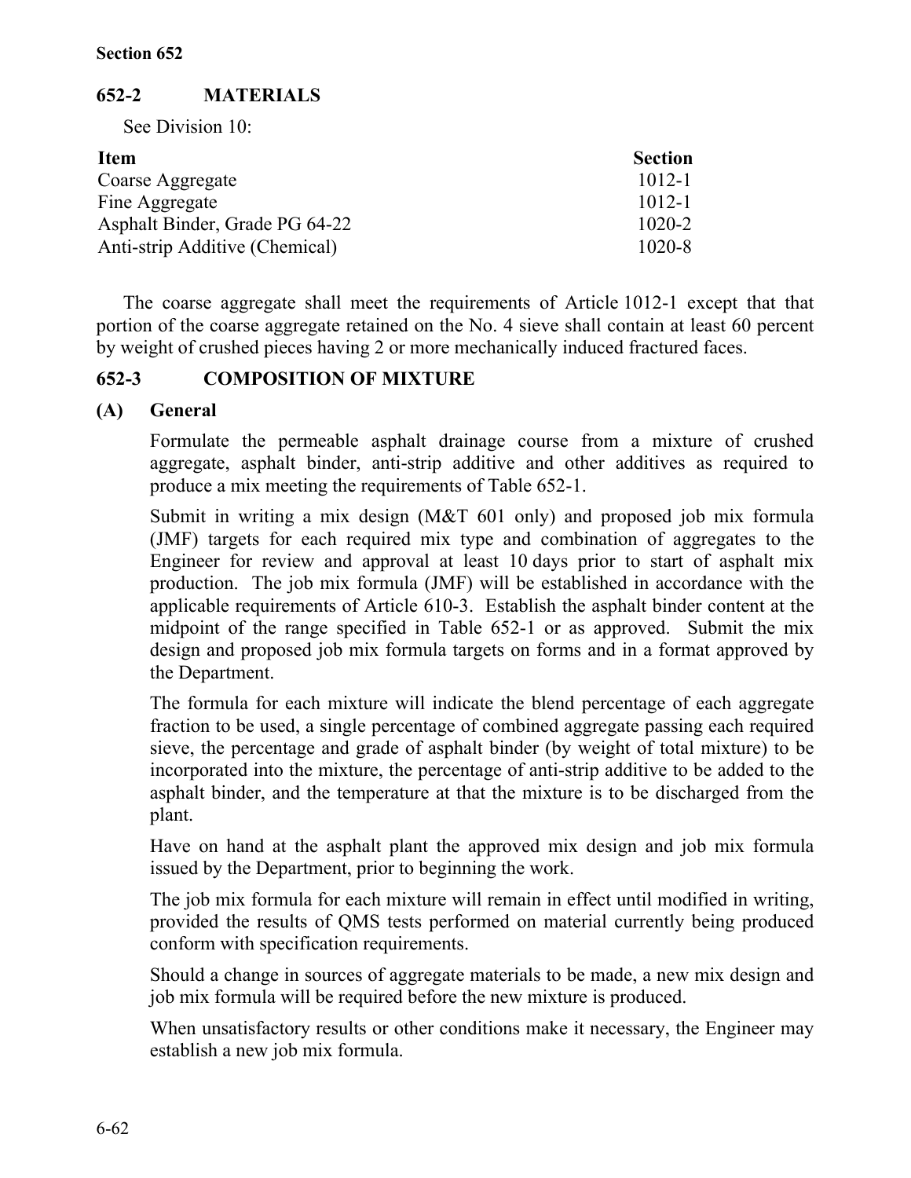## 652-2 MATERIALS

See Division 10:

| Item | Section |
|---|---|
| Coarse Aggregate | 1012-1 |
| Fine Aggregate | 1012-1 |
| Asphalt Binder, Grade PG 64-22 | 1020-2 |
| Anti-strip Additive (Chemical) | 1020-8 |

The coarse aggregate shall meet the requirements of Article 1012-1 except that that portion of the coarse aggregate retained on the No. 4 sieve shall contain at least 60 percent by weight of crushed pieces having 2 or more mechanically induced fractured faces.

## 652-3 COMPOSITION OF MIXTURE

### (A) General

Formulate the permeable asphalt drainage course from a mixture of crushed aggregate, asphalt binder, anti-strip additive and other additives as required to produce a mix meeting the requirements of Table 652-1.

Submit in writing a mix design (M&T 601 only) and proposed job mix formula (JMF) targets for each required mix type and combination of aggregates to the Engineer for review and approval at least 10 days prior to start of asphalt mix production. The job mix formula (JMF) will be established in accordance with the applicable requirements of Article 610-3. Establish the asphalt binder content at the midpoint of the range specified in Table 652-1 or as approved. Submit the mix design and proposed job mix formula targets on forms and in a format approved by the Department.

The formula for each mixture will indicate the blend percentage of each aggregate fraction to be used, a single percentage of combined aggregate passing each required sieve, the percentage and grade of asphalt binder (by weight of total mixture) to be incorporated into the mixture, the percentage of anti-strip additive to be added to the asphalt binder, and the temperature at that the mixture is to be discharged from the plant.

Have on hand at the asphalt plant the approved mix design and job mix formula issued by the Department, prior to beginning the work.

The job mix formula for each mixture will remain in effect until modified in writing, provided the results of QMS tests performed on material currently being produced conform with specification requirements.

Should a change in sources of aggregate materials to be made, a new mix design and job mix formula will be required before the new mixture is produced.

When unsatisfactory results or other conditions make it necessary, the Engineer may establish a new job mix formula.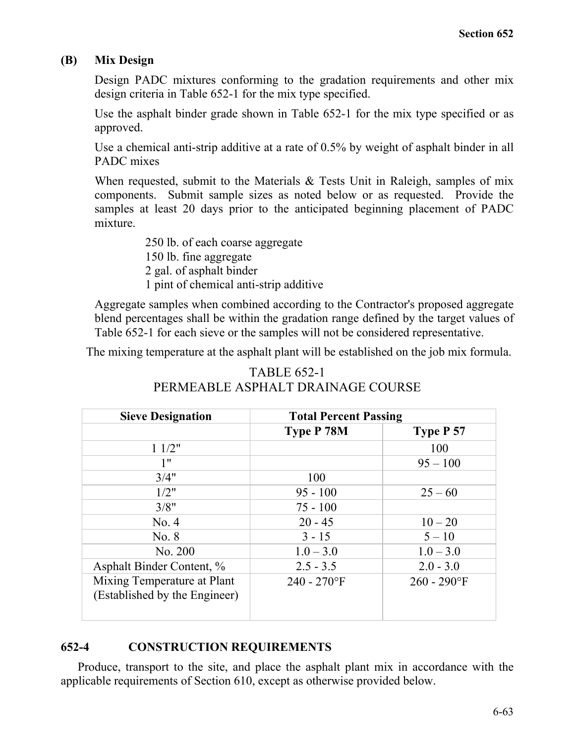### (B) Mix Design

Design PADC mixtures conforming to the gradation requirements and other mix design criteria in Table 652-1 for the mix type specified.

Use the asphalt binder grade shown in Table 652-1 for the mix type specified or as approved.

Use a chemical anti-strip additive at a rate of 0.5% by weight of asphalt binder in all PADC mixes

When requested, submit to the Materials & Tests Unit in Raleigh, samples of mix components. Submit sample sizes as noted below or as requested. Provide the samples at least 20 days prior to the anticipated beginning placement of PADC mixture.

250 lb. of each coarse aggregate
150 lb. fine aggregate
2 gal. of asphalt binder
1 pint of chemical anti-strip additive

Aggregate samples when combined according to the Contractor's proposed aggregate blend percentages shall be within the gradation range defined by the target values of Table 652-1 for each sieve or the samples will not be considered representative.

The mixing temperature at the asphalt plant will be established on the job mix formula.

TABLE 652-1
PERMEABLE ASPHALT DRAINAGE COURSE

| Sieve Designation | Total Percent Passing | |
|---|---|---|
| | Type P 78M | Type P 57 |
| 1 1/2" | | 100 |
| 1" | | 95 – 100 |
| 3/4" | 100 | |
| 1/2" | 95 - 100 | 25 – 60 |
| 3/8" | 75 - 100 | |
| No. 4 | 20 - 45 | 10 – 20 |
| No. 8 | 3 - 15 | 5 – 10 |
| No. 200 | 1.0 – 3.0 | 1.0 – 3.0 |
| Asphalt Binder Content, % | 2.5 - 3.5 | 2.0 - 3.0 |
| Mixing Temperature at Plant (Established by the Engineer) | 240 - 270°F | 260 - 290°F |

## 652-4 CONSTRUCTION REQUIREMENTS

Produce, transport to the site, and place the asphalt plant mix in accordance with the applicable requirements of Section 610, except as otherwise provided below.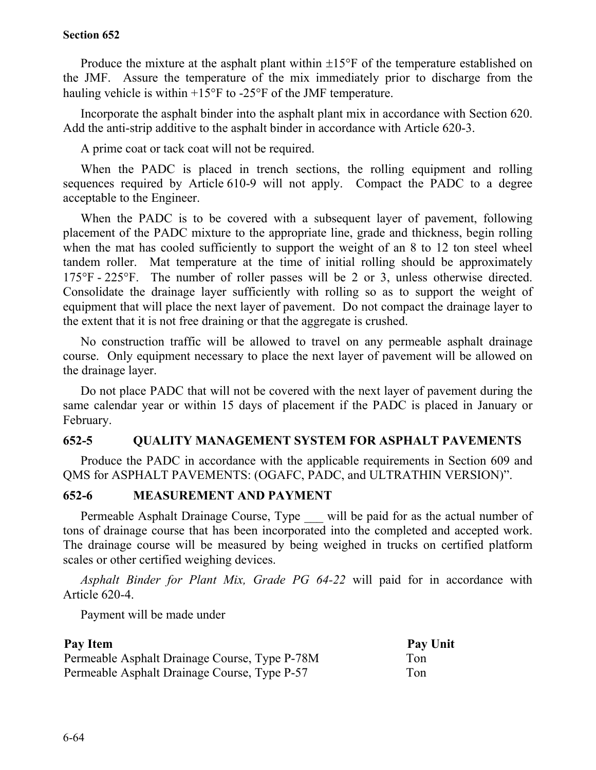Produce the mixture at the asphalt plant within ±15°F of the temperature established on the JMF. Assure the temperature of the mix immediately prior to discharge from the hauling vehicle is within +15°F to -25°F of the JMF temperature.

Incorporate the asphalt binder into the asphalt plant mix in accordance with Section 620. Add the anti-strip additive to the asphalt binder in accordance with Article 620-3.

A prime coat or tack coat will not be required.

When the PADC is placed in trench sections, the rolling equipment and rolling sequences required by Article 610-9 will not apply. Compact the PADC to a degree acceptable to the Engineer.

When the PADC is to be covered with a subsequent layer of pavement, following placement of the PADC mixture to the appropriate line, grade and thickness, begin rolling when the mat has cooled sufficiently to support the weight of an 8 to 12 ton steel wheel tandem roller. Mat temperature at the time of initial rolling should be approximately 175°F - 225°F. The number of roller passes will be 2 or 3, unless otherwise directed. Consolidate the drainage layer sufficiently with rolling so as to support the weight of equipment that will place the next layer of pavement. Do not compact the drainage layer to the extent that it is not free draining or that the aggregate is crushed.

No construction traffic will be allowed to travel on any permeable asphalt drainage course. Only equipment necessary to place the next layer of pavement will be allowed on the drainage layer.

Do not place PADC that will not be covered with the next layer of pavement during the same calendar year or within 15 days of placement if the PADC is placed in January or February.

## 652-5 QUALITY MANAGEMENT SYSTEM FOR ASPHALT PAVEMENTS

Produce the PADC in accordance with the applicable requirements in Section 609 and QMS for ASPHALT PAVEMENTS: (OGAFC, PADC, and ULTRATHIN VERSION)".

## 652-6 MEASUREMENT AND PAYMENT

Permeable Asphalt Drainage Course, Type ___ will be paid for as the actual number of tons of drainage course that has been incorporated into the completed and accepted work. The drainage course will be measured by being weighed in trucks on certified platform scales or other certified weighing devices.

*Asphalt Binder for Plant Mix, Grade PG 64-22* will paid for in accordance with Article 620-4.

Payment will be made under

| Pay Item | Pay Unit |
|---|---|
| Permeable Asphalt Drainage Course, Type P-78M | Ton |
| Permeable Asphalt Drainage Course, Type P-57 | Ton |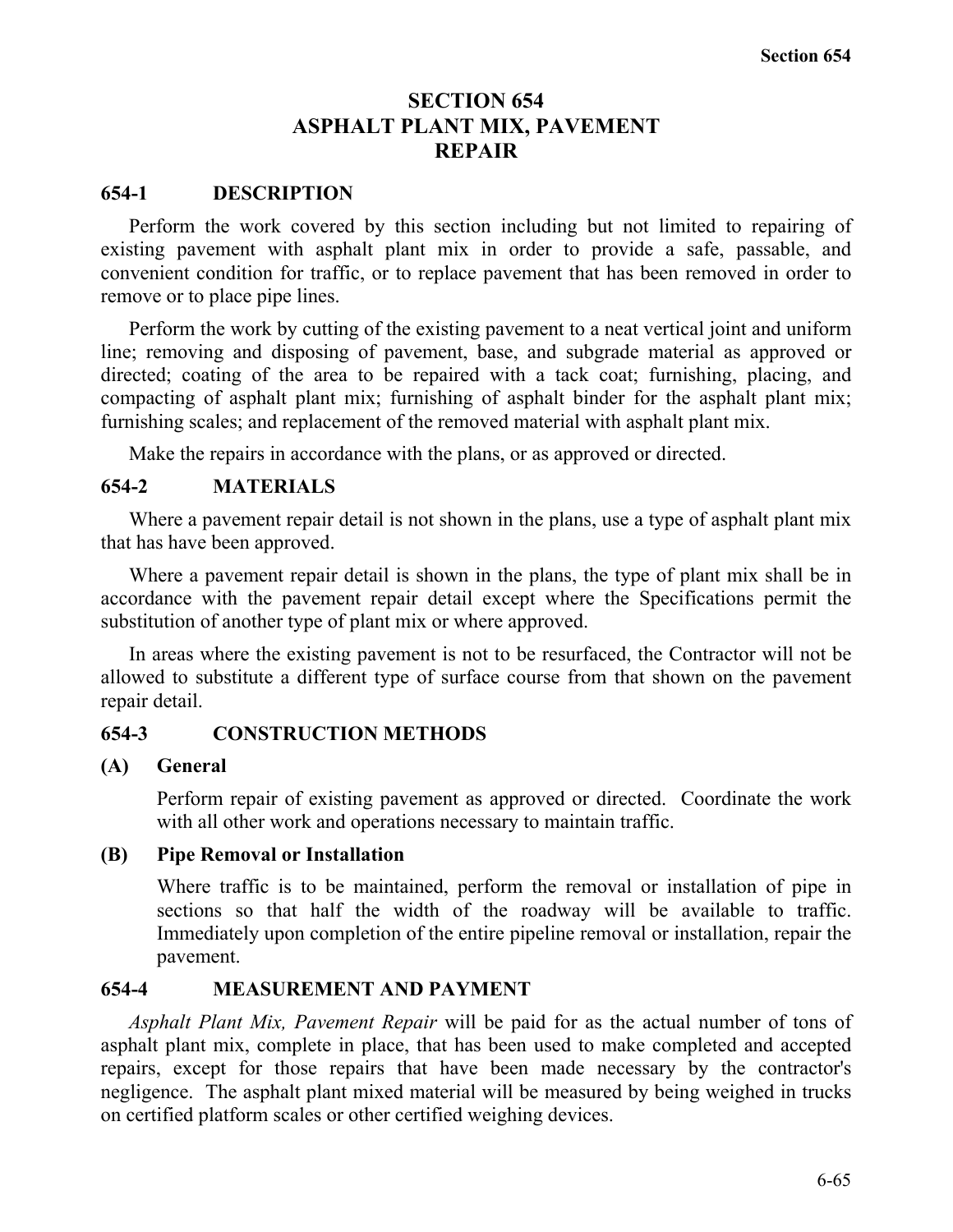# SECTION 654
# ASPHALT PLANT MIX, PAVEMENT REPAIR

## 654-1 DESCRIPTION

Perform the work covered by this section including but not limited to repairing of existing pavement with asphalt plant mix in order to provide a safe, passable, and convenient condition for traffic, or to replace pavement that has been removed in order to remove or to place pipe lines.

Perform the work by cutting of the existing pavement to a neat vertical joint and uniform line; removing and disposing of pavement, base, and subgrade material as approved or directed; coating of the area to be repaired with a tack coat; furnishing, placing, and compacting of asphalt plant mix; furnishing of asphalt binder for the asphalt plant mix; furnishing scales; and replacement of the removed material with asphalt plant mix.

Make the repairs in accordance with the plans, or as approved or directed.

## 654-2 MATERIALS

Where a pavement repair detail is not shown in the plans, use a type of asphalt plant mix that has have been approved.

Where a pavement repair detail is shown in the plans, the type of plant mix shall be in accordance with the pavement repair detail except where the Specifications permit the substitution of another type of plant mix or where approved.

In areas where the existing pavement is not to be resurfaced, the Contractor will not be allowed to substitute a different type of surface course from that shown on the pavement repair detail.

## 654-3 CONSTRUCTION METHODS

### (A) General

Perform repair of existing pavement as approved or directed. Coordinate the work with all other work and operations necessary to maintain traffic.

### (B) Pipe Removal or Installation

Where traffic is to be maintained, perform the removal or installation of pipe in sections so that half the width of the roadway will be available to traffic. Immediately upon completion of the entire pipeline removal or installation, repair the pavement.

## 654-4 MEASUREMENT AND PAYMENT

*Asphalt Plant Mix, Pavement Repair* will be paid for as the actual number of tons of asphalt plant mix, complete in place, that has been used to make completed and accepted repairs, except for those repairs that have been made necessary by the contractor's negligence. The asphalt plant mixed material will be measured by being weighed in trucks on certified platform scales or other certified weighing devices.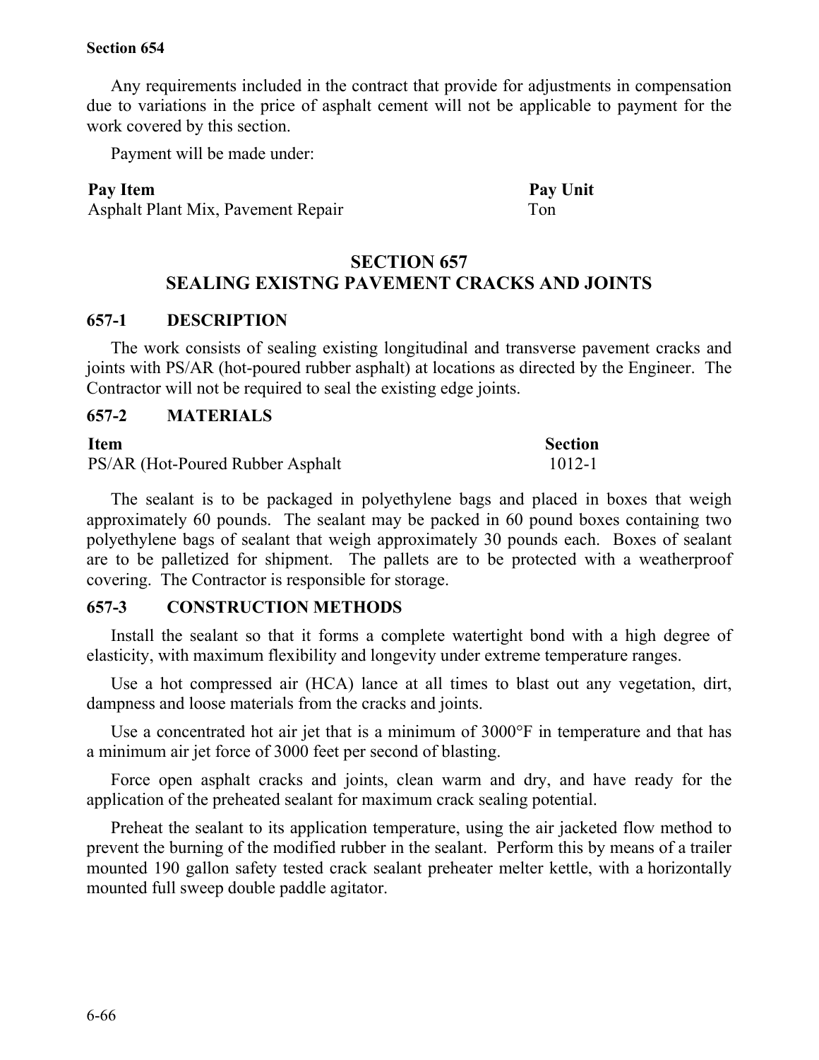Any requirements included in the contract that provide for adjustments in compensation due to variations in the price of asphalt cement will not be applicable to payment for the work covered by this section.

Payment will be made under:

| Pay Item | Pay Unit |
|---|---|
| Asphalt Plant Mix, Pavement Repair | Ton |

# SECTION 657
# SEALING EXISTNG PAVEMENT CRACKS AND JOINTS

## 657-1 DESCRIPTION

The work consists of sealing existing longitudinal and transverse pavement cracks and joints with PS/AR (hot-poured rubber asphalt) at locations as directed by the Engineer. The Contractor will not be required to seal the existing edge joints.

## 657-2 MATERIALS

| Item | Section |
|---|---|
| PS/AR (Hot-Poured Rubber Asphalt | 1012-1 |

The sealant is to be packaged in polyethylene bags and placed in boxes that weigh approximately 60 pounds. The sealant may be packed in 60 pound boxes containing two polyethylene bags of sealant that weigh approximately 30 pounds each. Boxes of sealant are to be palletized for shipment. The pallets are to be protected with a weatherproof covering. The Contractor is responsible for storage.

## 657-3 CONSTRUCTION METHODS

Install the sealant so that it forms a complete watertight bond with a high degree of elasticity, with maximum flexibility and longevity under extreme temperature ranges.

Use a hot compressed air (HCA) lance at all times to blast out any vegetation, dirt, dampness and loose materials from the cracks and joints.

Use a concentrated hot air jet that is a minimum of 3000°F in temperature and that has a minimum air jet force of 3000 feet per second of blasting.

Force open asphalt cracks and joints, clean warm and dry, and have ready for the application of the preheated sealant for maximum crack sealing potential.

Preheat the sealant to its application temperature, using the air jacketed flow method to prevent the burning of the modified rubber in the sealant. Perform this by means of a trailer mounted 190 gallon safety tested crack sealant preheater melter kettle, with a horizontally mounted full sweep double paddle agitator.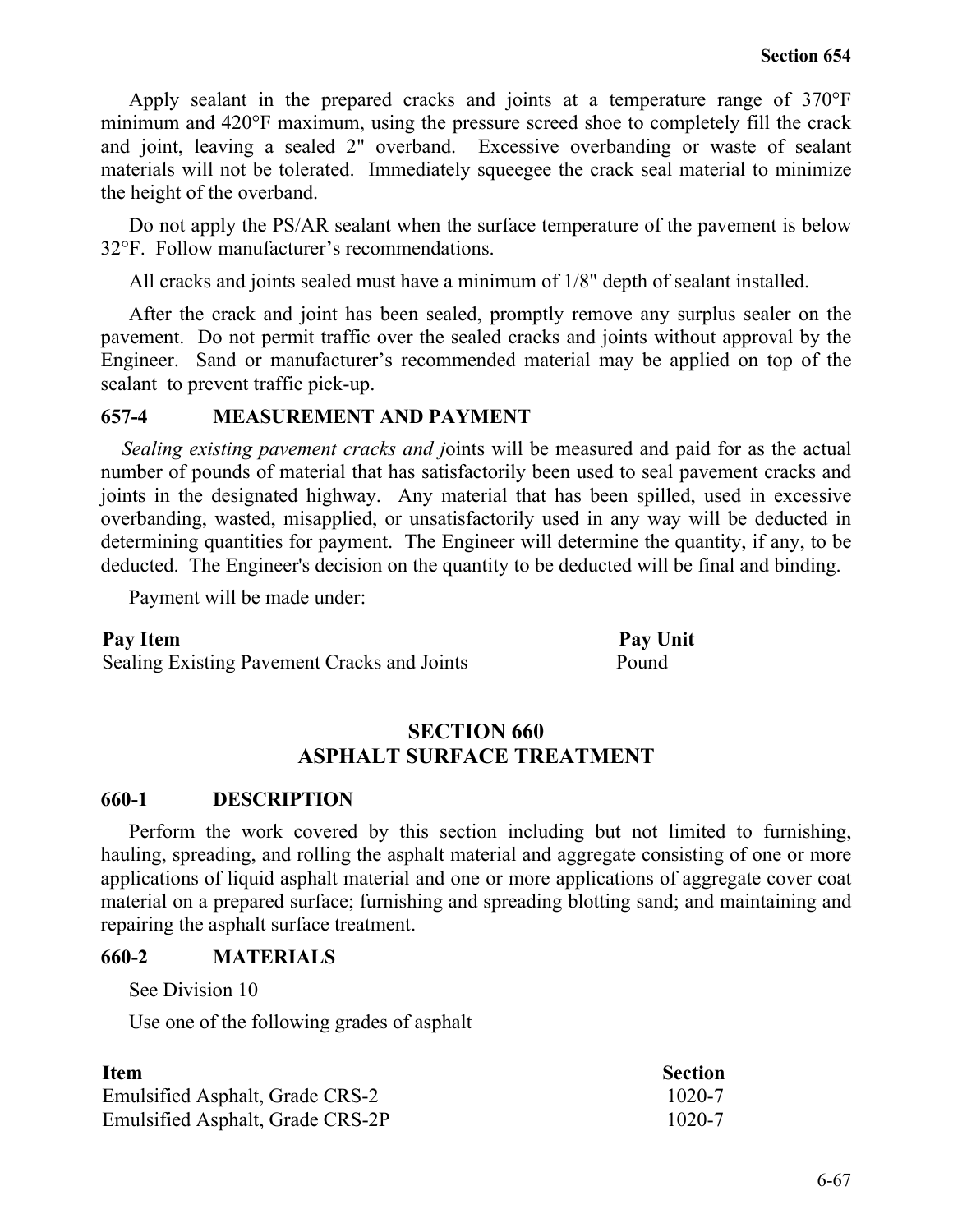Apply sealant in the prepared cracks and joints at a temperature range of 370°F minimum and 420°F maximum, using the pressure screed shoe to completely fill the crack and joint, leaving a sealed 2" overband. Excessive overbanding or waste of sealant materials will not be tolerated. Immediately squeegee the crack seal material to minimize the height of the overband.

Do not apply the PS/AR sealant when the surface temperature of the pavement is below 32°F. Follow manufacturer's recommendations.

All cracks and joints sealed must have a minimum of 1/8" depth of sealant installed.

After the crack and joint has been sealed, promptly remove any surplus sealer on the pavement. Do not permit traffic over the sealed cracks and joints without approval by the Engineer. Sand or manufacturer's recommended material may be applied on top of the sealant to prevent traffic pick-up.

### 657-4 MEASUREMENT AND PAYMENT

*Sealing existing pavement cracks and j*oints will be measured and paid for as the actual number of pounds of material that has satisfactorily been used to seal pavement cracks and joints in the designated highway. Any material that has been spilled, used in excessive overbanding, wasted, misapplied, or unsatisfactorily used in any way will be deducted in determining quantities for payment. The Engineer will determine the quantity, if any, to be deducted. The Engineer's decision on the quantity to be deducted will be final and binding.

Payment will be made under:

| Pay Item | Pay Unit |
| --- | --- |
| Sealing Existing Pavement Cracks and Joints | Pound |

## SECTION 660 ASPHALT SURFACE TREATMENT

### 660-1 DESCRIPTION

Perform the work covered by this section including but not limited to furnishing, hauling, spreading, and rolling the asphalt material and aggregate consisting of one or more applications of liquid asphalt material and one or more applications of aggregate cover coat material on a prepared surface; furnishing and spreading blotting sand; and maintaining and repairing the asphalt surface treatment.

### 660-2 MATERIALS

See Division 10

Use one of the following grades of asphalt

| Item | Section |
| --- | --- |
| Emulsified Asphalt, Grade CRS-2 | 1020-7 |
| Emulsified Asphalt, Grade CRS-2P | 1020-7 |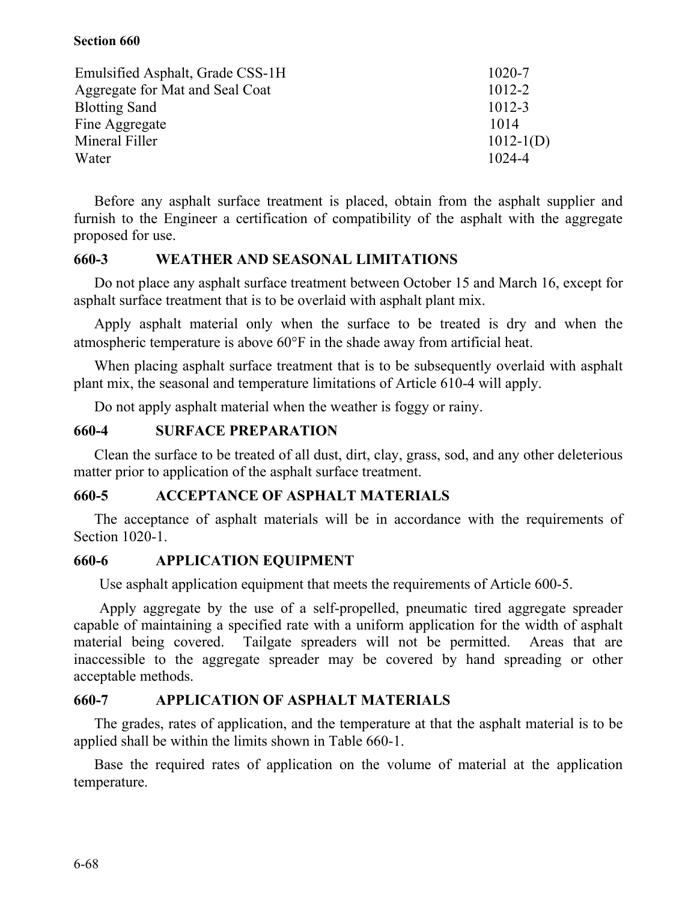| | |
|---|---|
| Emulsified Asphalt, Grade CSS-1H | 1020-7 |
| Aggregate for Mat and Seal Coat | 1012-2 |
| Blotting Sand | 1012-3 |
| Fine Aggregate | 1014 |
| Mineral Filler | 1012-1(D) |
| Water | 1024-4 |

Before any asphalt surface treatment is placed, obtain from the asphalt supplier and furnish to the Engineer a certification of compatibility of the asphalt with the aggregate proposed for use.

### 660-3 WEATHER AND SEASONAL LIMITATIONS

Do not place any asphalt surface treatment between October 15 and March 16, except for asphalt surface treatment that is to be overlaid with asphalt plant mix.

Apply asphalt material only when the surface to be treated is dry and when the atmospheric temperature is above 60°F in the shade away from artificial heat.

When placing asphalt surface treatment that is to be subsequently overlaid with asphalt plant mix, the seasonal and temperature limitations of Article 610-4 will apply.

Do not apply asphalt material when the weather is foggy or rainy.

### 660-4 SURFACE PREPARATION

Clean the surface to be treated of all dust, dirt, clay, grass, sod, and any other deleterious matter prior to application of the asphalt surface treatment.

### 660-5 ACCEPTANCE OF ASPHALT MATERIALS

The acceptance of asphalt materials will be in accordance with the requirements of Section 1020-1.

### 660-6 APPLICATION EQUIPMENT

Use asphalt application equipment that meets the requirements of Article 600-5.

Apply aggregate by the use of a self-propelled, pneumatic tired aggregate spreader capable of maintaining a specified rate with a uniform application for the width of asphalt material being covered. Tailgate spreaders will not be permitted. Areas that are inaccessible to the aggregate spreader may be covered by hand spreading or other acceptable methods.

### 660-7 APPLICATION OF ASPHALT MATERIALS

The grades, rates of application, and the temperature at that the asphalt material is to be applied shall be within the limits shown in Table 660-1.

Base the required rates of application on the volume of material at the application temperature.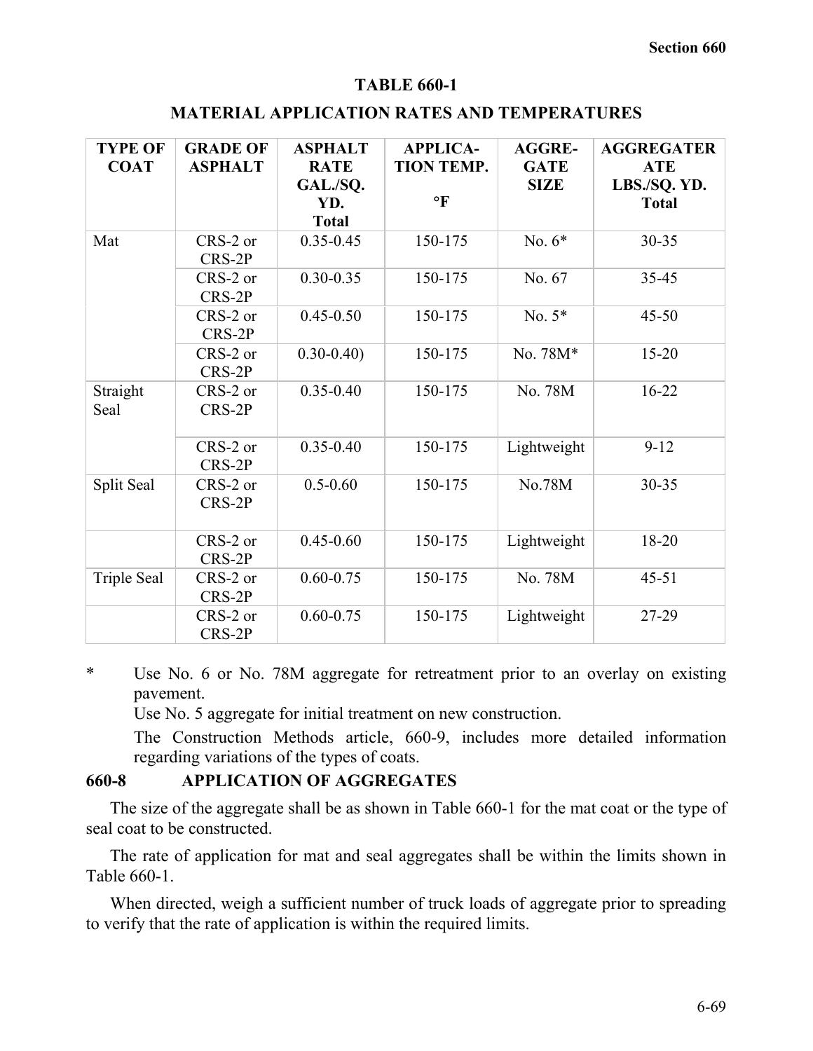### TABLE 660-1

### MATERIAL APPLICATION RATES AND TEMPERATURES

| TYPE OF COAT | GRADE OF ASPHALT | ASPHALT RATE GAL./SQ. YD. Total | APPLICA-TION TEMP. °F | AGGRE-GATE SIZE | AGGREGATERATE LBS./SQ. YD. Total |
|---|---|---|---|---|---|
| Mat | CRS-2 or CRS-2P | 0.35-0.45 | 150-175 | No. 6* | 30-35 |
| | CRS-2 or CRS-2P | 0.30-0.35 | 150-175 | No. 67 | 35-45 |
| | CRS-2 or CRS-2P | 0.45-0.50 | 150-175 | No. 5* | 45-50 |
| | CRS-2 or CRS-2P | 0.30-0.40) | 150-175 | No. 78M* | 15-20 |
| Straight Seal | CRS-2 or CRS-2P | 0.35-0.40 | 150-175 | No. 78M | 16-22 |
| | CRS-2 or CRS-2P | 0.35-0.40 | 150-175 | Lightweight | 9-12 |
| Split Seal | CRS-2 or CRS-2P | 0.5-0.60 | 150-175 | No.78M | 30-35 |
| | CRS-2 or CRS-2P | 0.45-0.60 | 150-175 | Lightweight | 18-20 |
| Triple Seal | CRS-2 or CRS-2P | 0.60-0.75 | 150-175 | No. 78M | 45-51 |
| | CRS-2 or CRS-2P | 0.60-0.75 | 150-175 | Lightweight | 27-29 |

\* Use No. 6 or No. 78M aggregate for retreatment prior to an overlay on existing pavement.

Use No. 5 aggregate for initial treatment on new construction.

The Construction Methods article, 660-9, includes more detailed information regarding variations of the types of coats.

## 660-8 APPLICATION OF AGGREGATES

The size of the aggregate shall be as shown in Table 660-1 for the mat coat or the type of seal coat to be constructed.

The rate of application for mat and seal aggregates shall be within the limits shown in Table 660-1.

When directed, weigh a sufficient number of truck loads of aggregate prior to spreading to verify that the rate of application is within the required limits.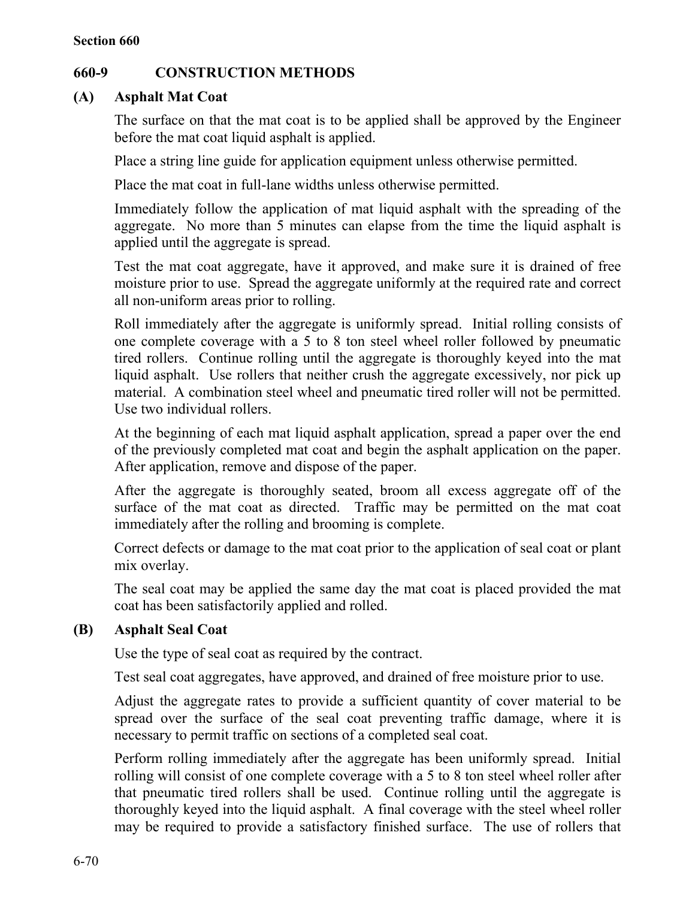## 660-9 CONSTRUCTION METHODS

### (A) Asphalt Mat Coat

The surface on that the mat coat is to be applied shall be approved by the Engineer before the mat coat liquid asphalt is applied.

Place a string line guide for application equipment unless otherwise permitted.

Place the mat coat in full-lane widths unless otherwise permitted.

Immediately follow the application of mat liquid asphalt with the spreading of the aggregate. No more than 5 minutes can elapse from the time the liquid asphalt is applied until the aggregate is spread.

Test the mat coat aggregate, have it approved, and make sure it is drained of free moisture prior to use. Spread the aggregate uniformly at the required rate and correct all non-uniform areas prior to rolling.

Roll immediately after the aggregate is uniformly spread. Initial rolling consists of one complete coverage with a 5 to 8 ton steel wheel roller followed by pneumatic tired rollers. Continue rolling until the aggregate is thoroughly keyed into the mat liquid asphalt. Use rollers that neither crush the aggregate excessively, nor pick up material. A combination steel wheel and pneumatic tired roller will not be permitted. Use two individual rollers.

At the beginning of each mat liquid asphalt application, spread a paper over the end of the previously completed mat coat and begin the asphalt application on the paper. After application, remove and dispose of the paper.

After the aggregate is thoroughly seated, broom all excess aggregate off of the surface of the mat coat as directed. Traffic may be permitted on the mat coat immediately after the rolling and brooming is complete.

Correct defects or damage to the mat coat prior to the application of seal coat or plant mix overlay.

The seal coat may be applied the same day the mat coat is placed provided the mat coat has been satisfactorily applied and rolled.

### (B) Asphalt Seal Coat

Use the type of seal coat as required by the contract.

Test seal coat aggregates, have approved, and drained of free moisture prior to use.

Adjust the aggregate rates to provide a sufficient quantity of cover material to be spread over the surface of the seal coat preventing traffic damage, where it is necessary to permit traffic on sections of a completed seal coat.

Perform rolling immediately after the aggregate has been uniformly spread. Initial rolling will consist of one complete coverage with a 5 to 8 ton steel wheel roller after that pneumatic tired rollers shall be used. Continue rolling until the aggregate is thoroughly keyed into the liquid asphalt. A final coverage with the steel wheel roller may be required to provide a satisfactory finished surface. The use of rollers that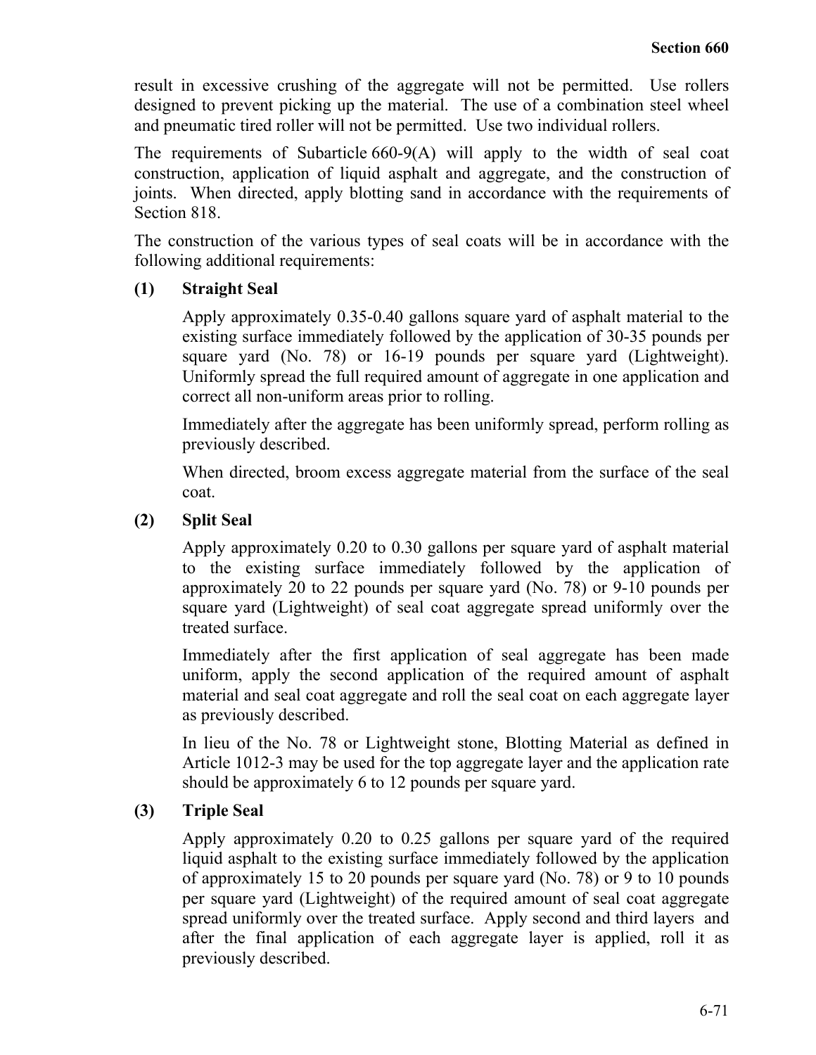result in excessive crushing of the aggregate will not be permitted. Use rollers designed to prevent picking up the material. The use of a combination steel wheel and pneumatic tired roller will not be permitted. Use two individual rollers.

The requirements of Subarticle 660-9(A) will apply to the width of seal coat construction, application of liquid asphalt and aggregate, and the construction of joints. When directed, apply blotting sand in accordance with the requirements of Section 818.

The construction of the various types of seal coats will be in accordance with the following additional requirements:

**(1) Straight Seal**

Apply approximately 0.35-0.40 gallons square yard of asphalt material to the existing surface immediately followed by the application of 30-35 pounds per square yard (No. 78) or 16-19 pounds per square yard (Lightweight). Uniformly spread the full required amount of aggregate in one application and correct all non-uniform areas prior to rolling.

Immediately after the aggregate has been uniformly spread, perform rolling as previously described.

When directed, broom excess aggregate material from the surface of the seal coat.

**(2) Split Seal**

Apply approximately 0.20 to 0.30 gallons per square yard of asphalt material to the existing surface immediately followed by the application of approximately 20 to 22 pounds per square yard (No. 78) or 9-10 pounds per square yard (Lightweight) of seal coat aggregate spread uniformly over the treated surface.

Immediately after the first application of seal aggregate has been made uniform, apply the second application of the required amount of asphalt material and seal coat aggregate and roll the seal coat on each aggregate layer as previously described.

In lieu of the No. 78 or Lightweight stone, Blotting Material as defined in Article 1012-3 may be used for the top aggregate layer and the application rate should be approximately 6 to 12 pounds per square yard.

**(3) Triple Seal**

Apply approximately 0.20 to 0.25 gallons per square yard of the required liquid asphalt to the existing surface immediately followed by the application of approximately 15 to 20 pounds per square yard (No. 78) or 9 to 10 pounds per square yard (Lightweight) of the required amount of seal coat aggregate spread uniformly over the treated surface. Apply second and third layers and after the final application of each aggregate layer is applied, roll it as previously described.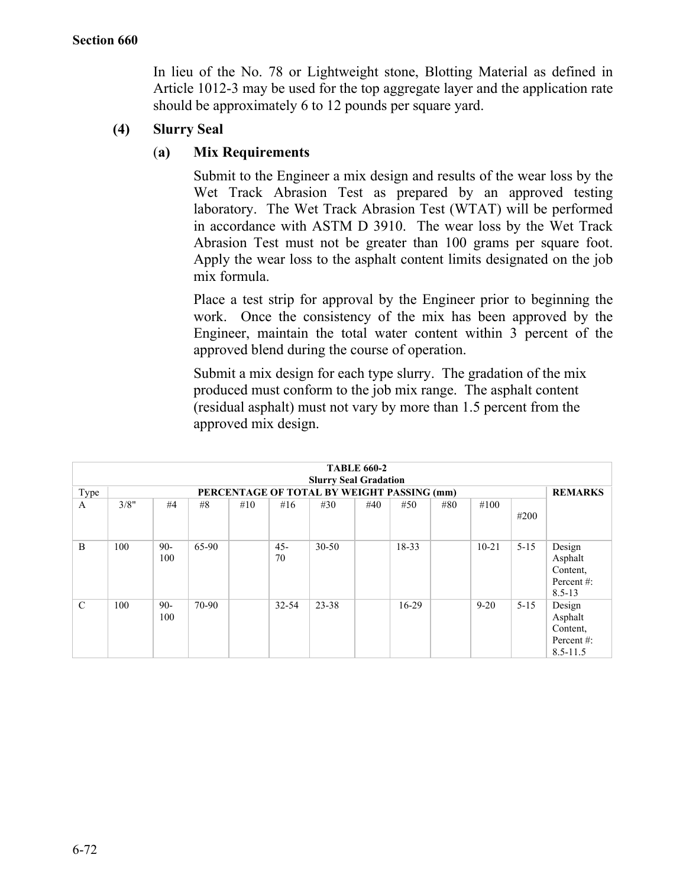In lieu of the No. 78 or Lightweight stone, Blotting Material as defined in Article 1012-3 may be used for the top aggregate layer and the application rate should be approximately 6 to 12 pounds per square yard.

**(4) Slurry Seal**

**(a) Mix Requirements**

Submit to the Engineer a mix design and results of the wear loss by the Wet Track Abrasion Test as prepared by an approved testing laboratory. The Wet Track Abrasion Test (WTAT) will be performed in accordance with ASTM D 3910. The wear loss by the Wet Track Abrasion Test must not be greater than 100 grams per square foot. Apply the wear loss to the asphalt content limits designated on the job mix formula.

Place a test strip for approval by the Engineer prior to beginning the work. Once the consistency of the mix has been approved by the Engineer, maintain the total water content within 3 percent of the approved blend during the course of operation.

Submit a mix design for each type slurry. The gradation of the mix produced must conform to the job mix range. The asphalt content (residual asphalt) must not vary by more than 1.5 percent from the approved mix design.

**TABLE 660-2**
**Slurry Seal Gradation**

| Type | PERCENTAGE OF TOTAL BY WEIGHT PASSING (mm) | | | | | | | | | | | REMARKS |
|---|---|---|---|---|---|---|---|---|---|---|---|---|
| A | 3/8" | #4 | #8 | #10 | #16 | #30 | #40 | #50 | #80 | #100 | #200 | |
| B | 100 | 90-100 | 65-90 | | 45-70 | 30-50 | | 18-33 | | 10-21 | 5-15 | Design Asphalt Content, Percent #: 8.5-13 |
| C | 100 | 90-100 | 70-90 | | 32-54 | 23-38 | | 16-29 | | 9-20 | 5-15 | Design Asphalt Content, Percent #: 8.5-11.5 |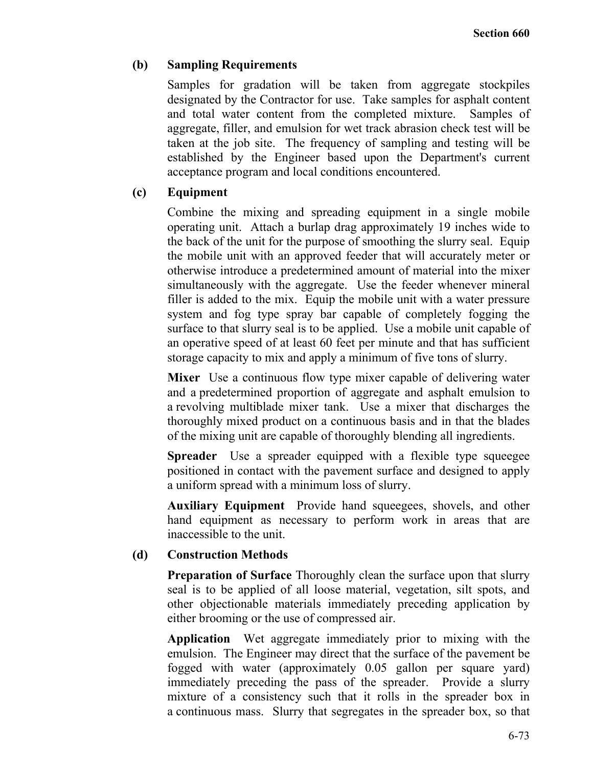**(b) Sampling Requirements**

Samples for gradation will be taken from aggregate stockpiles designated by the Contractor for use. Take samples for asphalt content and total water content from the completed mixture. Samples of aggregate, filler, and emulsion for wet track abrasion check test will be taken at the job site. The frequency of sampling and testing will be established by the Engineer based upon the Department's current acceptance program and local conditions encountered.

**(c) Equipment**

Combine the mixing and spreading equipment in a single mobile operating unit. Attach a burlap drag approximately 19 inches wide to the back of the unit for the purpose of smoothing the slurry seal. Equip the mobile unit with an approved feeder that will accurately meter or otherwise introduce a predetermined amount of material into the mixer simultaneously with the aggregate. Use the feeder whenever mineral filler is added to the mix. Equip the mobile unit with a water pressure system and fog type spray bar capable of completely fogging the surface to that slurry seal is to be applied. Use a mobile unit capable of an operative speed of at least 60 feet per minute and that has sufficient storage capacity to mix and apply a minimum of five tons of slurry.

**Mixer** Use a continuous flow type mixer capable of delivering water and a predetermined proportion of aggregate and asphalt emulsion to a revolving multiblade mixer tank. Use a mixer that discharges the thoroughly mixed product on a continuous basis and in that the blades of the mixing unit are capable of thoroughly blending all ingredients.

**Spreader** Use a spreader equipped with a flexible type squeegee positioned in contact with the pavement surface and designed to apply a uniform spread with a minimum loss of slurry.

**Auxiliary Equipment** Provide hand squeegees, shovels, and other hand equipment as necessary to perform work in areas that are inaccessible to the unit.

**(d) Construction Methods**

**Preparation of Surface** Thoroughly clean the surface upon that slurry seal is to be applied of all loose material, vegetation, silt spots, and other objectionable materials immediately preceding application by either brooming or the use of compressed air.

**Application** Wet aggregate immediately prior to mixing with the emulsion. The Engineer may direct that the surface of the pavement be fogged with water (approximately 0.05 gallon per square yard) immediately preceding the pass of the spreader. Provide a slurry mixture of a consistency such that it rolls in the spreader box in a continuous mass. Slurry that segregates in the spreader box, so that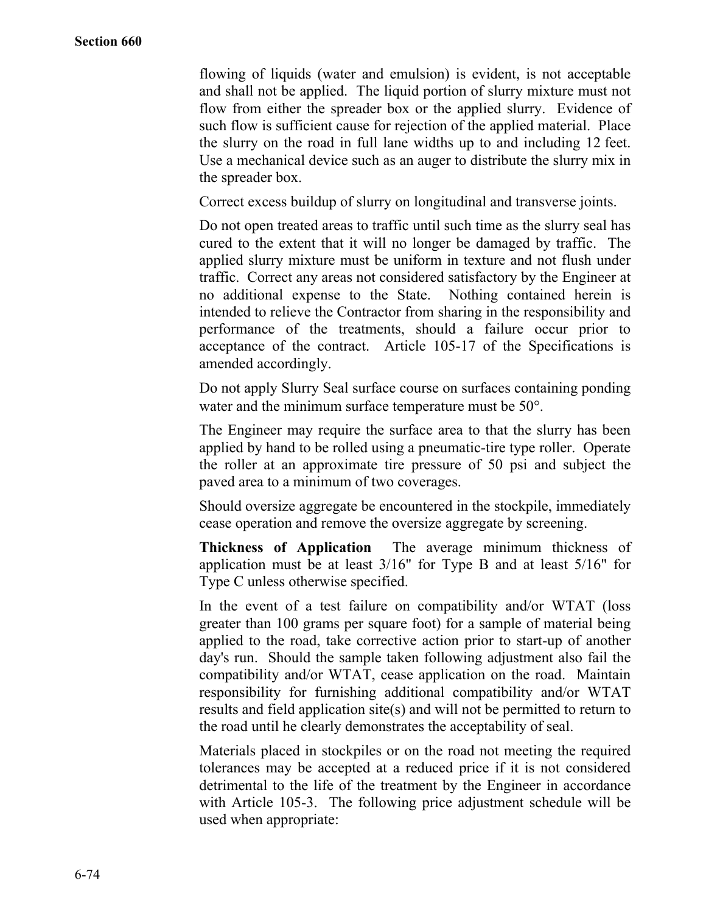flowing of liquids (water and emulsion) is evident, is not acceptable and shall not be applied. The liquid portion of slurry mixture must not flow from either the spreader box or the applied slurry. Evidence of such flow is sufficient cause for rejection of the applied material. Place the slurry on the road in full lane widths up to and including 12 feet. Use a mechanical device such as an auger to distribute the slurry mix in the spreader box.

Correct excess buildup of slurry on longitudinal and transverse joints.

Do not open treated areas to traffic until such time as the slurry seal has cured to the extent that it will no longer be damaged by traffic. The applied slurry mixture must be uniform in texture and not flush under traffic. Correct any areas not considered satisfactory by the Engineer at no additional expense to the State. Nothing contained herein is intended to relieve the Contractor from sharing in the responsibility and performance of the treatments, should a failure occur prior to acceptance of the contract. Article 105-17 of the Specifications is amended accordingly.

Do not apply Slurry Seal surface course on surfaces containing ponding water and the minimum surface temperature must be 50°.

The Engineer may require the surface area to that the slurry has been applied by hand to be rolled using a pneumatic-tire type roller. Operate the roller at an approximate tire pressure of 50 psi and subject the paved area to a minimum of two coverages.

Should oversize aggregate be encountered in the stockpile, immediately cease operation and remove the oversize aggregate by screening.

**Thickness of Application** The average minimum thickness of application must be at least 3/16" for Type B and at least 5/16" for Type C unless otherwise specified.

In the event of a test failure on compatibility and/or WTAT (loss greater than 100 grams per square foot) for a sample of material being applied to the road, take corrective action prior to start-up of another day's run. Should the sample taken following adjustment also fail the compatibility and/or WTAT, cease application on the road. Maintain responsibility for furnishing additional compatibility and/or WTAT results and field application site(s) and will not be permitted to return to the road until he clearly demonstrates the acceptability of seal.

Materials placed in stockpiles or on the road not meeting the required tolerances may be accepted at a reduced price if it is not considered detrimental to the life of the treatment by the Engineer in accordance with Article 105-3. The following price adjustment schedule will be used when appropriate: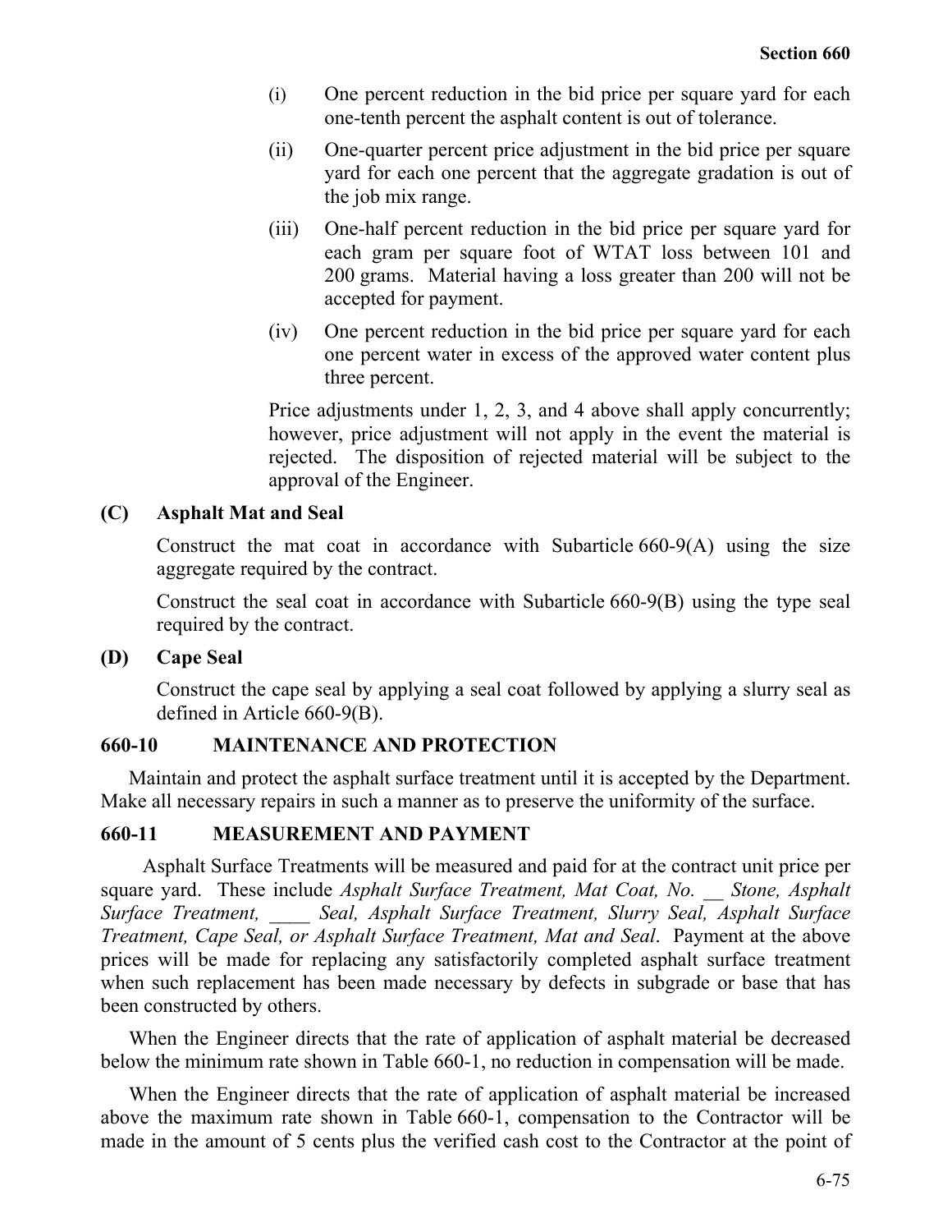(i) One percent reduction in the bid price per square yard for each one-tenth percent the asphalt content is out of tolerance.

(ii) One-quarter percent price adjustment in the bid price per square yard for each one percent that the aggregate gradation is out of the job mix range.

(iii) One-half percent reduction in the bid price per square yard for each gram per square foot of WTAT loss between 101 and 200 grams. Material having a loss greater than 200 will not be accepted for payment.

(iv) One percent reduction in the bid price per square yard for each one percent water in excess of the approved water content plus three percent.

Price adjustments under 1, 2, 3, and 4 above shall apply concurrently; however, price adjustment will not apply in the event the material is rejected. The disposition of rejected material will be subject to the approval of the Engineer.

**(C) Asphalt Mat and Seal**

Construct the mat coat in accordance with Subarticle 660-9(A) using the size aggregate required by the contract.

Construct the seal coat in accordance with Subarticle 660-9(B) using the type seal required by the contract.

**(D) Cape Seal**

Construct the cape seal by applying a seal coat followed by applying a slurry seal as defined in Article 660-9(B).

## 660-10 MAINTENANCE AND PROTECTION

Maintain and protect the asphalt surface treatment until it is accepted by the Department. Make all necessary repairs in such a manner as to preserve the uniformity of the surface.

## 660-11 MEASUREMENT AND PAYMENT

Asphalt Surface Treatments will be measured and paid for at the contract unit price per square yard. These include *Asphalt Surface Treatment, Mat Coat, No. __ Stone, Asphalt Surface Treatment, ____ Seal, Asphalt Surface Treatment, Slurry Seal, Asphalt Surface Treatment, Cape Seal, or Asphalt Surface Treatment, Mat and Seal*. Payment at the above prices will be made for replacing any satisfactorily completed asphalt surface treatment when such replacement has been made necessary by defects in subgrade or base that has been constructed by others.

When the Engineer directs that the rate of application of asphalt material be decreased below the minimum rate shown in Table 660-1, no reduction in compensation will be made.

When the Engineer directs that the rate of application of asphalt material be increased above the maximum rate shown in Table 660-1, compensation to the Contractor will be made in the amount of 5 cents plus the verified cash cost to the Contractor at the point of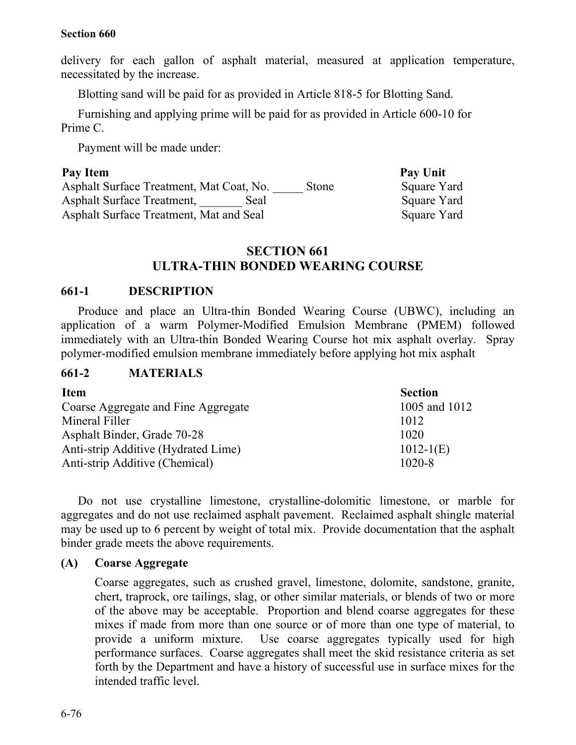delivery for each gallon of asphalt material, measured at application temperature, necessitated by the increase.

Blotting sand will be paid for as provided in Article 818-5 for Blotting Sand.

Furnishing and applying prime will be paid for as provided in Article 600-10 for Prime C.

Payment will be made under:

| Pay Item | Pay Unit |
| --- | --- |
| Asphalt Surface Treatment, Mat Coat, No. _____ Stone | Square Yard |
| Asphalt Surface Treatment, _______ Seal | Square Yard |
| Asphalt Surface Treatment, Mat and Seal | Square Yard |

# SECTION 661
# ULTRA-THIN BONDED WEARING COURSE

## 661-1 DESCRIPTION

Produce and place an Ultra-thin Bonded Wearing Course (UBWC), including an application of a warm Polymer-Modified Emulsion Membrane (PMEM) followed immediately with an Ultra-thin Bonded Wearing Course hot mix asphalt overlay. Spray polymer-modified emulsion membrane immediately before applying hot mix asphalt

## 661-2 MATERIALS

| Item | Section |
| --- | --- |
| Coarse Aggregate and Fine Aggregate | 1005 and 1012 |
| Mineral Filler | 1012 |
| Asphalt Binder, Grade 70-28 | 1020 |
| Anti-strip Additive (Hydrated Lime) | 1012-1(E) |
| Anti-strip Additive (Chemical) | 1020-8 |

Do not use crystalline limestone, crystalline-dolomitic limestone, or marble for aggregates and do not use reclaimed asphalt pavement. Reclaimed asphalt shingle material may be used up to 6 percent by weight of total mix. Provide documentation that the asphalt binder grade meets the above requirements.

### (A) Coarse Aggregate

Coarse aggregates, such as crushed gravel, limestone, dolomite, sandstone, granite, chert, traprock, ore tailings, slag, or other similar materials, or blends of two or more of the above may be acceptable. Proportion and blend coarse aggregates for these mixes if made from more than one source or of more than one type of material, to provide a uniform mixture. Use coarse aggregates typically used for high performance surfaces. Coarse aggregates shall meet the skid resistance criteria as set forth by the Department and have a history of successful use in surface mixes for the intended traffic level.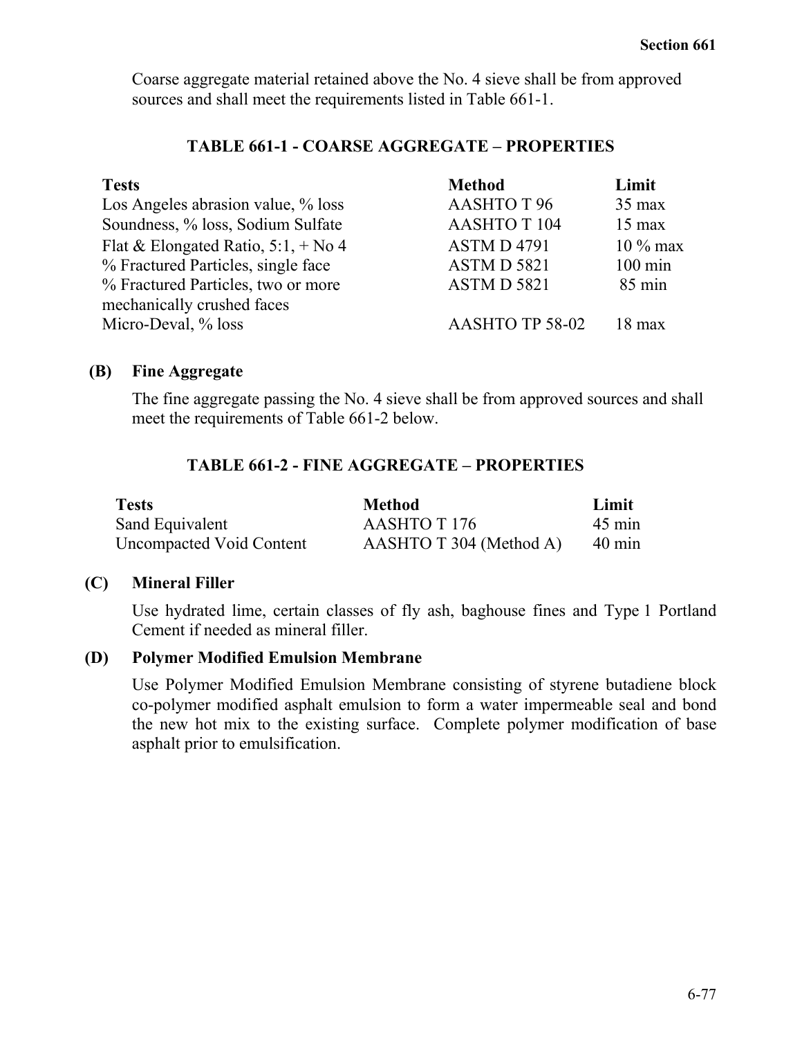Coarse aggregate material retained above the No. 4 sieve shall be from approved sources and shall meet the requirements listed in Table 661-1.

**TABLE 661-1 - COARSE AGGREGATE – PROPERTIES**

| Tests | Method | Limit |
|---|---|---|
| Los Angeles abrasion value, % loss | AASHTO T 96 | 35 max |
| Soundness, % loss, Sodium Sulfate | AASHTO T 104 | 15 max |
| Flat & Elongated Ratio, 5:1, + No 4 | ASTM D 4791 | 10 % max |
| % Fractured Particles, single face | ASTM D 5821 | 100 min |
| % Fractured Particles, two or more mechanically crushed faces | ASTM D 5821 | 85 min |
| Micro-Deval, % loss | AASHTO TP 58-02 | 18 max |

### (B) Fine Aggregate

The fine aggregate passing the No. 4 sieve shall be from approved sources and shall meet the requirements of Table 661-2 below.

**TABLE 661-2 - FINE AGGREGATE – PROPERTIES**

| Tests | Method | Limit |
|---|---|---|
| Sand Equivalent | AASHTO T 176 | 45 min |
| Uncompacted Void Content | AASHTO T 304 (Method A) | 40 min |

### (C) Mineral Filler

Use hydrated lime, certain classes of fly ash, baghouse fines and Type 1 Portland Cement if needed as mineral filler.

### (D) Polymer Modified Emulsion Membrane

Use Polymer Modified Emulsion Membrane consisting of styrene butadiene block co-polymer modified asphalt emulsion to form a water impermeable seal and bond the new hot mix to the existing surface. Complete polymer modification of base asphalt prior to emulsification.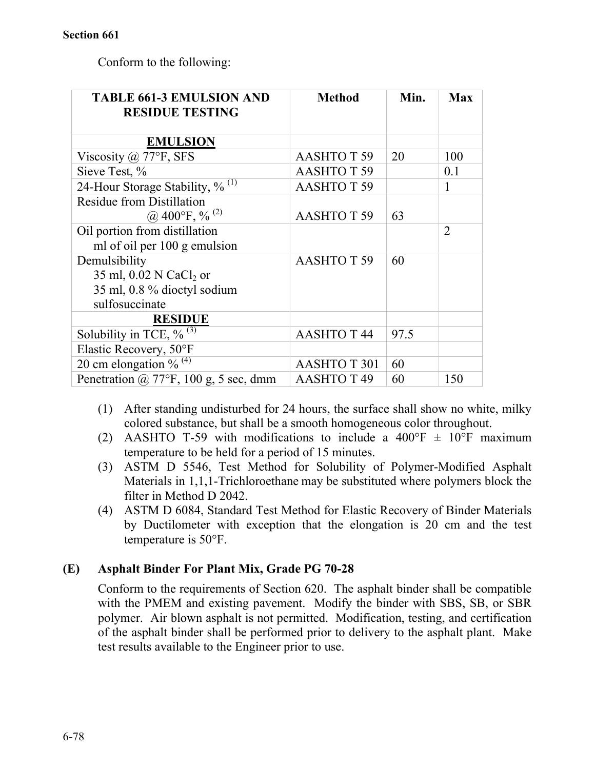Conform to the following:

| TABLE 661-3 EMULSION AND RESIDUE TESTING | Method | Min. | Max |
|---|---|---|---|
| **EMULSION** | | | |
| Viscosity @ 77°F, SFS | AASHTO T 59 | 20 | 100 |
| Sieve Test, % | AASHTO T 59 | | 0.1 |
| 24-Hour Storage Stability, % (1) | AASHTO T 59 | | 1 |
| Residue from Distillation @ 400°F, % (2) | AASHTO T 59 | 63 | |
| Oil portion from distillation ml of oil per 100 g emulsion | | | 2 |
| Demulsibility 35 ml, 0.02 N $CaCl_2$ or 35 ml, 0.8 % dioctyl sodium sulfosuccinate | AASHTO T 59 | 60 | |
| **RESIDUE** | | | |
| Solubility in TCE, % (3) | AASHTO T 44 | 97.5 | |
| Elastic Recovery, 50°F | | | |
| 20 cm elongation % (4) | AASHTO T 301 | 60 | |
| Penetration @ 77°F, 100 g, 5 sec, dmm | AASHTO T 49 | 60 | 150 |

(1) After standing undisturbed for 24 hours, the surface shall show no white, milky colored substance, but shall be a smooth homogeneous color throughout.

(2) AASHTO T-59 with modifications to include a 400°F ± 10°F maximum temperature to be held for a period of 15 minutes.

(3) ASTM D 5546, Test Method for Solubility of Polymer-Modified Asphalt Materials in 1,1,1-Trichloroethane may be substituted where polymers block the filter in Method D 2042.

(4) ASTM D 6084, Standard Test Method for Elastic Recovery of Binder Materials by Ductilometer with exception that the elongation is 20 cm and the test temperature is 50°F.

### (E) Asphalt Binder For Plant Mix, Grade PG 70-28

Conform to the requirements of Section 620. The asphalt binder shall be compatible with the PMEM and existing pavement. Modify the binder with SBS, SB, or SBR polymer. Air blown asphalt is not permitted. Modification, testing, and certification of the asphalt binder shall be performed prior to delivery to the asphalt plant. Make test results available to the Engineer prior to use.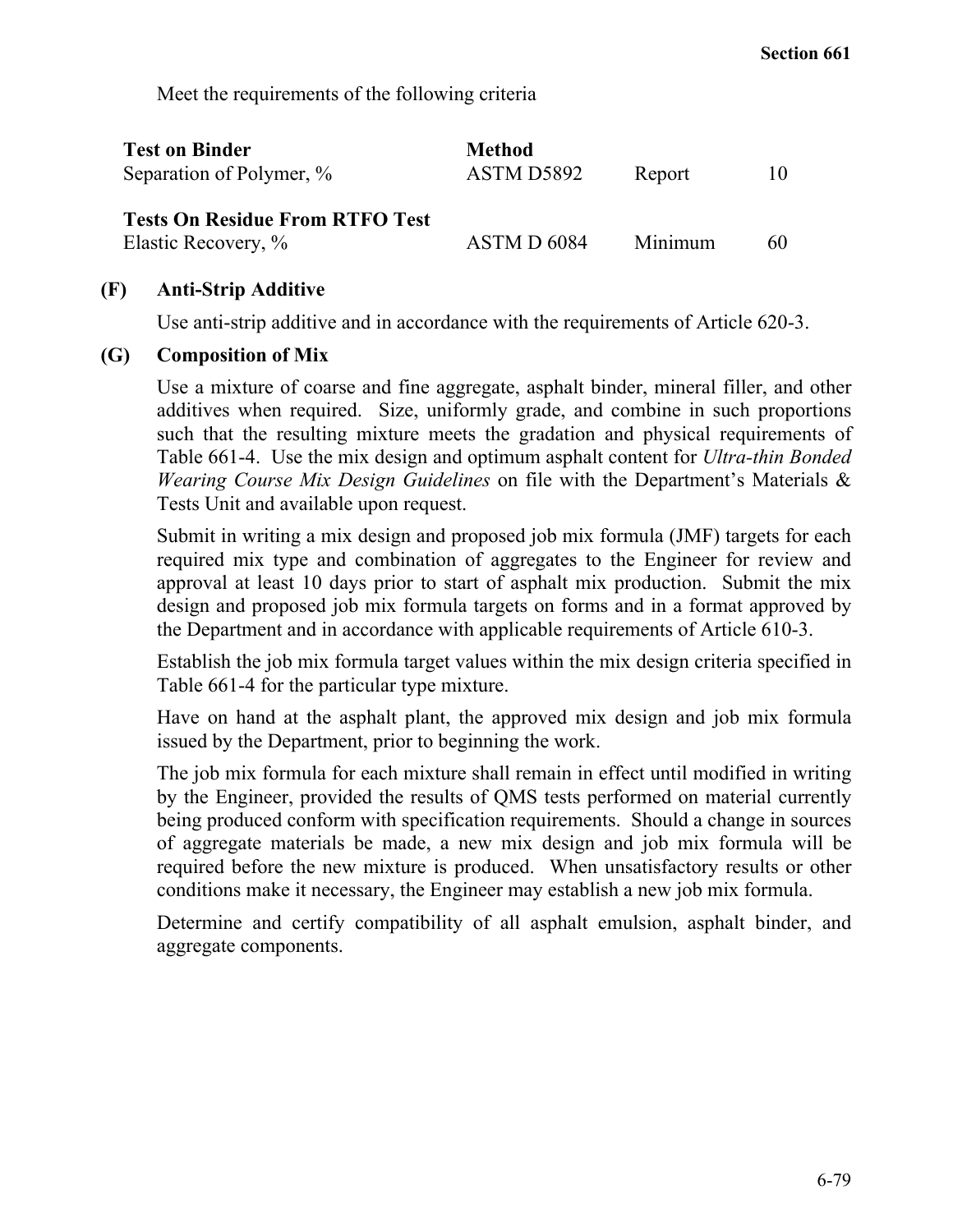Meet the requirements of the following criteria

| **Test on Binder** | **Method** | | |
|---|---|---|---|
| Separation of Polymer, % | ASTM D5892 | Report | 10 |
| **Tests On Residue From RTFO Test** | | | |
| Elastic Recovery, % | ASTM D 6084 | Minimum | 60 |

**(F) Anti-Strip Additive**

Use anti-strip additive and in accordance with the requirements of Article 620-3.

**(G) Composition of Mix**

Use a mixture of coarse and fine aggregate, asphalt binder, mineral filler, and other additives when required. Size, uniformly grade, and combine in such proportions such that the resulting mixture meets the gradation and physical requirements of Table 661-4. Use the mix design and optimum asphalt content for *Ultra-thin Bonded Wearing Course Mix Design Guidelines* on file with the Department's Materials & Tests Unit and available upon request.

Submit in writing a mix design and proposed job mix formula (JMF) targets for each required mix type and combination of aggregates to the Engineer for review and approval at least 10 days prior to start of asphalt mix production. Submit the mix design and proposed job mix formula targets on forms and in a format approved by the Department and in accordance with applicable requirements of Article 610-3.

Establish the job mix formula target values within the mix design criteria specified in Table 661-4 for the particular type mixture.

Have on hand at the asphalt plant, the approved mix design and job mix formula issued by the Department, prior to beginning the work.

The job mix formula for each mixture shall remain in effect until modified in writing by the Engineer, provided the results of QMS tests performed on material currently being produced conform with specification requirements. Should a change in sources of aggregate materials be made, a new mix design and job mix formula will be required before the new mixture is produced. When unsatisfactory results or other conditions make it necessary, the Engineer may establish a new job mix formula.

Determine and certify compatibility of all asphalt emulsion, asphalt binder, and aggregate components.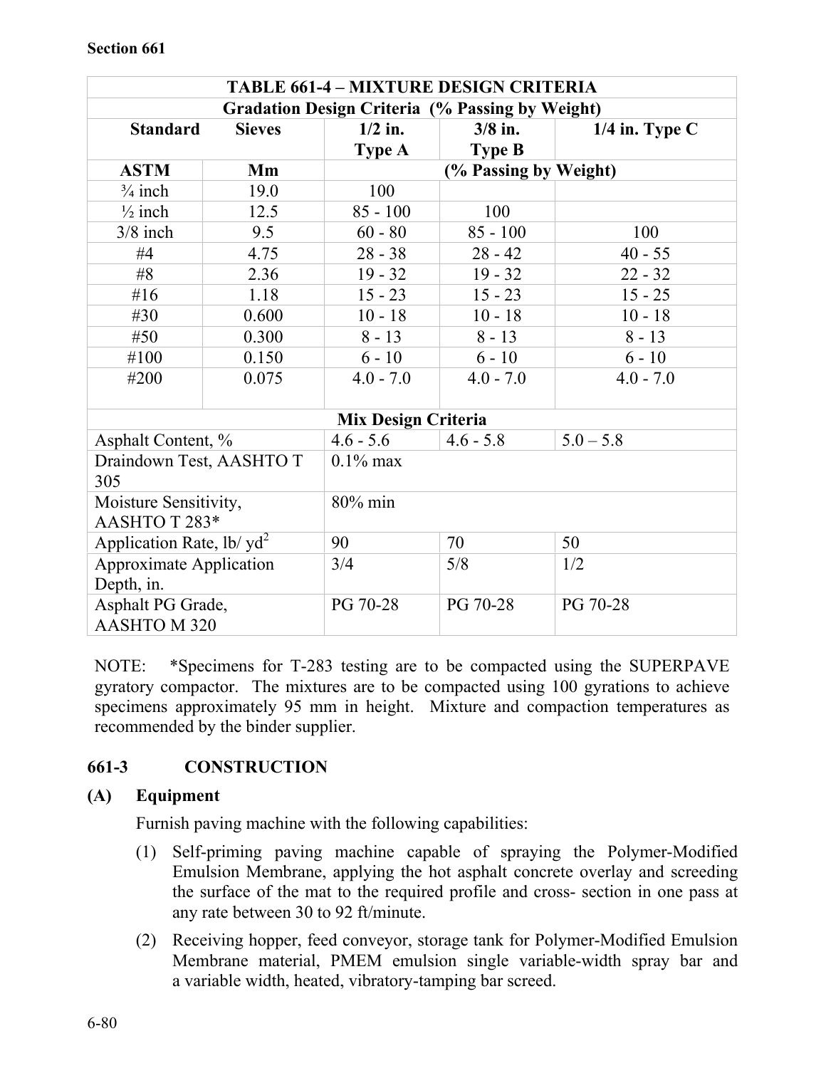| TABLE 661-4 – MIXTURE DESIGN CRITERIA | | | | |
|---|---|---|---|---|
| **Gradation Design Criteria (% Passing by Weight)** | | | | |
| **Standard** | **Sieves** | **1/2 in. Type A** | **3/8 in. Type B** | **1/4 in. Type C** |
| **ASTM** | **Mm** | **(% Passing by Weight)** | | |
| ¾ inch | 19.0 | 100 | | |
| ½ inch | 12.5 | 85 - 100 | 100 | |
| 3/8 inch | 9.5 | 60 - 80 | 85 - 100 | 100 |
| #4 | 4.75 | 28 - 38 | 28 - 42 | 40 - 55 |
| #8 | 2.36 | 19 - 32 | 19 - 32 | 22 - 32 |
| #16 | 1.18 | 15 - 23 | 15 - 23 | 15 - 25 |
| #30 | 0.600 | 10 - 18 | 10 - 18 | 10 - 18 |
| #50 | 0.300 | 8 - 13 | 8 - 13 | 8 - 13 |
| #100 | 0.150 | 6 - 10 | 6 - 10 | 6 - 10 |
| #200 | 0.075 | 4.0 - 7.0 | 4.0 - 7.0 | 4.0 - 7.0 |
| **Mix Design Criteria** | | | | |
| Asphalt Content, % | | 4.6 - 5.6 | 4.6 - 5.8 | 5.0 – 5.8 |
| Draindown Test, AASHTO T 305 | | 0.1% max | | |
| Moisture Sensitivity, AASHTO T 283* | | 80% min | | |
| Application Rate, lb/ yd$^2$ | | 90 | 70 | 50 |
| Approximate Application Depth, in. | | 3/4 | 5/8 | 1/2 |
| Asphalt PG Grade, AASHTO M 320 | | PG 70-28 | PG 70-28 | PG 70-28 |

NOTE: *Specimens for T-283 testing are to be compacted using the SUPERPAVE gyratory compactor. The mixtures are to be compacted using 100 gyrations to achieve specimens approximately 95 mm in height. Mixture and compaction temperatures as recommended by the binder supplier.

## 661-3 CONSTRUCTION

### (A) Equipment

Furnish paving machine with the following capabilities:

(1) Self-priming paving machine capable of spraying the Polymer-Modified Emulsion Membrane, applying the hot asphalt concrete overlay and screeding the surface of the mat to the required profile and cross- section in one pass at any rate between 30 to 92 ft/minute.

(2) Receiving hopper, feed conveyor, storage tank for Polymer-Modified Emulsion Membrane material, PMEM emulsion single variable-width spray bar and a variable width, heated, vibratory-tamping bar screed.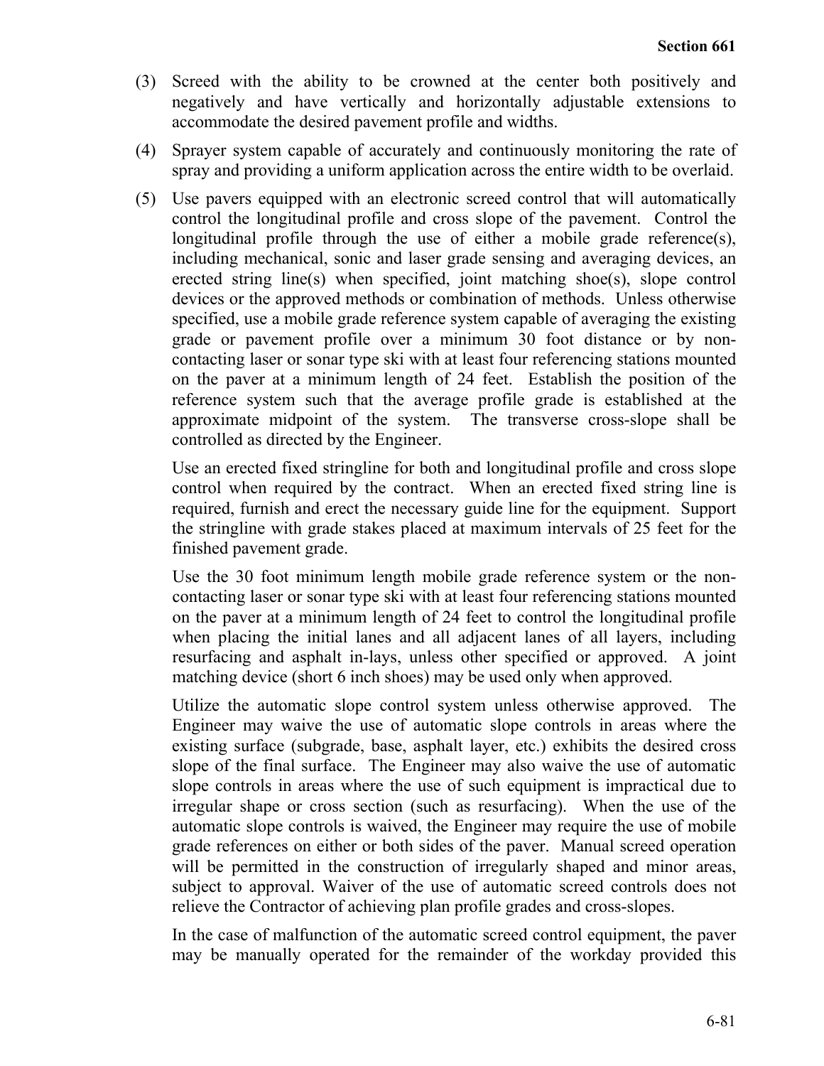(3) Screed with the ability to be crowned at the center both positively and negatively and have vertically and horizontally adjustable extensions to accommodate the desired pavement profile and widths.

(4) Sprayer system capable of accurately and continuously monitoring the rate of spray and providing a uniform application across the entire width to be overlaid.

(5) Use pavers equipped with an electronic screed control that will automatically control the longitudinal profile and cross slope of the pavement. Control the longitudinal profile through the use of either a mobile grade reference(s), including mechanical, sonic and laser grade sensing and averaging devices, an erected string line(s) when specified, joint matching shoe(s), slope control devices or the approved methods or combination of methods. Unless otherwise specified, use a mobile grade reference system capable of averaging the existing grade or pavement profile over a minimum 30 foot distance or by non-contacting laser or sonar type ski with at least four referencing stations mounted on the paver at a minimum length of 24 feet. Establish the position of the reference system such that the average profile grade is established at the approximate midpoint of the system. The transverse cross-slope shall be controlled as directed by the Engineer.

    Use an erected fixed stringline for both and longitudinal profile and cross slope control when required by the contract. When an erected fixed string line is required, furnish and erect the necessary guide line for the equipment. Support the stringline with grade stakes placed at maximum intervals of 25 feet for the finished pavement grade.

    Use the 30 foot minimum length mobile grade reference system or the non-contacting laser or sonar type ski with at least four referencing stations mounted on the paver at a minimum length of 24 feet to control the longitudinal profile when placing the initial lanes and all adjacent lanes of all layers, including resurfacing and asphalt in-lays, unless other specified or approved. A joint matching device (short 6 inch shoes) may be used only when approved.

    Utilize the automatic slope control system unless otherwise approved. The Engineer may waive the use of automatic slope controls in areas where the existing surface (subgrade, base, asphalt layer, etc.) exhibits the desired cross slope of the final surface. The Engineer may also waive the use of automatic slope controls in areas where the use of such equipment is impractical due to irregular shape or cross section (such as resurfacing). When the use of the automatic slope controls is waived, the Engineer may require the use of mobile grade references on either or both sides of the paver. Manual screed operation will be permitted in the construction of irregularly shaped and minor areas, subject to approval. Waiver of the use of automatic screed controls does not relieve the Contractor of achieving plan profile grades and cross-slopes.

    In the case of malfunction of the automatic screed control equipment, the paver may be manually operated for the remainder of the workday provided this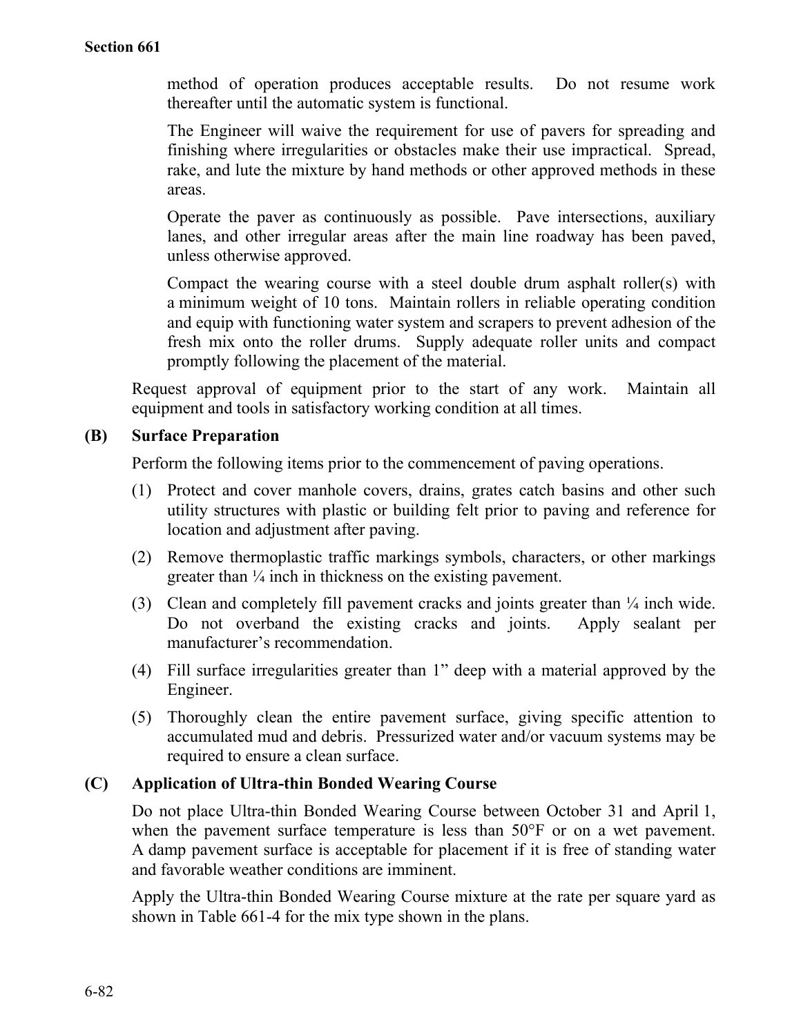method of operation produces acceptable results. Do not resume work thereafter until the automatic system is functional.

The Engineer will waive the requirement for use of pavers for spreading and finishing where irregularities or obstacles make their use impractical. Spread, rake, and lute the mixture by hand methods or other approved methods in these areas.

Operate the paver as continuously as possible. Pave intersections, auxiliary lanes, and other irregular areas after the main line roadway has been paved, unless otherwise approved.

Compact the wearing course with a steel double drum asphalt roller(s) with a minimum weight of 10 tons. Maintain rollers in reliable operating condition and equip with functioning water system and scrapers to prevent adhesion of the fresh mix onto the roller drums. Supply adequate roller units and compact promptly following the placement of the material.

Request approval of equipment prior to the start of any work. Maintain all equipment and tools in satisfactory working condition at all times.

**(B) Surface Preparation**

Perform the following items prior to the commencement of paving operations.

(1) Protect and cover manhole covers, drains, grates catch basins and other such utility structures with plastic or building felt prior to paving and reference for location and adjustment after paving.

(2) Remove thermoplastic traffic markings symbols, characters, or other markings greater than ¼ inch in thickness on the existing pavement.

(3) Clean and completely fill pavement cracks and joints greater than ¼ inch wide. Do not overband the existing cracks and joints. Apply sealant per manufacturer's recommendation.

(4) Fill surface irregularities greater than 1" deep with a material approved by the Engineer.

(5) Thoroughly clean the entire pavement surface, giving specific attention to accumulated mud and debris. Pressurized water and/or vacuum systems may be required to ensure a clean surface.

**(C) Application of Ultra-thin Bonded Wearing Course**

Do not place Ultra-thin Bonded Wearing Course between October 31 and April 1, when the pavement surface temperature is less than 50°F or on a wet pavement. A damp pavement surface is acceptable for placement if it is free of standing water and favorable weather conditions are imminent.

Apply the Ultra-thin Bonded Wearing Course mixture at the rate per square yard as shown in Table 661-4 for the mix type shown in the plans.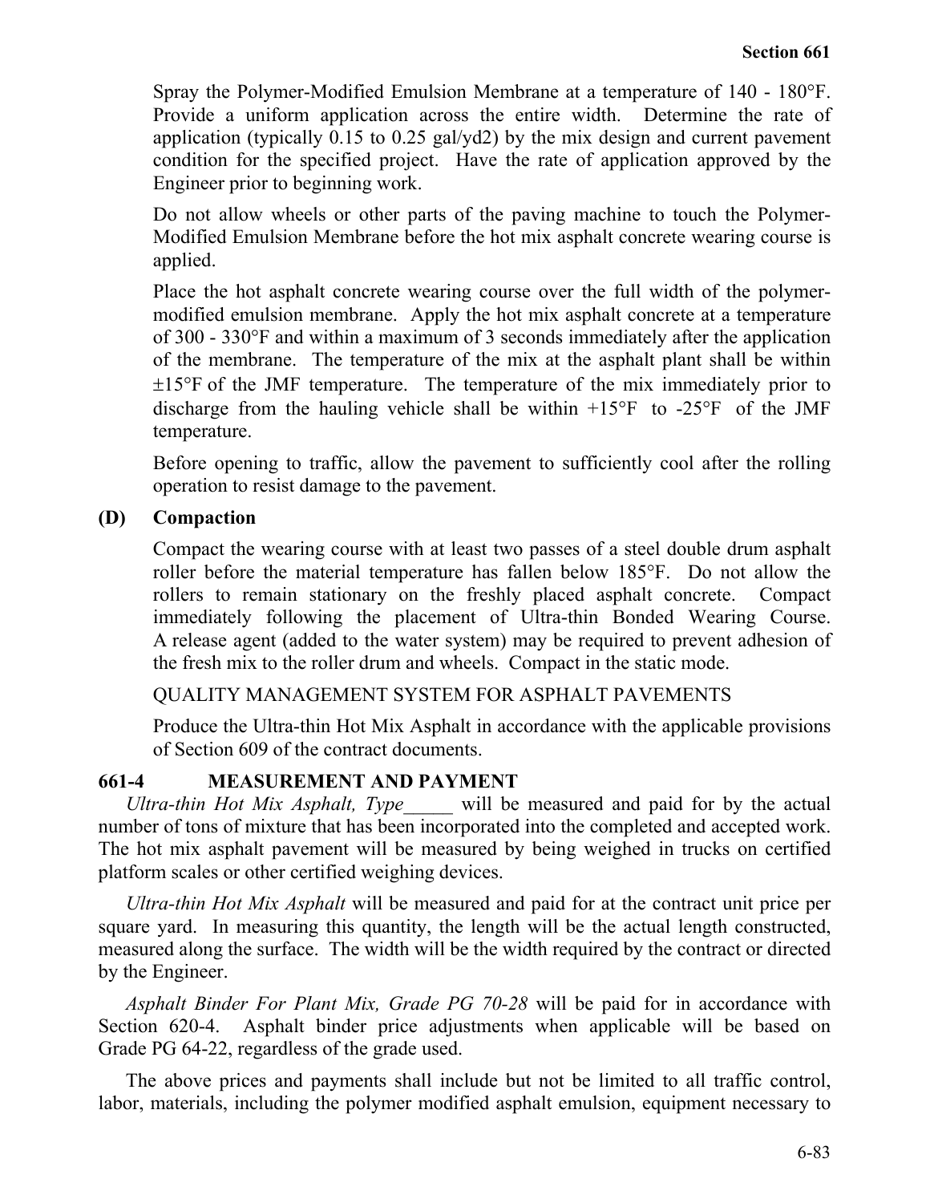Spray the Polymer-Modified Emulsion Membrane at a temperature of 140 - 180°F. Provide a uniform application across the entire width. Determine the rate of application (typically 0.15 to 0.25 gal/yd2) by the mix design and current pavement condition for the specified project. Have the rate of application approved by the Engineer prior to beginning work.

Do not allow wheels or other parts of the paving machine to touch the Polymer-Modified Emulsion Membrane before the hot mix asphalt concrete wearing course is applied.

Place the hot asphalt concrete wearing course over the full width of the polymer-modified emulsion membrane. Apply the hot mix asphalt concrete at a temperature of 300 - 330°F and within a maximum of 3 seconds immediately after the application of the membrane. The temperature of the mix at the asphalt plant shall be within ±15°F of the JMF temperature. The temperature of the mix immediately prior to discharge from the hauling vehicle shall be within +15°F to -25°F of the JMF temperature.

Before opening to traffic, allow the pavement to sufficiently cool after the rolling operation to resist damage to the pavement.

**(D) Compaction**

Compact the wearing course with at least two passes of a steel double drum asphalt roller before the material temperature has fallen below 185°F. Do not allow the rollers to remain stationary on the freshly placed asphalt concrete. Compact immediately following the placement of Ultra-thin Bonded Wearing Course. A release agent (added to the water system) may be required to prevent adhesion of the fresh mix to the roller drum and wheels. Compact in the static mode.

QUALITY MANAGEMENT SYSTEM FOR ASPHALT PAVEMENTS

Produce the Ultra-thin Hot Mix Asphalt in accordance with the applicable provisions of Section 609 of the contract documents.

## 661-4 MEASUREMENT AND PAYMENT

*Ultra-thin Hot Mix Asphalt, Type_____* will be measured and paid for by the actual number of tons of mixture that has been incorporated into the completed and accepted work. The hot mix asphalt pavement will be measured by being weighed in trucks on certified platform scales or other certified weighing devices.

*Ultra-thin Hot Mix Asphalt* will be measured and paid for at the contract unit price per square yard. In measuring this quantity, the length will be the actual length constructed, measured along the surface. The width will be the width required by the contract or directed by the Engineer.

*Asphalt Binder For Plant Mix, Grade PG 70-28* will be paid for in accordance with Section 620-4. Asphalt binder price adjustments when applicable will be based on Grade PG 64-22, regardless of the grade used.

The above prices and payments shall include but not be limited to all traffic control, labor, materials, including the polymer modified asphalt emulsion, equipment necessary to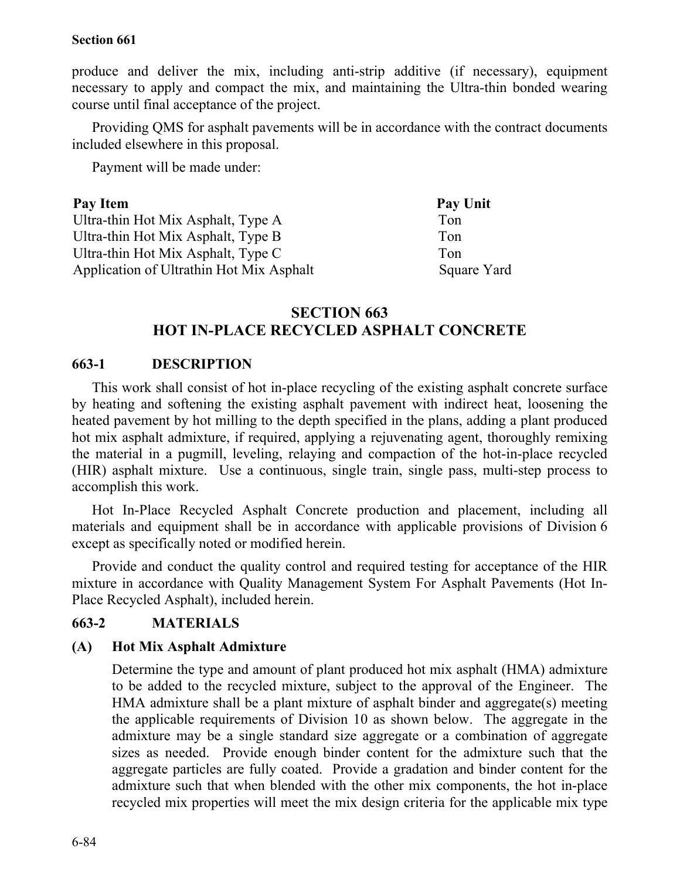produce and deliver the mix, including anti-strip additive (if necessary), equipment necessary to apply and compact the mix, and maintaining the Ultra-thin bonded wearing course until final acceptance of the project.

Providing QMS for asphalt pavements will be in accordance with the contract documents included elsewhere in this proposal.

Payment will be made under:

| Pay Item | Pay Unit |
|---|---|
| Ultra-thin Hot Mix Asphalt, Type A | Ton |
| Ultra-thin Hot Mix Asphalt, Type B | Ton |
| Ultra-thin Hot Mix Asphalt, Type C | Ton |
| Application of Ultrathin Hot Mix Asphalt | Square Yard |

## SECTION 663
## HOT IN-PLACE RECYCLED ASPHALT CONCRETE

### 663-1 DESCRIPTION

This work shall consist of hot in-place recycling of the existing asphalt concrete surface by heating and softening the existing asphalt pavement with indirect heat, loosening the heated pavement by hot milling to the depth specified in the plans, adding a plant produced hot mix asphalt admixture, if required, applying a rejuvenating agent, thoroughly remixing the material in a pugmill, leveling, relaying and compaction of the hot-in-place recycled (HIR) asphalt mixture. Use a continuous, single train, single pass, multi-step process to accomplish this work.

Hot In-Place Recycled Asphalt Concrete production and placement, including all materials and equipment shall be in accordance with applicable provisions of Division 6 except as specifically noted or modified herein.

Provide and conduct the quality control and required testing for acceptance of the HIR mixture in accordance with Quality Management System For Asphalt Pavements (Hot In-Place Recycled Asphalt), included herein.

### 663-2 MATERIALS

**(A) Hot Mix Asphalt Admixture**

Determine the type and amount of plant produced hot mix asphalt (HMA) admixture to be added to the recycled mixture, subject to the approval of the Engineer. The HMA admixture shall be a plant mixture of asphalt binder and aggregate(s) meeting the applicable requirements of Division 10 as shown below. The aggregate in the admixture may be a single standard size aggregate or a combination of aggregate sizes as needed. Provide enough binder content for the admixture such that the aggregate particles are fully coated. Provide a gradation and binder content for the admixture such that when blended with the other mix components, the hot in-place recycled mix properties will meet the mix design criteria for the applicable mix type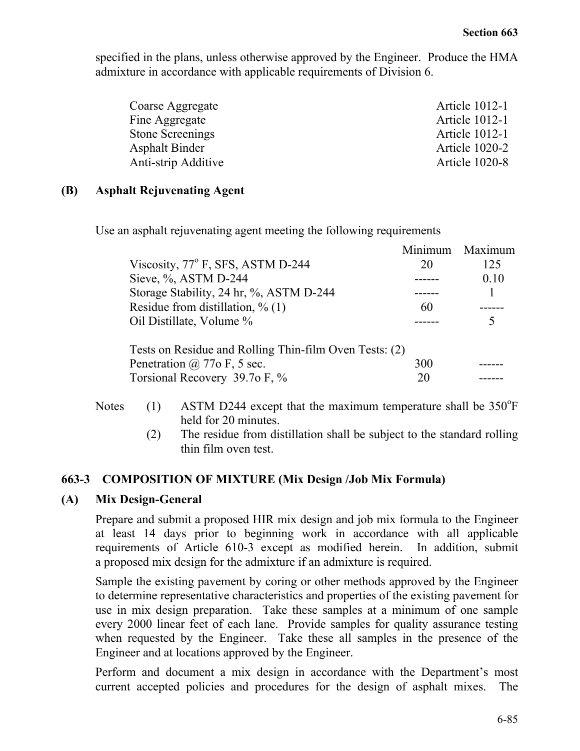specified in the plans, unless otherwise approved by the Engineer. Produce the HMA admixture in accordance with applicable requirements of Division 6.

| | |
|---|---|
| Coarse Aggregate | Article 1012-1 |
| Fine Aggregate | Article 1012-1 |
| Stone Screenings | Article 1012-1 |
| Asphalt Binder | Article 1020-2 |
| Anti-strip Additive | Article 1020-8 |

### (B) Asphalt Rejuvenating Agent

Use an asphalt rejuvenating agent meeting the following requirements

| | Minimum | Maximum |
|---|---|---|
| Viscosity, 77$^{o}$ F, SFS, ASTM D-244 | 20 | 125 |
| Sieve, %, ASTM D-244 | ------ | 0.10 |
| Storage Stability, 24 hr, %, ASTM D-244 | ------ | 1 |
| Residue from distillation, % (1) | 60 | ------ |
| Oil Distillate, Volume % | ------ | 5 |
| Tests on Residue and Rolling Thin-film Oven Tests: (2) | | |
| Penetration @ 77o F, 5 sec. | 300 | ------ |
| Torsional Recovery 39.7o F, % | 20 | ------ |

Notes

(1) ASTM D244 except that the maximum temperature shall be 350$^{o}$F held for 20 minutes.

(2) The residue from distillation shall be subject to the standard rolling thin film oven test.

## 663-3 COMPOSITION OF MIXTURE (Mix Design /Job Mix Formula)

### (A) Mix Design-General

Prepare and submit a proposed HIR mix design and job mix formula to the Engineer at least 14 days prior to beginning work in accordance with all applicable requirements of Article 610-3 except as modified herein. In addition, submit a proposed mix design for the admixture if an admixture is required.

Sample the existing pavement by coring or other methods approved by the Engineer to determine representative characteristics and properties of the existing pavement for use in mix design preparation. Take these samples at a minimum of one sample every 2000 linear feet of each lane. Provide samples for quality assurance testing when requested by the Engineer. Take these all samples in the presence of the Engineer and at locations approved by the Engineer.

Perform and document a mix design in accordance with the Department's most current accepted policies and procedures for the design of asphalt mixes. The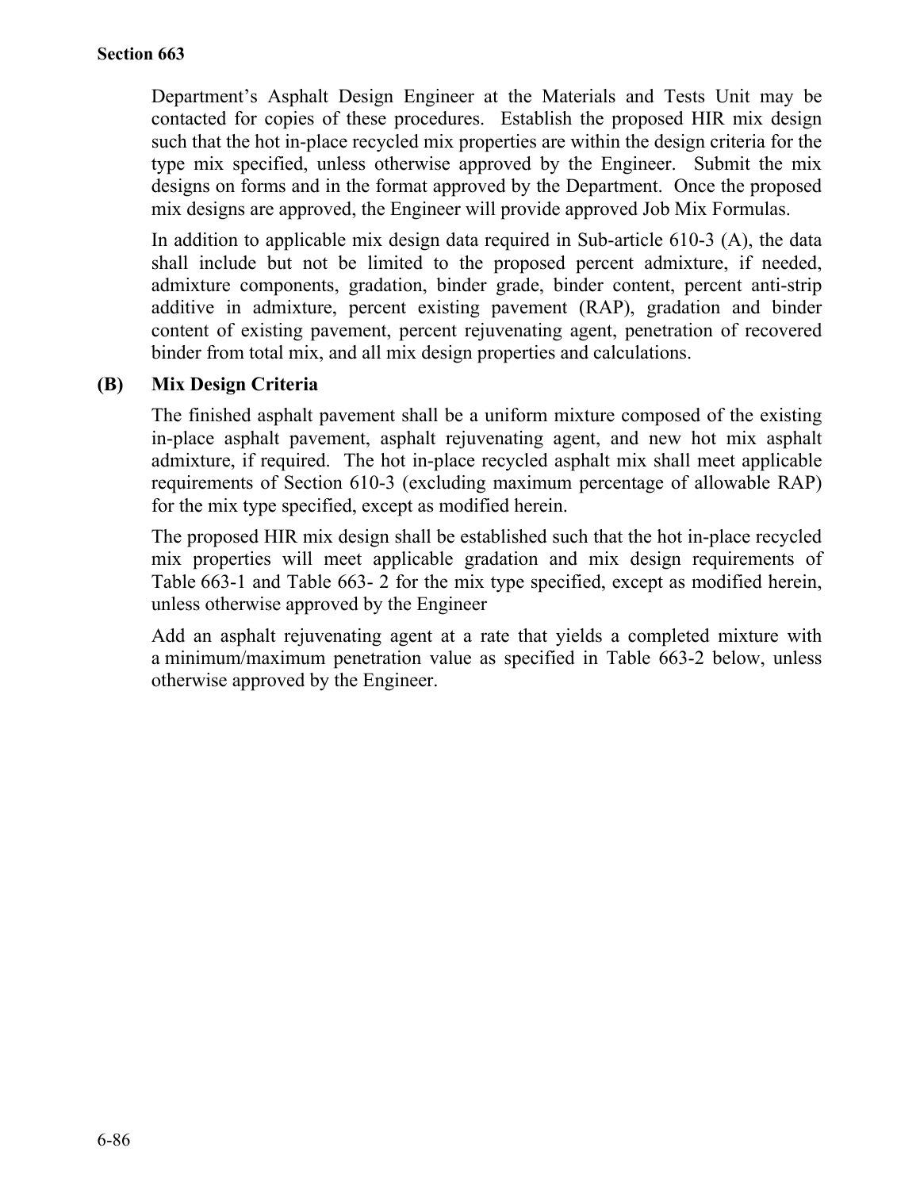Department's Asphalt Design Engineer at the Materials and Tests Unit may be contacted for copies of these procedures. Establish the proposed HIR mix design such that the hot in-place recycled mix properties are within the design criteria for the type mix specified, unless otherwise approved by the Engineer. Submit the mix designs on forms and in the format approved by the Department. Once the proposed mix designs are approved, the Engineer will provide approved Job Mix Formulas.

In addition to applicable mix design data required in Sub-article 610-3 (A), the data shall include but not be limited to the proposed percent admixture, if needed, admixture components, gradation, binder grade, binder content, percent anti-strip additive in admixture, percent existing pavement (RAP), gradation and binder content of existing pavement, percent rejuvenating agent, penetration of recovered binder from total mix, and all mix design properties and calculations.

**(B) Mix Design Criteria**

The finished asphalt pavement shall be a uniform mixture composed of the existing in-place asphalt pavement, asphalt rejuvenating agent, and new hot mix asphalt admixture, if required. The hot in-place recycled asphalt mix shall meet applicable requirements of Section 610-3 (excluding maximum percentage of allowable RAP) for the mix type specified, except as modified herein.

The proposed HIR mix design shall be established such that the hot in-place recycled mix properties will meet applicable gradation and mix design requirements of Table 663-1 and Table 663- 2 for the mix type specified, except as modified herein, unless otherwise approved by the Engineer

Add an asphalt rejuvenating agent at a rate that yields a completed mixture with a minimum/maximum penetration value as specified in Table 663-2 below, unless otherwise approved by the Engineer.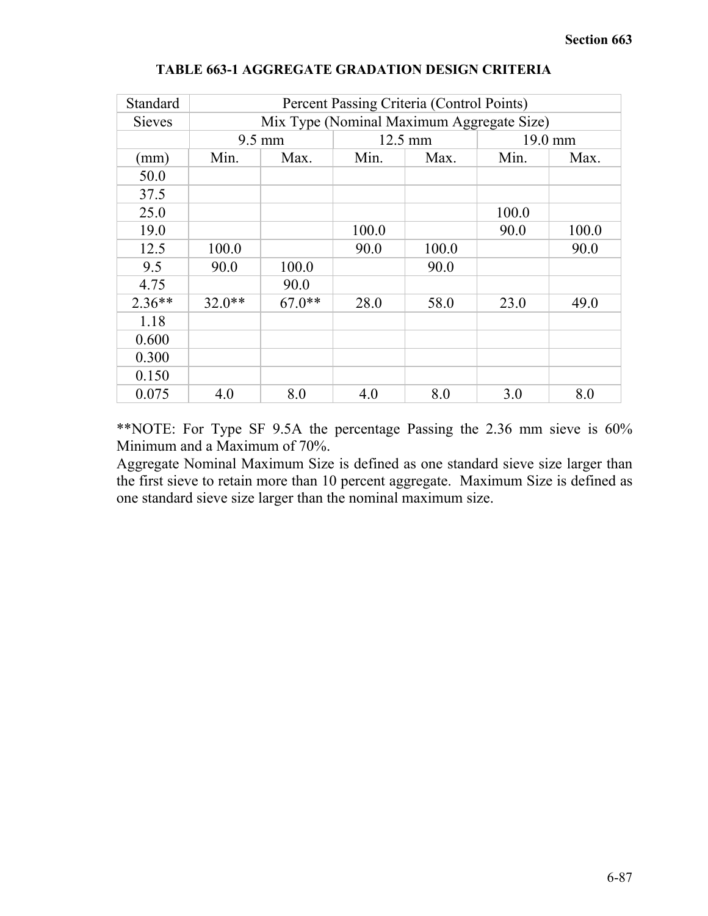### TABLE 663-1 AGGREGATE GRADATION DESIGN CRITERIA

| Standard | Percent Passing Criteria (Control Points) | | | | | |
|---|---|---|---|---|---|---|
| Sieves | Mix Type (Nominal Maximum Aggregate Size) | | | | | |
| | 9.5 mm | | 12.5 mm | | 19.0 mm | |
| (mm) | Min. | Max. | Min. | Max. | Min. | Max. |
| 50.0 | | | | | | |
| 37.5 | | | | | | |
| 25.0 | | | | | 100.0 | |
| 19.0 | | | 100.0 | | 90.0 | 100.0 |
| 12.5 | 100.0 | | 90.0 | 100.0 | | 90.0 |
| 9.5 | 90.0 | 100.0 | | 90.0 | | |
| 4.75 | | 90.0 | | | | |
| 2.36** | 32.0** | 67.0** | 28.0 | 58.0 | 23.0 | 49.0 |
| 1.18 | | | | | | |
| 0.600 | | | | | | |
| 0.300 | | | | | | |
| 0.150 | | | | | | |
| 0.075 | 4.0 | 8.0 | 4.0 | 8.0 | 3.0 | 8.0 |

**NOTE: For Type SF 9.5A the percentage Passing the 2.36 mm sieve is 60% Minimum and a Maximum of 70%.

Aggregate Nominal Maximum Size is defined as one standard sieve size larger than the first sieve to retain more than 10 percent aggregate. Maximum Size is defined as one standard sieve size larger than the nominal maximum size.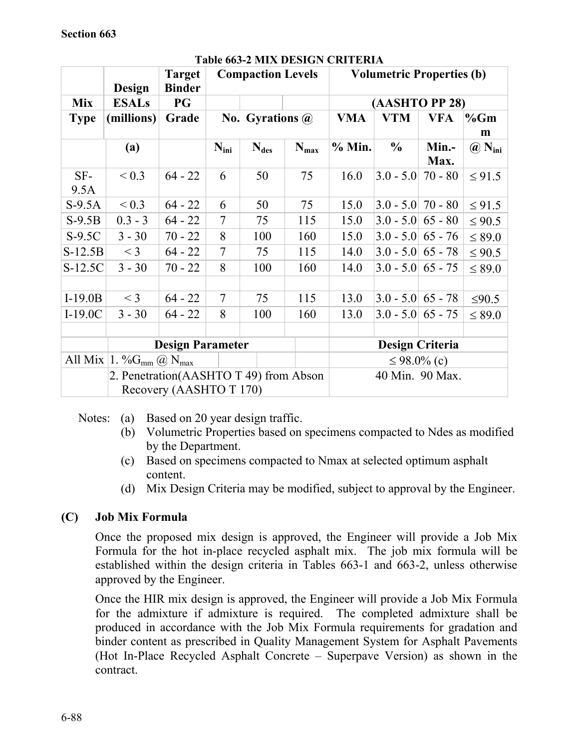Section 663

**Table 663-2 MIX DESIGN CRITERIA**

| Mix Type | Design ESALs (millions) (a) | Target Binder PG Grade | Compaction Levels No. Gyrations @ $N_{ini}$ | $N_{des}$ | $N_{max}$ | Volumetric Properties (b) (AASHTO PP 28) VMA % Min. | VTM % | VFA Min.-Max. | %Gmm @ $N_{ini}$ |
|---|---|---|---|---|---|---|---|---|---|
| SF-9.5A | < 0.3 | 64 - 22 | 6 | 50 | 75 | 16.0 | 3.0 - 5.0 | 70 - 80 | ≤ 91.5 |
| S-9.5A | < 0.3 | 64 - 22 | 6 | 50 | 75 | 15.0 | 3.0 - 5.0 | 70 - 80 | ≤ 91.5 |
| S-9.5B | 0.3 - 3 | 64 - 22 | 7 | 75 | 115 | 15.0 | 3.0 - 5.0 | 65 - 80 | ≤ 90.5 |
| S-9.5C | 3 - 30 | 70 - 22 | 8 | 100 | 160 | 15.0 | 3.0 - 5.0 | 65 - 76 | ≤ 89.0 |
| S-12.5B | < 3 | 64 - 22 | 7 | 75 | 115 | 14.0 | 3.0 - 5.0 | 65 - 78 | ≤ 90.5 |
| S-12.5C | 3 - 30 | 70 - 22 | 8 | 100 | 160 | 14.0 | 3.0 - 5.0 | 65 - 75 | ≤ 89.0 |
| | | | | | | | | | |
| I-19.0B | < 3 | 64 - 22 | 7 | 75 | 115 | 13.0 | 3.0 - 5.0 | 65 - 78 | ≤90.5 |
| I-19.0C | 3 - 30 | 64 - 22 | 8 | 100 | 160 | 13.0 | 3.0 - 5.0 | 65 - 75 | ≤ 89.0 |
| | | | | | | | | | |
| | **Design Parameter** | | | | | **Design Criteria** | | | |
| All Mix | 1. $\%G_{mm}$ @ $N_{max}$ | | | | | ≤ 98.0% (c) | | | |
| | 2. Penetration(AASHTO T 49) from Abson Recovery (AASHTO T 170) | | | | | 40 Min. 90 Max. | | | |

Notes:
- (a) Based on 20 year design traffic.
- (b) Volumetric Properties based on specimens compacted to Ndes as modified by the Department.
- (c) Based on specimens compacted to Nmax at selected optimum asphalt content.
- (d) Mix Design Criteria may be modified, subject to approval by the Engineer.

## (C) Job Mix Formula

Once the proposed mix design is approved, the Engineer will provide a Job Mix Formula for the hot in-place recycled asphalt mix. The job mix formula will be established within the design criteria in Tables 663-1 and 663-2, unless otherwise approved by the Engineer.

Once the HIR mix design is approved, the Engineer will provide a Job Mix Formula for the admixture if admixture is required. The completed admixture shall be produced in accordance with the Job Mix Formula requirements for gradation and binder content as prescribed in Quality Management System for Asphalt Pavements (Hot In-Place Recycled Asphalt Concrete – Superpave Version) as shown in the contract.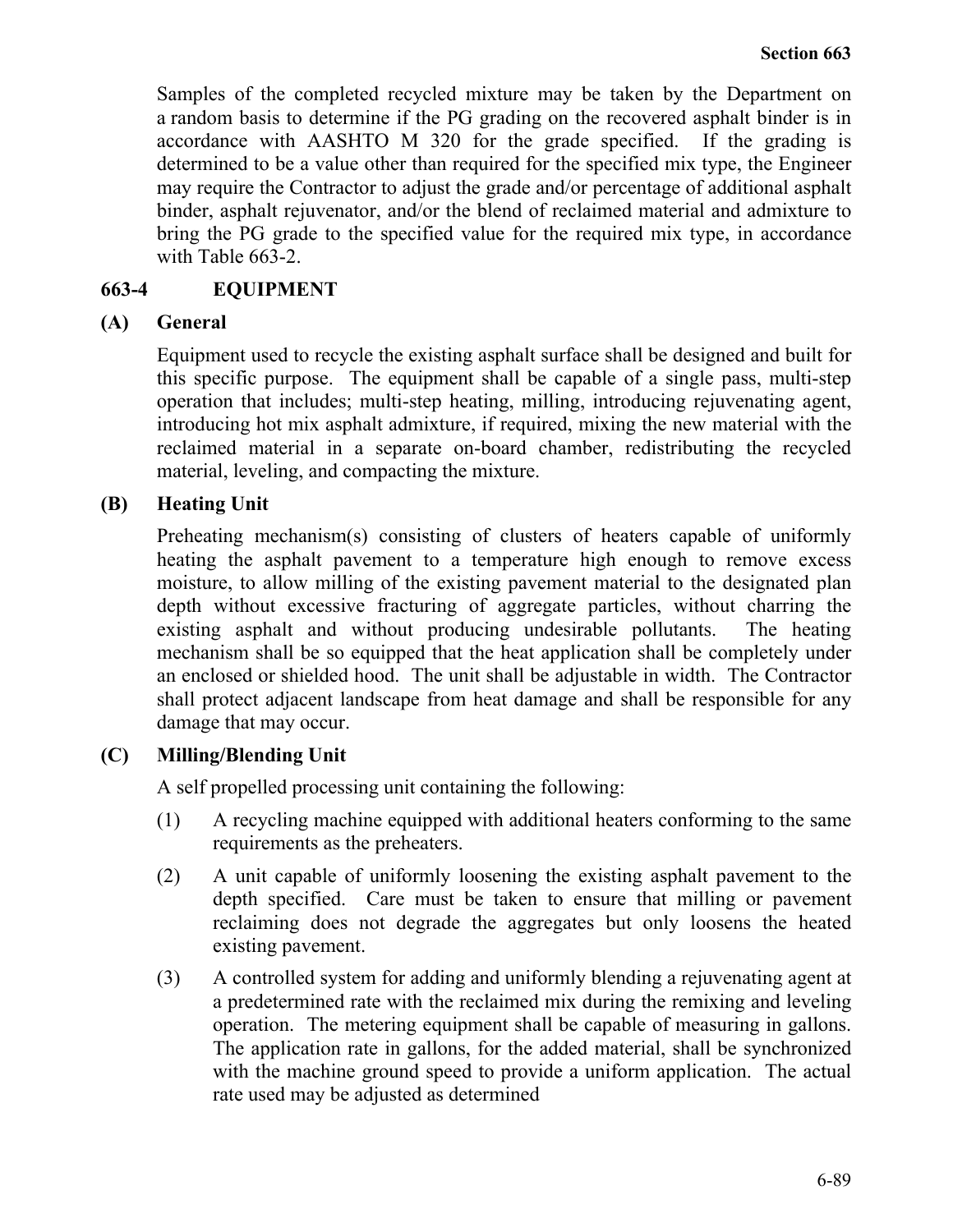Samples of the completed recycled mixture may be taken by the Department on a random basis to determine if the PG grading on the recovered asphalt binder is in accordance with AASHTO M 320 for the grade specified. If the grading is determined to be a value other than required for the specified mix type, the Engineer may require the Contractor to adjust the grade and/or percentage of additional asphalt binder, asphalt rejuvenator, and/or the blend of reclaimed material and admixture to bring the PG grade to the specified value for the required mix type, in accordance with Table 663-2.

## 663-4 EQUIPMENT

### (A) General

Equipment used to recycle the existing asphalt surface shall be designed and built for this specific purpose. The equipment shall be capable of a single pass, multi-step operation that includes; multi-step heating, milling, introducing rejuvenating agent, introducing hot mix asphalt admixture, if required, mixing the new material with the reclaimed material in a separate on-board chamber, redistributing the recycled material, leveling, and compacting the mixture.

### (B) Heating Unit

Preheating mechanism(s) consisting of clusters of heaters capable of uniformly heating the asphalt pavement to a temperature high enough to remove excess moisture, to allow milling of the existing pavement material to the designated plan depth without excessive fracturing of aggregate particles, without charring the existing asphalt and without producing undesirable pollutants. The heating mechanism shall be so equipped that the heat application shall be completely under an enclosed or shielded hood. The unit shall be adjustable in width. The Contractor shall protect adjacent landscape from heat damage and shall be responsible for any damage that may occur.

### (C) Milling/Blending Unit

A self propelled processing unit containing the following:

(1) A recycling machine equipped with additional heaters conforming to the same requirements as the preheaters.

(2) A unit capable of uniformly loosening the existing asphalt pavement to the depth specified. Care must be taken to ensure that milling or pavement reclaiming does not degrade the aggregates but only loosens the heated existing pavement.

(3) A controlled system for adding and uniformly blending a rejuvenating agent at a predetermined rate with the reclaimed mix during the remixing and leveling operation. The metering equipment shall be capable of measuring in gallons. The application rate in gallons, for the added material, shall be synchronized with the machine ground speed to provide a uniform application. The actual rate used may be adjusted as determined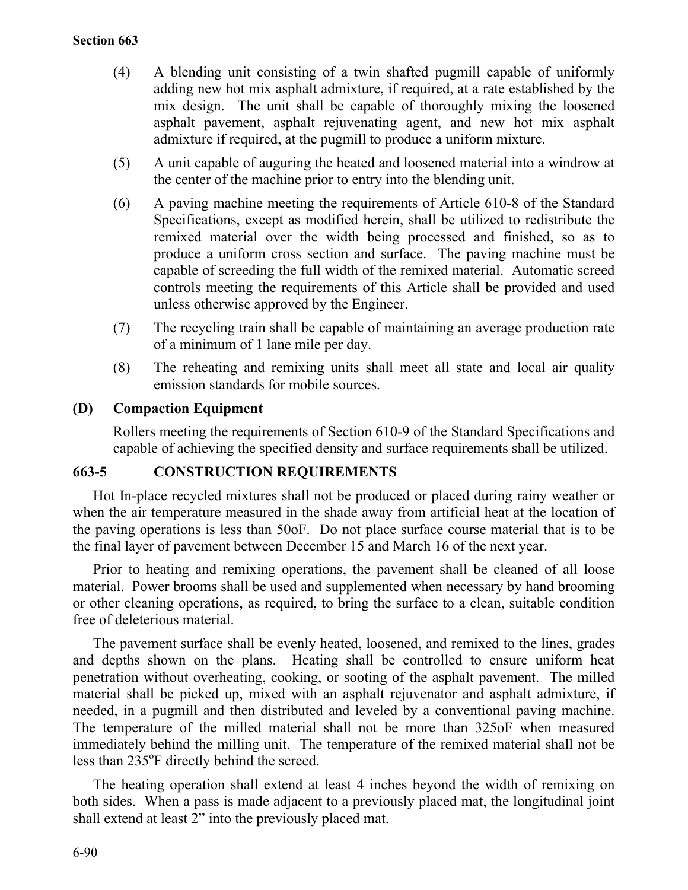(4) A blending unit consisting of a twin shafted pugmill capable of uniformly adding new hot mix asphalt admixture, if required, at a rate established by the mix design. The unit shall be capable of thoroughly mixing the loosened asphalt pavement, asphalt rejuvenating agent, and new hot mix asphalt admixture if required, at the pugmill to produce a uniform mixture.

(5) A unit capable of auguring the heated and loosened material into a windrow at the center of the machine prior to entry into the blending unit.

(6) A paving machine meeting the requirements of Article 610-8 of the Standard Specifications, except as modified herein, shall be utilized to redistribute the remixed material over the width being processed and finished, so as to produce a uniform cross section and surface. The paving machine must be capable of screeding the full width of the remixed material. Automatic screed controls meeting the requirements of this Article shall be provided and used unless otherwise approved by the Engineer.

(7) The recycling train shall be capable of maintaining an average production rate of a minimum of 1 lane mile per day.

(8) The reheating and remixing units shall meet all state and local air quality emission standards for mobile sources.

**(D) Compaction Equipment**

Rollers meeting the requirements of Section 610-9 of the Standard Specifications and capable of achieving the specified density and surface requirements shall be utilized.

## 663-5 CONSTRUCTION REQUIREMENTS

Hot In-place recycled mixtures shall not be produced or placed during rainy weather or when the air temperature measured in the shade away from artificial heat at the location of the paving operations is less than 50oF. Do not place surface course material that is to be the final layer of pavement between December 15 and March 16 of the next year.

Prior to heating and remixing operations, the pavement shall be cleaned of all loose material. Power brooms shall be used and supplemented when necessary by hand brooming or other cleaning operations, as required, to bring the surface to a clean, suitable condition free of deleterious material.

The pavement surface shall be evenly heated, loosened, and remixed to the lines, grades and depths shown on the plans. Heating shall be controlled to ensure uniform heat penetration without overheating, cooking, or sooting of the asphalt pavement. The milled material shall be picked up, mixed with an asphalt rejuvenator and asphalt admixture, if needed, in a pugmill and then distributed and leveled by a conventional paving machine. The temperature of the milled material shall not be more than 325oF when measured immediately behind the milling unit. The temperature of the remixed material shall not be less than 235°F directly behind the screed.

The heating operation shall extend at least 4 inches beyond the width of remixing on both sides. When a pass is made adjacent to a previously placed mat, the longitudinal joint shall extend at least 2" into the previously placed mat.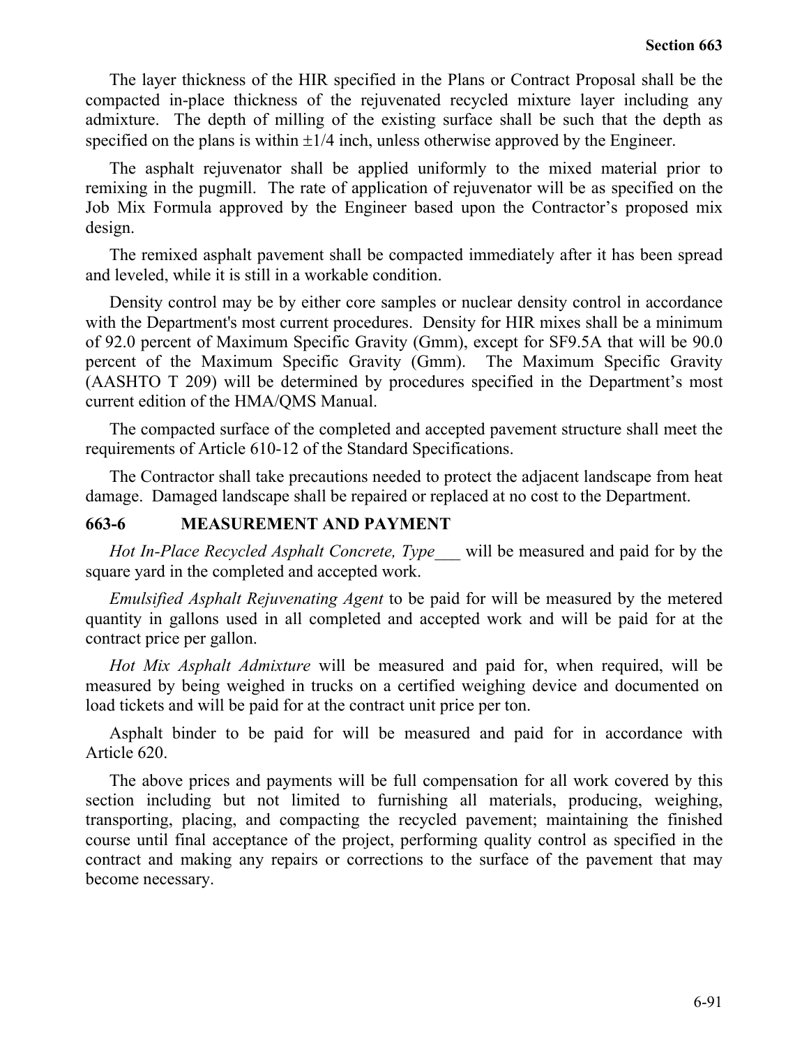The layer thickness of the HIR specified in the Plans or Contract Proposal shall be the compacted in-place thickness of the rejuvenated recycled mixture layer including any admixture. The depth of milling of the existing surface shall be such that the depth as specified on the plans is within ±1/4 inch, unless otherwise approved by the Engineer.

The asphalt rejuvenator shall be applied uniformly to the mixed material prior to remixing in the pugmill. The rate of application of rejuvenator will be as specified on the Job Mix Formula approved by the Engineer based upon the Contractor's proposed mix design.

The remixed asphalt pavement shall be compacted immediately after it has been spread and leveled, while it is still in a workable condition.

Density control may be by either core samples or nuclear density control in accordance with the Department's most current procedures. Density for HIR mixes shall be a minimum of 92.0 percent of Maximum Specific Gravity (Gmm), except for SF9.5A that will be 90.0 percent of the Maximum Specific Gravity (Gmm). The Maximum Specific Gravity (AASHTO T 209) will be determined by procedures specified in the Department's most current edition of the HMA/QMS Manual.

The compacted surface of the completed and accepted pavement structure shall meet the requirements of Article 610-12 of the Standard Specifications.

The Contractor shall take precautions needed to protect the adjacent landscape from heat damage. Damaged landscape shall be repaired or replaced at no cost to the Department.

## 663-6 MEASUREMENT AND PAYMENT

*Hot In-Place Recycled Asphalt Concrete, Type___* will be measured and paid for by the square yard in the completed and accepted work.

*Emulsified Asphalt Rejuvenating Agent* to be paid for will be measured by the metered quantity in gallons used in all completed and accepted work and will be paid for at the contract price per gallon.

*Hot Mix Asphalt Admixture* will be measured and paid for, when required, will be measured by being weighed in trucks on a certified weighing device and documented on load tickets and will be paid for at the contract unit price per ton.

Asphalt binder to be paid for will be measured and paid for in accordance with Article 620.

The above prices and payments will be full compensation for all work covered by this section including but not limited to furnishing all materials, producing, weighing, transporting, placing, and compacting the recycled pavement; maintaining the finished course until final acceptance of the project, performing quality control as specified in the contract and making any repairs or corrections to the surface of the pavement that may become necessary.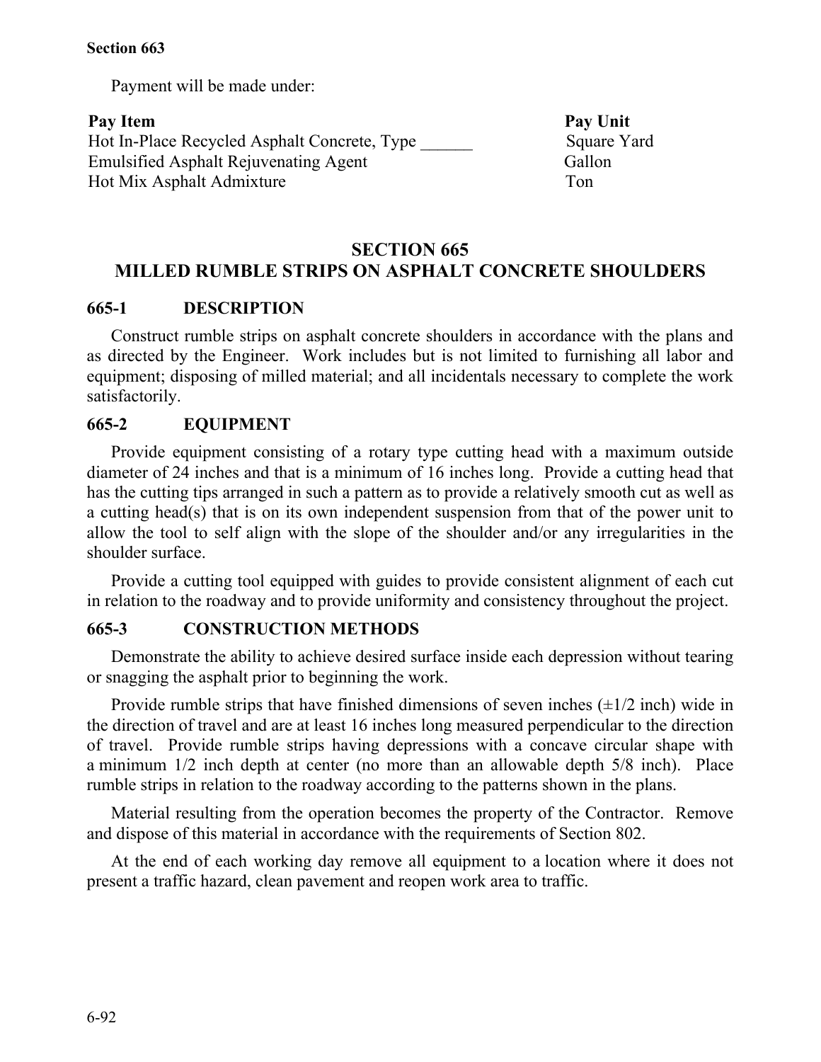Payment will be made under:

| Pay Item | Pay Unit |
|---|---|
| Hot In-Place Recycled Asphalt Concrete, Type ______ | Square Yard |
| Emulsified Asphalt Rejuvenating Agent | Gallon |
| Hot Mix Asphalt Admixture | Ton |

# SECTION 665
# MILLED RUMBLE STRIPS ON ASPHALT CONCRETE SHOULDERS

## 665-1 DESCRIPTION

Construct rumble strips on asphalt concrete shoulders in accordance with the plans and as directed by the Engineer. Work includes but is not limited to furnishing all labor and equipment; disposing of milled material; and all incidentals necessary to complete the work satisfactorily.

## 665-2 EQUIPMENT

Provide equipment consisting of a rotary type cutting head with a maximum outside diameter of 24 inches and that is a minimum of 16 inches long. Provide a cutting head that has the cutting tips arranged in such a pattern as to provide a relatively smooth cut as well as a cutting head(s) that is on its own independent suspension from that of the power unit to allow the tool to self align with the slope of the shoulder and/or any irregularities in the shoulder surface.

Provide a cutting tool equipped with guides to provide consistent alignment of each cut in relation to the roadway and to provide uniformity and consistency throughout the project.

## 665-3 CONSTRUCTION METHODS

Demonstrate the ability to achieve desired surface inside each depression without tearing or snagging the asphalt prior to beginning the work.

Provide rumble strips that have finished dimensions of seven inches (±1/2 inch) wide in the direction of travel and are at least 16 inches long measured perpendicular to the direction of travel. Provide rumble strips having depressions with a concave circular shape with a minimum 1/2 inch depth at center (no more than an allowable depth 5/8 inch). Place rumble strips in relation to the roadway according to the patterns shown in the plans.

Material resulting from the operation becomes the property of the Contractor. Remove and dispose of this material in accordance with the requirements of Section 802.

At the end of each working day remove all equipment to a location where it does not present a traffic hazard, clean pavement and reopen work area to traffic.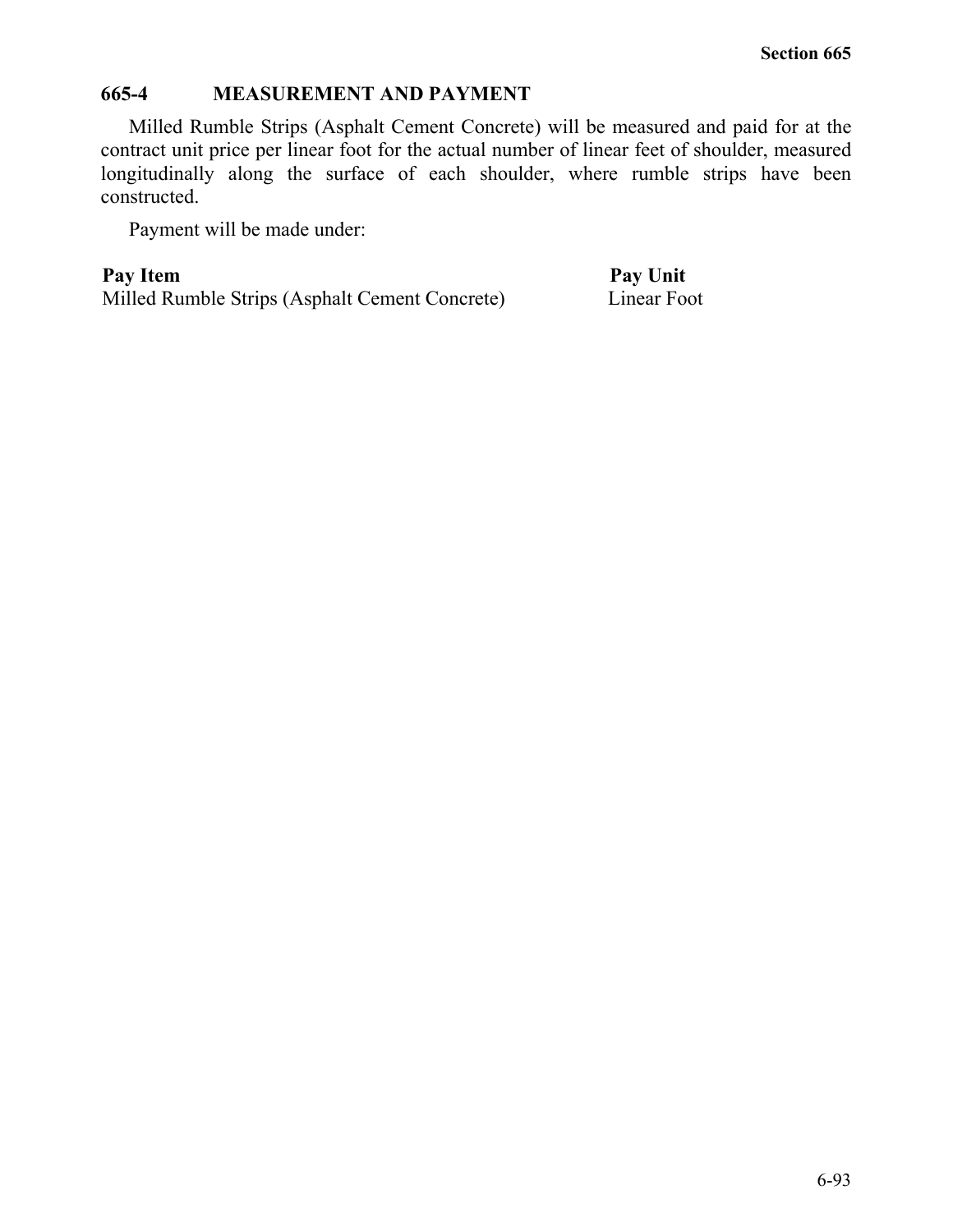## 665-4 MEASUREMENT AND PAYMENT

Milled Rumble Strips (Asphalt Cement Concrete) will be measured and paid for at the contract unit price per linear foot for the actual number of linear feet of shoulder, measured longitudinally along the surface of each shoulder, where rumble strips have been constructed.

Payment will be made under:

| Pay Item | Pay Unit |
| --- | --- |
| Milled Rumble Strips (Asphalt Cement Concrete) | Linear Foot |